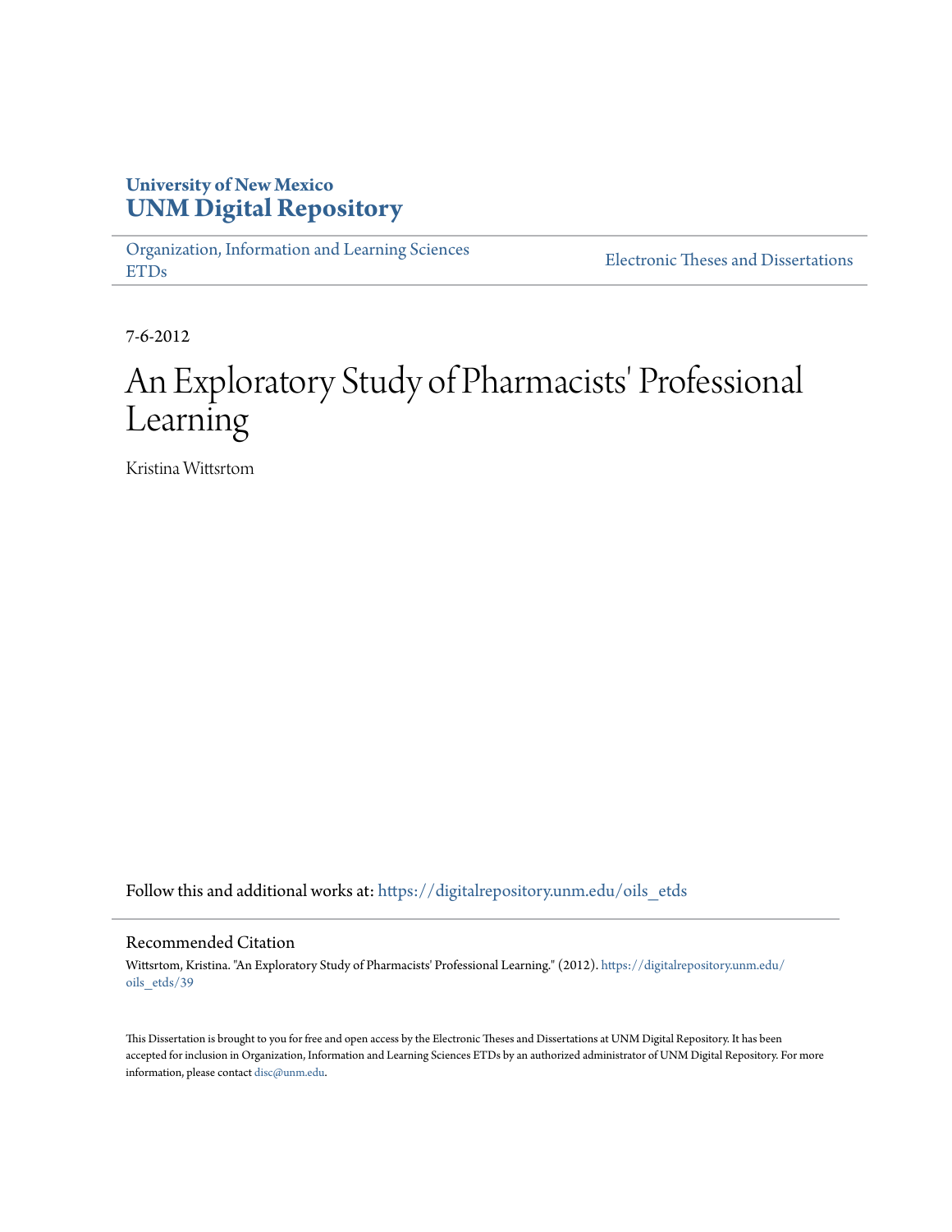University of New Mexico
**UNM Digital Repository**

Organization, Information and Learning Sciences ETDs

Electronic Theses and Dissertations

7-6-2012

# An Exploratory Study of Pharmacists' Professional Learning

Kristina Wittsrtom

Follow this and additional works at: https://digitalrepository.unm.edu/oils_etds

## Recommended Citation

Wittsrtom, Kristina. "An Exploratory Study of Pharmacists' Professional Learning." (2012). https://digitalrepository.unm.edu/oils_etds/39

This Dissertation is brought to you for free and open access by the Electronic Theses and Dissertations at UNM Digital Repository. It has been accepted for inclusion in Organization, Information and Learning Sciences ETDs by an authorized administrator of UNM Digital Repository. For more information, please contact disc@unm.edu.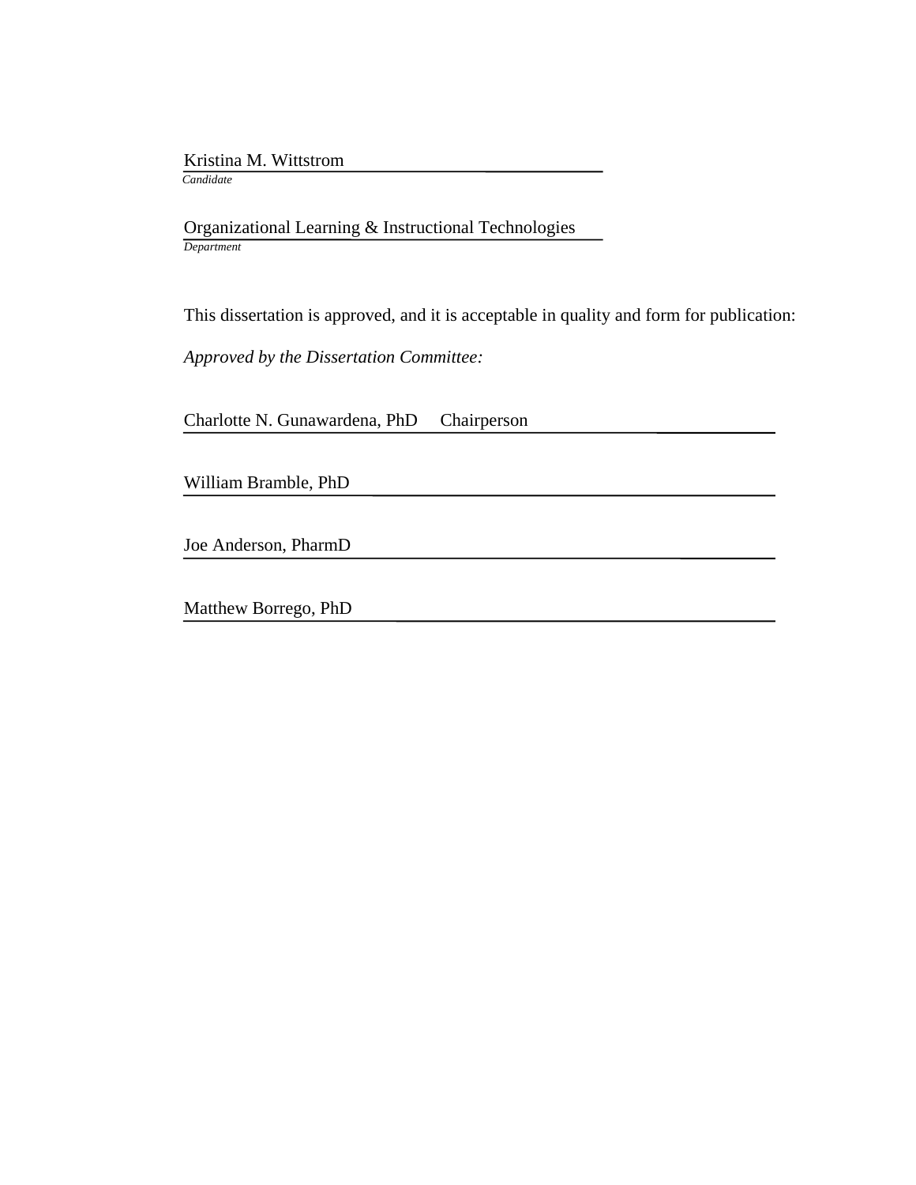Kristina M. Wittstrom
*Candidate*

Organizational Learning & Instructional Technologies
*Department*

This dissertation is approved, and it is acceptable in quality and form for publication:

*Approved by the Dissertation Committee:*

Charlotte N. Gunawardena, PhD     Chairperson

William Bramble, PhD

Joe Anderson, PharmD

Matthew Borrego, PhD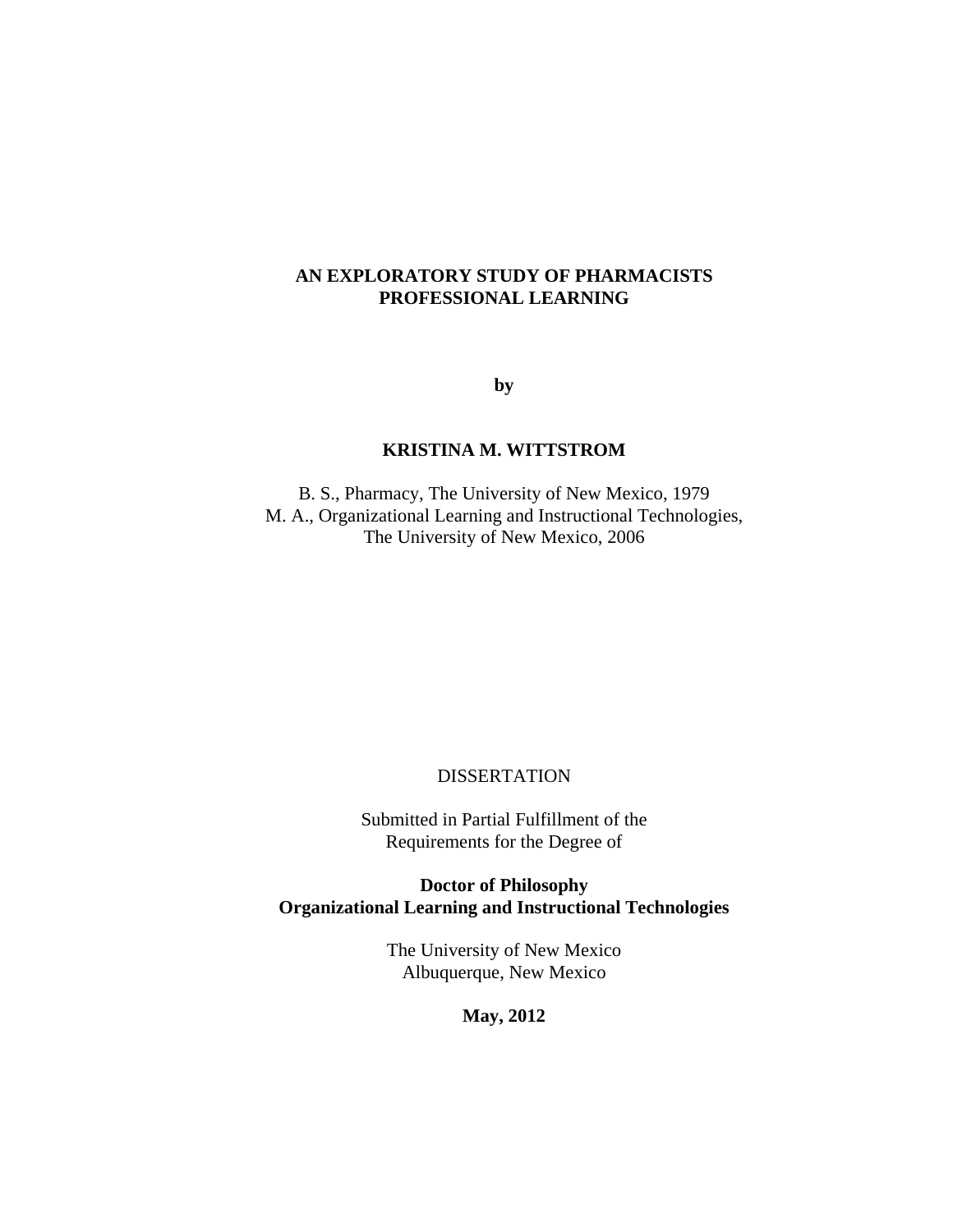**AN EXPLORATORY STUDY OF PHARMACISTS PROFESSIONAL LEARNING**

**by**

**KRISTINA M. WITTSTROM**

B. S., Pharmacy, The University of New Mexico, 1979
M. A., Organizational Learning and Instructional Technologies, The University of New Mexico, 2006

DISSERTATION

Submitted in Partial Fulfillment of the Requirements for the Degree of

**Doctor of Philosophy**
**Organizational Learning and Instructional Technologies**

The University of New Mexico
Albuquerque, New Mexico

**May, 2012**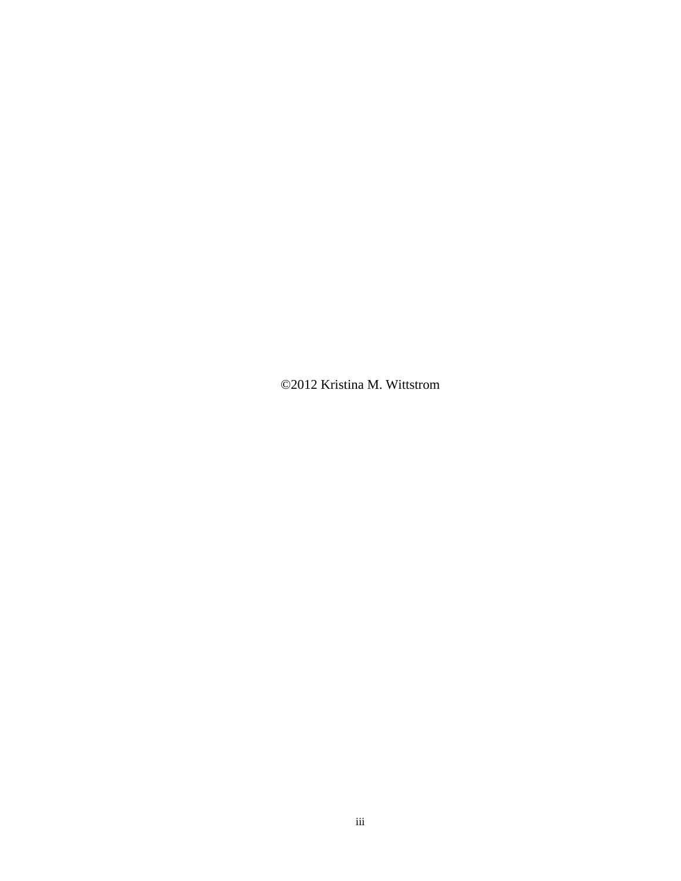©2012 Kristina M. Wittstrom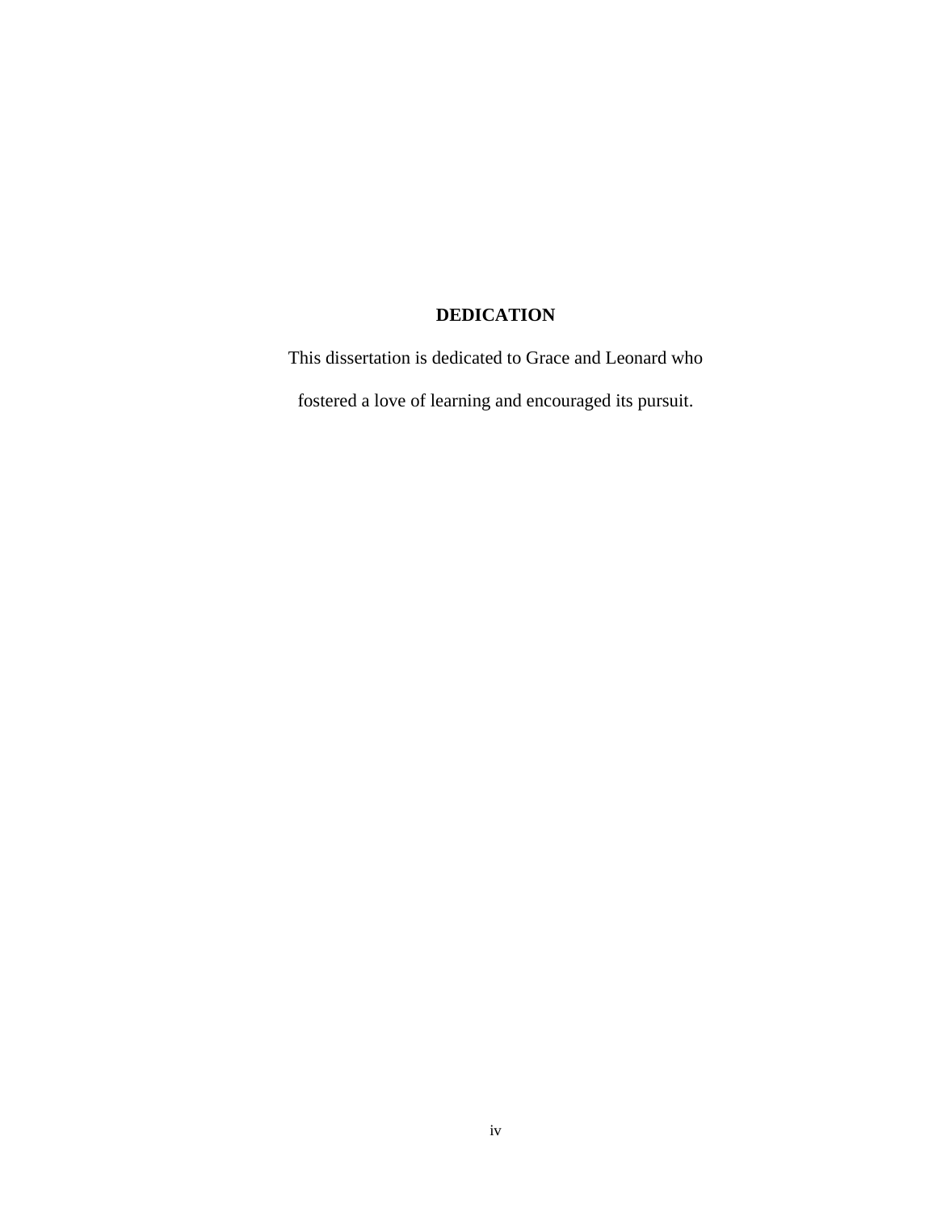# DEDICATION

This dissertation is dedicated to Grace and Leonard who fostered a love of learning and encouraged its pursuit.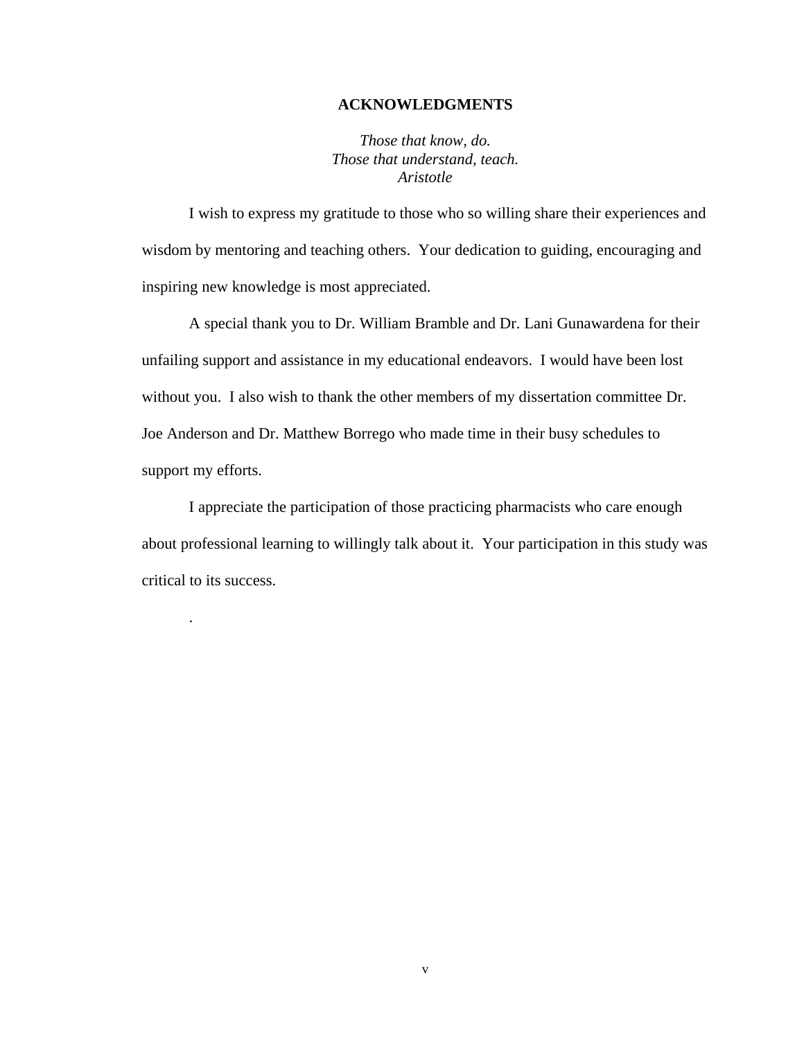## ACKNOWLEDGMENTS

*Those that know, do.*
*Those that understand, teach.*
*Aristotle*

I wish to express my gratitude to those who so willing share their experiences and wisdom by mentoring and teaching others. Your dedication to guiding, encouraging and inspiring new knowledge is most appreciated.

A special thank you to Dr. William Bramble and Dr. Lani Gunawardena for their unfailing support and assistance in my educational endeavors. I would have been lost without you. I also wish to thank the other members of my dissertation committee Dr. Joe Anderson and Dr. Matthew Borrego who made time in their busy schedules to support my efforts.

I appreciate the participation of those practicing pharmacists who care enough about professional learning to willingly talk about it. Your participation in this study was critical to its success.

.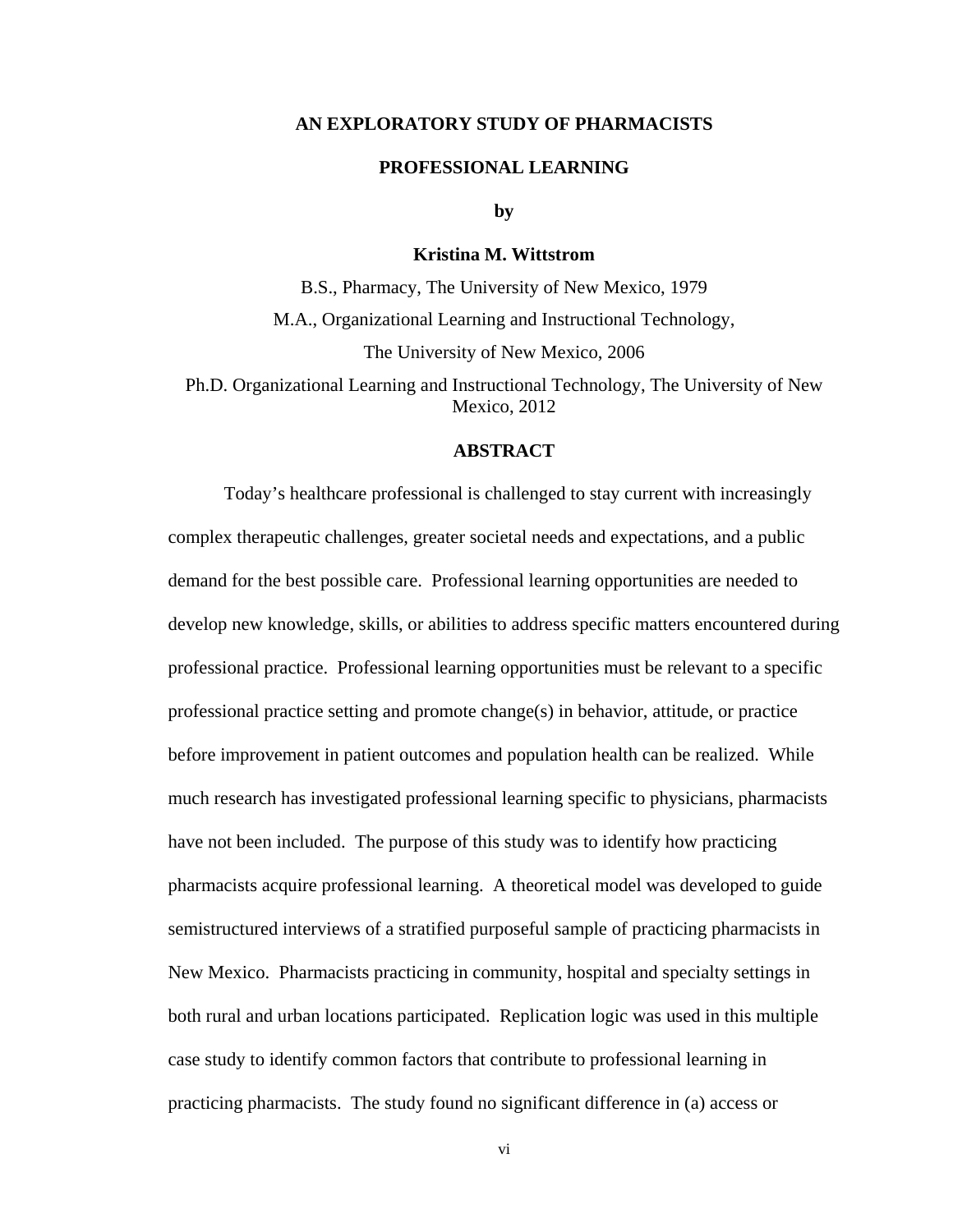**AN EXPLORATORY STUDY OF PHARMACISTS**

**PROFESSIONAL LEARNING**

**by**

**Kristina M. Wittstrom**

B.S., Pharmacy, The University of New Mexico, 1979

M.A., Organizational Learning and Instructional Technology,

The University of New Mexico, 2006

Ph.D. Organizational Learning and Instructional Technology, The University of New Mexico, 2012

## ABSTRACT

Today's healthcare professional is challenged to stay current with increasingly complex therapeutic challenges, greater societal needs and expectations, and a public demand for the best possible care. Professional learning opportunities are needed to develop new knowledge, skills, or abilities to address specific matters encountered during professional practice. Professional learning opportunities must be relevant to a specific professional practice setting and promote change(s) in behavior, attitude, or practice before improvement in patient outcomes and population health can be realized. While much research has investigated professional learning specific to physicians, pharmacists have not been included. The purpose of this study was to identify how practicing pharmacists acquire professional learning. A theoretical model was developed to guide semistructured interviews of a stratified purposeful sample of practicing pharmacists in New Mexico. Pharmacists practicing in community, hospital and specialty settings in both rural and urban locations participated. Replication logic was used in this multiple case study to identify common factors that contribute to professional learning in practicing pharmacists. The study found no significant difference in (a) access or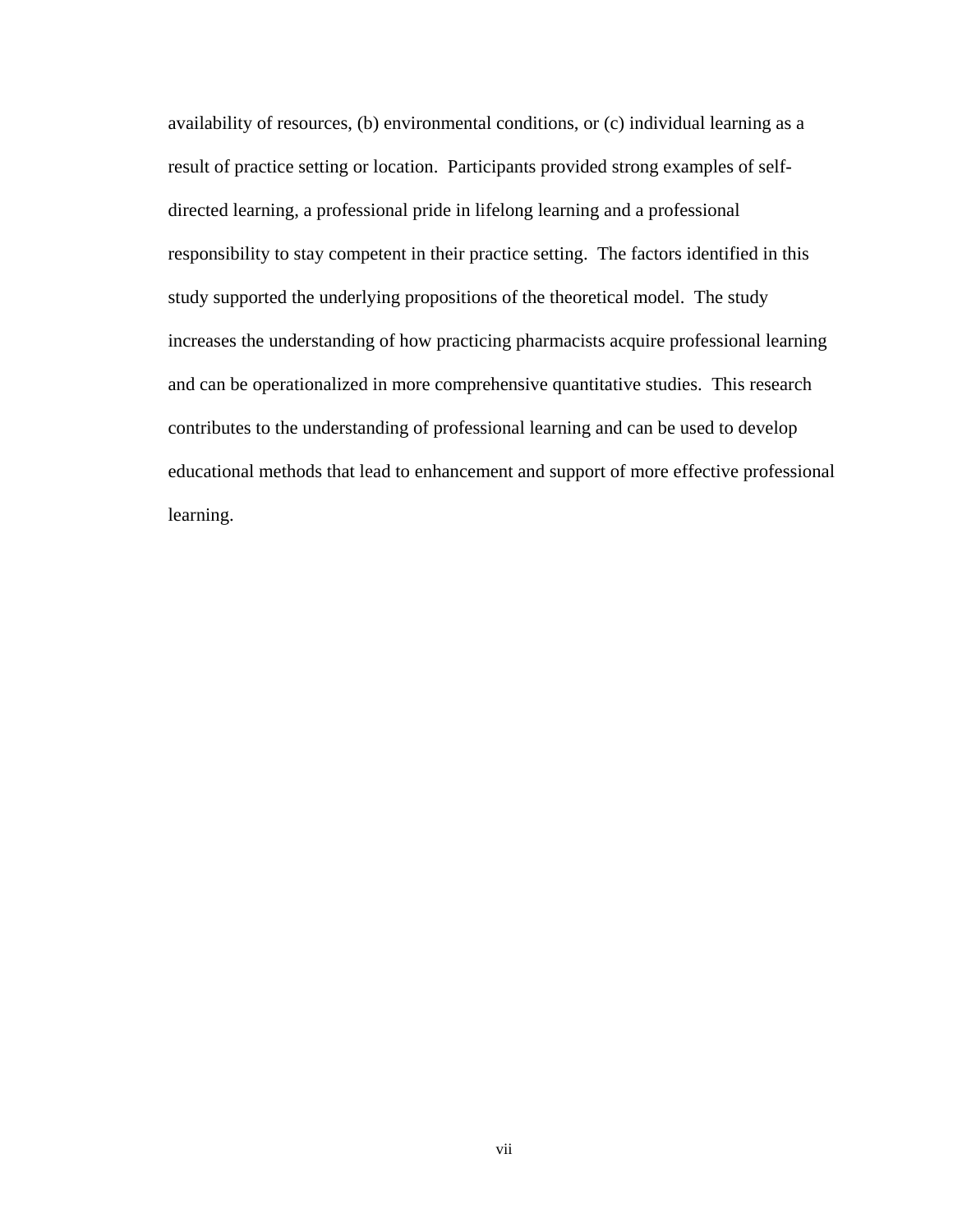availability of resources, (b) environmental conditions, or (c) individual learning as a result of practice setting or location. Participants provided strong examples of self-directed learning, a professional pride in lifelong learning and a professional responsibility to stay competent in their practice setting. The factors identified in this study supported the underlying propositions of the theoretical model. The study increases the understanding of how practicing pharmacists acquire professional learning and can be operationalized in more comprehensive quantitative studies. This research contributes to the understanding of professional learning and can be used to develop educational methods that lead to enhancement and support of more effective professional learning.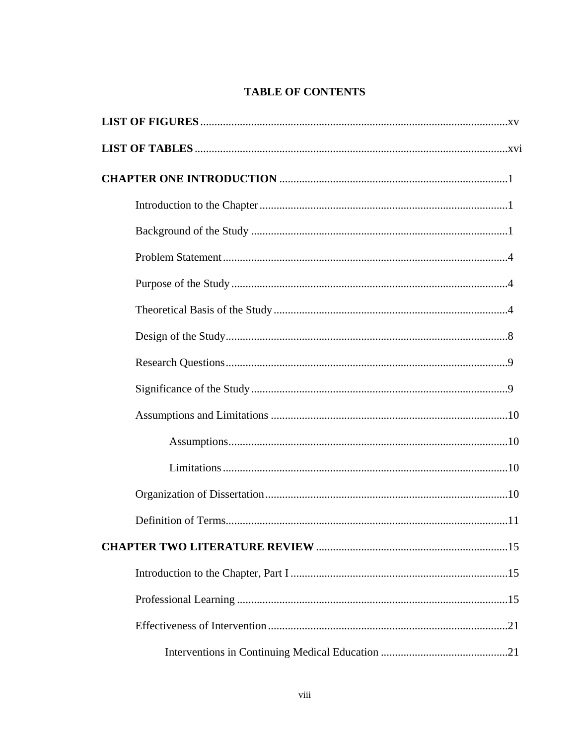# TABLE OF CONTENTS

**LIST OF FIGURES** ............................................................................................................xv

**LIST OF TABLES** ............................................................................................................xvi

**CHAPTER ONE INTRODUCTION** ................................................................................1

- Introduction to the Chapter........................................................................................1
- Background of the Study ...........................................................................................1
- Problem Statement.....................................................................................................4
- Purpose of the Study..................................................................................................4
- Theoretical Basis of the Study...................................................................................4
- Design of the Study....................................................................................................8
- Research Questions....................................................................................................9
- Significance of the Study...........................................................................................9
- Assumptions and Limitations ...................................................................................10
    - Assumptions..................................................................................................10
    - Limitations....................................................................................................10
- Organization of Dissertation.....................................................................................10
- Definition of Terms...................................................................................................11

**CHAPTER TWO LITERATURE REVIEW** ...................................................................15

- Introduction to the Chapter, Part I ............................................................................15
- Professional Learning ...............................................................................................15
- Effectiveness of Intervention.....................................................................................21
    - Interventions in Continuing Medical Education ............................................21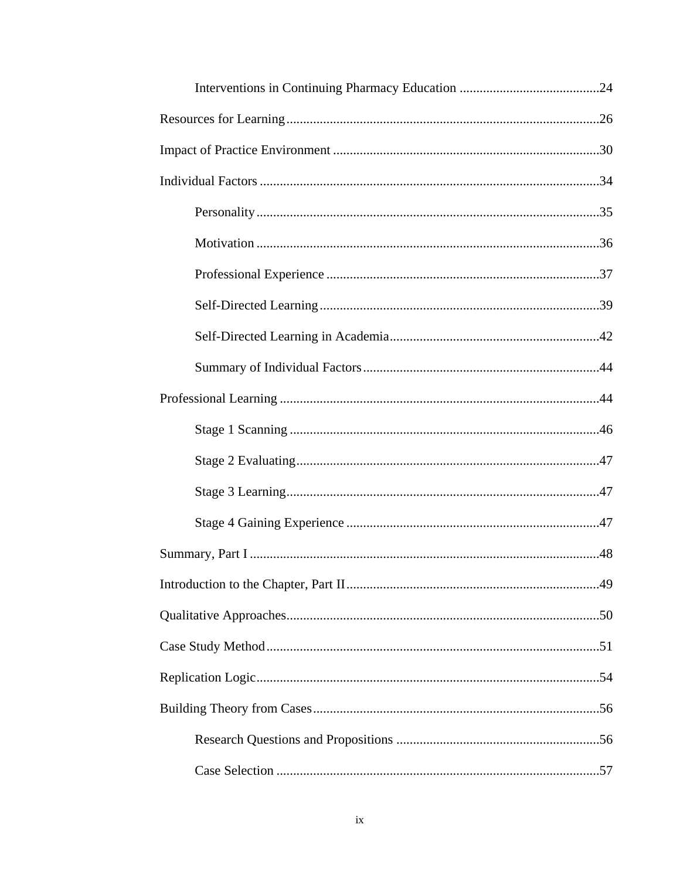Interventions in Continuing Pharmacy Education ..........................................24

Resources for Learning..............................................................................................26

Impact of Practice Environment ................................................................................30

Individual Factors ......................................................................................................34

Personality.......................................................................................................35

Motivation .......................................................................................................36

Professional Experience ..................................................................................37

Self-Directed Learning....................................................................................39

Self-Directed Learning in Academia...............................................................42

Summary of Individual Factors.......................................................................44

Professional Learning ................................................................................................44

Stage 1 Scanning .............................................................................................46

Stage 2 Evaluating...........................................................................................47

Stage 3 Learning..............................................................................................47

Stage 4 Gaining Experience ............................................................................47

Summary, Part I .........................................................................................................48

Introduction to the Chapter, Part II............................................................................49

Qualitative Approaches..............................................................................................50

Case Study Method....................................................................................................51

Replication Logic.......................................................................................................54

Building Theory from Cases......................................................................................56

Research Questions and Propositions .............................................................56

Case Selection .................................................................................................57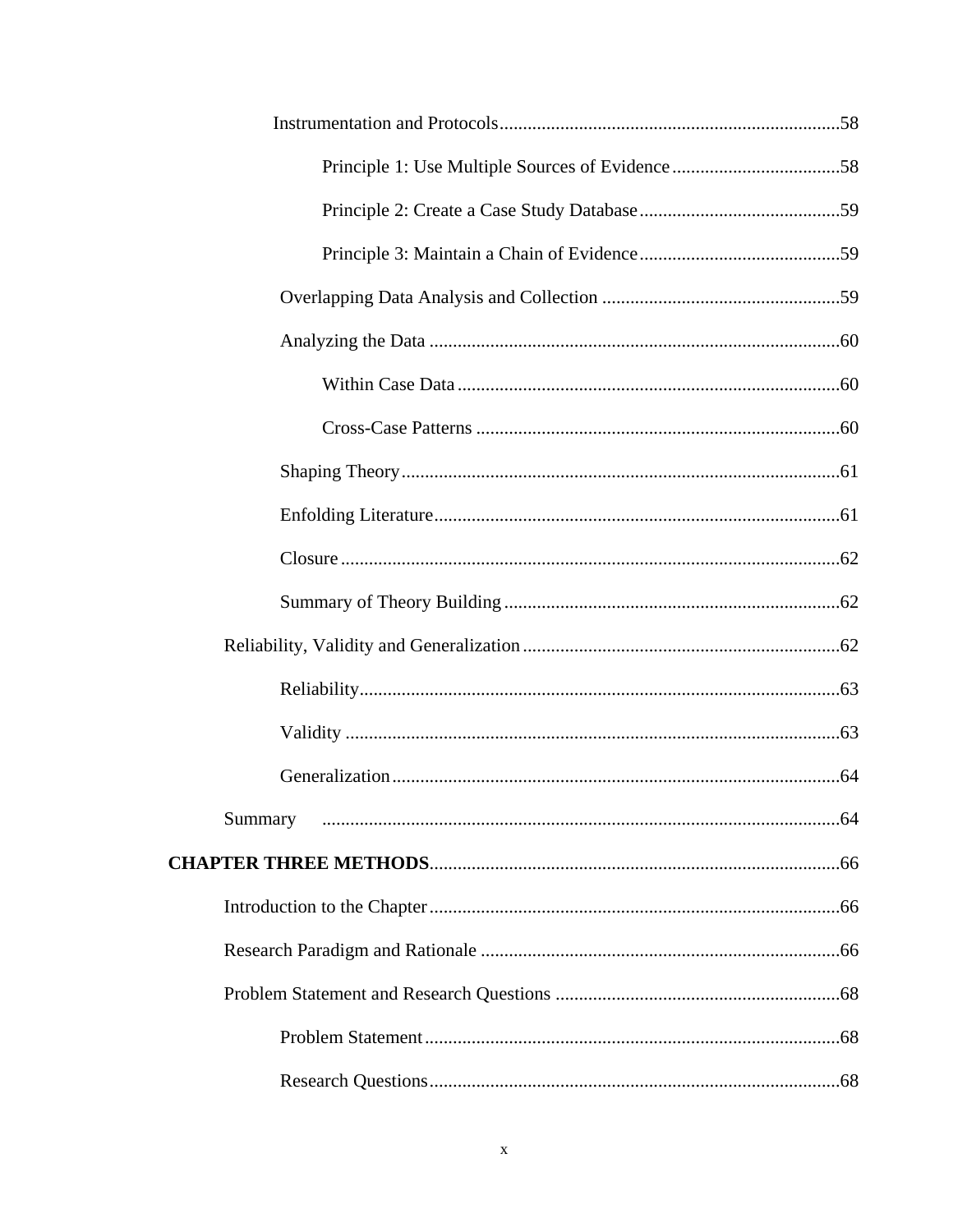Instrumentation and Protocols........................................................................58

Principle 1: Use Multiple Sources of Evidence....................................58

Principle 2: Create a Case Study Database...........................................59

Principle 3: Maintain a Chain of Evidence...........................................59

Overlapping Data Analysis and Collection ...................................................59

Analyzing the Data ........................................................................................60

Within Case Data ..................................................................................60

Cross-Case Patterns ..............................................................................60

Shaping Theory.............................................................................................61

Enfolding Literature......................................................................................61

Closure ..........................................................................................................62

Summary of Theory Building ........................................................................62

Reliability, Validity and Generalization ...................................................................62

Reliability......................................................................................................63

Validity .........................................................................................................63

Generalization...............................................................................................64

Summary ..............................................................................................................64

**CHAPTER THREE METHODS**.......................................................................................66

Introduction to the Chapter .......................................................................................66

Research Paradigm and Rationale .............................................................................66

Problem Statement and Research Questions .............................................................68

Problem Statement ........................................................................................68

Research Questions .......................................................................................68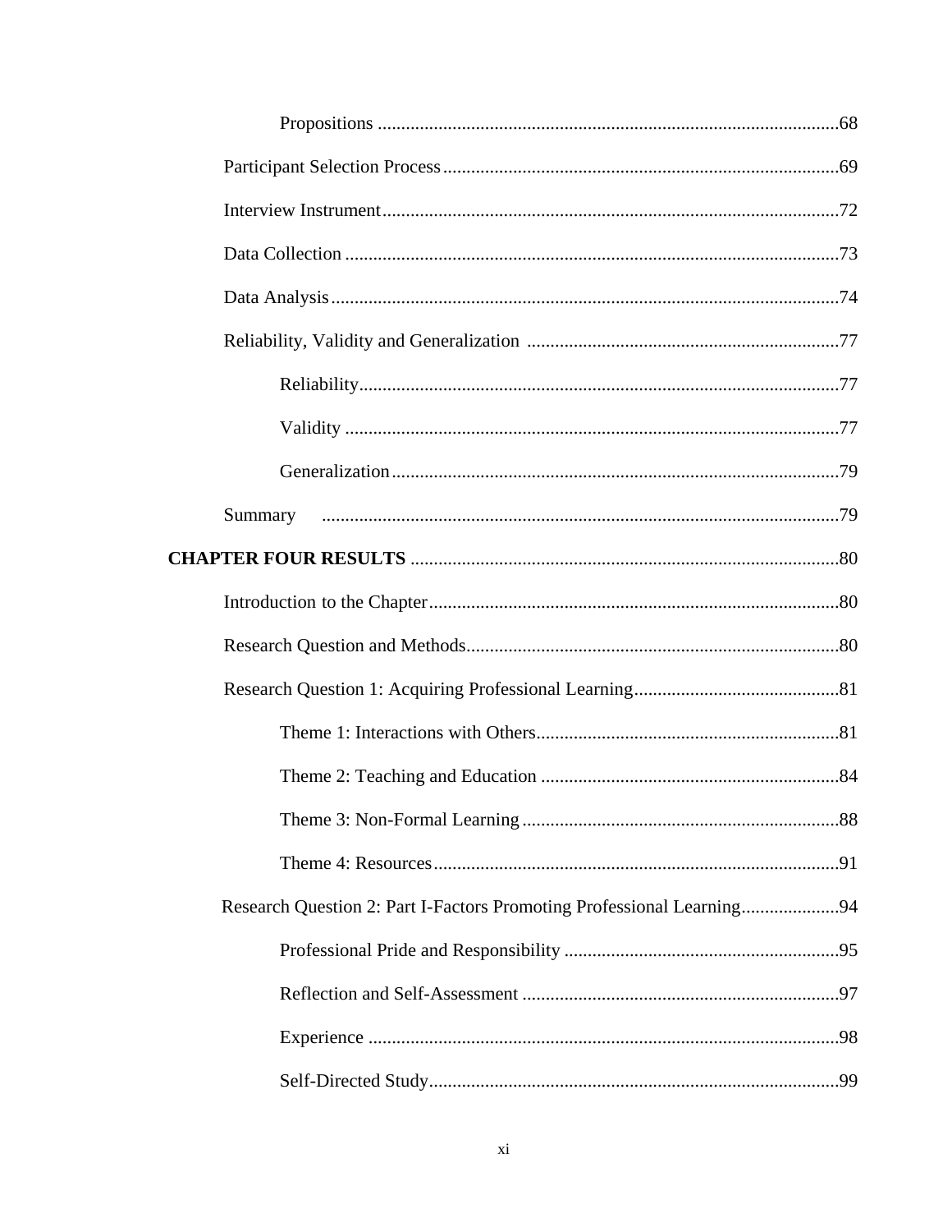Propositions ..................................................................................................68

Participant Selection Process ....................................................................................69

Interview Instrument.................................................................................................72

Data Collection .........................................................................................................73

Data Analysis ............................................................................................................74

Reliability, Validity and Generalization ..................................................................77

Reliability......................................................................................................77

Validity .........................................................................................................77

Generalization ...............................................................................................79

Summary ..............................................................................................................79

**CHAPTER FOUR RESULTS** ...........................................................................................80

Introduction to the Chapter .......................................................................................80

Research Question and Methods...............................................................................80

Research Question 1: Acquiring Professional Learning............................................81

Theme 1: Interactions with Others................................................................81

Theme 2: Teaching and Education ...............................................................84

Theme 3: Non-Formal Learning ...................................................................88

Theme 4: Resources ......................................................................................91

Research Question 2: Part I-Factors Promoting Professional Learning.....................94

Professional Pride and Responsibility ..........................................................95

Reflection and Self-Assessment ...................................................................97

Experience ....................................................................................................98

Self-Directed Study.......................................................................................99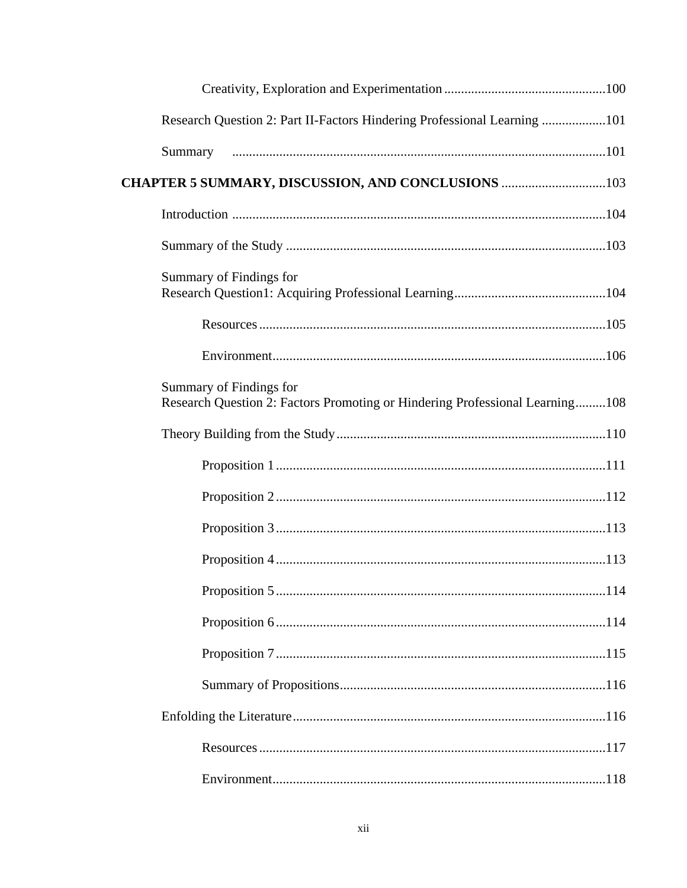Creativity, Exploration and Experimentation ............................................100

Research Question 2: Part II-Factors Hindering Professional Learning ...................101

Summary ..............................................................................................101

**CHAPTER 5 SUMMARY, DISCUSSION, AND CONCLUSIONS** ...............................103

Introduction ..............................................................................................104

Summary of the Study ...............................................................................103

Summary of Findings for
Research Question1: Acquiring Professional Learning.............................................104

Resources ......................................................................................105

Environment..................................................................................106

Summary of Findings for
Research Question 2: Factors Promoting or Hindering Professional Learning.........108

Theory Building from the Study................................................................110

Proposition 1 .................................................................................111

Proposition 2 .................................................................................112

Proposition 3 .................................................................................113

Proposition 4 .................................................................................113

Proposition 5 .................................................................................114

Proposition 6 .................................................................................114

Proposition 7 .................................................................................115

Summary of Propositions...............................................................116

Enfolding the Literature.............................................................................116

Resources ......................................................................................117

Environment..................................................................................118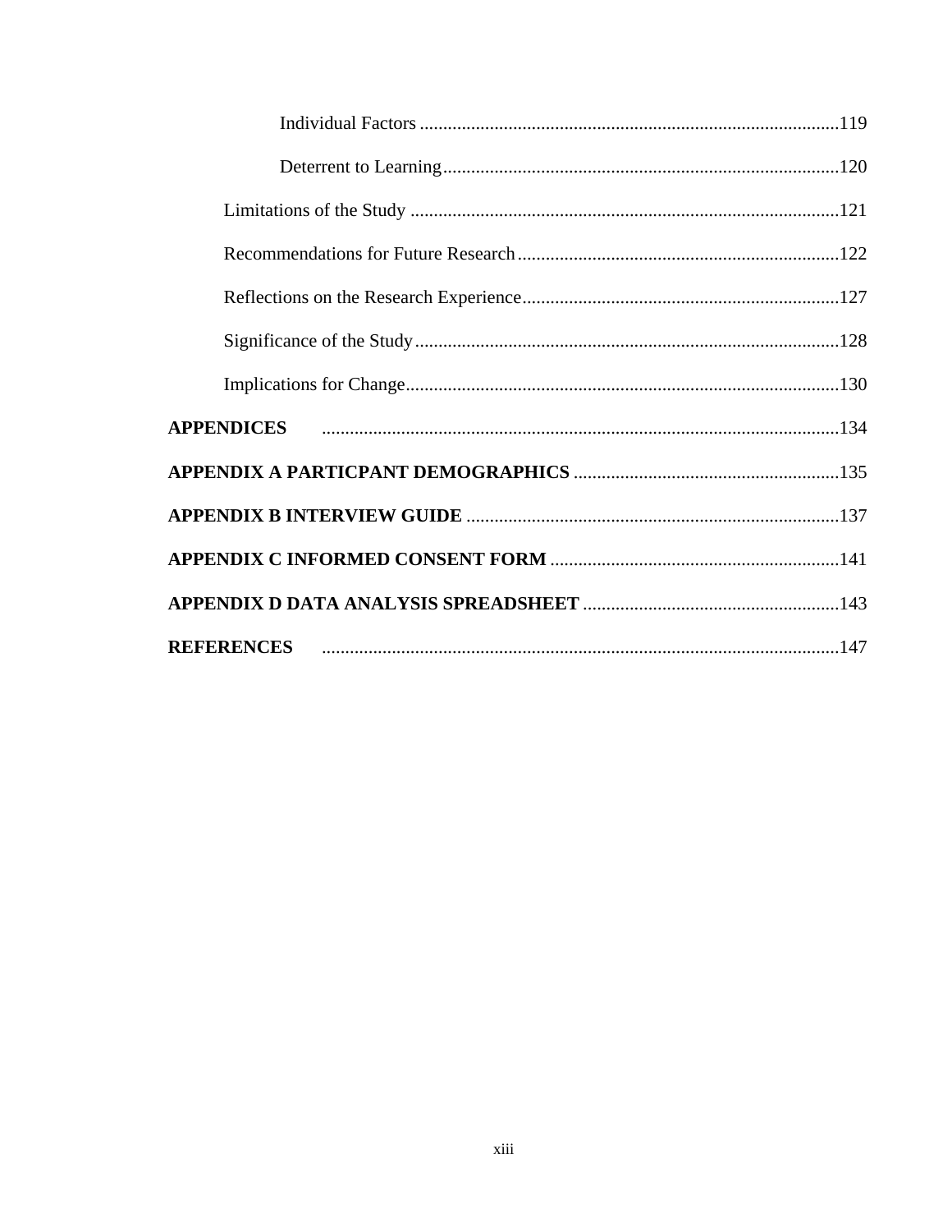Individual Factors ..........................................................................................119

Deterrent to Learning.....................................................................................120

Limitations of the Study ............................................................................................121

Recommendations for Future Research.....................................................................122

Reflections on the Research Experience....................................................................127

Significance of the Study...........................................................................................128

Implications for Change.............................................................................................130

**APPENDICES** ...............................................................................................................134

**APPENDIX A PARTICPANT DEMOGRAPHICS** .........................................................135

**APPENDIX B INTERVIEW GUIDE** ................................................................................137

**APPENDIX C INFORMED CONSENT FORM** ..............................................................141

**APPENDIX D DATA ANALYSIS SPREADSHEET** .......................................................143

**REFERENCES** ...............................................................................................................147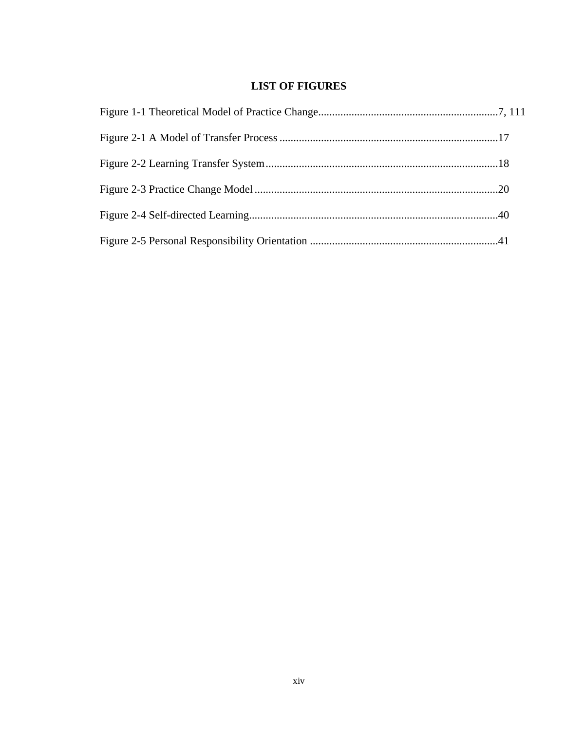## LIST OF FIGURES

Figure 1-1 Theoretical Model of Practice Change................................................................7, 111

Figure 2-1 A Model of Transfer Process ...............................................................................17

Figure 2-2 Learning Transfer System....................................................................................18

Figure 2-3 Practice Change Model........................................................................................20

Figure 2-4 Self-directed Learning..........................................................................................40

Figure 2-5 Personal Responsibility Orientation ....................................................................41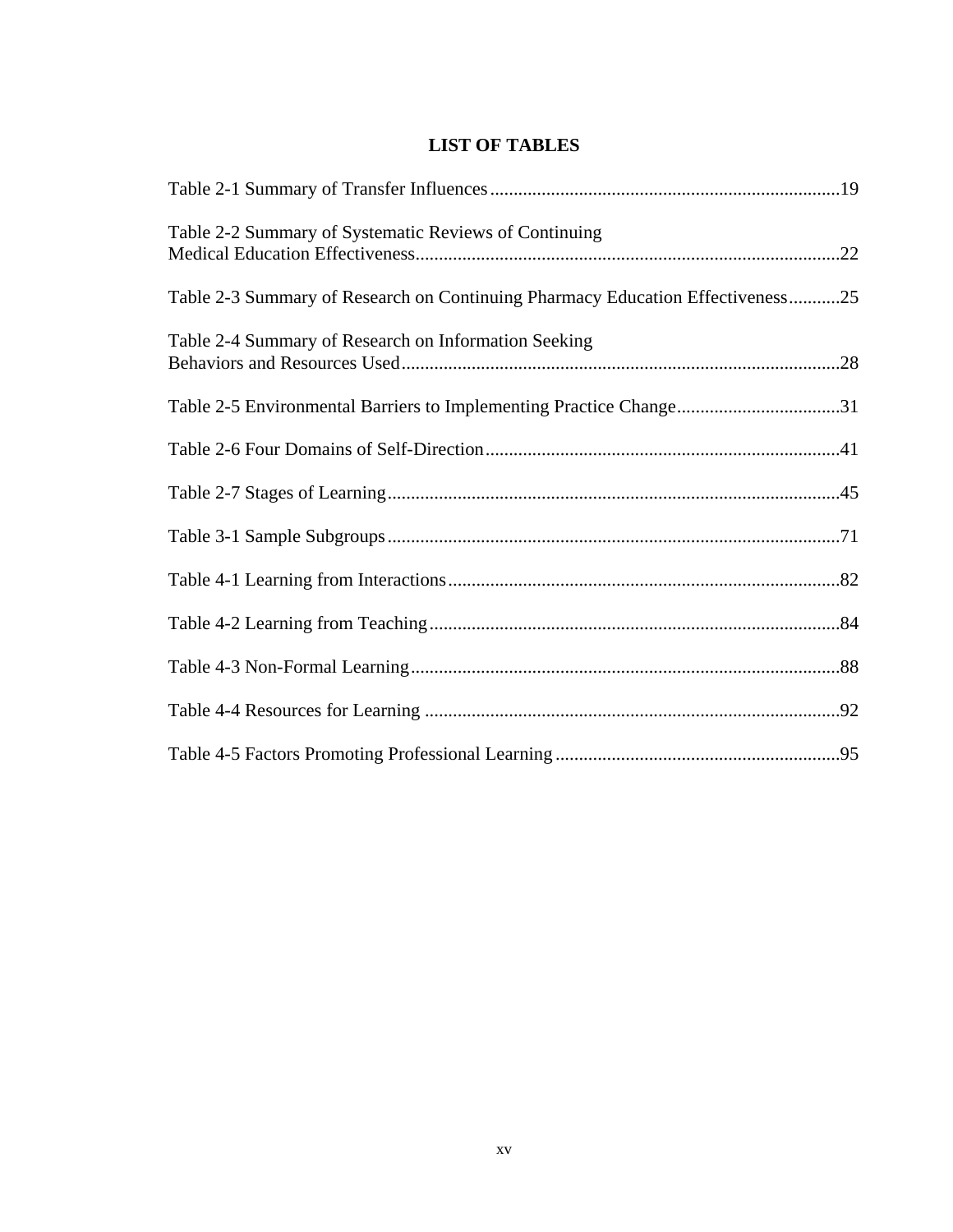# LIST OF TABLES

Table 2-1 Summary of Transfer Influences..........................................................................19

Table 2-2 Summary of Systematic Reviews of Continuing Medical Education Effectiveness..........................................................................................22

Table 2-3 Summary of Research on Continuing Pharmacy Education Effectiveness...........25

Table 2-4 Summary of Research on Information Seeking Behaviors and Resources Used.............................................................................................28

Table 2-5 Environmental Barriers to Implementing Practice Change...................................31

Table 2-6 Four Domains of Self-Direction...........................................................................41

Table 2-7 Stages of Learning................................................................................................45

Table 3-1 Sample Subgroups................................................................................................71

Table 4-1 Learning from Interactions...................................................................................82

Table 4-2 Learning from Teaching.......................................................................................84

Table 4-3 Non-Formal Learning...........................................................................................88

Table 4-4 Resources for Learning ........................................................................................92

Table 4-5 Factors Promoting Professional Learning............................................................95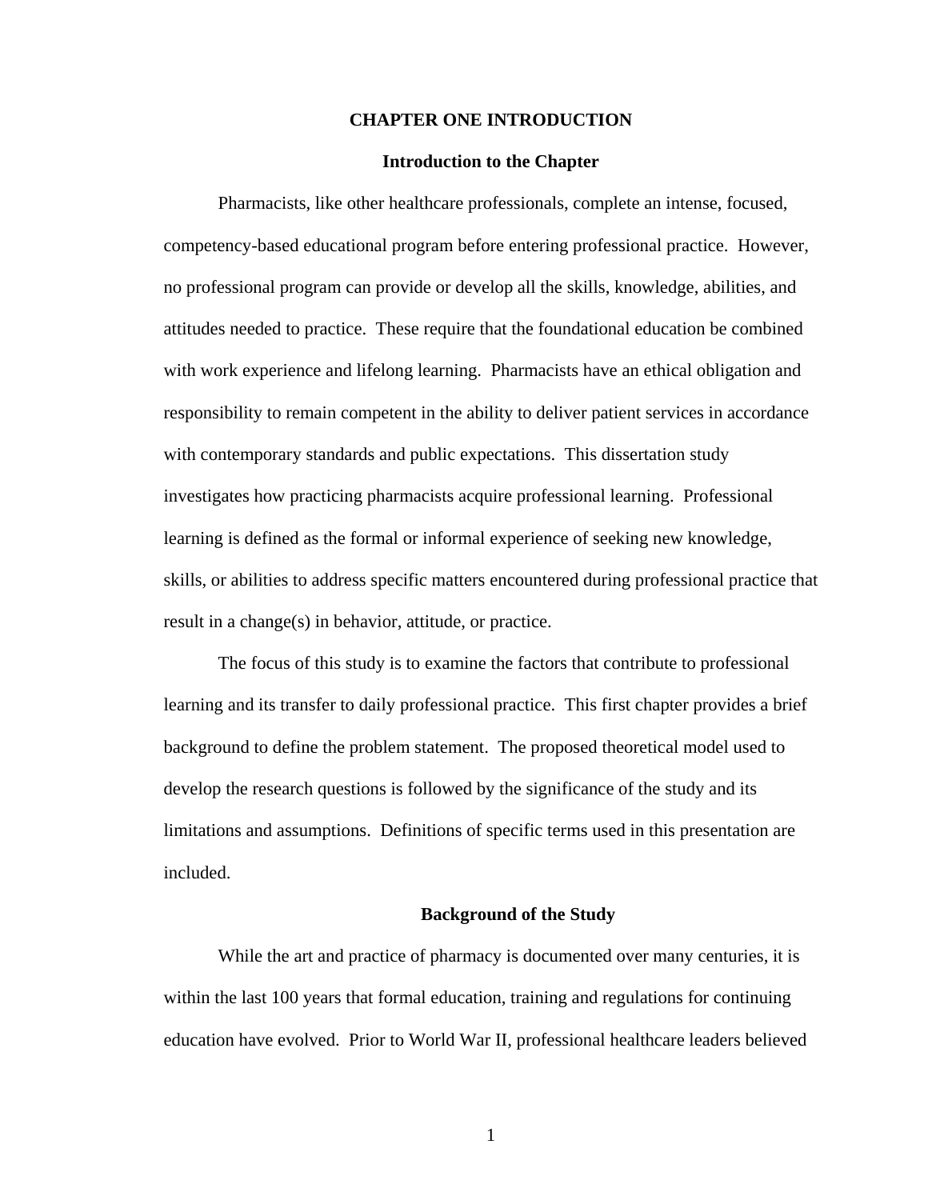# CHAPTER ONE INTRODUCTION

## Introduction to the Chapter

Pharmacists, like other healthcare professionals, complete an intense, focused, competency-based educational program before entering professional practice. However, no professional program can provide or develop all the skills, knowledge, abilities, and attitudes needed to practice. These require that the foundational education be combined with work experience and lifelong learning. Pharmacists have an ethical obligation and responsibility to remain competent in the ability to deliver patient services in accordance with contemporary standards and public expectations. This dissertation study investigates how practicing pharmacists acquire professional learning. Professional learning is defined as the formal or informal experience of seeking new knowledge, skills, or abilities to address specific matters encountered during professional practice that result in a change(s) in behavior, attitude, or practice.

The focus of this study is to examine the factors that contribute to professional learning and its transfer to daily professional practice. This first chapter provides a brief background to define the problem statement. The proposed theoretical model used to develop the research questions is followed by the significance of the study and its limitations and assumptions. Definitions of specific terms used in this presentation are included.

## Background of the Study

While the art and practice of pharmacy is documented over many centuries, it is within the last 100 years that formal education, training and regulations for continuing education have evolved. Prior to World War II, professional healthcare leaders believed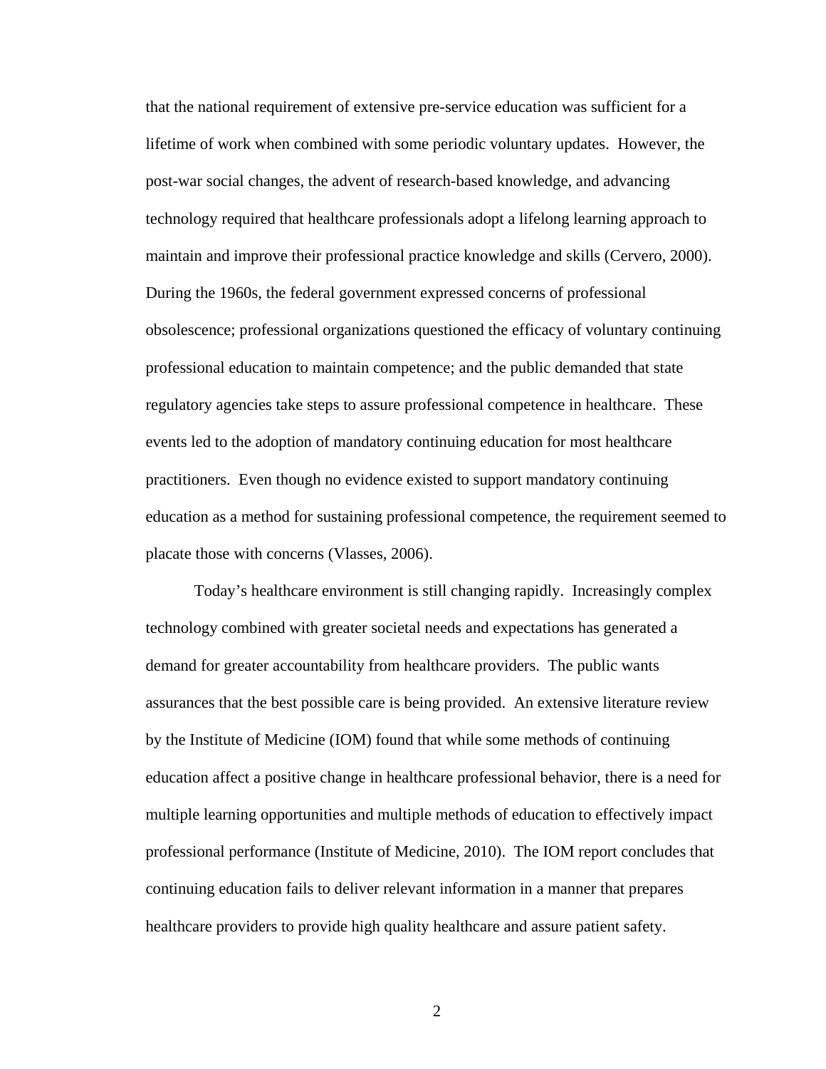that the national requirement of extensive pre-service education was sufficient for a lifetime of work when combined with some periodic voluntary updates. However, the post-war social changes, the advent of research-based knowledge, and advancing technology required that healthcare professionals adopt a lifelong learning approach to maintain and improve their professional practice knowledge and skills (Cervero, 2000). During the 1960s, the federal government expressed concerns of professional obsolescence; professional organizations questioned the efficacy of voluntary continuing professional education to maintain competence; and the public demanded that state regulatory agencies take steps to assure professional competence in healthcare. These events led to the adoption of mandatory continuing education for most healthcare practitioners. Even though no evidence existed to support mandatory continuing education as a method for sustaining professional competence, the requirement seemed to placate those with concerns (Vlasses, 2006).

Today's healthcare environment is still changing rapidly. Increasingly complex technology combined with greater societal needs and expectations has generated a demand for greater accountability from healthcare providers. The public wants assurances that the best possible care is being provided. An extensive literature review by the Institute of Medicine (IOM) found that while some methods of continuing education affect a positive change in healthcare professional behavior, there is a need for multiple learning opportunities and multiple methods of education to effectively impact professional performance (Institute of Medicine, 2010). The IOM report concludes that continuing education fails to deliver relevant information in a manner that prepares healthcare providers to provide high quality healthcare and assure patient safety.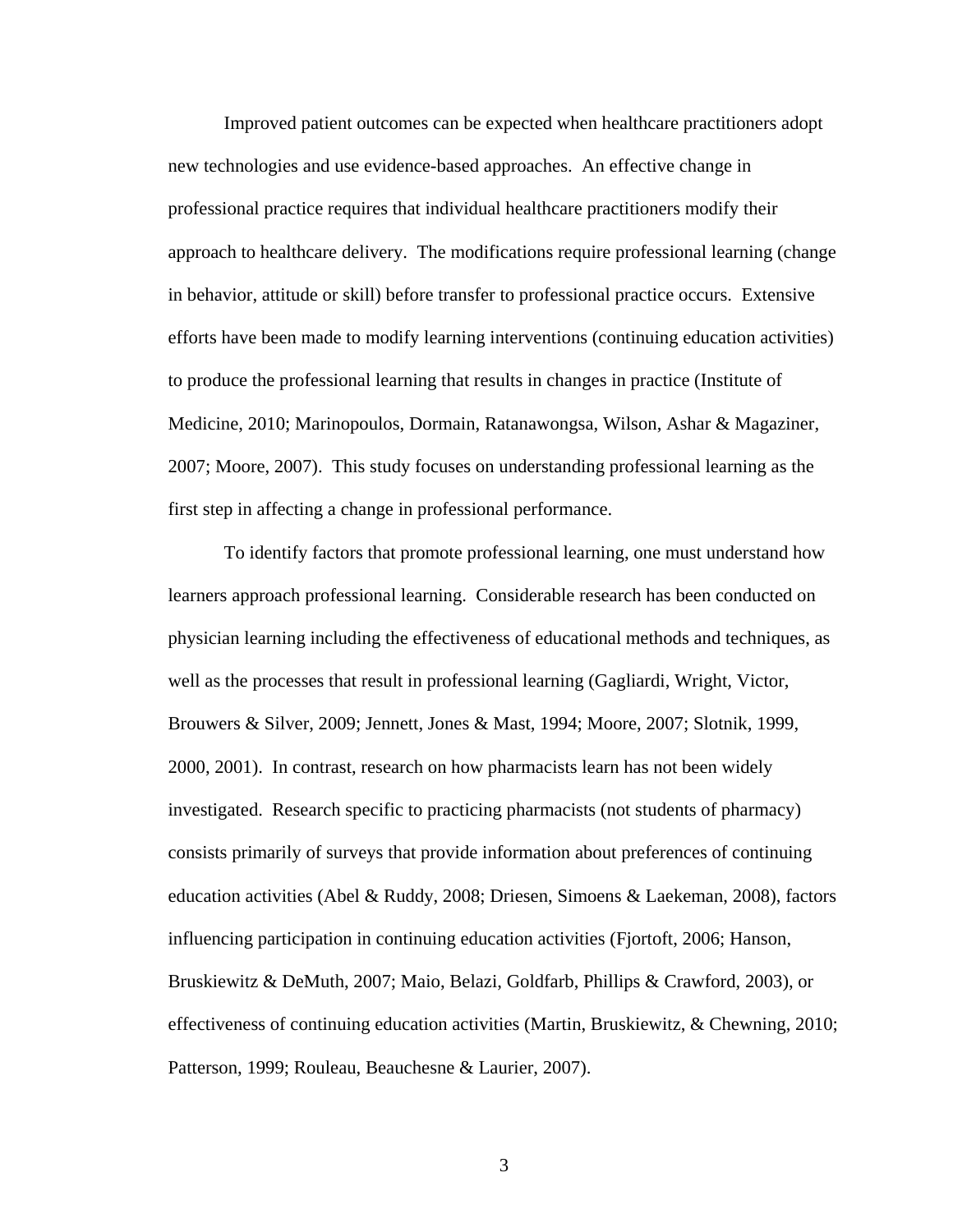Improved patient outcomes can be expected when healthcare practitioners adopt new technologies and use evidence-based approaches. An effective change in professional practice requires that individual healthcare practitioners modify their approach to healthcare delivery. The modifications require professional learning (change in behavior, attitude or skill) before transfer to professional practice occurs. Extensive efforts have been made to modify learning interventions (continuing education activities) to produce the professional learning that results in changes in practice (Institute of Medicine, 2010; Marinopoulos, Dormain, Ratanawongsa, Wilson, Ashar & Magaziner, 2007; Moore, 2007). This study focuses on understanding professional learning as the first step in affecting a change in professional performance.

To identify factors that promote professional learning, one must understand how learners approach professional learning. Considerable research has been conducted on physician learning including the effectiveness of educational methods and techniques, as well as the processes that result in professional learning (Gagliardi, Wright, Victor, Brouwers & Silver, 2009; Jennett, Jones & Mast, 1994; Moore, 2007; Slotnik, 1999, 2000, 2001). In contrast, research on how pharmacists learn has not been widely investigated. Research specific to practicing pharmacists (not students of pharmacy) consists primarily of surveys that provide information about preferences of continuing education activities (Abel & Ruddy, 2008; Driesen, Simoens & Laekeman, 2008), factors influencing participation in continuing education activities (Fjortoft, 2006; Hanson, Bruskiewitz & DeMuth, 2007; Maio, Belazi, Goldfarb, Phillips & Crawford, 2003), or effectiveness of continuing education activities (Martin, Bruskiewitz, & Chewning, 2010; Patterson, 1999; Rouleau, Beauchesne & Laurier, 2007).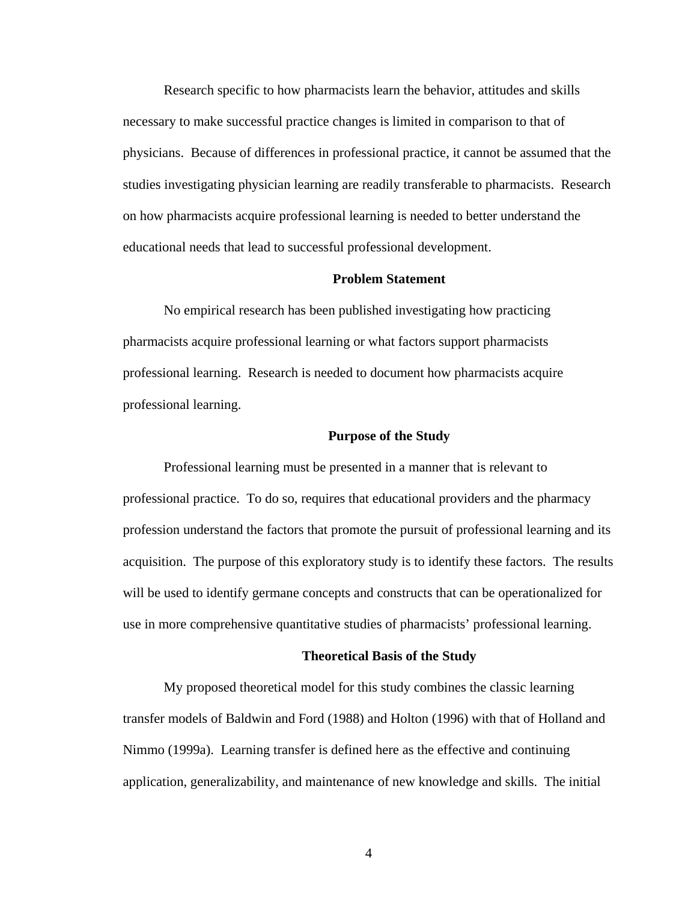Research specific to how pharmacists learn the behavior, attitudes and skills necessary to make successful practice changes is limited in comparison to that of physicians. Because of differences in professional practice, it cannot be assumed that the studies investigating physician learning are readily transferable to pharmacists. Research on how pharmacists acquire professional learning is needed to better understand the educational needs that lead to successful professional development.

## Problem Statement

No empirical research has been published investigating how practicing pharmacists acquire professional learning or what factors support pharmacists professional learning. Research is needed to document how pharmacists acquire professional learning.

## Purpose of the Study

Professional learning must be presented in a manner that is relevant to professional practice. To do so, requires that educational providers and the pharmacy profession understand the factors that promote the pursuit of professional learning and its acquisition. The purpose of this exploratory study is to identify these factors. The results will be used to identify germane concepts and constructs that can be operationalized for use in more comprehensive quantitative studies of pharmacists' professional learning.

## Theoretical Basis of the Study

My proposed theoretical model for this study combines the classic learning transfer models of Baldwin and Ford (1988) and Holton (1996) with that of Holland and Nimmo (1999a). Learning transfer is defined here as the effective and continuing application, generalizability, and maintenance of new knowledge and skills. The initial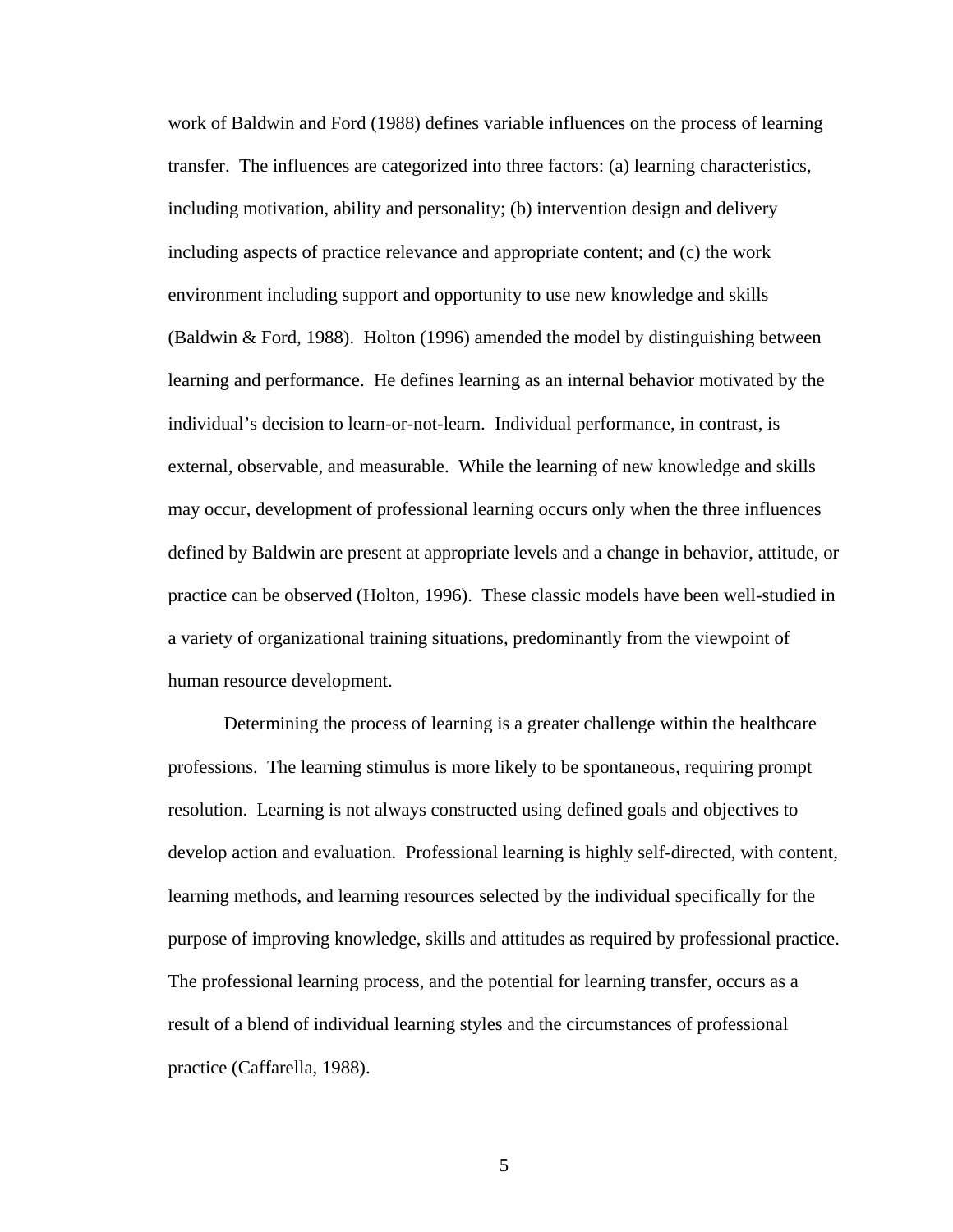work of Baldwin and Ford (1988) defines variable influences on the process of learning transfer. The influences are categorized into three factors: (a) learning characteristics, including motivation, ability and personality; (b) intervention design and delivery including aspects of practice relevance and appropriate content; and (c) the work environment including support and opportunity to use new knowledge and skills (Baldwin & Ford, 1988). Holton (1996) amended the model by distinguishing between learning and performance. He defines learning as an internal behavior motivated by the individual's decision to learn-or-not-learn. Individual performance, in contrast, is external, observable, and measurable. While the learning of new knowledge and skills may occur, development of professional learning occurs only when the three influences defined by Baldwin are present at appropriate levels and a change in behavior, attitude, or practice can be observed (Holton, 1996). These classic models have been well-studied in a variety of organizational training situations, predominantly from the viewpoint of human resource development.

Determining the process of learning is a greater challenge within the healthcare professions. The learning stimulus is more likely to be spontaneous, requiring prompt resolution. Learning is not always constructed using defined goals and objectives to develop action and evaluation. Professional learning is highly self-directed, with content, learning methods, and learning resources selected by the individual specifically for the purpose of improving knowledge, skills and attitudes as required by professional practice. The professional learning process, and the potential for learning transfer, occurs as a result of a blend of individual learning styles and the circumstances of professional practice (Caffarella, 1988).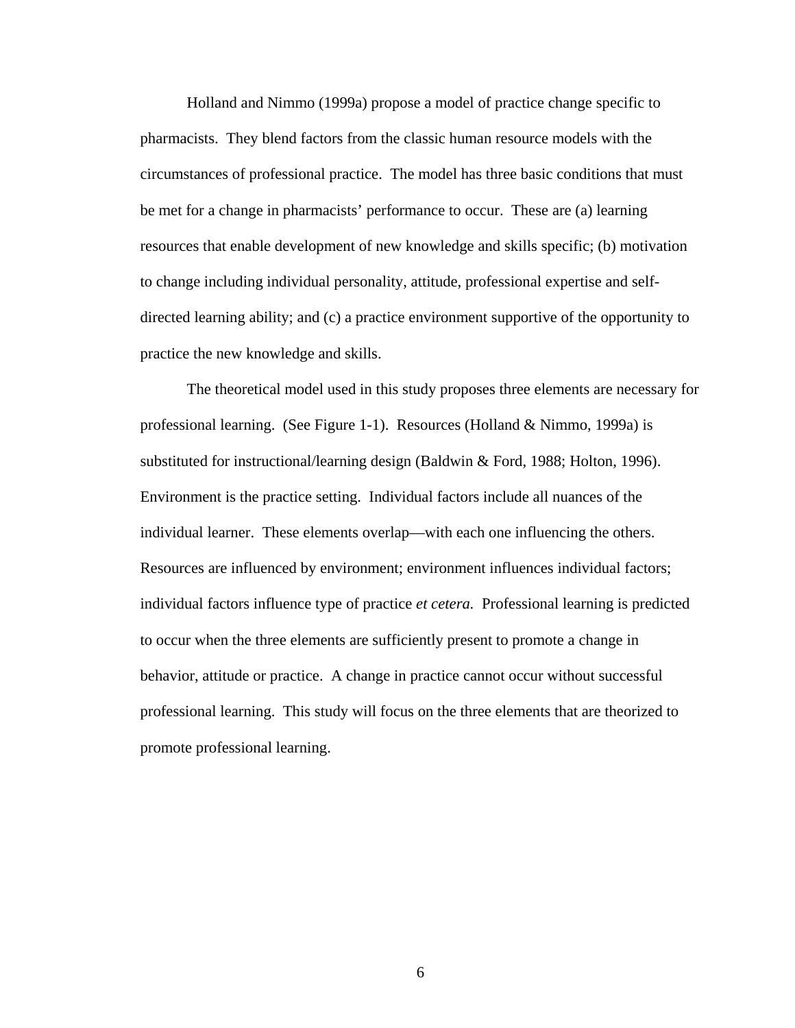Holland and Nimmo (1999a) propose a model of practice change specific to pharmacists. They blend factors from the classic human resource models with the circumstances of professional practice. The model has three basic conditions that must be met for a change in pharmacists' performance to occur. These are (a) learning resources that enable development of new knowledge and skills specific; (b) motivation to change including individual personality, attitude, professional expertise and self-directed learning ability; and (c) a practice environment supportive of the opportunity to practice the new knowledge and skills.

The theoretical model used in this study proposes three elements are necessary for professional learning. (See Figure 1-1). Resources (Holland & Nimmo, 1999a) is substituted for instructional/learning design (Baldwin & Ford, 1988; Holton, 1996). Environment is the practice setting. Individual factors include all nuances of the individual learner. These elements overlap—with each one influencing the others. Resources are influenced by environment; environment influences individual factors; individual factors influence type of practice *et cetera.* Professional learning is predicted to occur when the three elements are sufficiently present to promote a change in behavior, attitude or practice. A change in practice cannot occur without successful professional learning. This study will focus on the three elements that are theorized to promote professional learning.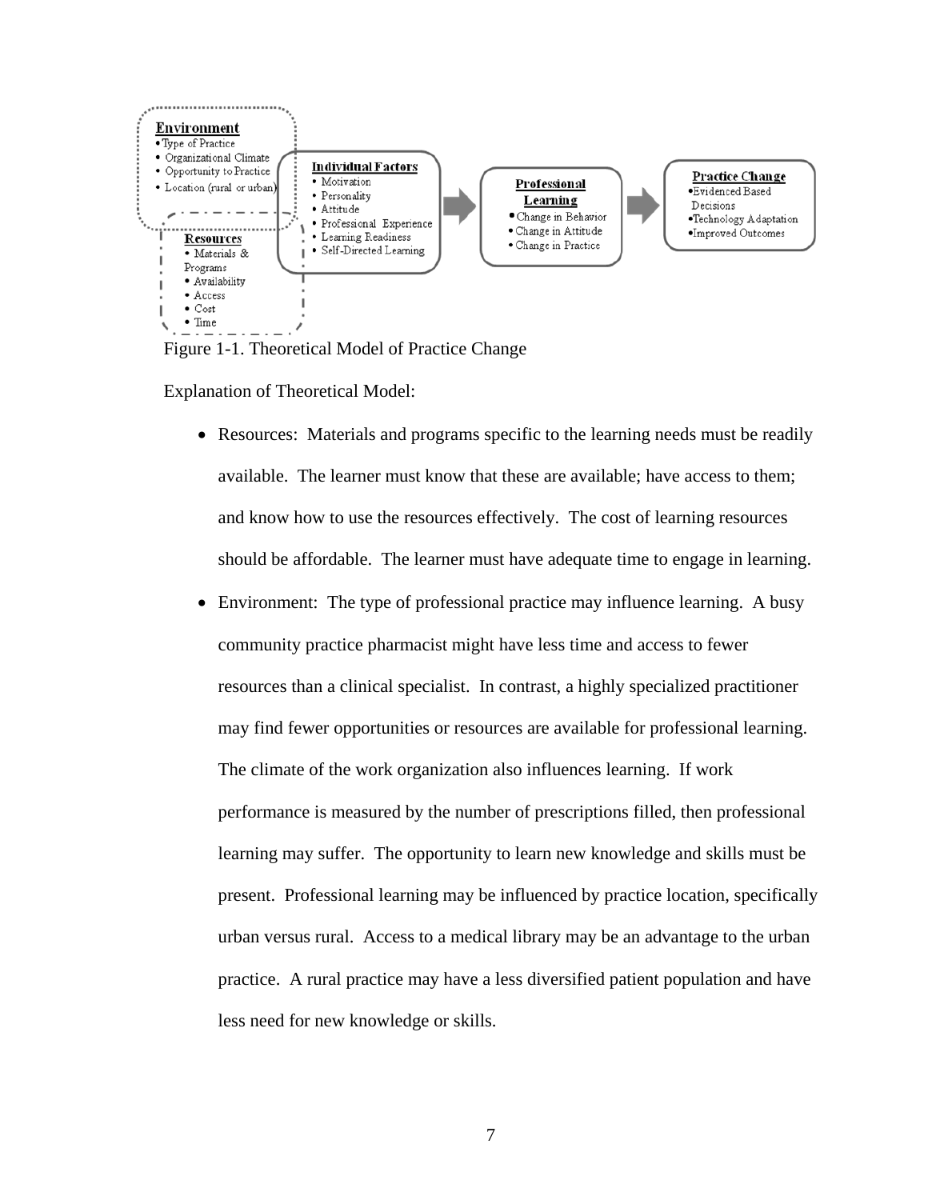**Environment**
- Type of Practice
- Organizational Climate
- Opportunity to Practice
- Location (rural or urban)

**Resources**
- Materials & Programs
- Availability
- Access
- Cost
- Time

**Individual Factors**
- Motivation
- Personality
- Attitude
- Professional Experience
- Learning Readiness
- Self-Directed Learning

**Professional Learning**
- Change in Behavior
- Change in Attitude
- Change in Practice

**Practice Change**
- Evidenced Based Decisions
- Technology Adaptation
- Improved Outcomes

Figure 1-1. Theoretical Model of Practice Change

Explanation of Theoretical Model:

- Resources: Materials and programs specific to the learning needs must be readily available. The learner must know that these are available; have access to them; and know how to use the resources effectively. The cost of learning resources should be affordable. The learner must have adequate time to engage in learning.
- Environment: The type of professional practice may influence learning. A busy community practice pharmacist might have less time and access to fewer resources than a clinical specialist. In contrast, a highly specialized practitioner may find fewer opportunities or resources are available for professional learning. The climate of the work organization also influences learning. If work performance is measured by the number of prescriptions filled, then professional learning may suffer. The opportunity to learn new knowledge and skills must be present. Professional learning may be influenced by practice location, specifically urban versus rural. Access to a medical library may be an advantage to the urban practice. A rural practice may have a less diversified patient population and have less need for new knowledge or skills.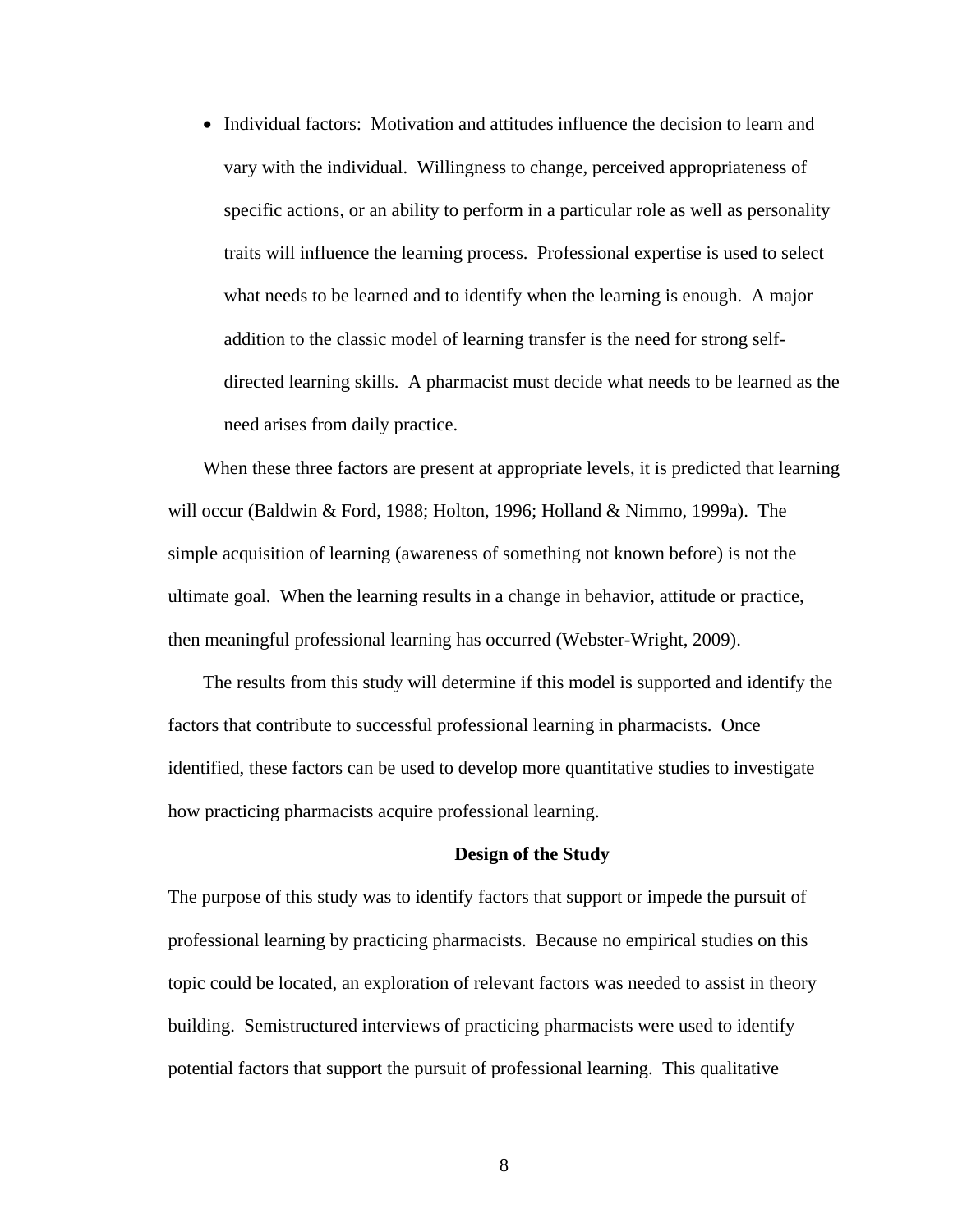- Individual factors: Motivation and attitudes influence the decision to learn and vary with the individual. Willingness to change, perceived appropriateness of specific actions, or an ability to perform in a particular role as well as personality traits will influence the learning process. Professional expertise is used to select what needs to be learned and to identify when the learning is enough. A major addition to the classic model of learning transfer is the need for strong self-directed learning skills. A pharmacist must decide what needs to be learned as the need arises from daily practice.

When these three factors are present at appropriate levels, it is predicted that learning will occur (Baldwin & Ford, 1988; Holton, 1996; Holland & Nimmo, 1999a). The simple acquisition of learning (awareness of something not known before) is not the ultimate goal. When the learning results in a change in behavior, attitude or practice, then meaningful professional learning has occurred (Webster-Wright, 2009).

The results from this study will determine if this model is supported and identify the factors that contribute to successful professional learning in pharmacists. Once identified, these factors can be used to develop more quantitative studies to investigate how practicing pharmacists acquire professional learning.

## Design of the Study

The purpose of this study was to identify factors that support or impede the pursuit of professional learning by practicing pharmacists. Because no empirical studies on this topic could be located, an exploration of relevant factors was needed to assist in theory building. Semistructured interviews of practicing pharmacists were used to identify potential factors that support the pursuit of professional learning. This qualitative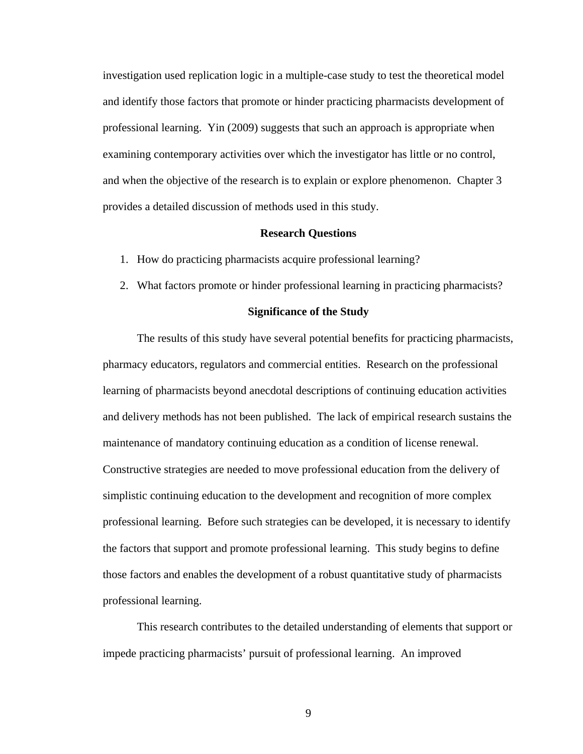investigation used replication logic in a multiple-case study to test the theoretical model and identify those factors that promote or hinder practicing pharmacists development of professional learning. Yin (2009) suggests that such an approach is appropriate when examining contemporary activities over which the investigator has little or no control, and when the objective of the research is to explain or explore phenomenon. Chapter 3 provides a detailed discussion of methods used in this study.

## Research Questions

1. How do practicing pharmacists acquire professional learning?
2. What factors promote or hinder professional learning in practicing pharmacists?

## Significance of the Study

The results of this study have several potential benefits for practicing pharmacists, pharmacy educators, regulators and commercial entities. Research on the professional learning of pharmacists beyond anecdotal descriptions of continuing education activities and delivery methods has not been published. The lack of empirical research sustains the maintenance of mandatory continuing education as a condition of license renewal. Constructive strategies are needed to move professional education from the delivery of simplistic continuing education to the development and recognition of more complex professional learning. Before such strategies can be developed, it is necessary to identify the factors that support and promote professional learning. This study begins to define those factors and enables the development of a robust quantitative study of pharmacists professional learning.

This research contributes to the detailed understanding of elements that support or impede practicing pharmacists' pursuit of professional learning. An improved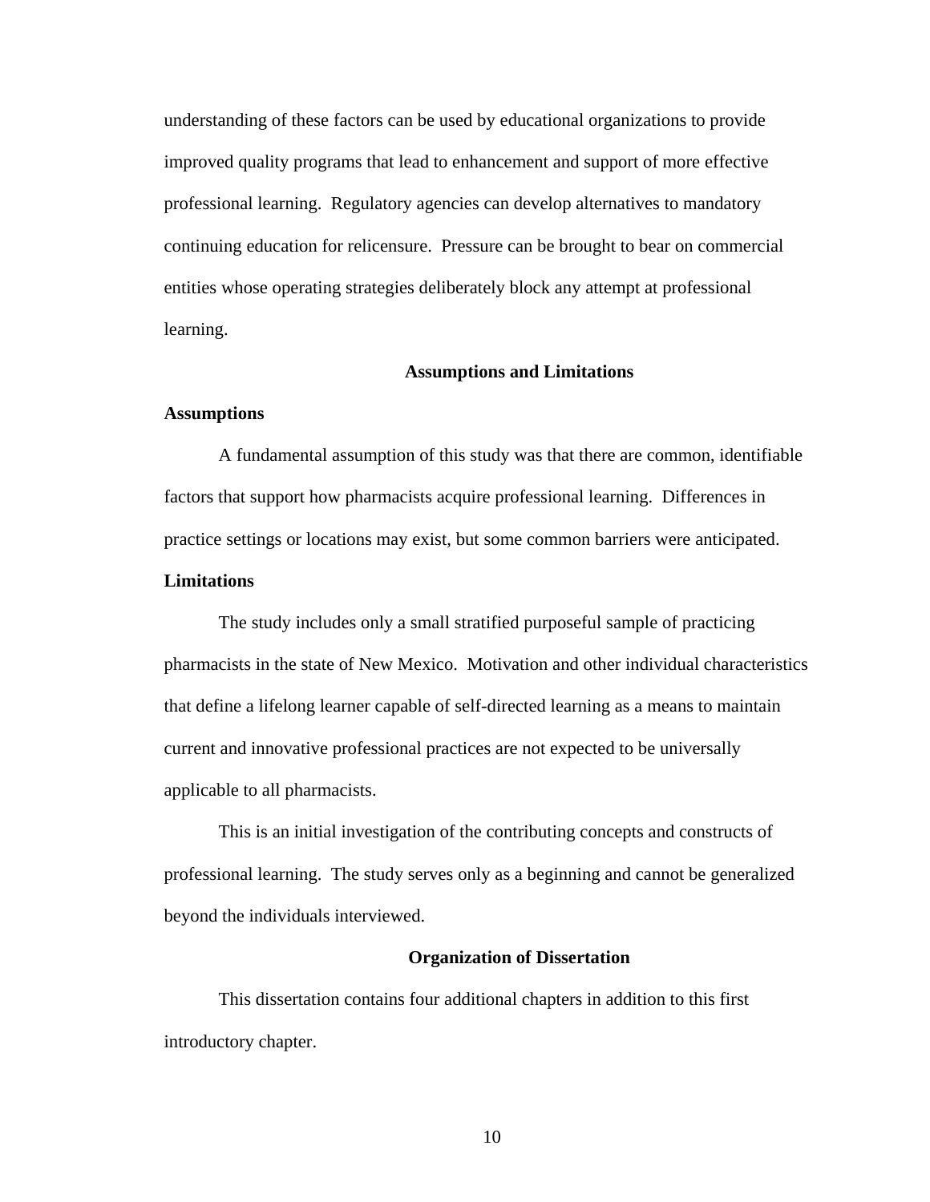understanding of these factors can be used by educational organizations to provide improved quality programs that lead to enhancement and support of more effective professional learning. Regulatory agencies can develop alternatives to mandatory continuing education for relicensure. Pressure can be brought to bear on commercial entities whose operating strategies deliberately block any attempt at professional learning.

## Assumptions and Limitations

### Assumptions

A fundamental assumption of this study was that there are common, identifiable factors that support how pharmacists acquire professional learning. Differences in practice settings or locations may exist, but some common barriers were anticipated.

### Limitations

The study includes only a small stratified purposeful sample of practicing pharmacists in the state of New Mexico. Motivation and other individual characteristics that define a lifelong learner capable of self-directed learning as a means to maintain current and innovative professional practices are not expected to be universally applicable to all pharmacists.

This is an initial investigation of the contributing concepts and constructs of professional learning. The study serves only as a beginning and cannot be generalized beyond the individuals interviewed.

## Organization of Dissertation

This dissertation contains four additional chapters in addition to this first introductory chapter.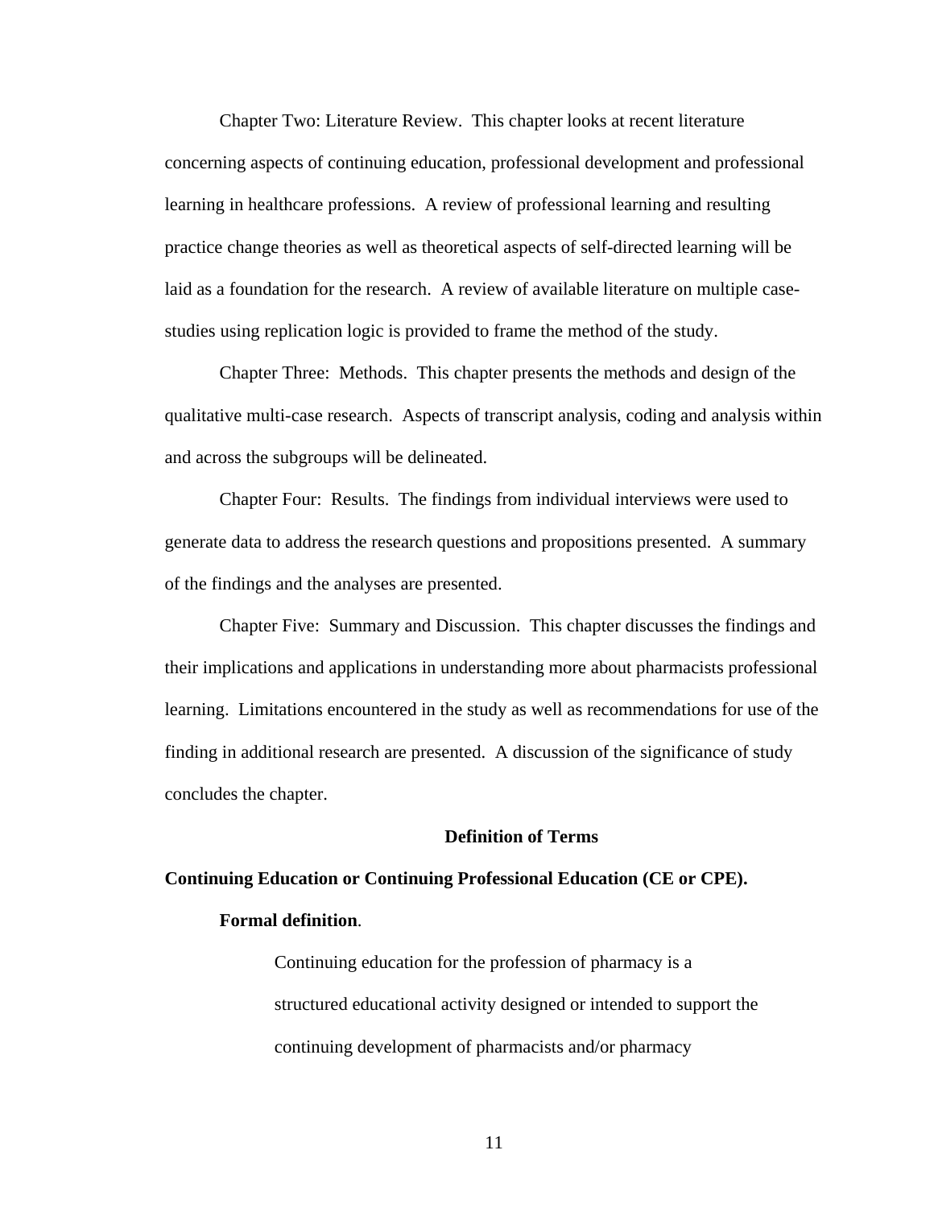Chapter Two: Literature Review. This chapter looks at recent literature concerning aspects of continuing education, professional development and professional learning in healthcare professions. A review of professional learning and resulting practice change theories as well as theoretical aspects of self-directed learning will be laid as a foundation for the research. A review of available literature on multiple case-studies using replication logic is provided to frame the method of the study.

Chapter Three: Methods. This chapter presents the methods and design of the qualitative multi-case research. Aspects of transcript analysis, coding and analysis within and across the subgroups will be delineated.

Chapter Four: Results. The findings from individual interviews were used to generate data to address the research questions and propositions presented. A summary of the findings and the analyses are presented.

Chapter Five: Summary and Discussion. This chapter discusses the findings and their implications and applications in understanding more about pharmacists professional learning. Limitations encountered in the study as well as recommendations for use of the finding in additional research are presented. A discussion of the significance of study concludes the chapter.

## Definition of Terms

### Continuing Education or Continuing Professional Education (CE or CPE).

#### Formal definition.

> Continuing education for the profession of pharmacy is a structured educational activity designed or intended to support the continuing development of pharmacists and/or pharmacy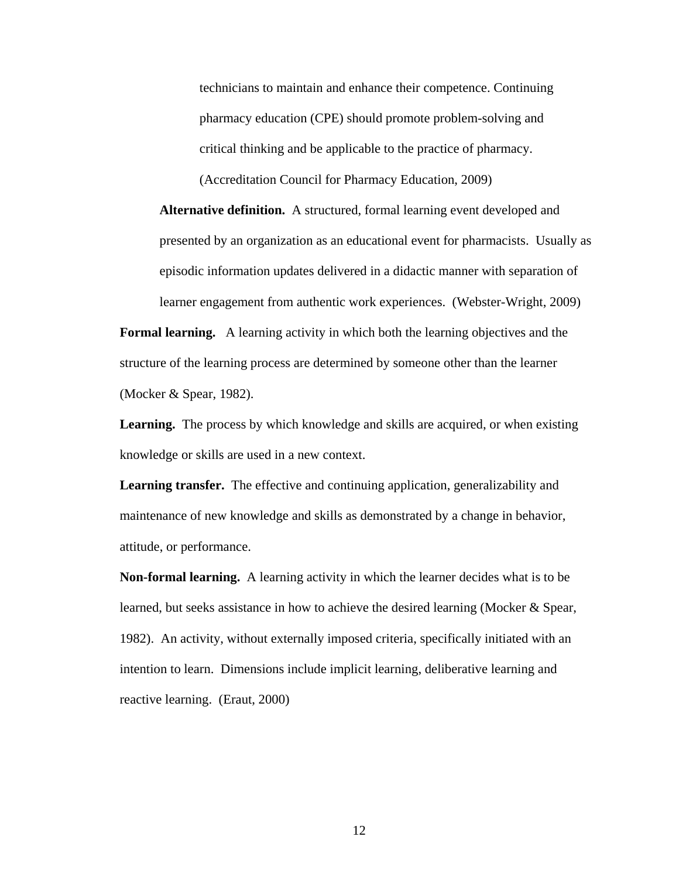> technicians to maintain and enhance their competence. Continuing pharmacy education (CPE) should promote problem-solving and critical thinking and be applicable to the practice of pharmacy. (Accreditation Council for Pharmacy Education, 2009)

**Alternative definition.** A structured, formal learning event developed and presented by an organization as an educational event for pharmacists. Usually as episodic information updates delivered in a didactic manner with separation of learner engagement from authentic work experiences. (Webster-Wright, 2009)

**Formal learning.** A learning activity in which both the learning objectives and the structure of the learning process are determined by someone other than the learner (Mocker & Spear, 1982).

**Learning.** The process by which knowledge and skills are acquired, or when existing knowledge or skills are used in a new context.

**Learning transfer.** The effective and continuing application, generalizability and maintenance of new knowledge and skills as demonstrated by a change in behavior, attitude, or performance.

**Non-formal learning.** A learning activity in which the learner decides what is to be learned, but seeks assistance in how to achieve the desired learning (Mocker & Spear, 1982). An activity, without externally imposed criteria, specifically initiated with an intention to learn. Dimensions include implicit learning, deliberative learning and reactive learning. (Eraut, 2000)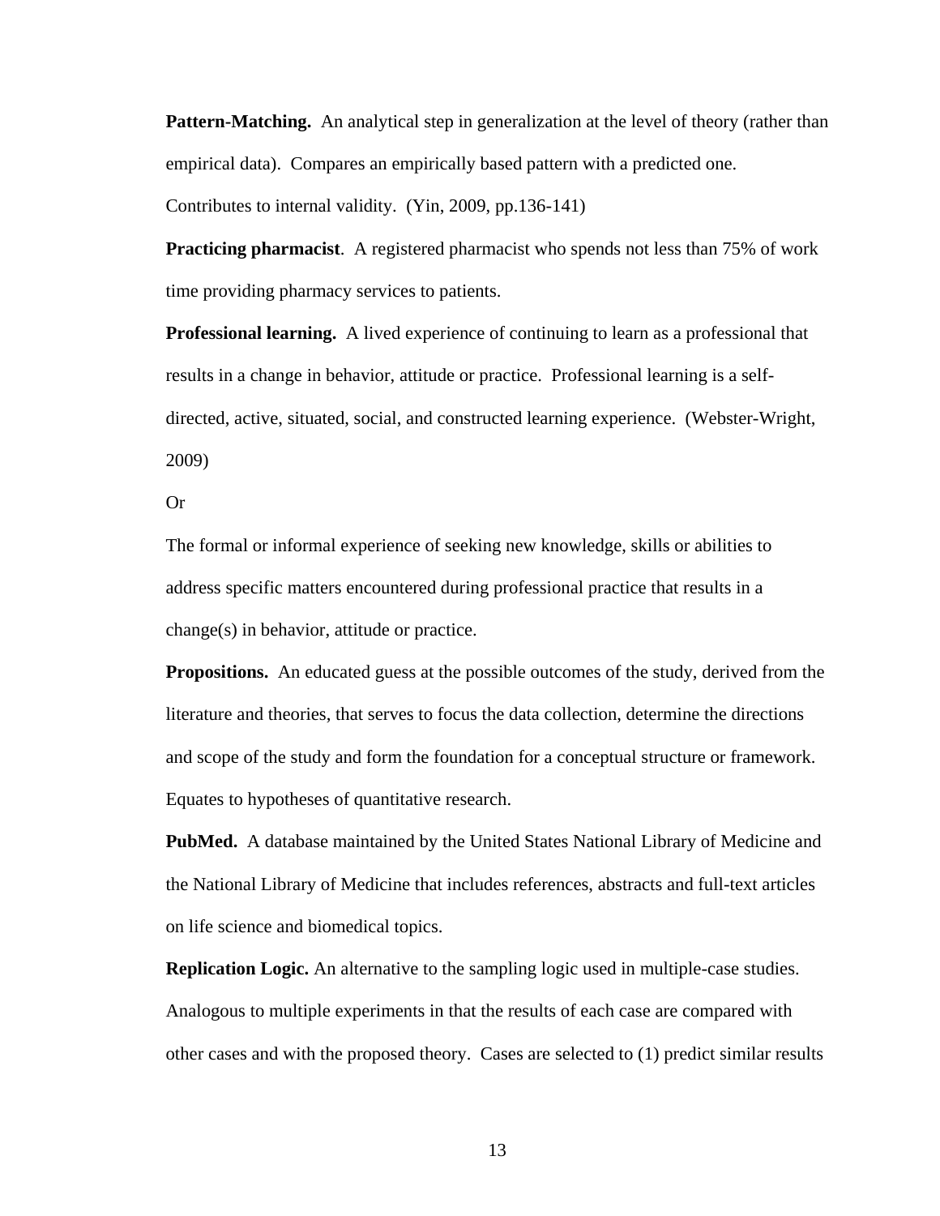**Pattern-Matching.** An analytical step in generalization at the level of theory (rather than empirical data). Compares an empirically based pattern with a predicted one. Contributes to internal validity. (Yin, 2009, pp.136-141)

**Practicing pharmacist**. A registered pharmacist who spends not less than 75% of work time providing pharmacy services to patients.

**Professional learning.** A lived experience of continuing to learn as a professional that results in a change in behavior, attitude or practice. Professional learning is a self-directed, active, situated, social, and constructed learning experience. (Webster-Wright, 2009)

Or

The formal or informal experience of seeking new knowledge, skills or abilities to address specific matters encountered during professional practice that results in a change(s) in behavior, attitude or practice.

**Propositions.** An educated guess at the possible outcomes of the study, derived from the literature and theories, that serves to focus the data collection, determine the directions and scope of the study and form the foundation for a conceptual structure or framework. Equates to hypotheses of quantitative research.

**PubMed.** A database maintained by the United States National Library of Medicine and the National Library of Medicine that includes references, abstracts and full-text articles on life science and biomedical topics.

**Replication Logic.** An alternative to the sampling logic used in multiple-case studies. Analogous to multiple experiments in that the results of each case are compared with other cases and with the proposed theory. Cases are selected to (1) predict similar results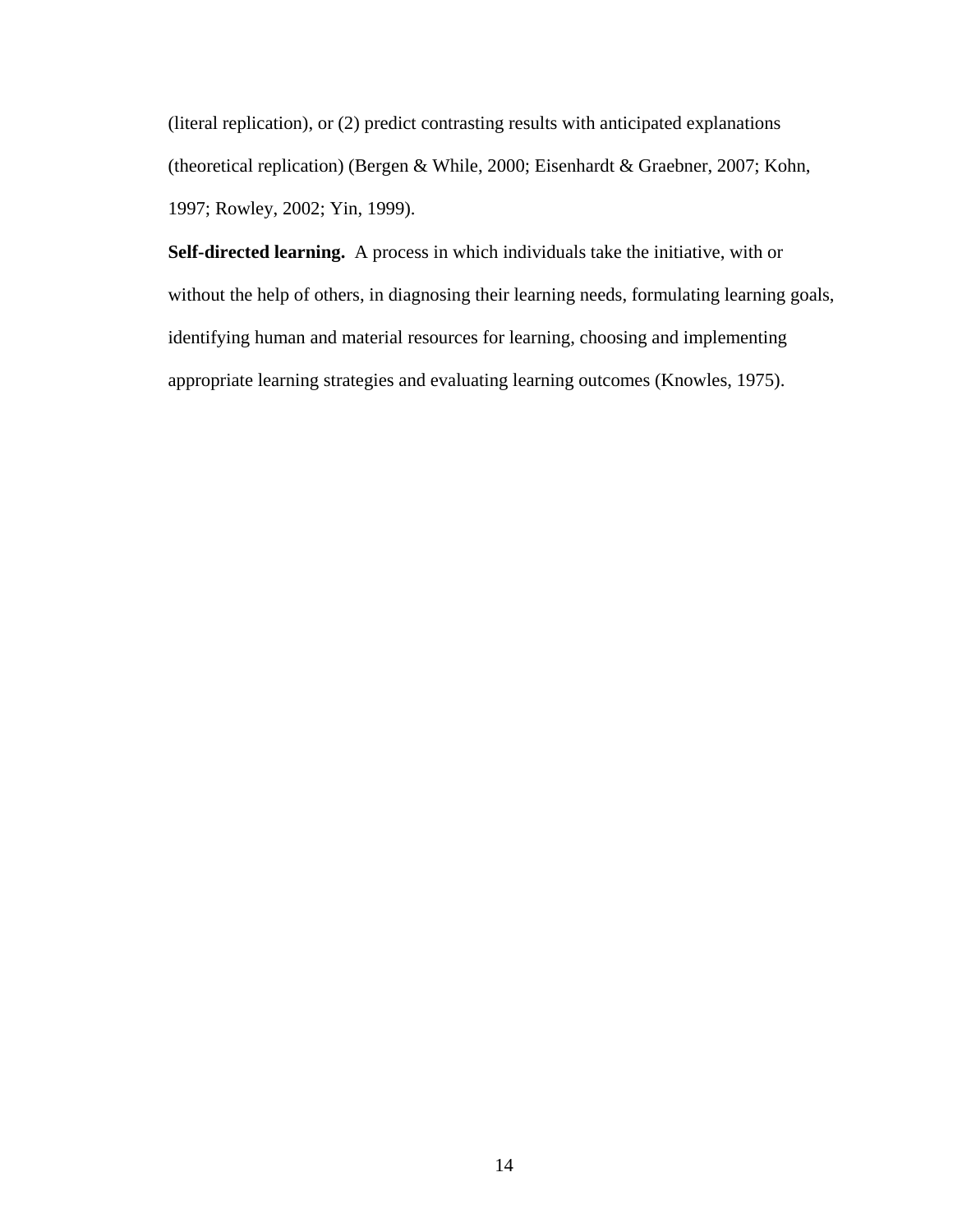(literal replication), or (2) predict contrasting results with anticipated explanations (theoretical replication) (Bergen & While, 2000; Eisenhardt & Graebner, 2007; Kohn, 1997; Rowley, 2002; Yin, 1999).

**Self-directed learning.** A process in which individuals take the initiative, with or without the help of others, in diagnosing their learning needs, formulating learning goals, identifying human and material resources for learning, choosing and implementing appropriate learning strategies and evaluating learning outcomes (Knowles, 1975).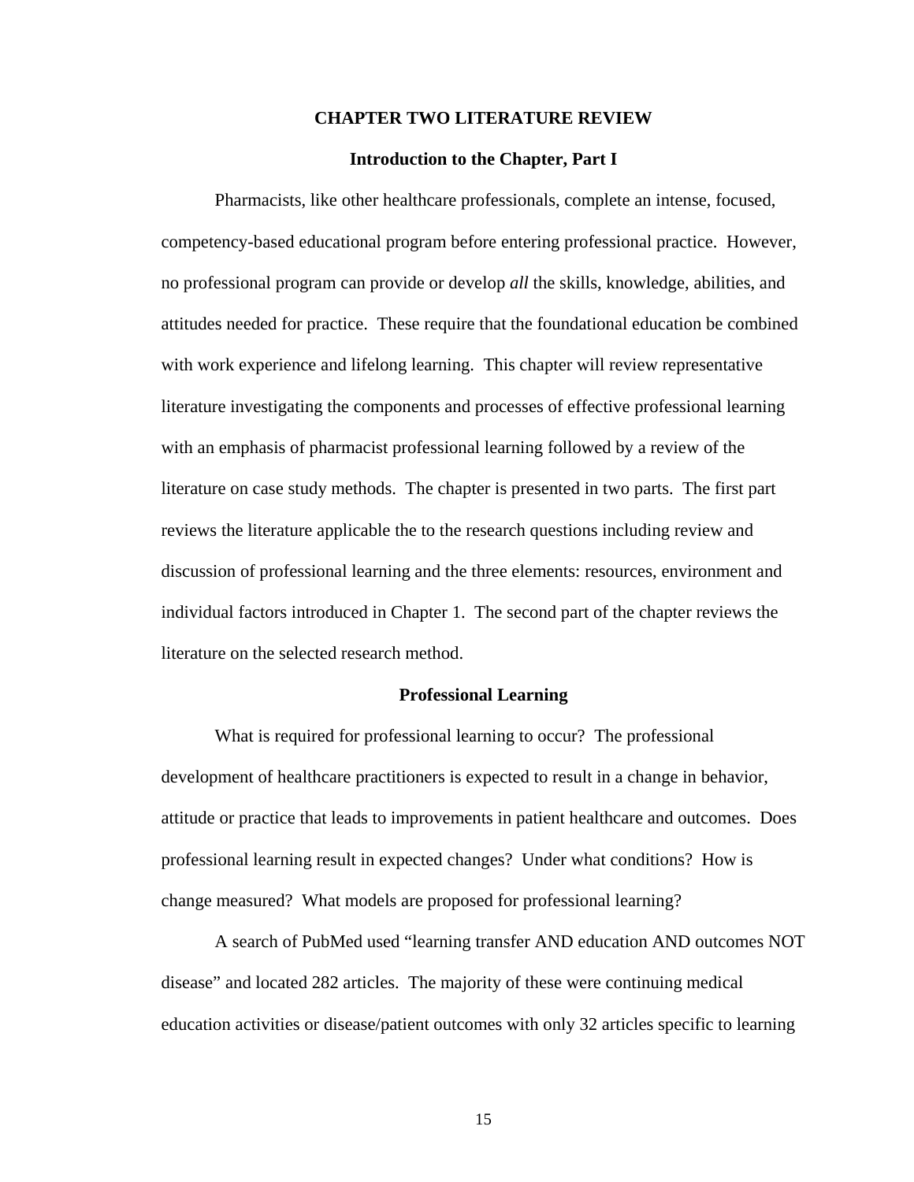# CHAPTER TWO LITERATURE REVIEW

## Introduction to the Chapter, Part I

Pharmacists, like other healthcare professionals, complete an intense, focused, competency-based educational program before entering professional practice. However, no professional program can provide or develop *all* the skills, knowledge, abilities, and attitudes needed for practice. These require that the foundational education be combined with work experience and lifelong learning. This chapter will review representative literature investigating the components and processes of effective professional learning with an emphasis of pharmacist professional learning followed by a review of the literature on case study methods. The chapter is presented in two parts. The first part reviews the literature applicable the to the research questions including review and discussion of professional learning and the three elements: resources, environment and individual factors introduced in Chapter 1. The second part of the chapter reviews the literature on the selected research method.

## Professional Learning

What is required for professional learning to occur? The professional development of healthcare practitioners is expected to result in a change in behavior, attitude or practice that leads to improvements in patient healthcare and outcomes. Does professional learning result in expected changes? Under what conditions? How is change measured? What models are proposed for professional learning?

A search of PubMed used "learning transfer AND education AND outcomes NOT disease" and located 282 articles. The majority of these were continuing medical education activities or disease/patient outcomes with only 32 articles specific to learning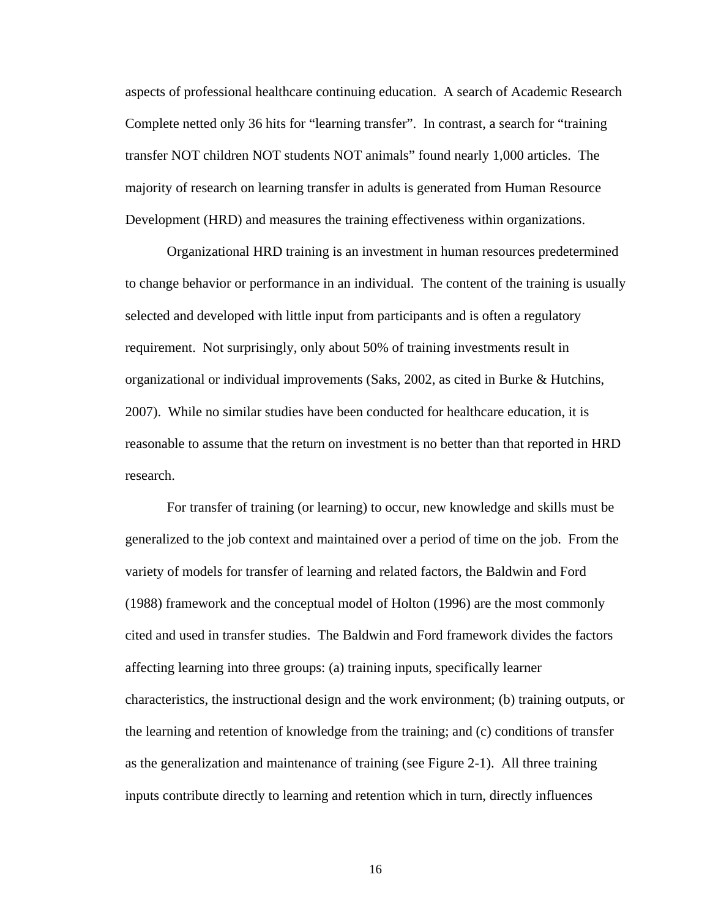aspects of professional healthcare continuing education. A search of Academic Research Complete netted only 36 hits for "learning transfer". In contrast, a search for "training transfer NOT children NOT students NOT animals" found nearly 1,000 articles. The majority of research on learning transfer in adults is generated from Human Resource Development (HRD) and measures the training effectiveness within organizations.

Organizational HRD training is an investment in human resources predetermined to change behavior or performance in an individual. The content of the training is usually selected and developed with little input from participants and is often a regulatory requirement. Not surprisingly, only about 50% of training investments result in organizational or individual improvements (Saks, 2002, as cited in Burke & Hutchins, 2007). While no similar studies have been conducted for healthcare education, it is reasonable to assume that the return on investment is no better than that reported in HRD research.

For transfer of training (or learning) to occur, new knowledge and skills must be generalized to the job context and maintained over a period of time on the job. From the variety of models for transfer of learning and related factors, the Baldwin and Ford (1988) framework and the conceptual model of Holton (1996) are the most commonly cited and used in transfer studies. The Baldwin and Ford framework divides the factors affecting learning into three groups: (a) training inputs, specifically learner characteristics, the instructional design and the work environment; (b) training outputs, or the learning and retention of knowledge from the training; and (c) conditions of transfer as the generalization and maintenance of training (see Figure 2-1). All three training inputs contribute directly to learning and retention which in turn, directly influences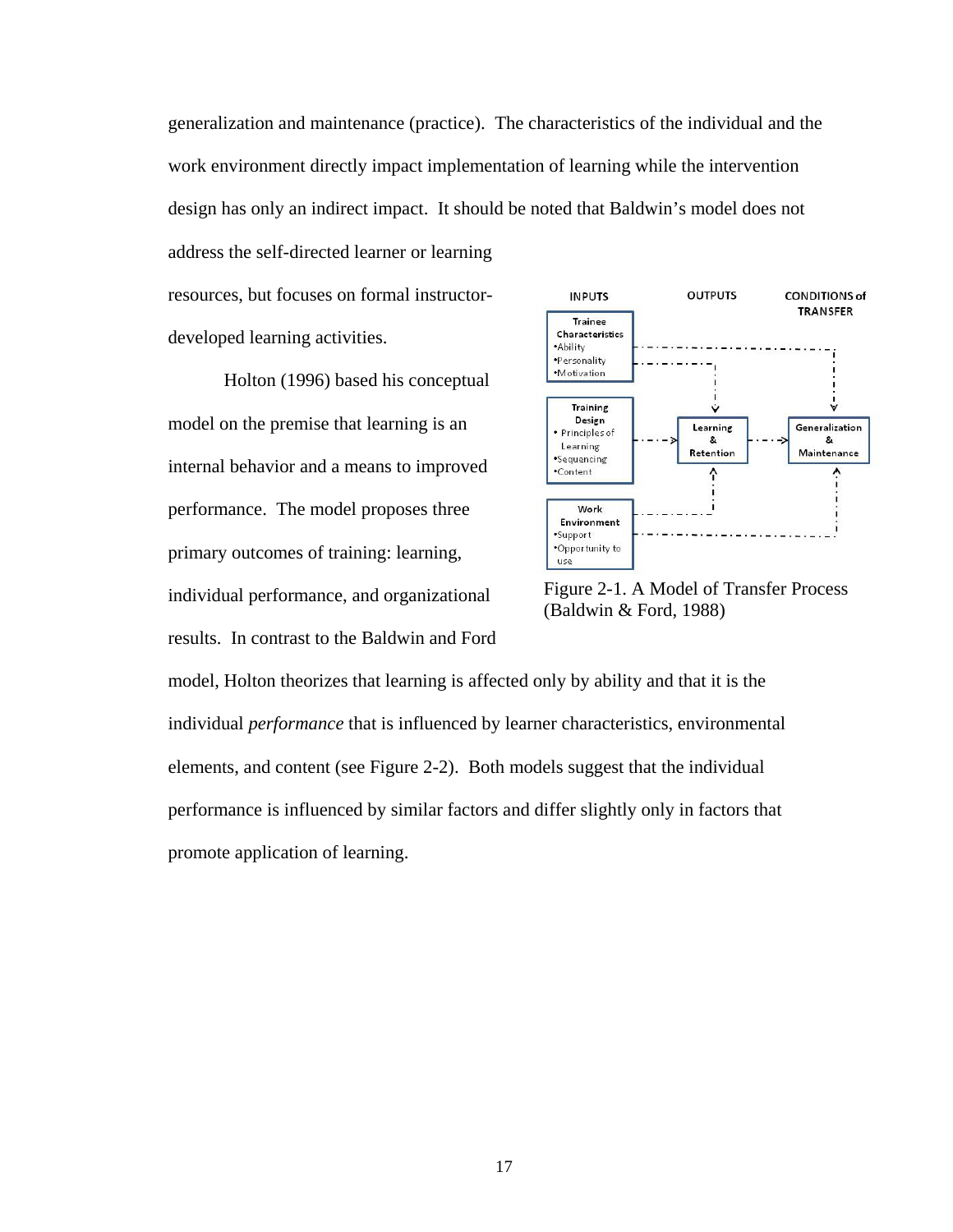generalization and maintenance (practice). The characteristics of the individual and the work environment directly impact implementation of learning while the intervention design has only an indirect impact. It should be noted that Baldwin's model does not address the self-directed learner or learning resources, but focuses on formal instructor-developed learning activities.

Figure 2-1. A Model of Transfer Process (Baldwin & Ford, 1988)

Holton (1996) based his conceptual model on the premise that learning is an internal behavior and a means to improved performance. The model proposes three primary outcomes of training: learning, individual performance, and organizational results. In contrast to the Baldwin and Ford model, Holton theorizes that learning is affected only by ability and that it is the individual *performance* that is influenced by learner characteristics, environmental elements, and content (see Figure 2-2). Both models suggest that the individual performance is influenced by similar factors and differ slightly only in factors that promote application of learning.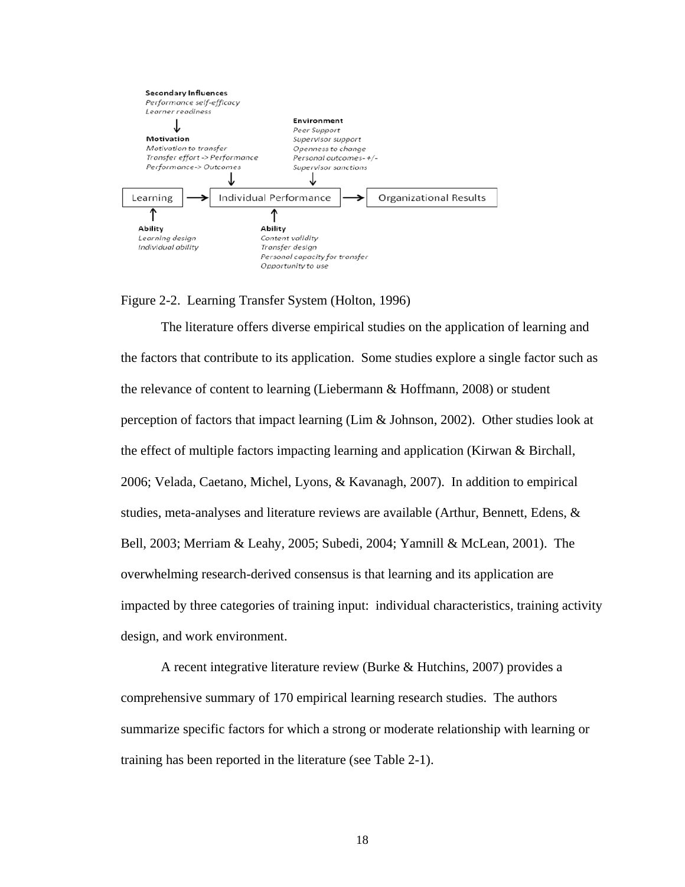Secondary Influences
*Performance self-efficacy*
*Learner readiness*

Motivation
*Motivation to transfer*
*Transfer effort -> Performance*
*Performance-> Outcomes*

Environment
*Peer Support*
*Supervisor support*
*Openness to change*
*Personal outcomes- +/-*
*Supervisor sanctions*

Learning → Individual Performance → Organizational Results

Ability
*Learning design*
*Individual ability*

Ability
*Content validity*
*Transfer design*
*Personal capacity for transfer*
*Opportunity to use*

Figure 2-2. Learning Transfer System (Holton, 1996)

The literature offers diverse empirical studies on the application of learning and the factors that contribute to its application. Some studies explore a single factor such as the relevance of content to learning (Liebermann & Hoffmann, 2008) or student perception of factors that impact learning (Lim & Johnson, 2002). Other studies look at the effect of multiple factors impacting learning and application (Kirwan & Birchall, 2006; Velada, Caetano, Michel, Lyons, & Kavanagh, 2007). In addition to empirical studies, meta-analyses and literature reviews are available (Arthur, Bennett, Edens, & Bell, 2003; Merriam & Leahy, 2005; Subedi, 2004; Yamnill & McLean, 2001). The overwhelming research-derived consensus is that learning and its application are impacted by three categories of training input: individual characteristics, training activity design, and work environment.

A recent integrative literature review (Burke & Hutchins, 2007) provides a comprehensive summary of 170 empirical learning research studies. The authors summarize specific factors for which a strong or moderate relationship with learning or training has been reported in the literature (see Table 2-1).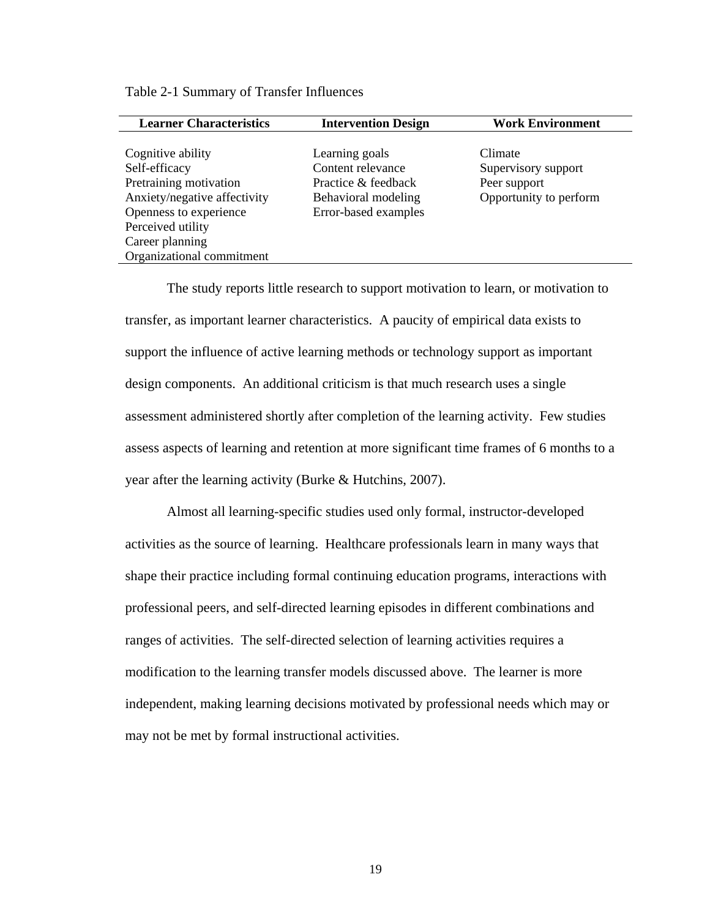Table 2-1 Summary of Transfer Influences

| Learner Characteristics | Intervention Design | Work Environment |
|---|---|---|
| Cognitive ability | Learning goals | Climate |
| Self-efficacy | Content relevance | Supervisory support |
| Pretraining motivation | Practice & feedback | Peer support |
| Anxiety/negative affectivity | Behavioral modeling | Opportunity to perform |
| Openness to experience | Error-based examples | |
| Perceived utility | | |
| Career planning | | |
| Organizational commitment | | |

The study reports little research to support motivation to learn, or motivation to transfer, as important learner characteristics. A paucity of empirical data exists to support the influence of active learning methods or technology support as important design components. An additional criticism is that much research uses a single assessment administered shortly after completion of the learning activity. Few studies assess aspects of learning and retention at more significant time frames of 6 months to a year after the learning activity (Burke & Hutchins, 2007).

Almost all learning-specific studies used only formal, instructor-developed activities as the source of learning. Healthcare professionals learn in many ways that shape their practice including formal continuing education programs, interactions with professional peers, and self-directed learning episodes in different combinations and ranges of activities. The self-directed selection of learning activities requires a modification to the learning transfer models discussed above. The learner is more independent, making learning decisions motivated by professional needs which may or may not be met by formal instructional activities.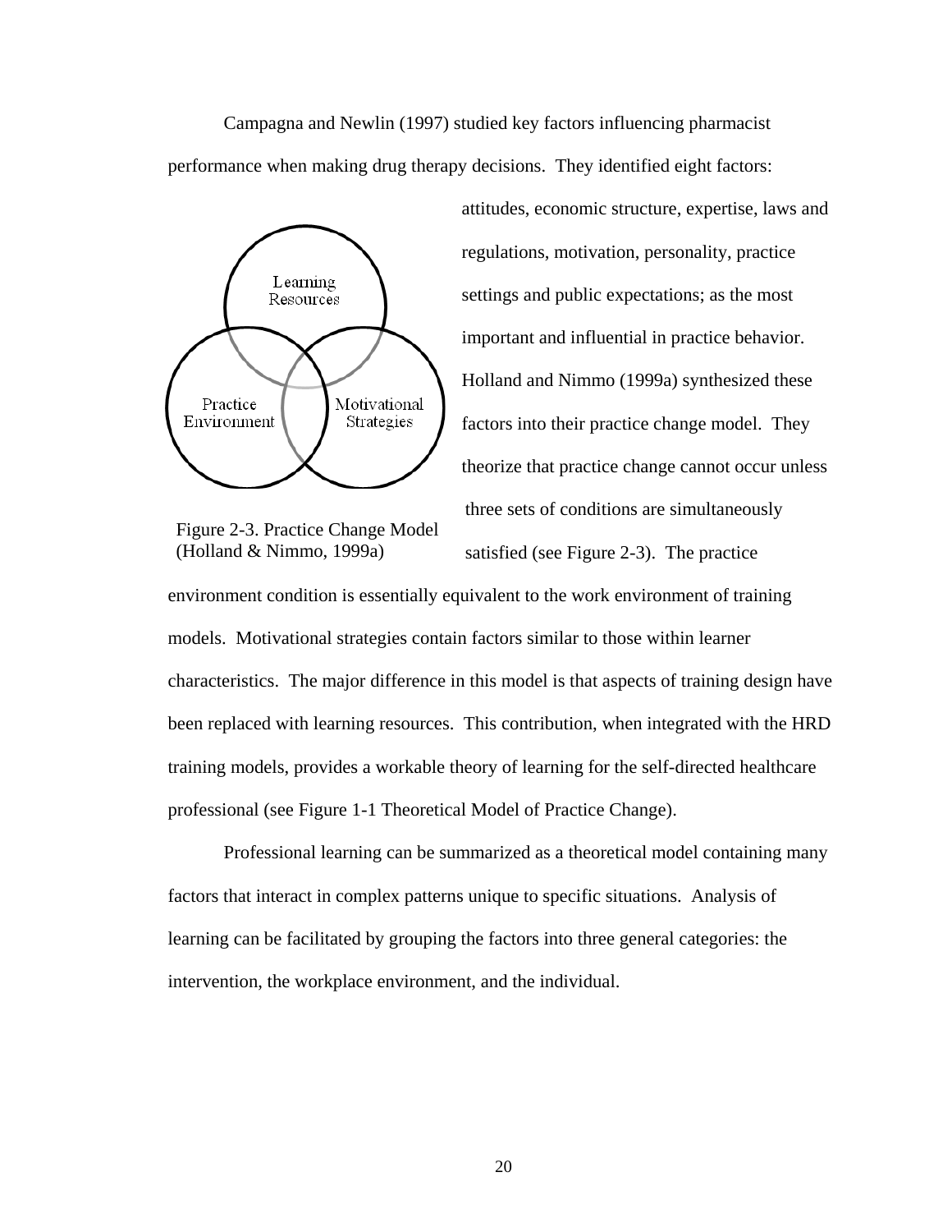Campagna and Newlin (1997) studied key factors influencing pharmacist performance when making drug therapy decisions. They identified eight factors: attitudes, economic structure, expertise, laws and regulations, motivation, personality, practice settings and public expectations; as the most important and influential in practice behavior. Holland and Nimmo (1999a) synthesized these factors into their practice change model. They theorize that practice change cannot occur unless three sets of conditions are simultaneously satisfied (see Figure 2-3). The practice environment condition is essentially equivalent to the work environment of training models. Motivational strategies contain factors similar to those within learner characteristics. The major difference in this model is that aspects of training design have been replaced with learning resources. This contribution, when integrated with the HRD training models, provides a workable theory of learning for the self-directed healthcare professional (see Figure 1-1 Theoretical Model of Practice Change).

Learning Resources

Practice Environment

Motivational Strategies

Figure 2-3. Practice Change Model (Holland & Nimmo, 1999a)

Professional learning can be summarized as a theoretical model containing many factors that interact in complex patterns unique to specific situations. Analysis of learning can be facilitated by grouping the factors into three general categories: the intervention, the workplace environment, and the individual.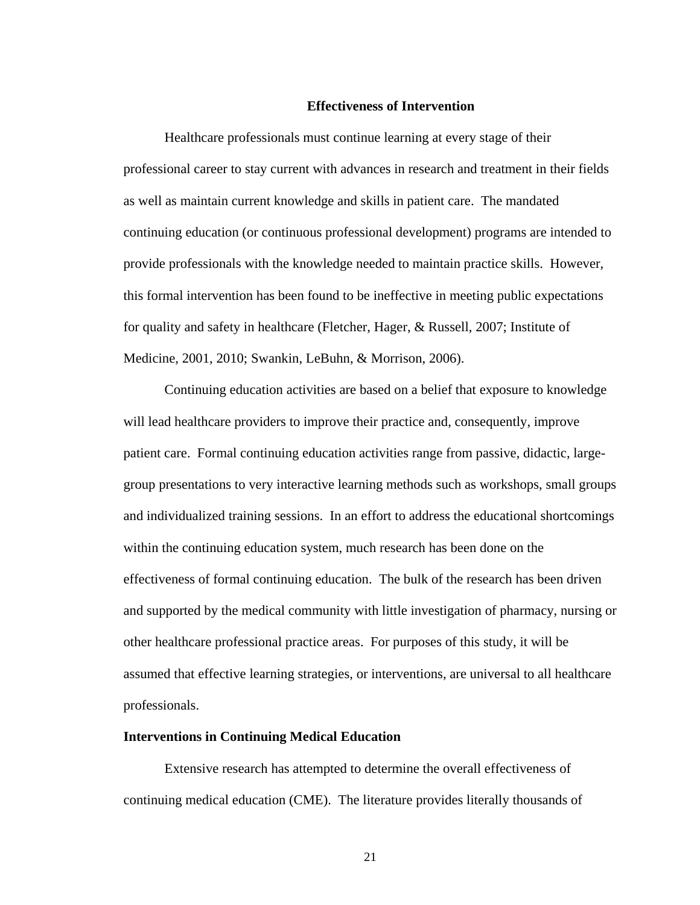## Effectiveness of Intervention

Healthcare professionals must continue learning at every stage of their professional career to stay current with advances in research and treatment in their fields as well as maintain current knowledge and skills in patient care. The mandated continuing education (or continuous professional development) programs are intended to provide professionals with the knowledge needed to maintain practice skills. However, this formal intervention has been found to be ineffective in meeting public expectations for quality and safety in healthcare (Fletcher, Hager, & Russell, 2007; Institute of Medicine, 2001, 2010; Swankin, LeBuhn, & Morrison, 2006).

Continuing education activities are based on a belief that exposure to knowledge will lead healthcare providers to improve their practice and, consequently, improve patient care. Formal continuing education activities range from passive, didactic, large-group presentations to very interactive learning methods such as workshops, small groups and individualized training sessions. In an effort to address the educational shortcomings within the continuing education system, much research has been done on the effectiveness of formal continuing education. The bulk of the research has been driven and supported by the medical community with little investigation of pharmacy, nursing or other healthcare professional practice areas. For purposes of this study, it will be assumed that effective learning strategies, or interventions, are universal to all healthcare professionals.

### Interventions in Continuing Medical Education

Extensive research has attempted to determine the overall effectiveness of continuing medical education (CME). The literature provides literally thousands of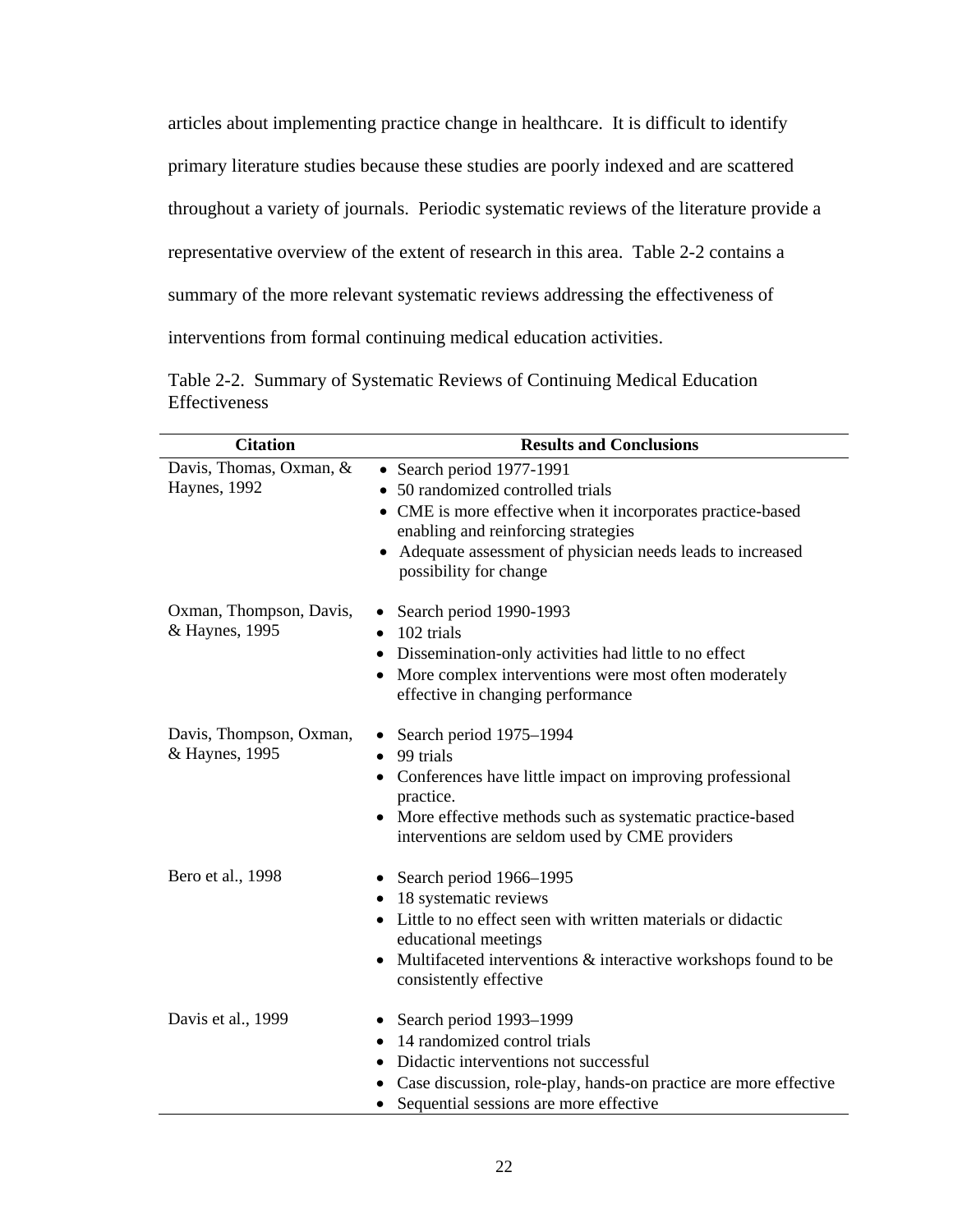articles about implementing practice change in healthcare. It is difficult to identify primary literature studies because these studies are poorly indexed and are scattered throughout a variety of journals. Periodic systematic reviews of the literature provide a representative overview of the extent of research in this area. Table 2-2 contains a summary of the more relevant systematic reviews addressing the effectiveness of interventions from formal continuing medical education activities.

Table 2-2. Summary of Systematic Reviews of Continuing Medical Education Effectiveness

| Citation | Results and Conclusions |
|---|---|
| Davis, Thomas, Oxman, & Haynes, 1992 | • Search period 1977-1991<br>• 50 randomized controlled trials<br>• CME is more effective when it incorporates practice-based enabling and reinforcing strategies<br>• Adequate assessment of physician needs leads to increased possibility for change |
| Oxman, Thompson, Davis, & Haynes, 1995 | • Search period 1990-1993<br>• 102 trials<br>• Dissemination-only activities had little to no effect<br>• More complex interventions were most often moderately effective in changing performance |
| Davis, Thompson, Oxman, & Haynes, 1995 | • Search period 1975–1994<br>• 99 trials<br>• Conferences have little impact on improving professional practice.<br>• More effective methods such as systematic practice-based interventions are seldom used by CME providers |
| Bero et al., 1998 | • Search period 1966–1995<br>• 18 systematic reviews<br>• Little to no effect seen with written materials or didactic educational meetings<br>• Multifaceted interventions & interactive workshops found to be consistently effective |
| Davis et al., 1999 | • Search period 1993–1999<br>• 14 randomized control trials<br>• Didactic interventions not successful<br>• Case discussion, role-play, hands-on practice are more effective<br>• Sequential sessions are more effective |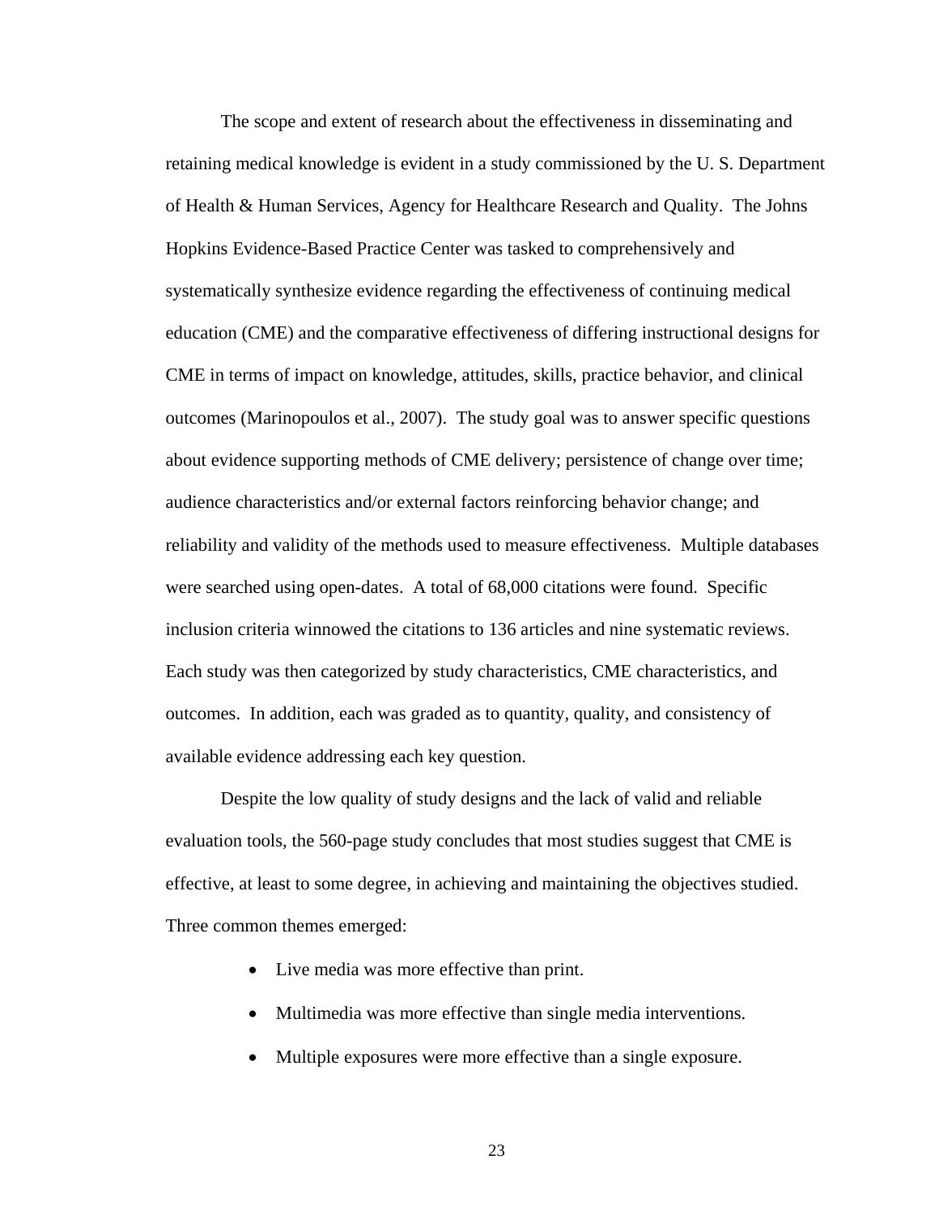The scope and extent of research about the effectiveness in disseminating and retaining medical knowledge is evident in a study commissioned by the U. S. Department of Health & Human Services, Agency for Healthcare Research and Quality. The Johns Hopkins Evidence-Based Practice Center was tasked to comprehensively and systematically synthesize evidence regarding the effectiveness of continuing medical education (CME) and the comparative effectiveness of differing instructional designs for CME in terms of impact on knowledge, attitudes, skills, practice behavior, and clinical outcomes (Marinopoulos et al., 2007). The study goal was to answer specific questions about evidence supporting methods of CME delivery; persistence of change over time; audience characteristics and/or external factors reinforcing behavior change; and reliability and validity of the methods used to measure effectiveness. Multiple databases were searched using open-dates. A total of 68,000 citations were found. Specific inclusion criteria winnowed the citations to 136 articles and nine systematic reviews. Each study was then categorized by study characteristics, CME characteristics, and outcomes. In addition, each was graded as to quantity, quality, and consistency of available evidence addressing each key question.

Despite the low quality of study designs and the lack of valid and reliable evaluation tools, the 560-page study concludes that most studies suggest that CME is effective, at least to some degree, in achieving and maintaining the objectives studied. Three common themes emerged:

- Live media was more effective than print.
- Multimedia was more effective than single media interventions.
- Multiple exposures were more effective than a single exposure.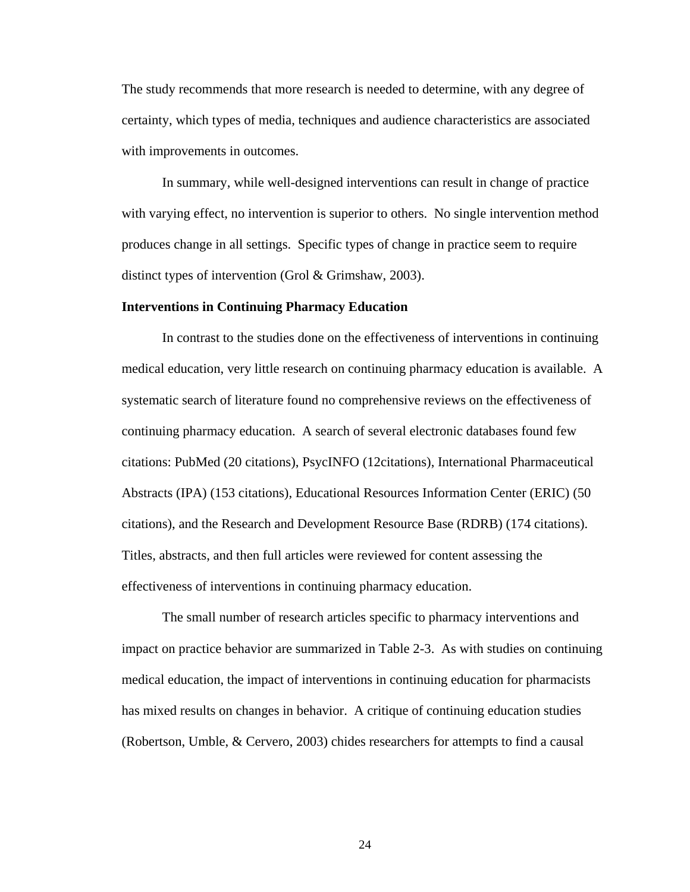The study recommends that more research is needed to determine, with any degree of certainty, which types of media, techniques and audience characteristics are associated with improvements in outcomes.

In summary, while well-designed interventions can result in change of practice with varying effect, no intervention is superior to others. No single intervention method produces change in all settings. Specific types of change in practice seem to require distinct types of intervention (Grol & Grimshaw, 2003).

**Interventions in Continuing Pharmacy Education**

In contrast to the studies done on the effectiveness of interventions in continuing medical education, very little research on continuing pharmacy education is available. A systematic search of literature found no comprehensive reviews on the effectiveness of continuing pharmacy education. A search of several electronic databases found few citations: PubMed (20 citations), PsycINFO (12citations), International Pharmaceutical Abstracts (IPA) (153 citations), Educational Resources Information Center (ERIC) (50 citations), and the Research and Development Resource Base (RDRB) (174 citations). Titles, abstracts, and then full articles were reviewed for content assessing the effectiveness of interventions in continuing pharmacy education.

The small number of research articles specific to pharmacy interventions and impact on practice behavior are summarized in Table 2-3. As with studies on continuing medical education, the impact of interventions in continuing education for pharmacists has mixed results on changes in behavior. A critique of continuing education studies (Robertson, Umble, & Cervero, 2003) chides researchers for attempts to find a causal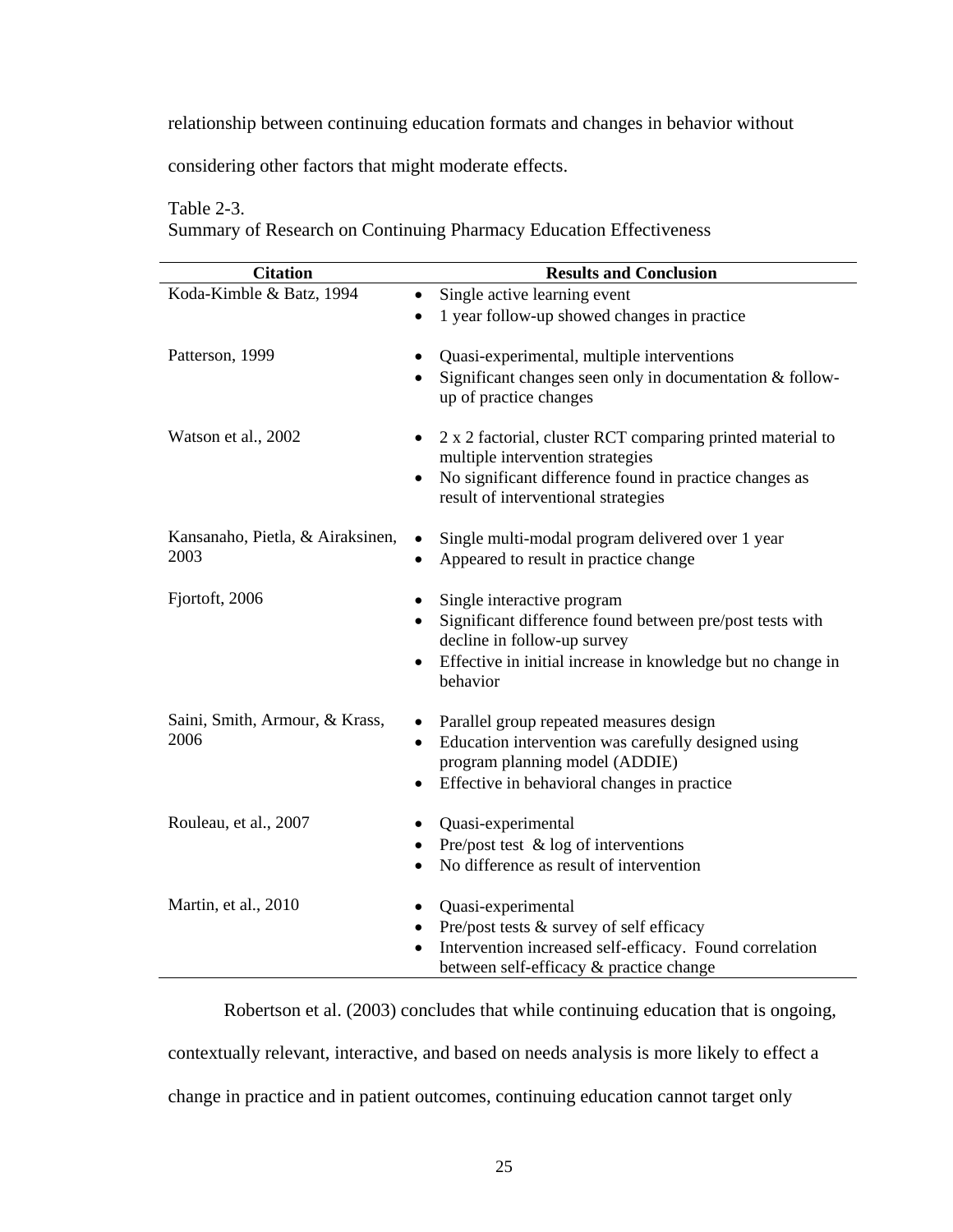relationship between continuing education formats and changes in behavior without considering other factors that might moderate effects.

Table 2-3.
Summary of Research on Continuing Pharmacy Education Effectiveness

| Citation | Results and Conclusion |
|---|---|
| Koda-Kimble & Batz, 1994 | • Single active learning event<br>• 1 year follow-up showed changes in practice |
| Patterson, 1999 | • Quasi-experimental, multiple interventions<br>• Significant changes seen only in documentation & follow-up of practice changes |
| Watson et al., 2002 | • 2 x 2 factorial, cluster RCT comparing printed material to multiple intervention strategies<br>• No significant difference found in practice changes as result of interventional strategies |
| Kansanaho, Pietla, & Airaksinen, 2003 | • Single multi-modal program delivered over 1 year<br>• Appeared to result in practice change |
| Fjortoft, 2006 | • Single interactive program<br>• Significant difference found between pre/post tests with decline in follow-up survey<br>• Effective in initial increase in knowledge but no change in behavior |
| Saini, Smith, Armour, & Krass, 2006 | • Parallel group repeated measures design<br>• Education intervention was carefully designed using program planning model (ADDIE)<br>• Effective in behavioral changes in practice |
| Rouleau, et al., 2007 | • Quasi-experimental<br>• Pre/post test & log of interventions<br>• No difference as result of intervention |
| Martin, et al., 2010 | • Quasi-experimental<br>• Pre/post tests & survey of self efficacy<br>• Intervention increased self-efficacy. Found correlation between self-efficacy & practice change |

Robertson et al. (2003) concludes that while continuing education that is ongoing, contextually relevant, interactive, and based on needs analysis is more likely to effect a change in practice and in patient outcomes, continuing education cannot target only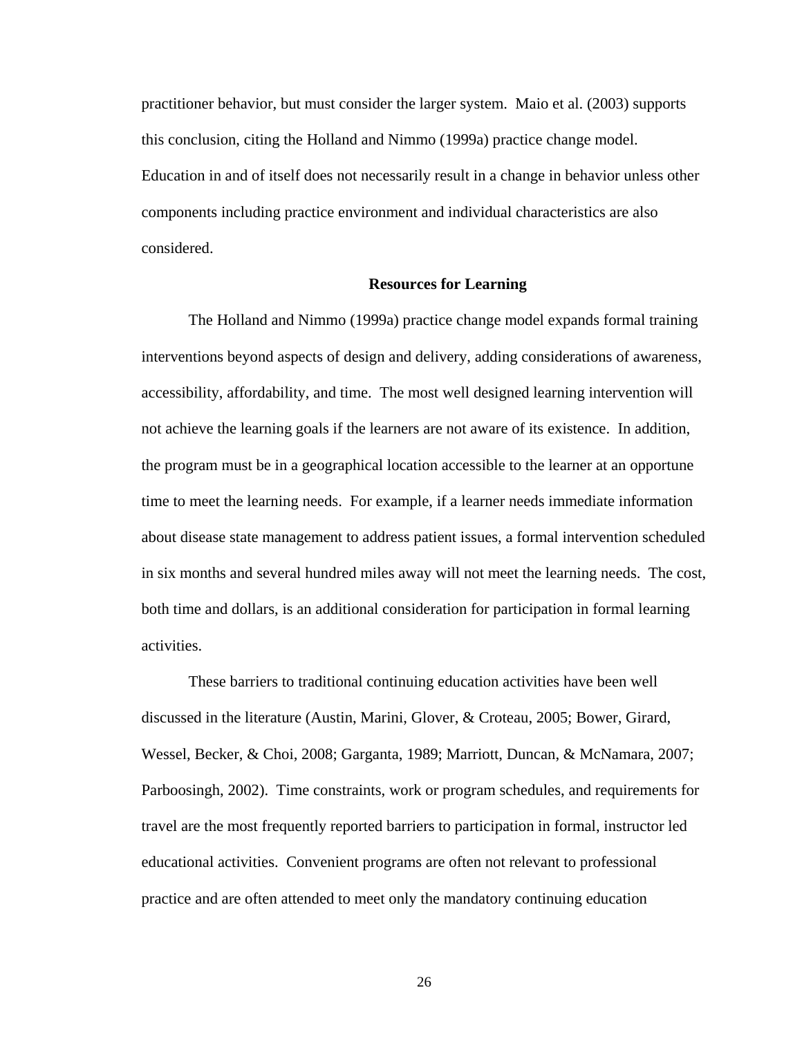practitioner behavior, but must consider the larger system. Maio et al. (2003) supports this conclusion, citing the Holland and Nimmo (1999a) practice change model. Education in and of itself does not necessarily result in a change in behavior unless other components including practice environment and individual characteristics are also considered.

## Resources for Learning

The Holland and Nimmo (1999a) practice change model expands formal training interventions beyond aspects of design and delivery, adding considerations of awareness, accessibility, affordability, and time. The most well designed learning intervention will not achieve the learning goals if the learners are not aware of its existence. In addition, the program must be in a geographical location accessible to the learner at an opportune time to meet the learning needs. For example, if a learner needs immediate information about disease state management to address patient issues, a formal intervention scheduled in six months and several hundred miles away will not meet the learning needs. The cost, both time and dollars, is an additional consideration for participation in formal learning activities.

These barriers to traditional continuing education activities have been well discussed in the literature (Austin, Marini, Glover, & Croteau, 2005; Bower, Girard, Wessel, Becker, & Choi, 2008; Garganta, 1989; Marriott, Duncan, & McNamara, 2007; Parboosingh, 2002). Time constraints, work or program schedules, and requirements for travel are the most frequently reported barriers to participation in formal, instructor led educational activities. Convenient programs are often not relevant to professional practice and are often attended to meet only the mandatory continuing education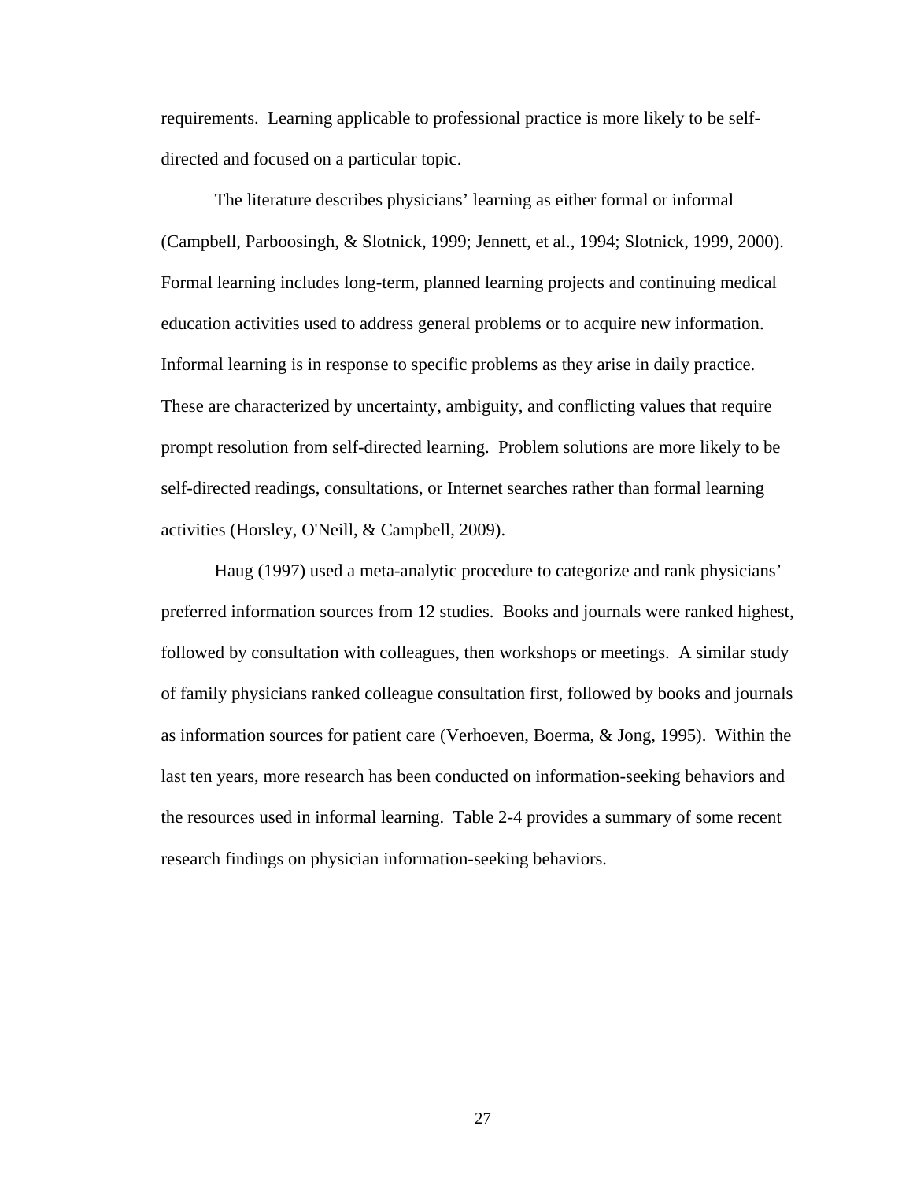requirements. Learning applicable to professional practice is more likely to be self-directed and focused on a particular topic.

The literature describes physicians' learning as either formal or informal (Campbell, Parboosingh, & Slotnick, 1999; Jennett, et al., 1994; Slotnick, 1999, 2000). Formal learning includes long-term, planned learning projects and continuing medical education activities used to address general problems or to acquire new information. Informal learning is in response to specific problems as they arise in daily practice. These are characterized by uncertainty, ambiguity, and conflicting values that require prompt resolution from self-directed learning. Problem solutions are more likely to be self-directed readings, consultations, or Internet searches rather than formal learning activities (Horsley, O'Neill, & Campbell, 2009).

Haug (1997) used a meta-analytic procedure to categorize and rank physicians' preferred information sources from 12 studies. Books and journals were ranked highest, followed by consultation with colleagues, then workshops or meetings. A similar study of family physicians ranked colleague consultation first, followed by books and journals as information sources for patient care (Verhoeven, Boerma, & Jong, 1995). Within the last ten years, more research has been conducted on information-seeking behaviors and the resources used in informal learning. Table 2-4 provides a summary of some recent research findings on physician information-seeking behaviors.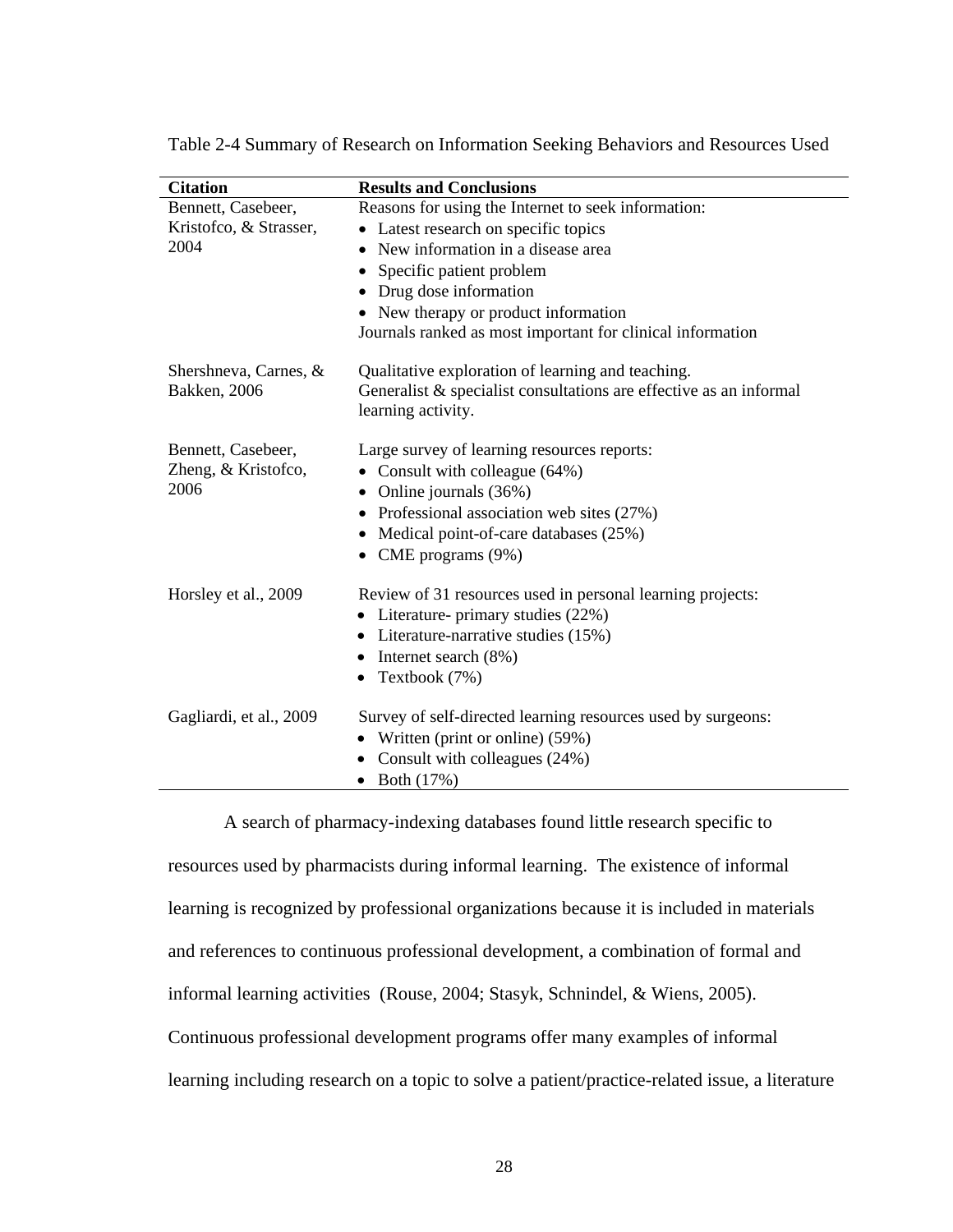Table 2-4 Summary of Research on Information Seeking Behaviors and Resources Used

| Citation | Results and Conclusions |
|---|---|
| Bennett, Casebeer, Kristofco, & Strasser, 2004 | Reasons for using the Internet to seek information:<br>• Latest research on specific topics<br>• New information in a disease area<br>• Specific patient problem<br>• Drug dose information<br>• New therapy or product information<br>Journals ranked as most important for clinical information |
| Shershneva, Carnes, & Bakken, 2006 | Qualitative exploration of learning and teaching.<br>Generalist & specialist consultations are effective as an informal learning activity. |
| Bennett, Casebeer, Zheng, & Kristofco, 2006 | Large survey of learning resources reports:<br>• Consult with colleague (64%)<br>• Online journals (36%)<br>• Professional association web sites (27%)<br>• Medical point-of-care databases (25%)<br>• CME programs (9%) |
| Horsley et al., 2009 | Review of 31 resources used in personal learning projects:<br>• Literature- primary studies (22%)<br>• Literature-narrative studies (15%)<br>• Internet search (8%)<br>• Textbook (7%) |
| Gagliardi, et al., 2009 | Survey of self-directed learning resources used by surgeons:<br>• Written (print or online) (59%)<br>• Consult with colleagues (24%)<br>• Both (17%) |

A search of pharmacy-indexing databases found little research specific to resources used by pharmacists during informal learning. The existence of informal learning is recognized by professional organizations because it is included in materials and references to continuous professional development, a combination of formal and informal learning activities (Rouse, 2004; Stasyk, Schnindel, & Wiens, 2005). Continuous professional development programs offer many examples of informal learning including research on a topic to solve a patient/practice-related issue, a literature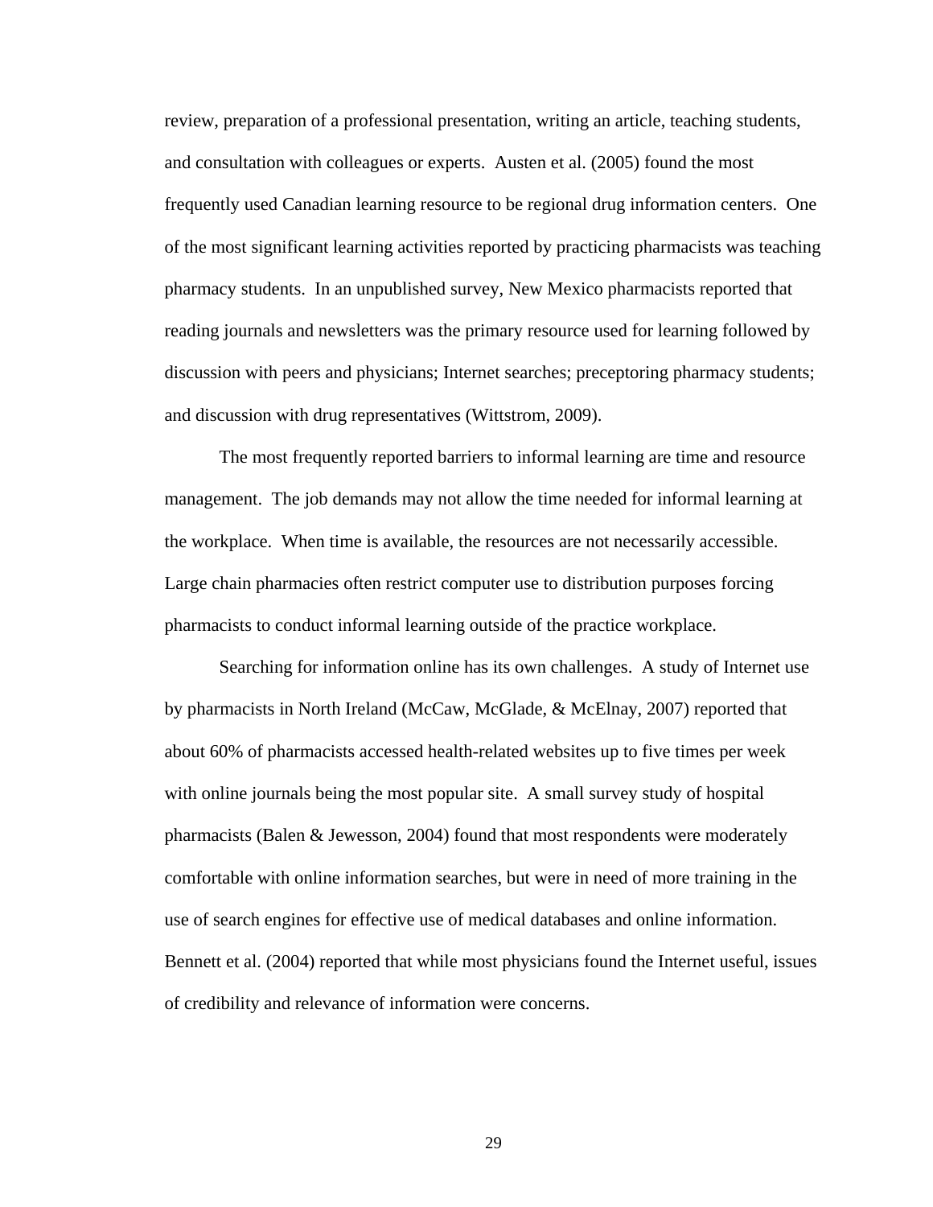review, preparation of a professional presentation, writing an article, teaching students, and consultation with colleagues or experts. Austen et al. (2005) found the most frequently used Canadian learning resource to be regional drug information centers. One of the most significant learning activities reported by practicing pharmacists was teaching pharmacy students. In an unpublished survey, New Mexico pharmacists reported that reading journals and newsletters was the primary resource used for learning followed by discussion with peers and physicians; Internet searches; preceptoring pharmacy students; and discussion with drug representatives (Wittstrom, 2009).

The most frequently reported barriers to informal learning are time and resource management. The job demands may not allow the time needed for informal learning at the workplace. When time is available, the resources are not necessarily accessible. Large chain pharmacies often restrict computer use to distribution purposes forcing pharmacists to conduct informal learning outside of the practice workplace.

Searching for information online has its own challenges. A study of Internet use by pharmacists in North Ireland (McCaw, McGlade, & McElnay, 2007) reported that about 60% of pharmacists accessed health-related websites up to five times per week with online journals being the most popular site. A small survey study of hospital pharmacists (Balen & Jewesson, 2004) found that most respondents were moderately comfortable with online information searches, but were in need of more training in the use of search engines for effective use of medical databases and online information. Bennett et al. (2004) reported that while most physicians found the Internet useful, issues of credibility and relevance of information were concerns.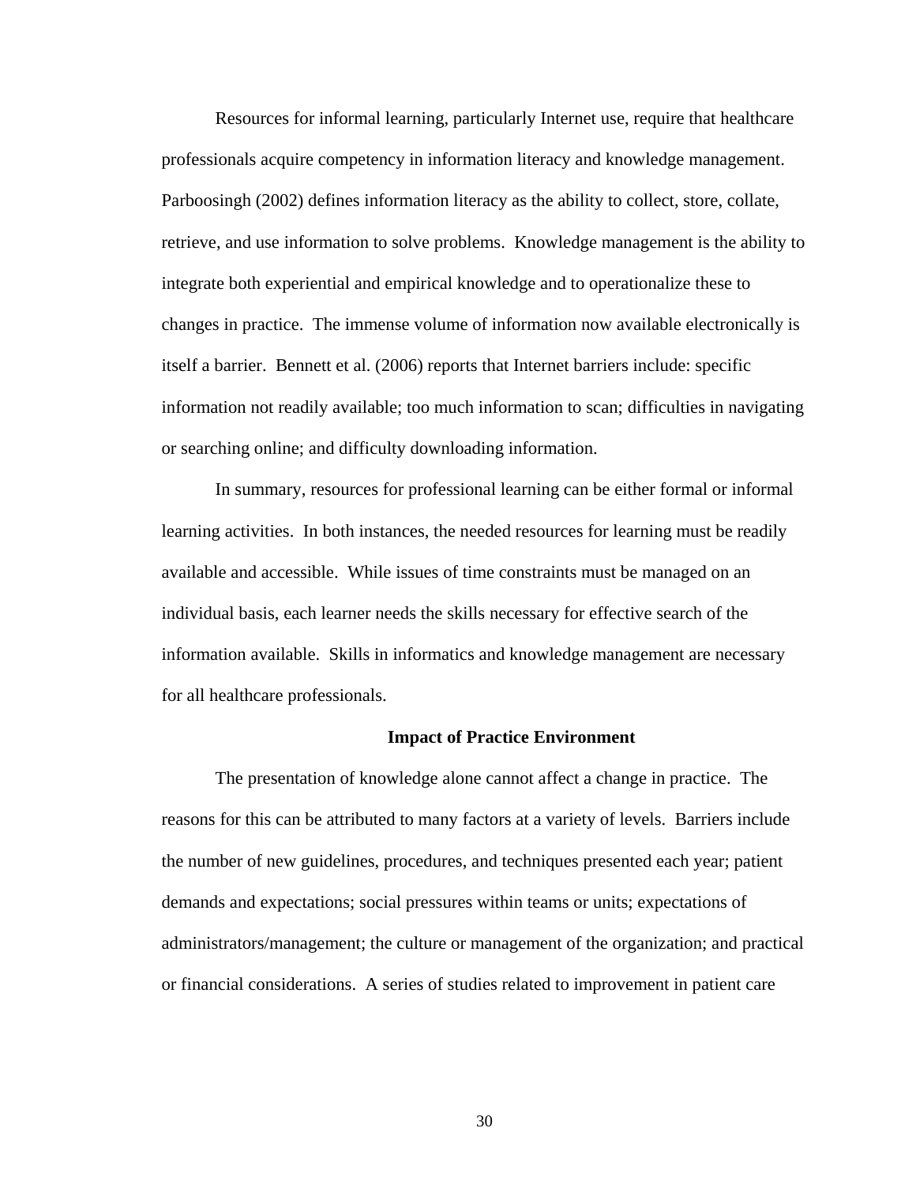Resources for informal learning, particularly Internet use, require that healthcare professionals acquire competency in information literacy and knowledge management. Parboosingh (2002) defines information literacy as the ability to collect, store, collate, retrieve, and use information to solve problems. Knowledge management is the ability to integrate both experiential and empirical knowledge and to operationalize these to changes in practice. The immense volume of information now available electronically is itself a barrier. Bennett et al. (2006) reports that Internet barriers include: specific information not readily available; too much information to scan; difficulties in navigating or searching online; and difficulty downloading information.

In summary, resources for professional learning can be either formal or informal learning activities. In both instances, the needed resources for learning must be readily available and accessible. While issues of time constraints must be managed on an individual basis, each learner needs the skills necessary for effective search of the information available. Skills in informatics and knowledge management are necessary for all healthcare professionals.

## Impact of Practice Environment

The presentation of knowledge alone cannot affect a change in practice. The reasons for this can be attributed to many factors at a variety of levels. Barriers include the number of new guidelines, procedures, and techniques presented each year; patient demands and expectations; social pressures within teams or units; expectations of administrators/management; the culture or management of the organization; and practical or financial considerations. A series of studies related to improvement in patient care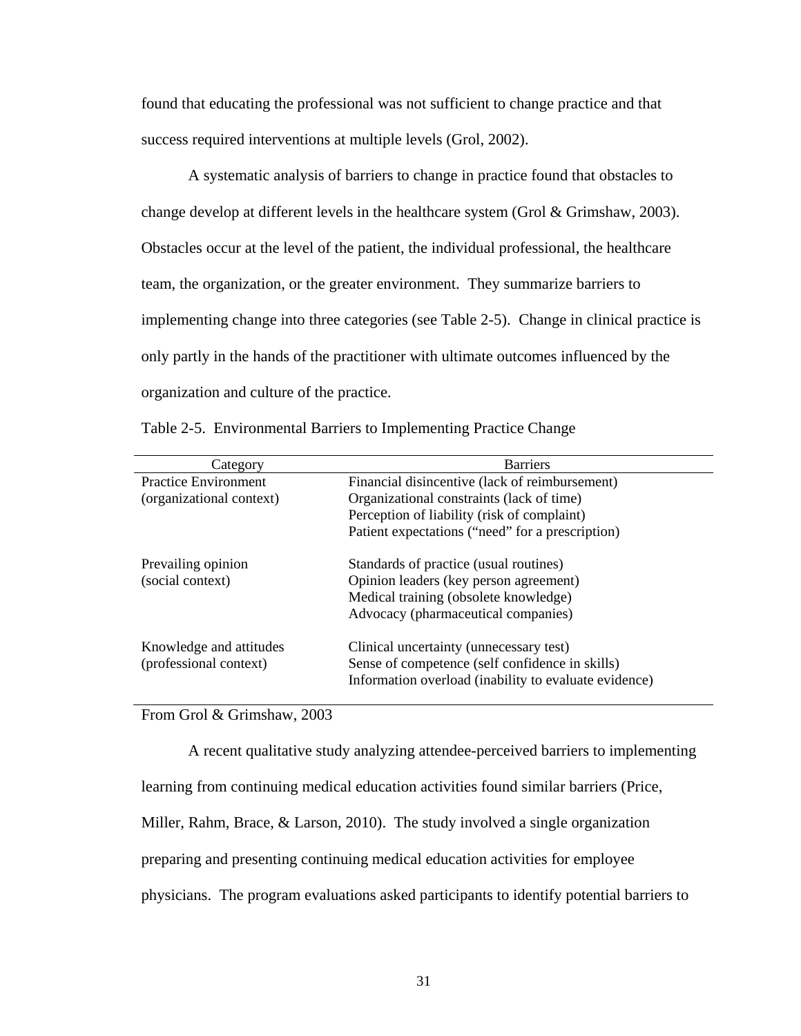found that educating the professional was not sufficient to change practice and that success required interventions at multiple levels (Grol, 2002).

A systematic analysis of barriers to change in practice found that obstacles to change develop at different levels in the healthcare system (Grol & Grimshaw, 2003). Obstacles occur at the level of the patient, the individual professional, the healthcare team, the organization, or the greater environment. They summarize barriers to implementing change into three categories (see Table 2-5). Change in clinical practice is only partly in the hands of the practitioner with ultimate outcomes influenced by the organization and culture of the practice.

Table 2-5. Environmental Barriers to Implementing Practice Change

| Category | Barriers |
|---|---|
| Practice Environment (organizational context) | Financial disincentive (lack of reimbursement)<br>Organizational constraints (lack of time)<br>Perception of liability (risk of complaint)<br>Patient expectations ("need" for a prescription) |
| Prevailing opinion (social context) | Standards of practice (usual routines)<br>Opinion leaders (key person agreement)<br>Medical training (obsolete knowledge)<br>Advocacy (pharmaceutical companies) |
| Knowledge and attitudes (professional context) | Clinical uncertainty (unnecessary test)<br>Sense of competence (self confidence in skills)<br>Information overload (inability to evaluate evidence) |

From Grol & Grimshaw, 2003

A recent qualitative study analyzing attendee-perceived barriers to implementing learning from continuing medical education activities found similar barriers (Price, Miller, Rahm, Brace, & Larson, 2010). The study involved a single organization preparing and presenting continuing medical education activities for employee physicians. The program evaluations asked participants to identify potential barriers to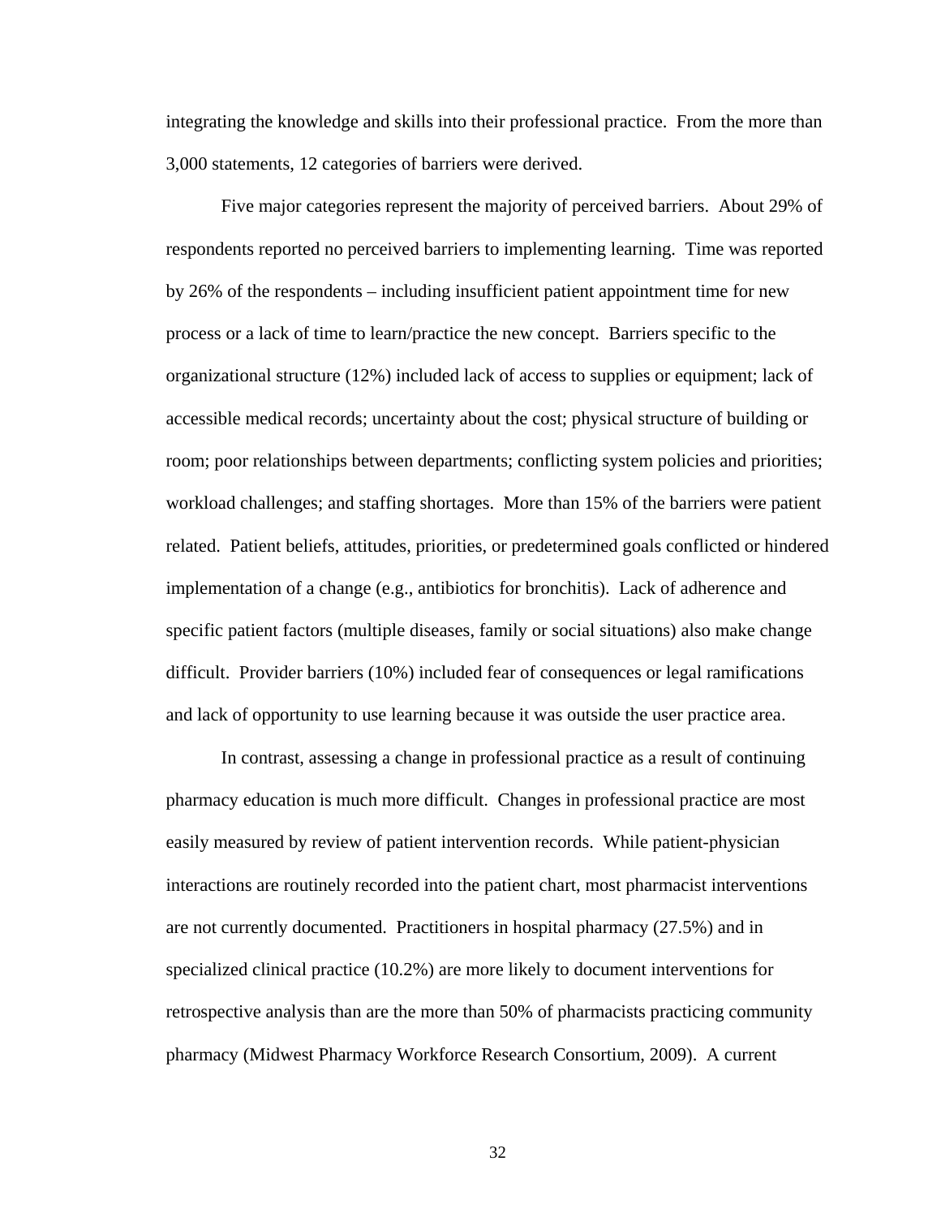integrating the knowledge and skills into their professional practice. From the more than 3,000 statements, 12 categories of barriers were derived.

Five major categories represent the majority of perceived barriers. About 29% of respondents reported no perceived barriers to implementing learning. Time was reported by 26% of the respondents – including insufficient patient appointment time for new process or a lack of time to learn/practice the new concept. Barriers specific to the organizational structure (12%) included lack of access to supplies or equipment; lack of accessible medical records; uncertainty about the cost; physical structure of building or room; poor relationships between departments; conflicting system policies and priorities; workload challenges; and staffing shortages. More than 15% of the barriers were patient related. Patient beliefs, attitudes, priorities, or predetermined goals conflicted or hindered implementation of a change (e.g., antibiotics for bronchitis). Lack of adherence and specific patient factors (multiple diseases, family or social situations) also make change difficult. Provider barriers (10%) included fear of consequences or legal ramifications and lack of opportunity to use learning because it was outside the user practice area.

In contrast, assessing a change in professional practice as a result of continuing pharmacy education is much more difficult. Changes in professional practice are most easily measured by review of patient intervention records. While patient-physician interactions are routinely recorded into the patient chart, most pharmacist interventions are not currently documented. Practitioners in hospital pharmacy (27.5%) and in specialized clinical practice (10.2%) are more likely to document interventions for retrospective analysis than are the more than 50% of pharmacists practicing community pharmacy (Midwest Pharmacy Workforce Research Consortium, 2009). A current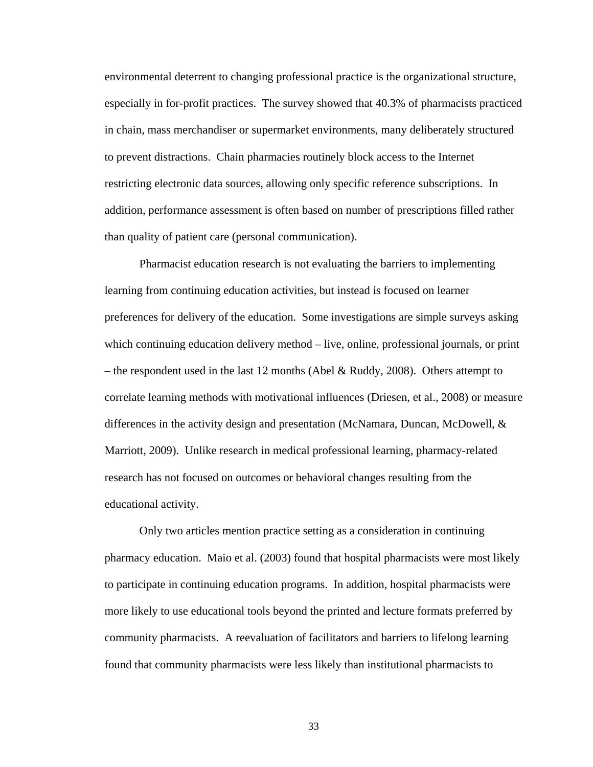environmental deterrent to changing professional practice is the organizational structure, especially in for-profit practices. The survey showed that 40.3% of pharmacists practiced in chain, mass merchandiser or supermarket environments, many deliberately structured to prevent distractions. Chain pharmacies routinely block access to the Internet restricting electronic data sources, allowing only specific reference subscriptions. In addition, performance assessment is often based on number of prescriptions filled rather than quality of patient care (personal communication).

Pharmacist education research is not evaluating the barriers to implementing learning from continuing education activities, but instead is focused on learner preferences for delivery of the education. Some investigations are simple surveys asking which continuing education delivery method – live, online, professional journals, or print – the respondent used in the last 12 months (Abel & Ruddy, 2008). Others attempt to correlate learning methods with motivational influences (Driesen, et al., 2008) or measure differences in the activity design and presentation (McNamara, Duncan, McDowell, & Marriott, 2009). Unlike research in medical professional learning, pharmacy-related research has not focused on outcomes or behavioral changes resulting from the educational activity.

Only two articles mention practice setting as a consideration in continuing pharmacy education. Maio et al. (2003) found that hospital pharmacists were most likely to participate in continuing education programs. In addition, hospital pharmacists were more likely to use educational tools beyond the printed and lecture formats preferred by community pharmacists. A reevaluation of facilitators and barriers to lifelong learning found that community pharmacists were less likely than institutional pharmacists to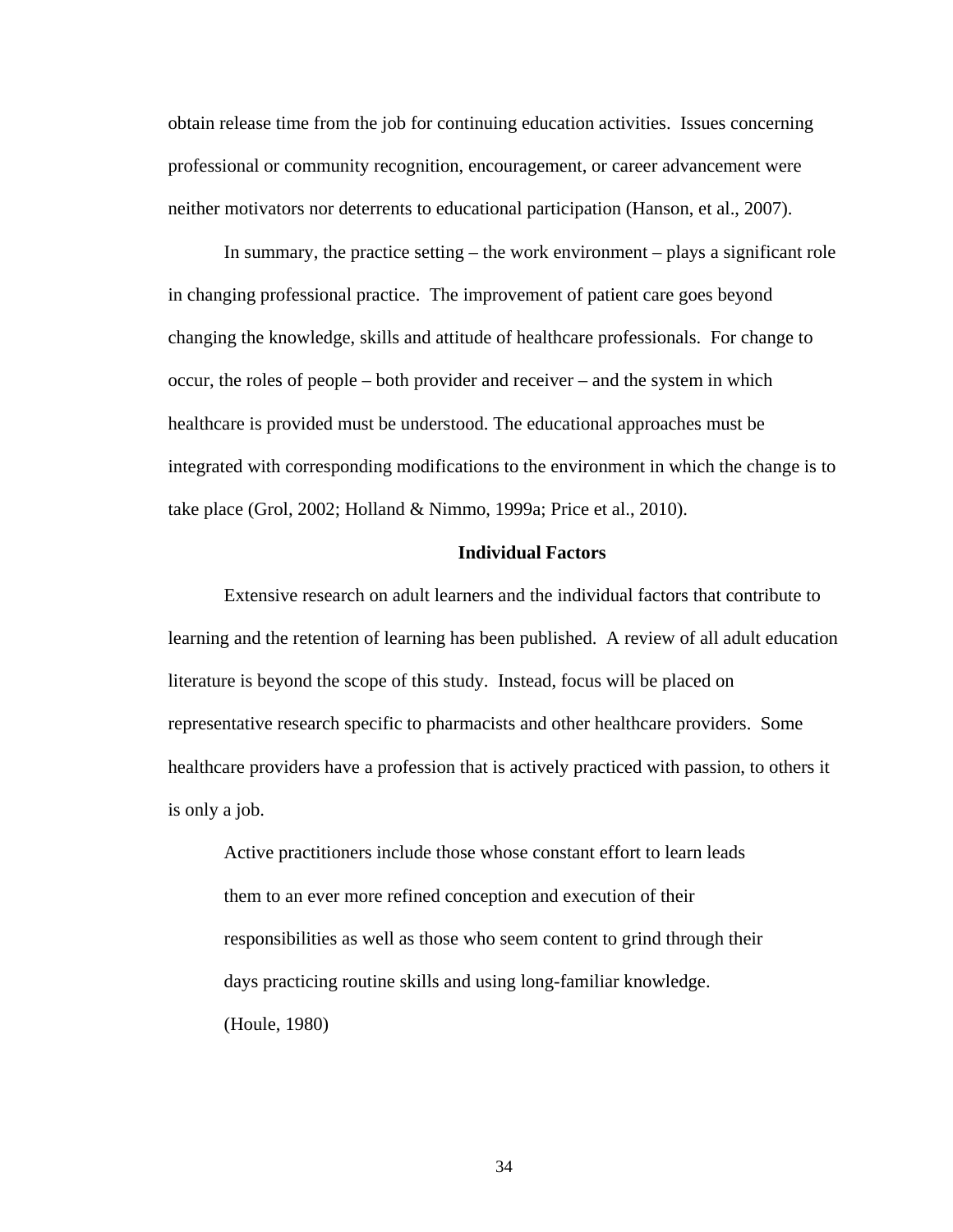obtain release time from the job for continuing education activities. Issues concerning professional or community recognition, encouragement, or career advancement were neither motivators nor deterrents to educational participation (Hanson, et al., 2007).

In summary, the practice setting – the work environment – plays a significant role in changing professional practice. The improvement of patient care goes beyond changing the knowledge, skills and attitude of healthcare professionals. For change to occur, the roles of people – both provider and receiver – and the system in which healthcare is provided must be understood. The educational approaches must be integrated with corresponding modifications to the environment in which the change is to take place (Grol, 2002; Holland & Nimmo, 1999a; Price et al., 2010).

### Individual Factors

Extensive research on adult learners and the individual factors that contribute to learning and the retention of learning has been published. A review of all adult education literature is beyond the scope of this study. Instead, focus will be placed on representative research specific to pharmacists and other healthcare providers. Some healthcare providers have a profession that is actively practiced with passion, to others it is only a job.

> Active practitioners include those whose constant effort to learn leads them to an ever more refined conception and execution of their responsibilities as well as those who seem content to grind through their days practicing routine skills and using long-familiar knowledge. (Houle, 1980)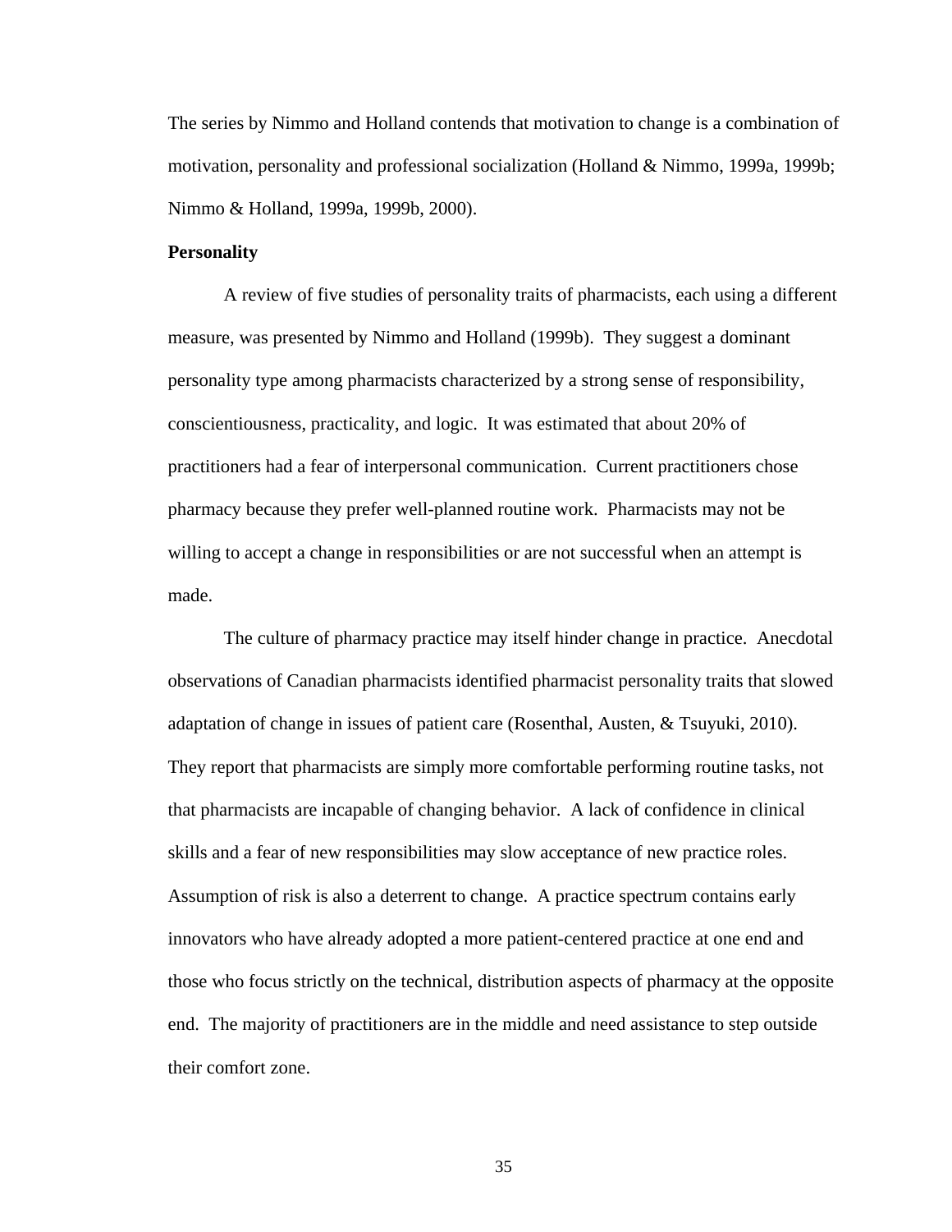The series by Nimmo and Holland contends that motivation to change is a combination of motivation, personality and professional socialization (Holland & Nimmo, 1999a, 1999b; Nimmo & Holland, 1999a, 1999b, 2000).

**Personality**

A review of five studies of personality traits of pharmacists, each using a different measure, was presented by Nimmo and Holland (1999b). They suggest a dominant personality type among pharmacists characterized by a strong sense of responsibility, conscientiousness, practicality, and logic. It was estimated that about 20% of practitioners had a fear of interpersonal communication. Current practitioners chose pharmacy because they prefer well-planned routine work. Pharmacists may not be willing to accept a change in responsibilities or are not successful when an attempt is made.

The culture of pharmacy practice may itself hinder change in practice. Anecdotal observations of Canadian pharmacists identified pharmacist personality traits that slowed adaptation of change in issues of patient care (Rosenthal, Austen, & Tsuyuki, 2010). They report that pharmacists are simply more comfortable performing routine tasks, not that pharmacists are incapable of changing behavior. A lack of confidence in clinical skills and a fear of new responsibilities may slow acceptance of new practice roles. Assumption of risk is also a deterrent to change. A practice spectrum contains early innovators who have already adopted a more patient-centered practice at one end and those who focus strictly on the technical, distribution aspects of pharmacy at the opposite end. The majority of practitioners are in the middle and need assistance to step outside their comfort zone.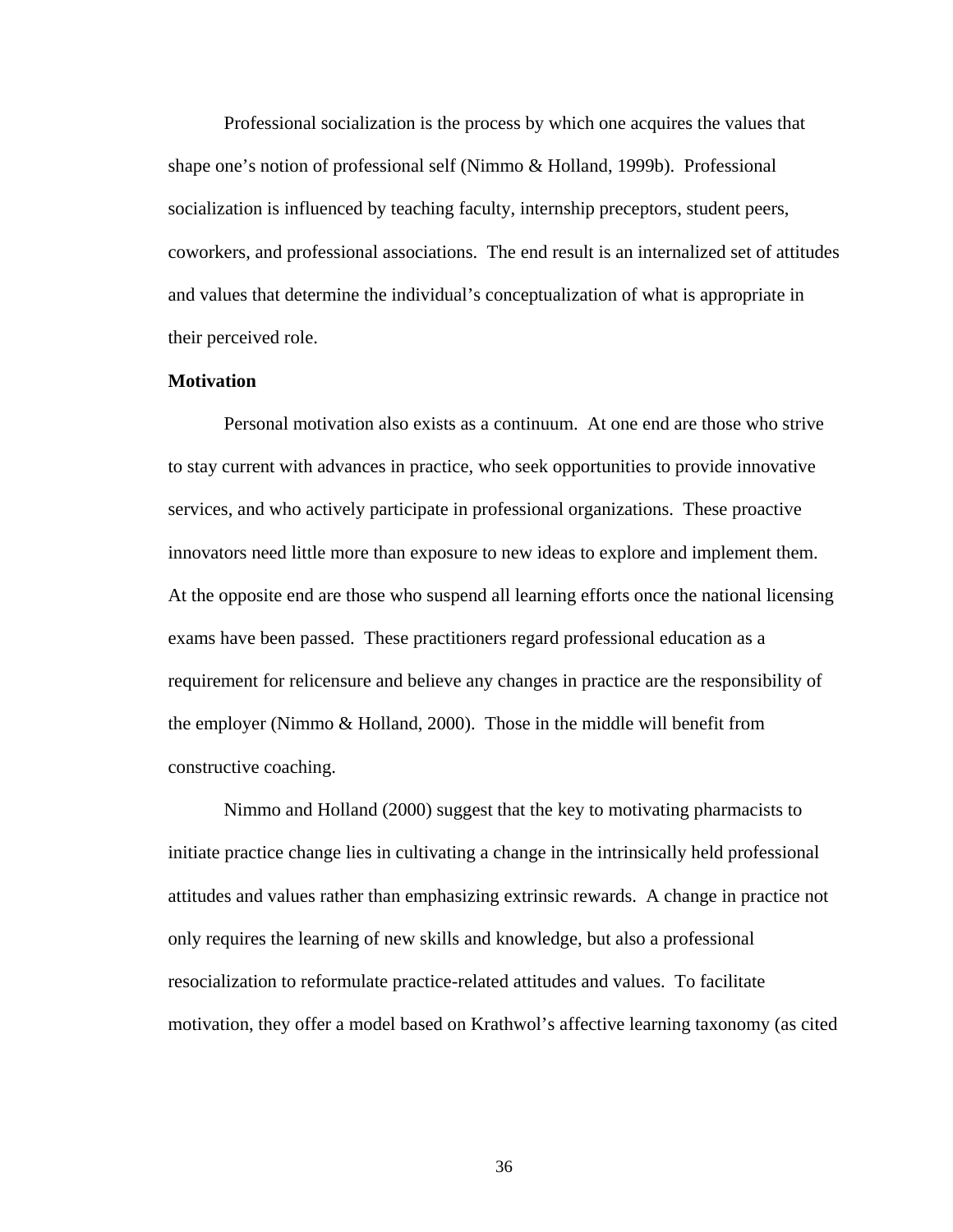Professional socialization is the process by which one acquires the values that shape one's notion of professional self (Nimmo & Holland, 1999b). Professional socialization is influenced by teaching faculty, internship preceptors, student peers, coworkers, and professional associations. The end result is an internalized set of attitudes and values that determine the individual's conceptualization of what is appropriate in their perceived role.

**Motivation**

Personal motivation also exists as a continuum. At one end are those who strive to stay current with advances in practice, who seek opportunities to provide innovative services, and who actively participate in professional organizations. These proactive innovators need little more than exposure to new ideas to explore and implement them. At the opposite end are those who suspend all learning efforts once the national licensing exams have been passed. These practitioners regard professional education as a requirement for relicensure and believe any changes in practice are the responsibility of the employer (Nimmo & Holland, 2000). Those in the middle will benefit from constructive coaching.

Nimmo and Holland (2000) suggest that the key to motivating pharmacists to initiate practice change lies in cultivating a change in the intrinsically held professional attitudes and values rather than emphasizing extrinsic rewards. A change in practice not only requires the learning of new skills and knowledge, but also a professional resocialization to reformulate practice-related attitudes and values. To facilitate motivation, they offer a model based on Krathwol's affective learning taxonomy (as cited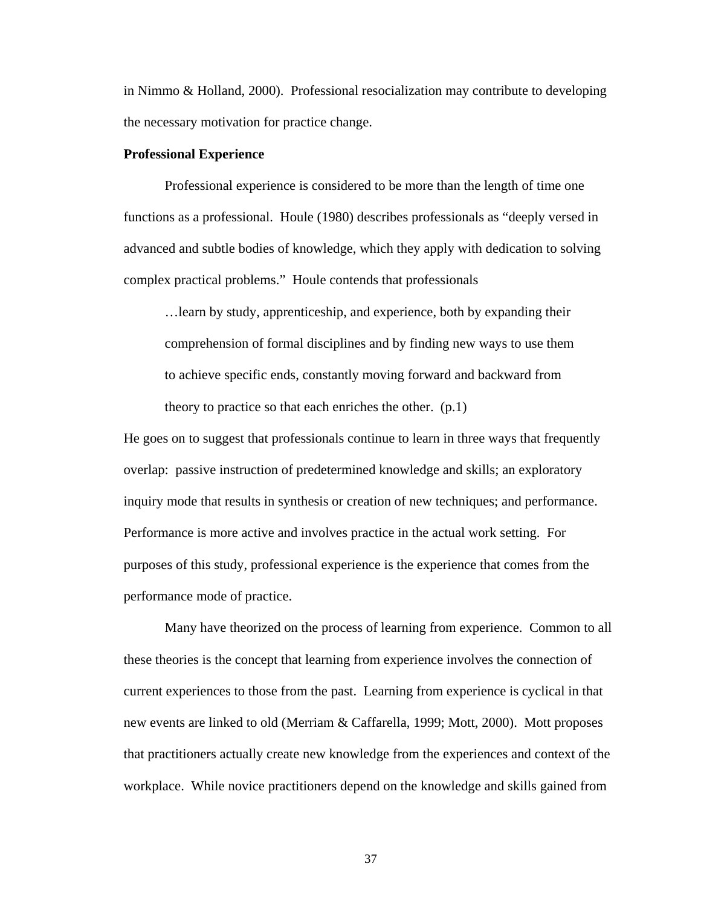in Nimmo & Holland, 2000). Professional resocialization may contribute to developing the necessary motivation for practice change.

**Professional Experience**

Professional experience is considered to be more than the length of time one functions as a professional. Houle (1980) describes professionals as "deeply versed in advanced and subtle bodies of knowledge, which they apply with dedication to solving complex practical problems." Houle contends that professionals

> …learn by study, apprenticeship, and experience, both by expanding their comprehension of formal disciplines and by finding new ways to use them to achieve specific ends, constantly moving forward and backward from theory to practice so that each enriches the other. (p.1)

He goes on to suggest that professionals continue to learn in three ways that frequently overlap: passive instruction of predetermined knowledge and skills; an exploratory inquiry mode that results in synthesis or creation of new techniques; and performance. Performance is more active and involves practice in the actual work setting. For purposes of this study, professional experience is the experience that comes from the performance mode of practice.

Many have theorized on the process of learning from experience. Common to all these theories is the concept that learning from experience involves the connection of current experiences to those from the past. Learning from experience is cyclical in that new events are linked to old (Merriam & Caffarella, 1999; Mott, 2000). Mott proposes that practitioners actually create new knowledge from the experiences and context of the workplace. While novice practitioners depend on the knowledge and skills gained from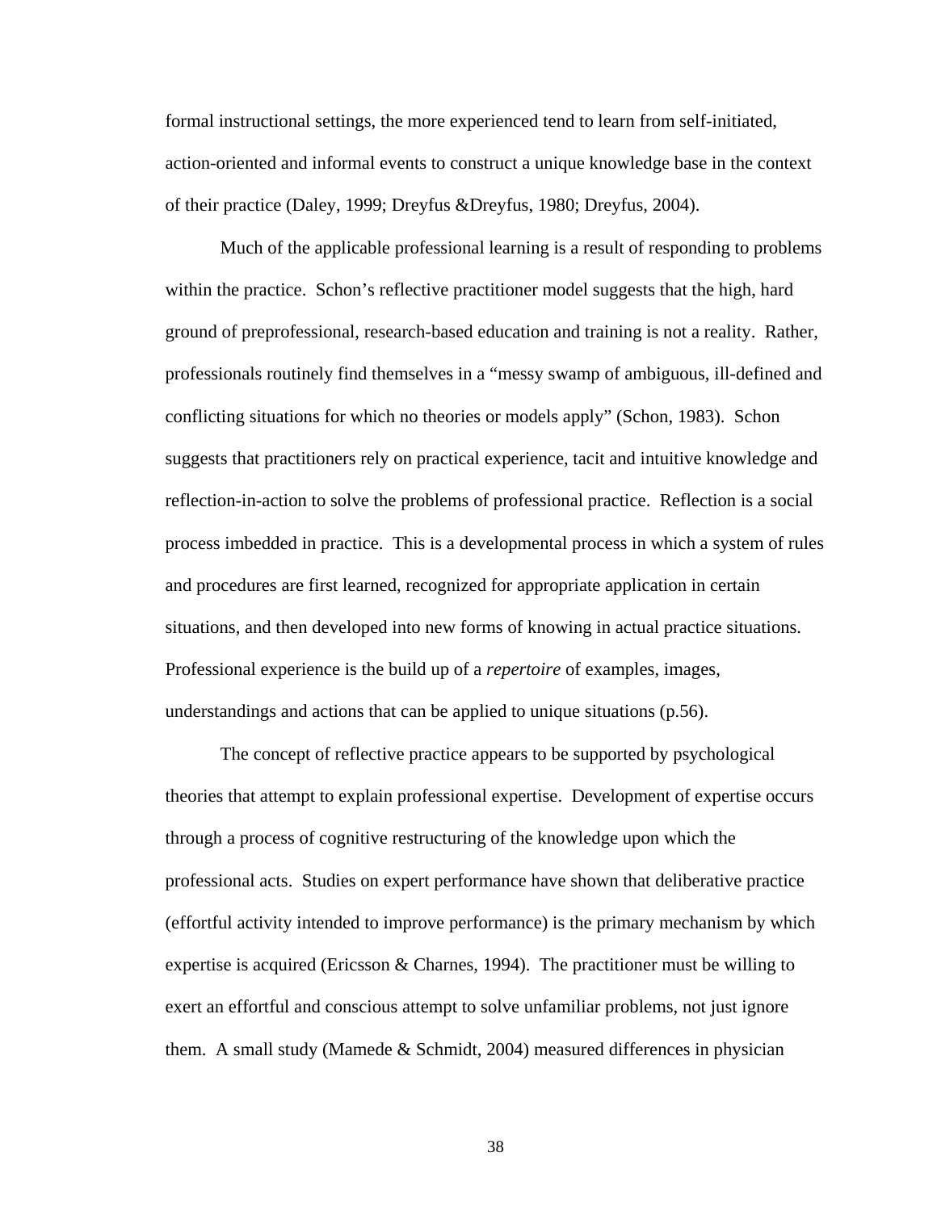formal instructional settings, the more experienced tend to learn from self-initiated, action-oriented and informal events to construct a unique knowledge base in the context of their practice (Daley, 1999; Dreyfus &Dreyfus, 1980; Dreyfus, 2004).

Much of the applicable professional learning is a result of responding to problems within the practice. Schon's reflective practitioner model suggests that the high, hard ground of preprofessional, research-based education and training is not a reality. Rather, professionals routinely find themselves in a "messy swamp of ambiguous, ill-defined and conflicting situations for which no theories or models apply" (Schon, 1983). Schon suggests that practitioners rely on practical experience, tacit and intuitive knowledge and reflection-in-action to solve the problems of professional practice. Reflection is a social process imbedded in practice. This is a developmental process in which a system of rules and procedures are first learned, recognized for appropriate application in certain situations, and then developed into new forms of knowing in actual practice situations. Professional experience is the build up of a *repertoire* of examples, images, understandings and actions that can be applied to unique situations (p.56).

The concept of reflective practice appears to be supported by psychological theories that attempt to explain professional expertise. Development of expertise occurs through a process of cognitive restructuring of the knowledge upon which the professional acts. Studies on expert performance have shown that deliberative practice (effortful activity intended to improve performance) is the primary mechanism by which expertise is acquired (Ericsson & Charnes, 1994). The practitioner must be willing to exert an effortful and conscious attempt to solve unfamiliar problems, not just ignore them. A small study (Mamede & Schmidt, 2004) measured differences in physician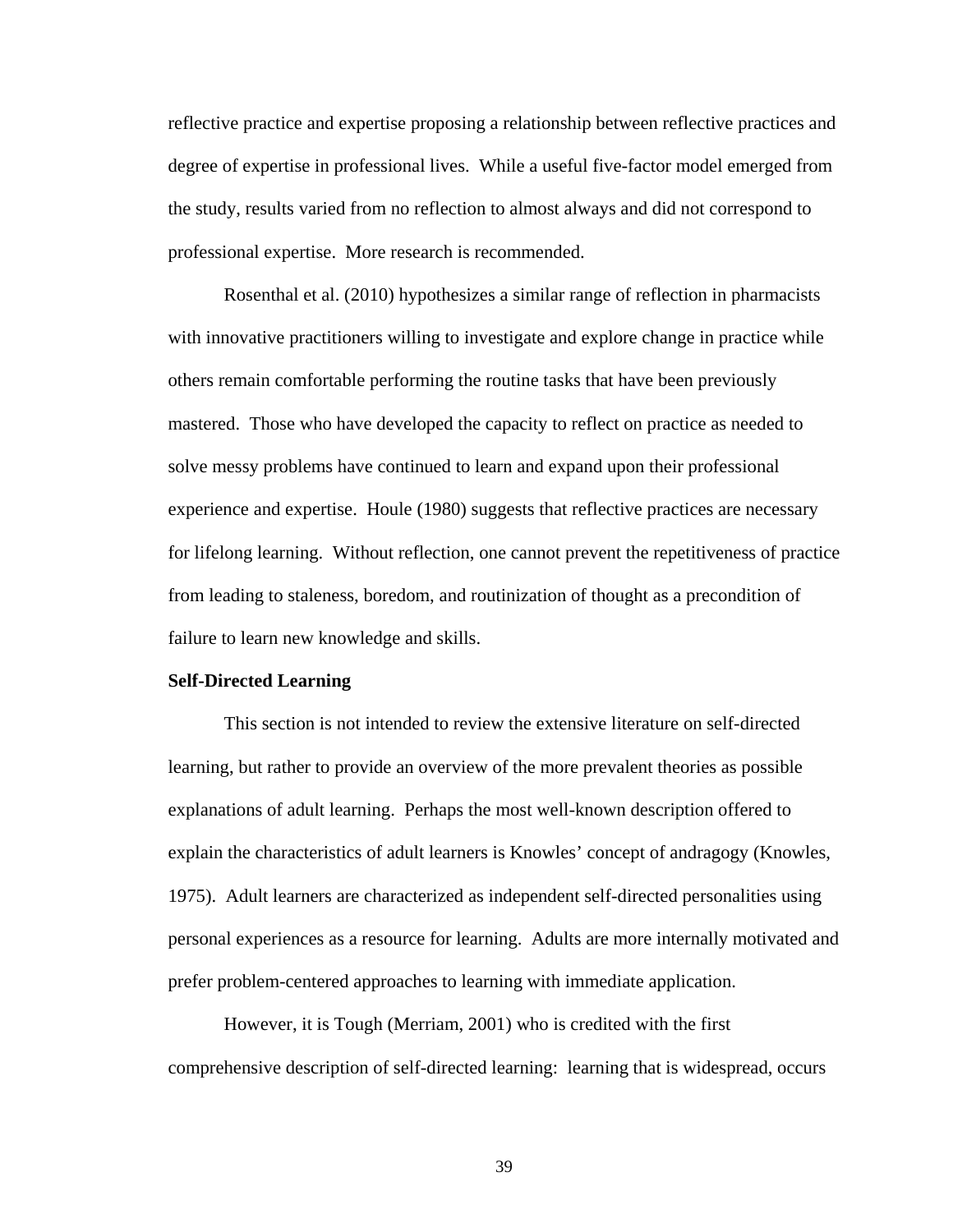reflective practice and expertise proposing a relationship between reflective practices and degree of expertise in professional lives. While a useful five-factor model emerged from the study, results varied from no reflection to almost always and did not correspond to professional expertise. More research is recommended.

Rosenthal et al. (2010) hypothesizes a similar range of reflection in pharmacists with innovative practitioners willing to investigate and explore change in practice while others remain comfortable performing the routine tasks that have been previously mastered. Those who have developed the capacity to reflect on practice as needed to solve messy problems have continued to learn and expand upon their professional experience and expertise. Houle (1980) suggests that reflective practices are necessary for lifelong learning. Without reflection, one cannot prevent the repetitiveness of practice from leading to staleness, boredom, and routinization of thought as a precondition of failure to learn new knowledge and skills.

**Self-Directed Learning**

This section is not intended to review the extensive literature on self-directed learning, but rather to provide an overview of the more prevalent theories as possible explanations of adult learning. Perhaps the most well-known description offered to explain the characteristics of adult learners is Knowles' concept of andragogy (Knowles, 1975). Adult learners are characterized as independent self-directed personalities using personal experiences as a resource for learning. Adults are more internally motivated and prefer problem-centered approaches to learning with immediate application.

However, it is Tough (Merriam, 2001) who is credited with the first comprehensive description of self-directed learning: learning that is widespread, occurs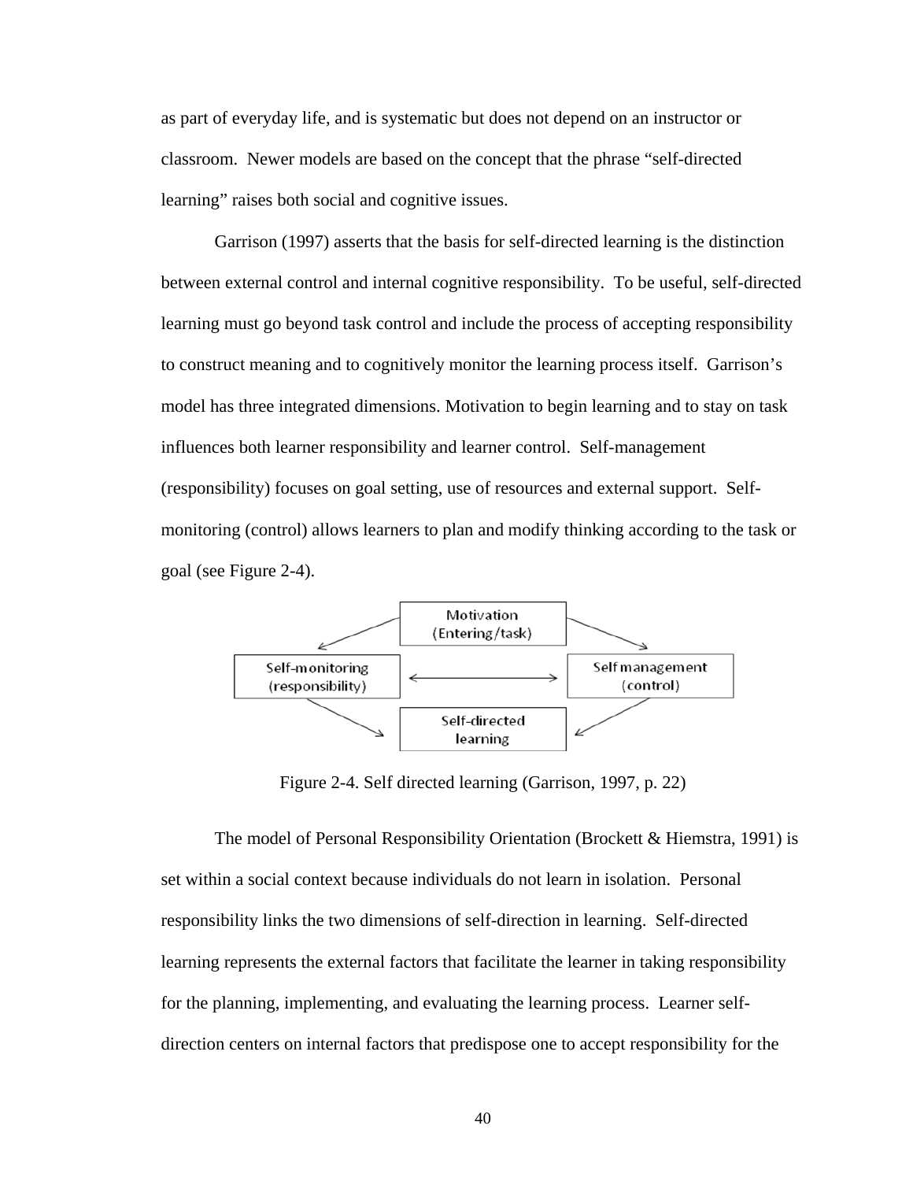as part of everyday life, and is systematic but does not depend on an instructor or classroom. Newer models are based on the concept that the phrase "self-directed learning" raises both social and cognitive issues.

Garrison (1997) asserts that the basis for self-directed learning is the distinction between external control and internal cognitive responsibility. To be useful, self-directed learning must go beyond task control and include the process of accepting responsibility to construct meaning and to cognitively monitor the learning process itself. Garrison's model has three integrated dimensions. Motivation to begin learning and to stay on task influences both learner responsibility and learner control. Self-management (responsibility) focuses on goal setting, use of resources and external support. Self-monitoring (control) allows learners to plan and modify thinking according to the task or goal (see Figure 2-4).

Figure 2-4. Self directed learning (Garrison, 1997, p. 22)

The model of Personal Responsibility Orientation (Brockett & Hiemstra, 1991) is set within a social context because individuals do not learn in isolation. Personal responsibility links the two dimensions of self-direction in learning. Self-directed learning represents the external factors that facilitate the learner in taking responsibility for the planning, implementing, and evaluating the learning process. Learner self-direction centers on internal factors that predispose one to accept responsibility for the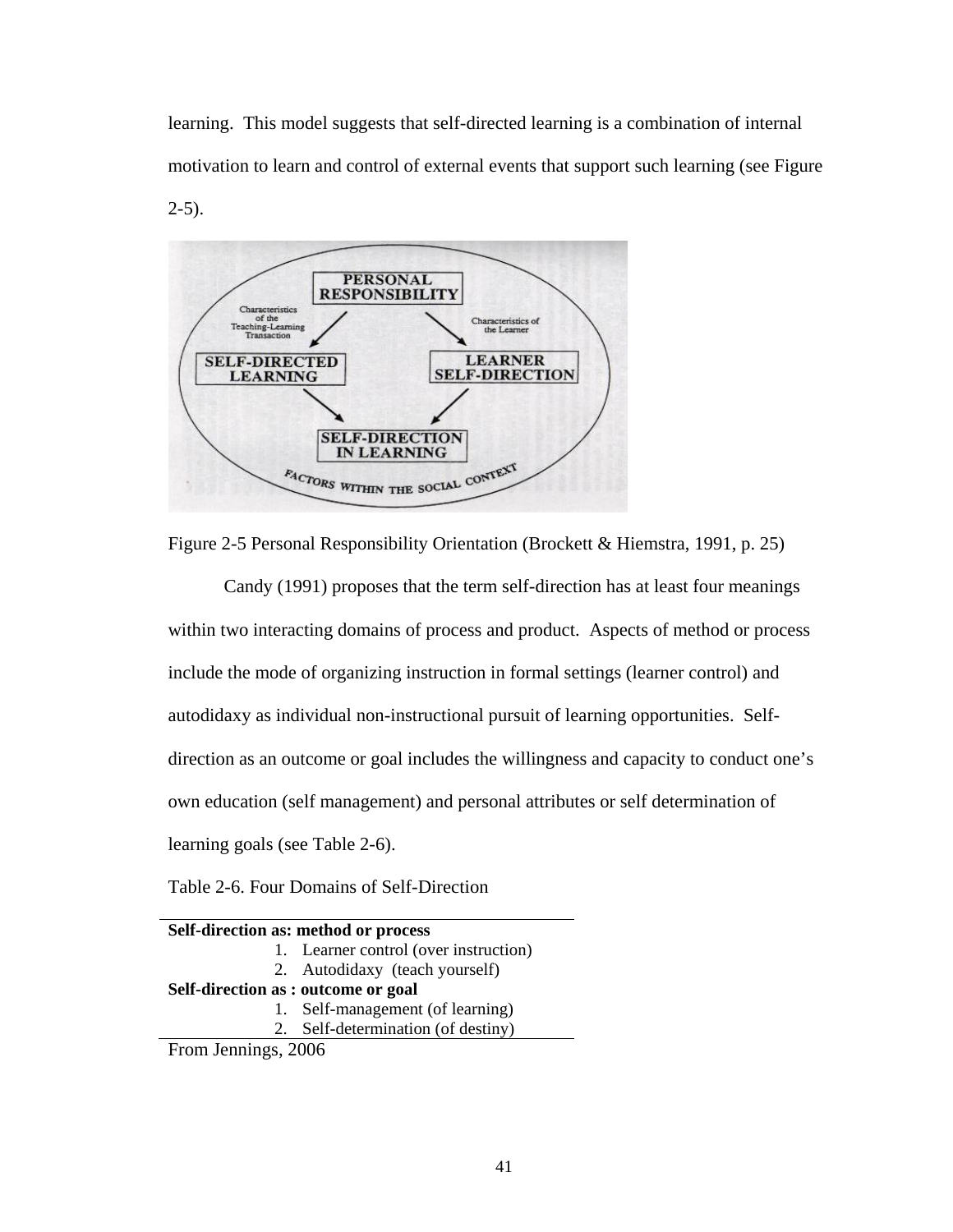learning.  This model suggests that self-directed learning is a combination of internal motivation to learn and control of external events that support such learning (see Figure 2-5).

Figure 2-5 Personal Responsibility Orientation (Brockett & Hiemstra, 1991, p. 25)

Candy (1991) proposes that the term self-direction has at least four meanings within two interacting domains of process and product.  Aspects of method or process include the mode of organizing instruction in formal settings (learner control) and autodidaxy as individual non-instructional pursuit of learning opportunities.  Self-direction as an outcome or goal includes the willingness and capacity to conduct one's own education (self management) and personal attributes or self determination of learning goals (see Table 2-6).

Table 2-6. Four Domains of Self-Direction

| **Self-direction as: method or process** |
|---|
| 1. Learner control (over instruction) |
| 2. Autodidaxy (teach yourself) |
| **Self-direction as : outcome or goal** |
| 1. Self-management (of learning) |
| 2. Self-determination (of destiny) |

From Jennings, 2006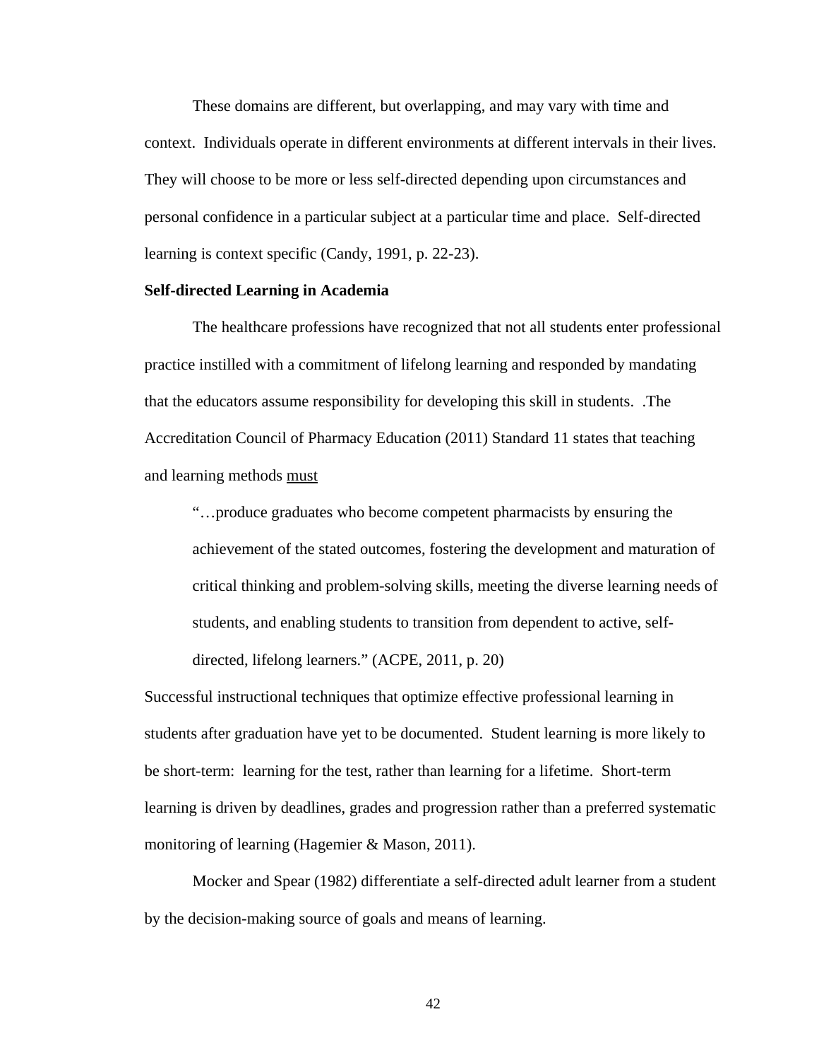These domains are different, but overlapping, and may vary with time and context. Individuals operate in different environments at different intervals in their lives. They will choose to be more or less self-directed depending upon circumstances and personal confidence in a particular subject at a particular time and place. Self-directed learning is context specific (Candy, 1991, p. 22-23).

**Self-directed Learning in Academia**

The healthcare professions have recognized that not all students enter professional practice instilled with a commitment of lifelong learning and responded by mandating that the educators assume responsibility for developing this skill in students. .The Accreditation Council of Pharmacy Education (2011) Standard 11 states that teaching and learning methods <u>must</u>

> "…produce graduates who become competent pharmacists by ensuring the achievement of the stated outcomes, fostering the development and maturation of critical thinking and problem-solving skills, meeting the diverse learning needs of students, and enabling students to transition from dependent to active, self-directed, lifelong learners." (ACPE, 2011, p. 20)

Successful instructional techniques that optimize effective professional learning in students after graduation have yet to be documented. Student learning is more likely to be short-term: learning for the test, rather than learning for a lifetime. Short-term learning is driven by deadlines, grades and progression rather than a preferred systematic monitoring of learning (Hagemier & Mason, 2011).

Mocker and Spear (1982) differentiate a self-directed adult learner from a student by the decision-making source of goals and means of learning.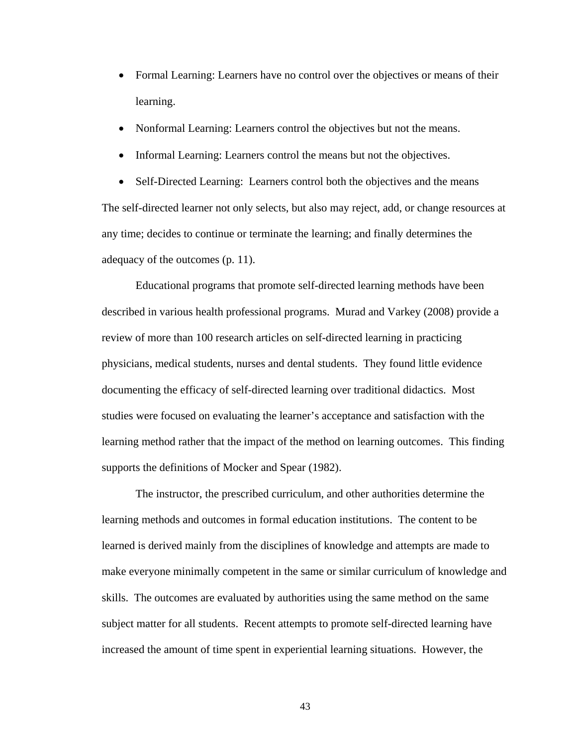- Formal Learning: Learners have no control over the objectives or means of their learning.
- Nonformal Learning: Learners control the objectives but not the means.
- Informal Learning: Learners control the means but not the objectives.
- Self-Directed Learning: Learners control both the objectives and the means

The self-directed learner not only selects, but also may reject, add, or change resources at any time; decides to continue or terminate the learning; and finally determines the adequacy of the outcomes (p. 11).

Educational programs that promote self-directed learning methods have been described in various health professional programs. Murad and Varkey (2008) provide a review of more than 100 research articles on self-directed learning in practicing physicians, medical students, nurses and dental students. They found little evidence documenting the efficacy of self-directed learning over traditional didactics. Most studies were focused on evaluating the learner's acceptance and satisfaction with the learning method rather that the impact of the method on learning outcomes. This finding supports the definitions of Mocker and Spear (1982).

The instructor, the prescribed curriculum, and other authorities determine the learning methods and outcomes in formal education institutions. The content to be learned is derived mainly from the disciplines of knowledge and attempts are made to make everyone minimally competent in the same or similar curriculum of knowledge and skills. The outcomes are evaluated by authorities using the same method on the same subject matter for all students. Recent attempts to promote self-directed learning have increased the amount of time spent in experiential learning situations. However, the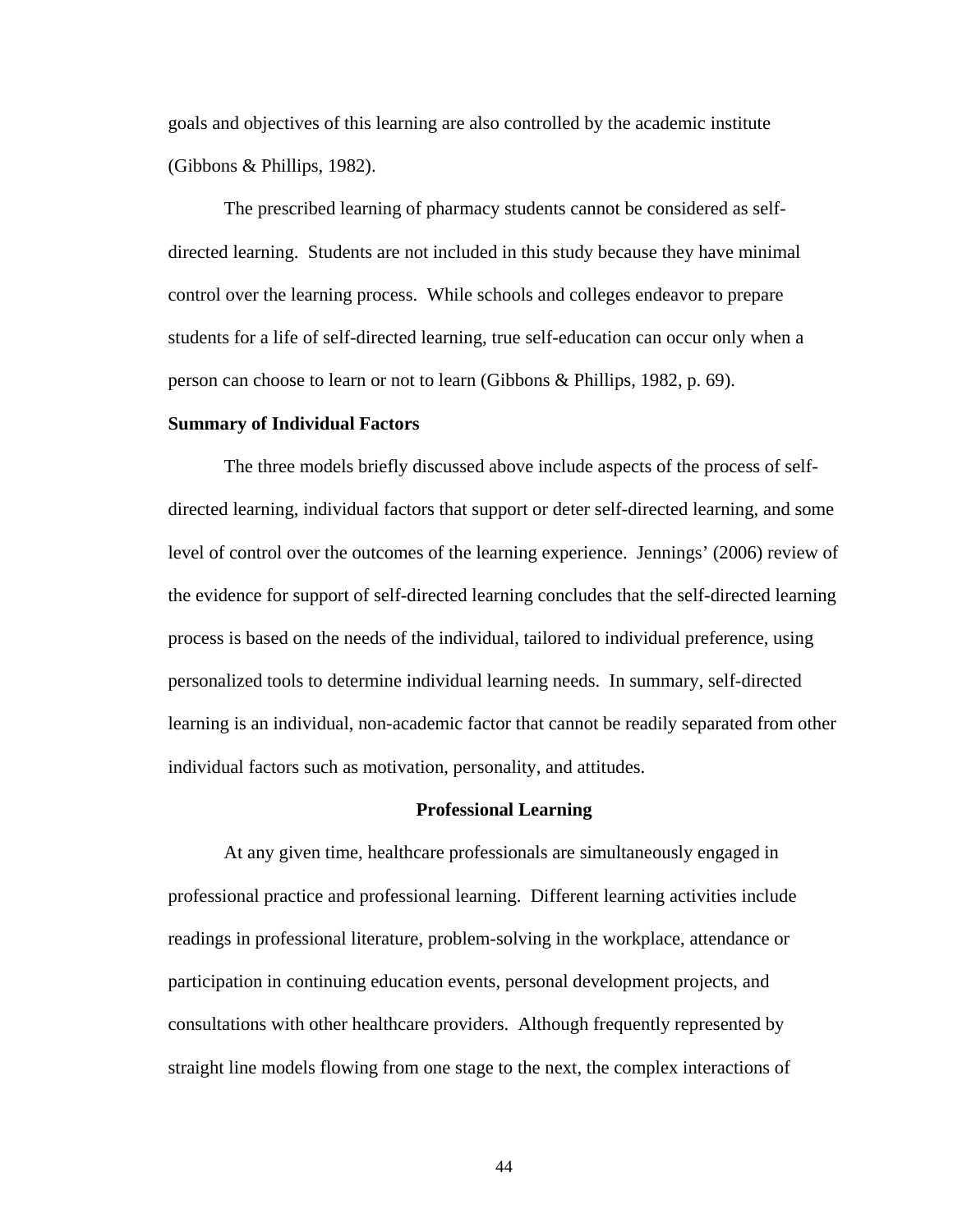goals and objectives of this learning are also controlled by the academic institute (Gibbons & Phillips, 1982).

The prescribed learning of pharmacy students cannot be considered as self-directed learning. Students are not included in this study because they have minimal control over the learning process. While schools and colleges endeavor to prepare students for a life of self-directed learning, true self-education can occur only when a person can choose to learn or not to learn (Gibbons & Phillips, 1982, p. 69).

### Summary of Individual Factors

The three models briefly discussed above include aspects of the process of self-directed learning, individual factors that support or deter self-directed learning, and some level of control over the outcomes of the learning experience. Jennings' (2006) review of the evidence for support of self-directed learning concludes that the self-directed learning process is based on the needs of the individual, tailored to individual preference, using personalized tools to determine individual learning needs. In summary, self-directed learning is an individual, non-academic factor that cannot be readily separated from other individual factors such as motivation, personality, and attitudes.

## Professional Learning

At any given time, healthcare professionals are simultaneously engaged in professional practice and professional learning. Different learning activities include readings in professional literature, problem-solving in the workplace, attendance or participation in continuing education events, personal development projects, and consultations with other healthcare providers. Although frequently represented by straight line models flowing from one stage to the next, the complex interactions of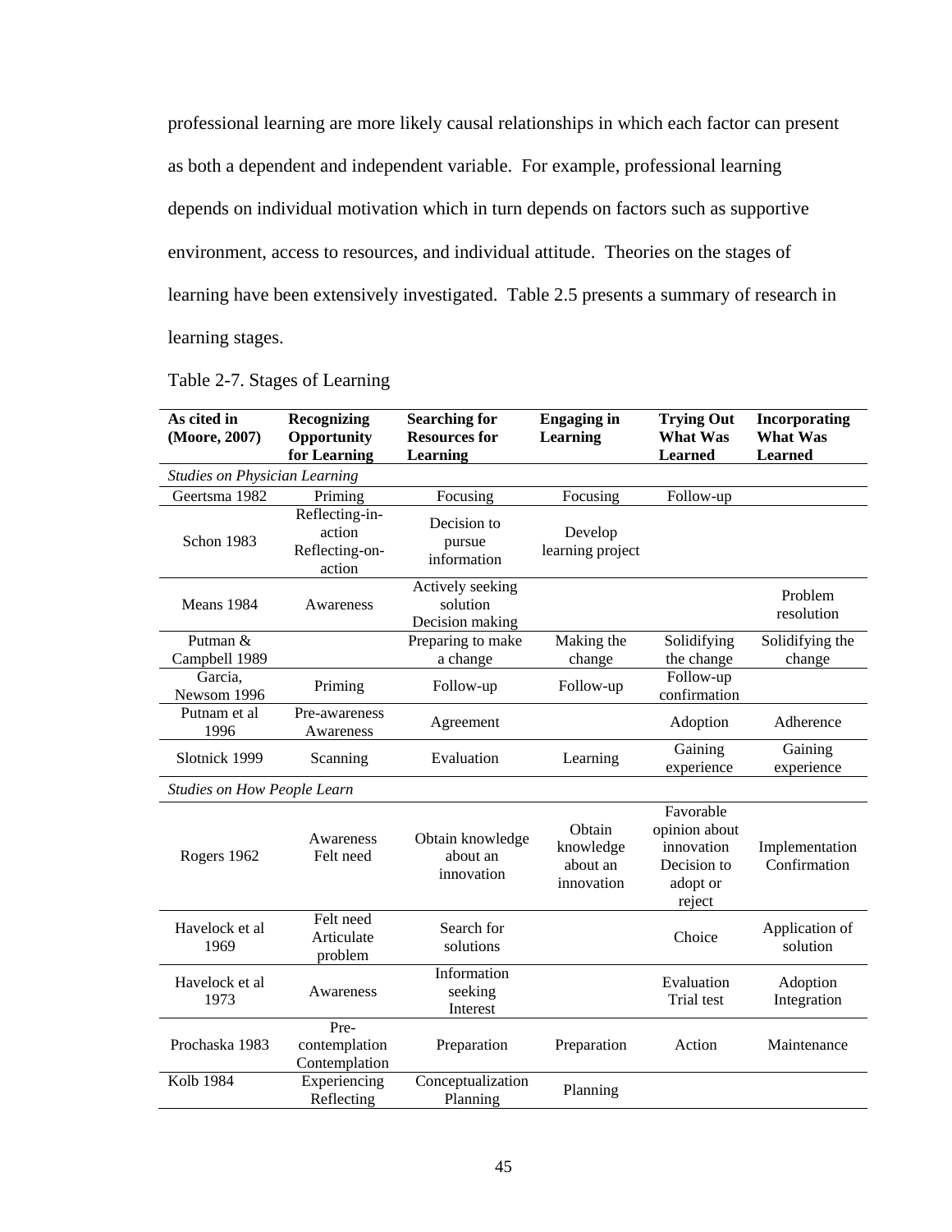professional learning are more likely causal relationships in which each factor can present as both a dependent and independent variable. For example, professional learning depends on individual motivation which in turn depends on factors such as supportive environment, access to resources, and individual attitude. Theories on the stages of learning have been extensively investigated. Table 2.5 presents a summary of research in learning stages.

Table 2-7. Stages of Learning

| As cited in (Moore, 2007) | Recognizing Opportunity for Learning | Searching for Resources for Learning | Engaging in Learning | Trying Out What Was Learned | Incorporating What Was Learned |
|---|---|---|---|---|---|
| *Studies on Physician Learning* | | | | | |
| Geertsma 1982 | Priming | Focusing | Focusing | Follow-up | |
| Schon 1983 | Reflecting-in-action Reflecting-on-action | Decision to pursue information | Develop learning project | | |
| Means 1984 | Awareness | Actively seeking solution Decision making | | | Problem resolution |
| Putman & Campbell 1989 | | Preparing to make a change | Making the change | Solidifying the change | Solidifying the change |
| Garcia, Newsom 1996 | Priming | Follow-up | Follow-up | Follow-up confirmation | |
| Putnam et al 1996 | Pre-awareness Awareness | Agreement | | Adoption | Adherence |
| Slotnick 1999 | Scanning | Evaluation | Learning | Gaining experience | Gaining experience |
| *Studies on How People Learn* | | | | | |
| Rogers 1962 | Awareness Felt need | Obtain knowledge about an innovation | Obtain knowledge about an innovation | Favorable opinion about innovation Decision to adopt or reject | Implementation Confirmation |
| Havelock et al 1969 | Felt need Articulate problem | Search for solutions | | Choice | Application of solution |
| Havelock et al 1973 | Awareness | Information seeking Interest | | Evaluation Trial test | Adoption Integration |
| Prochaska 1983 | Pre-contemplation Contemplation | Preparation | Preparation | Action | Maintenance |
| Kolb 1984 | Experiencing Reflecting | Conceptualization Planning | Planning | | |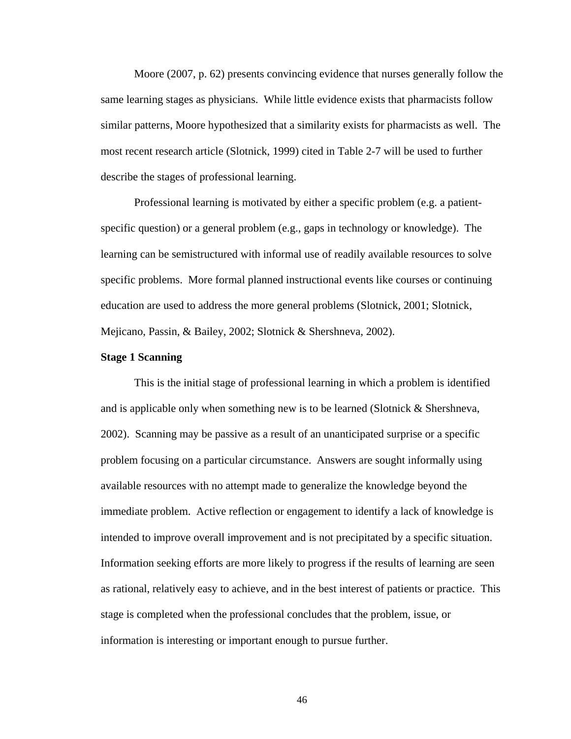Moore (2007, p. 62) presents convincing evidence that nurses generally follow the same learning stages as physicians. While little evidence exists that pharmacists follow similar patterns, Moore hypothesized that a similarity exists for pharmacists as well. The most recent research article (Slotnick, 1999) cited in Table 2-7 will be used to further describe the stages of professional learning.

Professional learning is motivated by either a specific problem (e.g. a patient-specific question) or a general problem (e.g., gaps in technology or knowledge). The learning can be semistructured with informal use of readily available resources to solve specific problems. More formal planned instructional events like courses or continuing education are used to address the more general problems (Slotnick, 2001; Slotnick, Mejicano, Passin, & Bailey, 2002; Slotnick & Shershneva, 2002).

**Stage 1 Scanning**

This is the initial stage of professional learning in which a problem is identified and is applicable only when something new is to be learned (Slotnick & Shershneva, 2002). Scanning may be passive as a result of an unanticipated surprise or a specific problem focusing on a particular circumstance. Answers are sought informally using available resources with no attempt made to generalize the knowledge beyond the immediate problem. Active reflection or engagement to identify a lack of knowledge is intended to improve overall improvement and is not precipitated by a specific situation. Information seeking efforts are more likely to progress if the results of learning are seen as rational, relatively easy to achieve, and in the best interest of patients or practice. This stage is completed when the professional concludes that the problem, issue, or information is interesting or important enough to pursue further.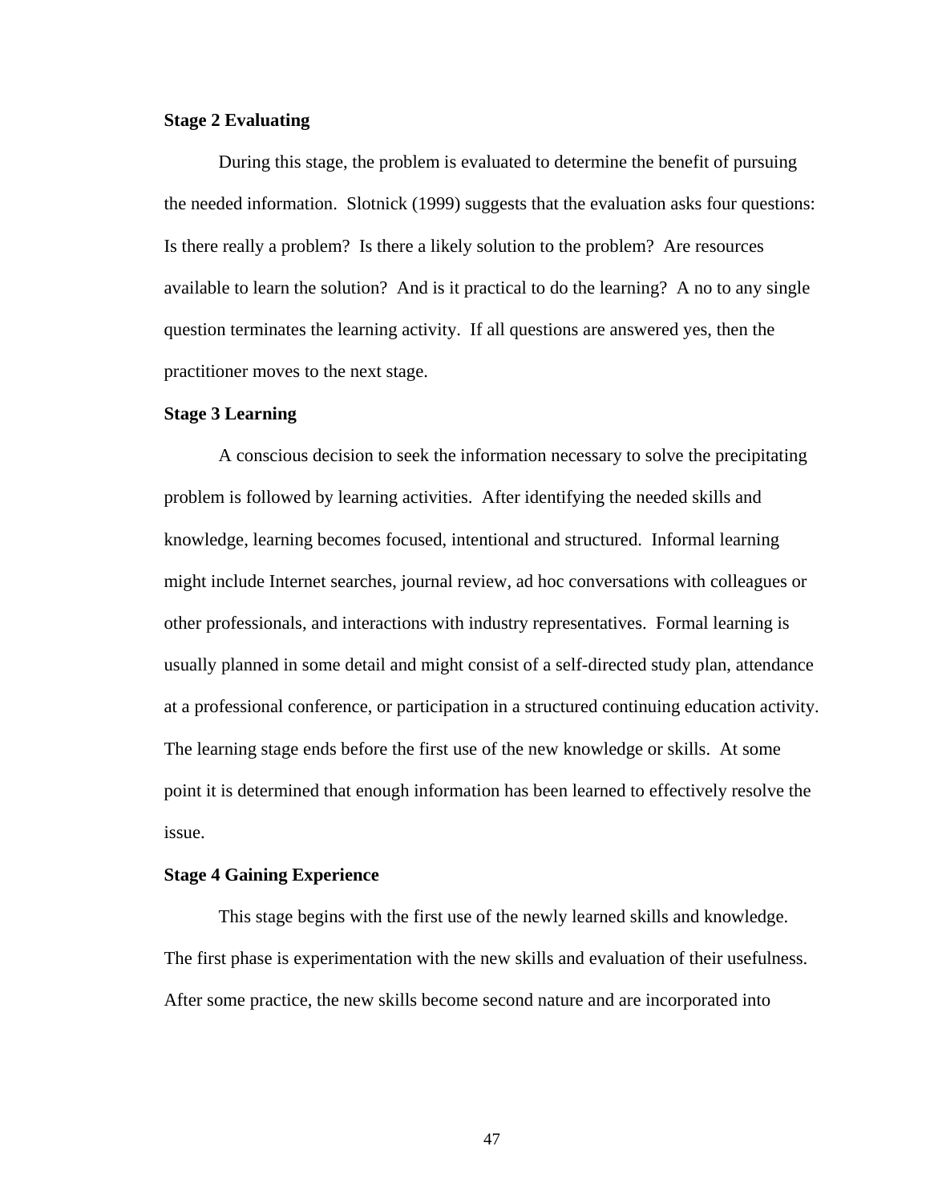**Stage 2 Evaluating**

During this stage, the problem is evaluated to determine the benefit of pursuing the needed information. Slotnick (1999) suggests that the evaluation asks four questions: Is there really a problem? Is there a likely solution to the problem? Are resources available to learn the solution? And is it practical to do the learning? A no to any single question terminates the learning activity. If all questions are answered yes, then the practitioner moves to the next stage.

**Stage 3 Learning**

A conscious decision to seek the information necessary to solve the precipitating problem is followed by learning activities. After identifying the needed skills and knowledge, learning becomes focused, intentional and structured. Informal learning might include Internet searches, journal review, ad hoc conversations with colleagues or other professionals, and interactions with industry representatives. Formal learning is usually planned in some detail and might consist of a self-directed study plan, attendance at a professional conference, or participation in a structured continuing education activity. The learning stage ends before the first use of the new knowledge or skills. At some point it is determined that enough information has been learned to effectively resolve the issue.

**Stage 4 Gaining Experience**

This stage begins with the first use of the newly learned skills and knowledge. The first phase is experimentation with the new skills and evaluation of their usefulness. After some practice, the new skills become second nature and are incorporated into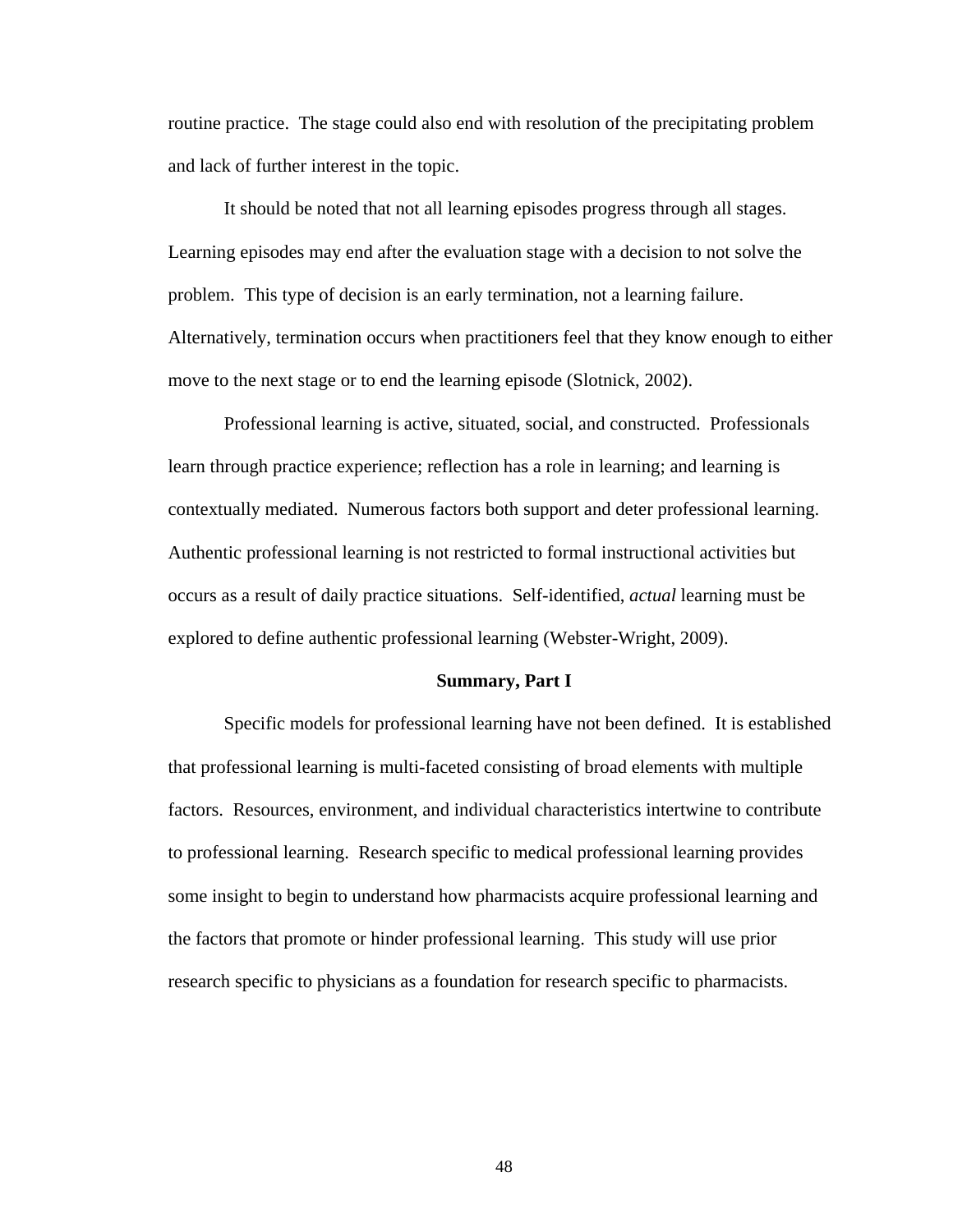routine practice. The stage could also end with resolution of the precipitating problem and lack of further interest in the topic.

It should be noted that not all learning episodes progress through all stages. Learning episodes may end after the evaluation stage with a decision to not solve the problem. This type of decision is an early termination, not a learning failure. Alternatively, termination occurs when practitioners feel that they know enough to either move to the next stage or to end the learning episode (Slotnick, 2002).

Professional learning is active, situated, social, and constructed. Professionals learn through practice experience; reflection has a role in learning; and learning is contextually mediated. Numerous factors both support and deter professional learning. Authentic professional learning is not restricted to formal instructional activities but occurs as a result of daily practice situations. Self-identified, *actual* learning must be explored to define authentic professional learning (Webster-Wright, 2009).

## Summary, Part I

Specific models for professional learning have not been defined. It is established that professional learning is multi-faceted consisting of broad elements with multiple factors. Resources, environment, and individual characteristics intertwine to contribute to professional learning. Research specific to medical professional learning provides some insight to begin to understand how pharmacists acquire professional learning and the factors that promote or hinder professional learning. This study will use prior research specific to physicians as a foundation for research specific to pharmacists.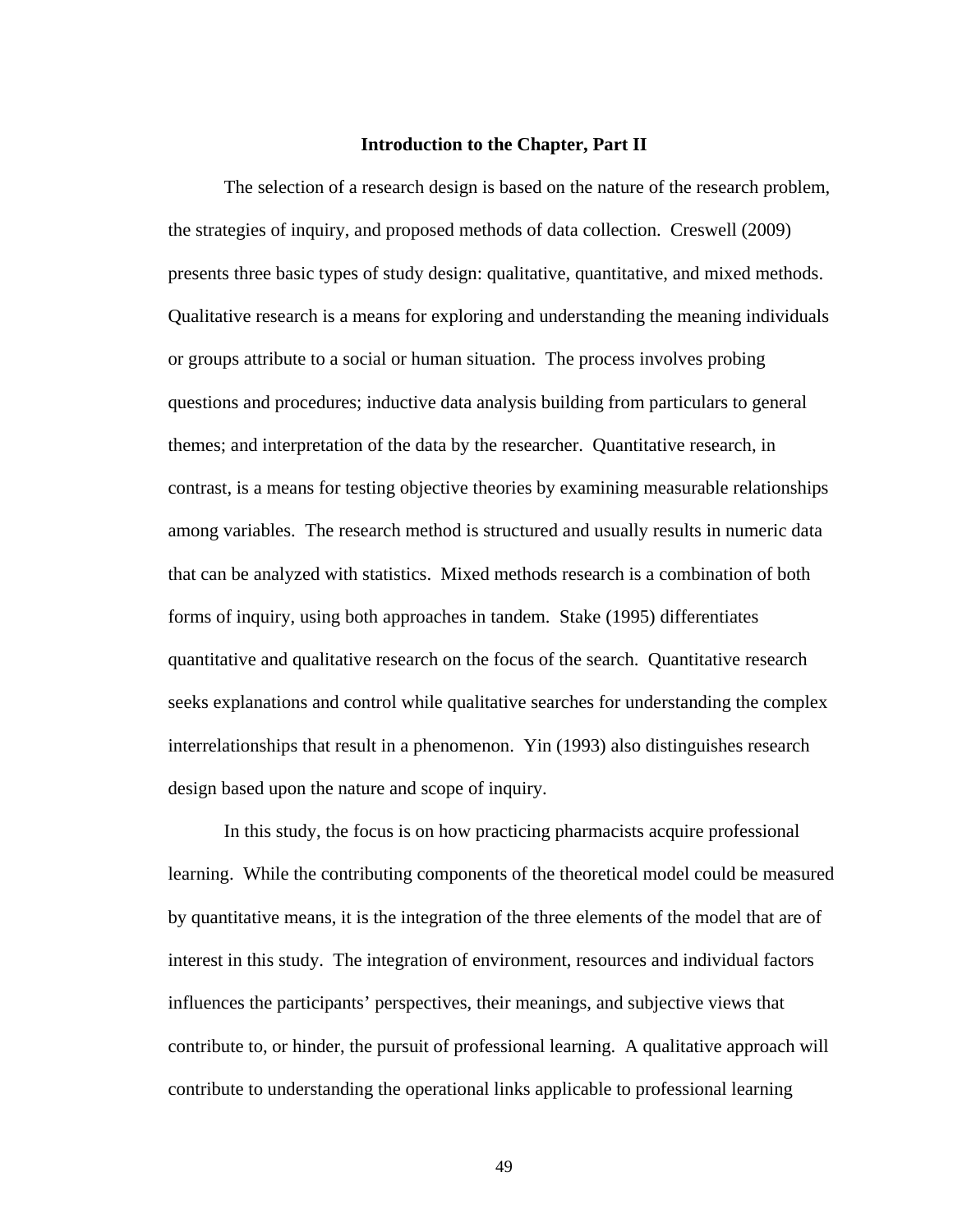## Introduction to the Chapter, Part II

The selection of a research design is based on the nature of the research problem, the strategies of inquiry, and proposed methods of data collection. Creswell (2009) presents three basic types of study design: qualitative, quantitative, and mixed methods. Qualitative research is a means for exploring and understanding the meaning individuals or groups attribute to a social or human situation. The process involves probing questions and procedures; inductive data analysis building from particulars to general themes; and interpretation of the data by the researcher. Quantitative research, in contrast, is a means for testing objective theories by examining measurable relationships among variables. The research method is structured and usually results in numeric data that can be analyzed with statistics. Mixed methods research is a combination of both forms of inquiry, using both approaches in tandem. Stake (1995) differentiates quantitative and qualitative research on the focus of the search. Quantitative research seeks explanations and control while qualitative searches for understanding the complex interrelationships that result in a phenomenon. Yin (1993) also distinguishes research design based upon the nature and scope of inquiry.

In this study, the focus is on how practicing pharmacists acquire professional learning. While the contributing components of the theoretical model could be measured by quantitative means, it is the integration of the three elements of the model that are of interest in this study. The integration of environment, resources and individual factors influences the participants' perspectives, their meanings, and subjective views that contribute to, or hinder, the pursuit of professional learning. A qualitative approach will contribute to understanding the operational links applicable to professional learning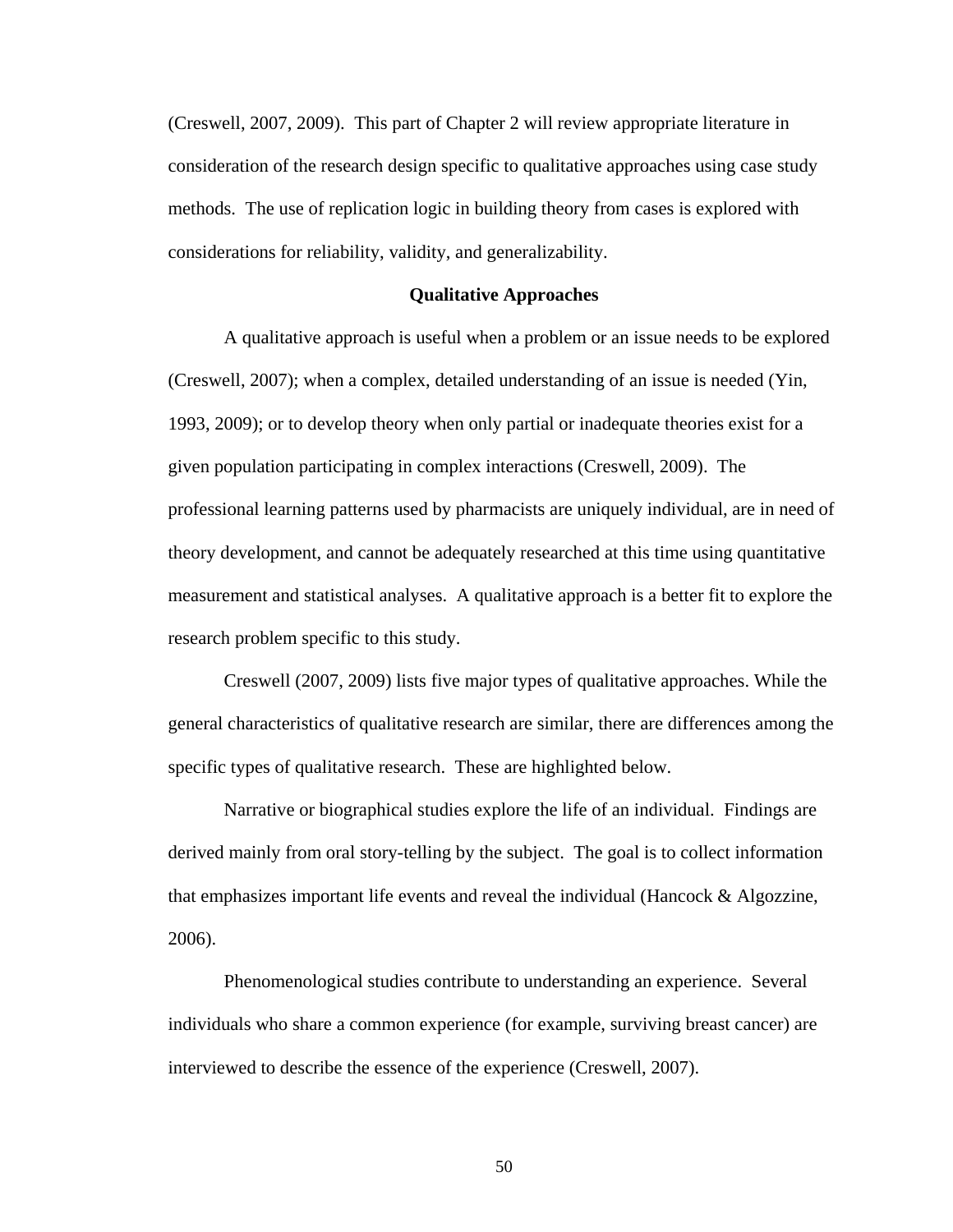(Creswell, 2007, 2009). This part of Chapter 2 will review appropriate literature in consideration of the research design specific to qualitative approaches using case study methods. The use of replication logic in building theory from cases is explored with considerations for reliability, validity, and generalizability.

## Qualitative Approaches

A qualitative approach is useful when a problem or an issue needs to be explored (Creswell, 2007); when a complex, detailed understanding of an issue is needed (Yin, 1993, 2009); or to develop theory when only partial or inadequate theories exist for a given population participating in complex interactions (Creswell, 2009). The professional learning patterns used by pharmacists are uniquely individual, are in need of theory development, and cannot be adequately researched at this time using quantitative measurement and statistical analyses. A qualitative approach is a better fit to explore the research problem specific to this study.

Creswell (2007, 2009) lists five major types of qualitative approaches. While the general characteristics of qualitative research are similar, there are differences among the specific types of qualitative research. These are highlighted below.

Narrative or biographical studies explore the life of an individual. Findings are derived mainly from oral story-telling by the subject. The goal is to collect information that emphasizes important life events and reveal the individual (Hancock & Algozzine, 2006).

Phenomenological studies contribute to understanding an experience. Several individuals who share a common experience (for example, surviving breast cancer) are interviewed to describe the essence of the experience (Creswell, 2007).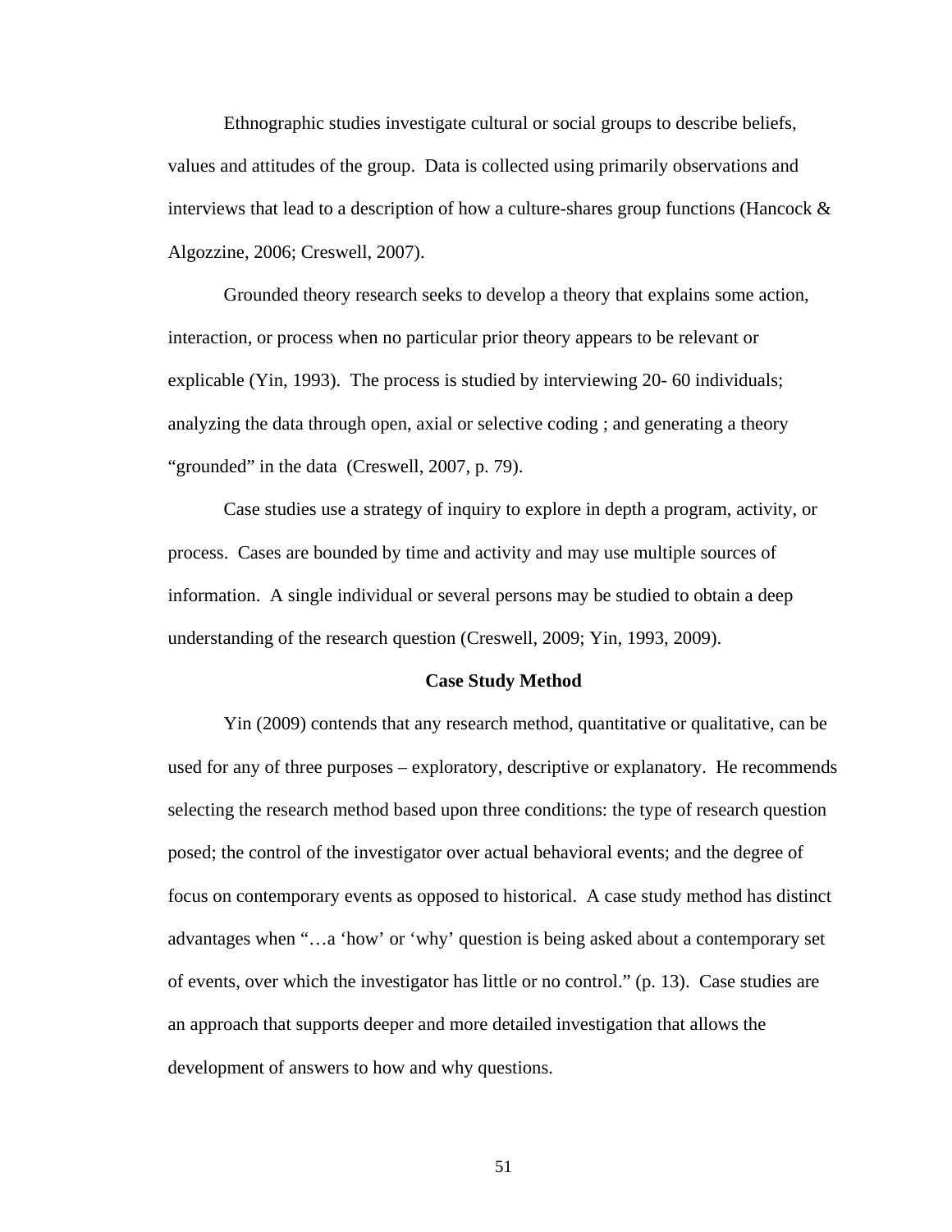Ethnographic studies investigate cultural or social groups to describe beliefs, values and attitudes of the group. Data is collected using primarily observations and interviews that lead to a description of how a culture-shares group functions (Hancock & Algozzine, 2006; Creswell, 2007).

Grounded theory research seeks to develop a theory that explains some action, interaction, or process when no particular prior theory appears to be relevant or explicable (Yin, 1993). The process is studied by interviewing 20- 60 individuals; analyzing the data through open, axial or selective coding ; and generating a theory "grounded" in the data (Creswell, 2007, p. 79).

Case studies use a strategy of inquiry to explore in depth a program, activity, or process. Cases are bounded by time and activity and may use multiple sources of information. A single individual or several persons may be studied to obtain a deep understanding of the research question (Creswell, 2009; Yin, 1993, 2009).

## Case Study Method

Yin (2009) contends that any research method, quantitative or qualitative, can be used for any of three purposes – exploratory, descriptive or explanatory. He recommends selecting the research method based upon three conditions: the type of research question posed; the control of the investigator over actual behavioral events; and the degree of focus on contemporary events as opposed to historical. A case study method has distinct advantages when "…a 'how' or 'why' question is being asked about a contemporary set of events, over which the investigator has little or no control." (p. 13). Case studies are an approach that supports deeper and more detailed investigation that allows the development of answers to how and why questions.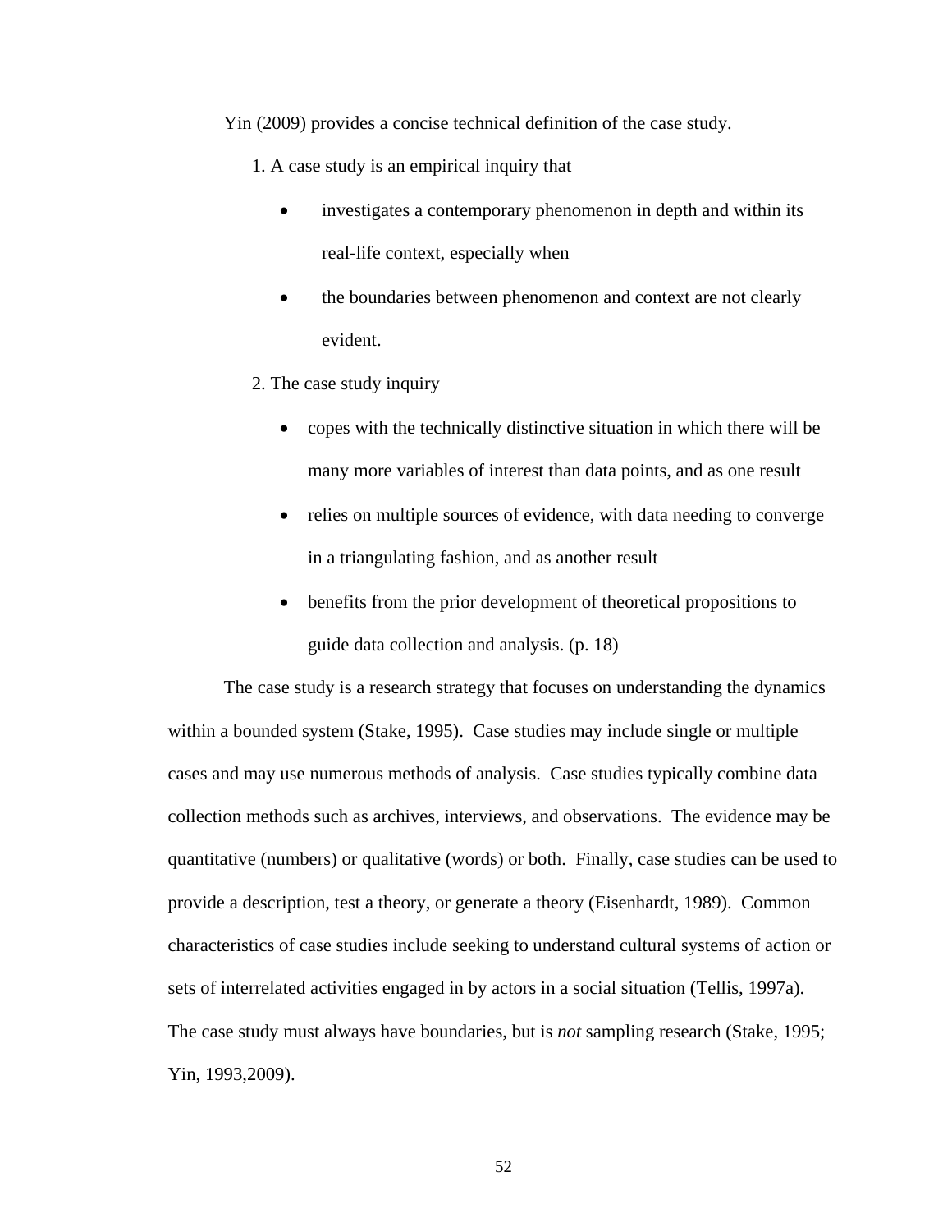Yin (2009) provides a concise technical definition of the case study.

1. A case study is an empirical inquiry that

   - investigates a contemporary phenomenon in depth and within its real-life context, especially when
   - the boundaries between phenomenon and context are not clearly evident.

2. The case study inquiry

   - copes with the technically distinctive situation in which there will be many more variables of interest than data points, and as one result
   - relies on multiple sources of evidence, with data needing to converge in a triangulating fashion, and as another result
   - benefits from the prior development of theoretical propositions to guide data collection and analysis. (p. 18)

The case study is a research strategy that focuses on understanding the dynamics within a bounded system (Stake, 1995). Case studies may include single or multiple cases and may use numerous methods of analysis. Case studies typically combine data collection methods such as archives, interviews, and observations. The evidence may be quantitative (numbers) or qualitative (words) or both. Finally, case studies can be used to provide a description, test a theory, or generate a theory (Eisenhardt, 1989). Common characteristics of case studies include seeking to understand cultural systems of action or sets of interrelated activities engaged in by actors in a social situation (Tellis, 1997a). The case study must always have boundaries, but is *not* sampling research (Stake, 1995; Yin, 1993,2009).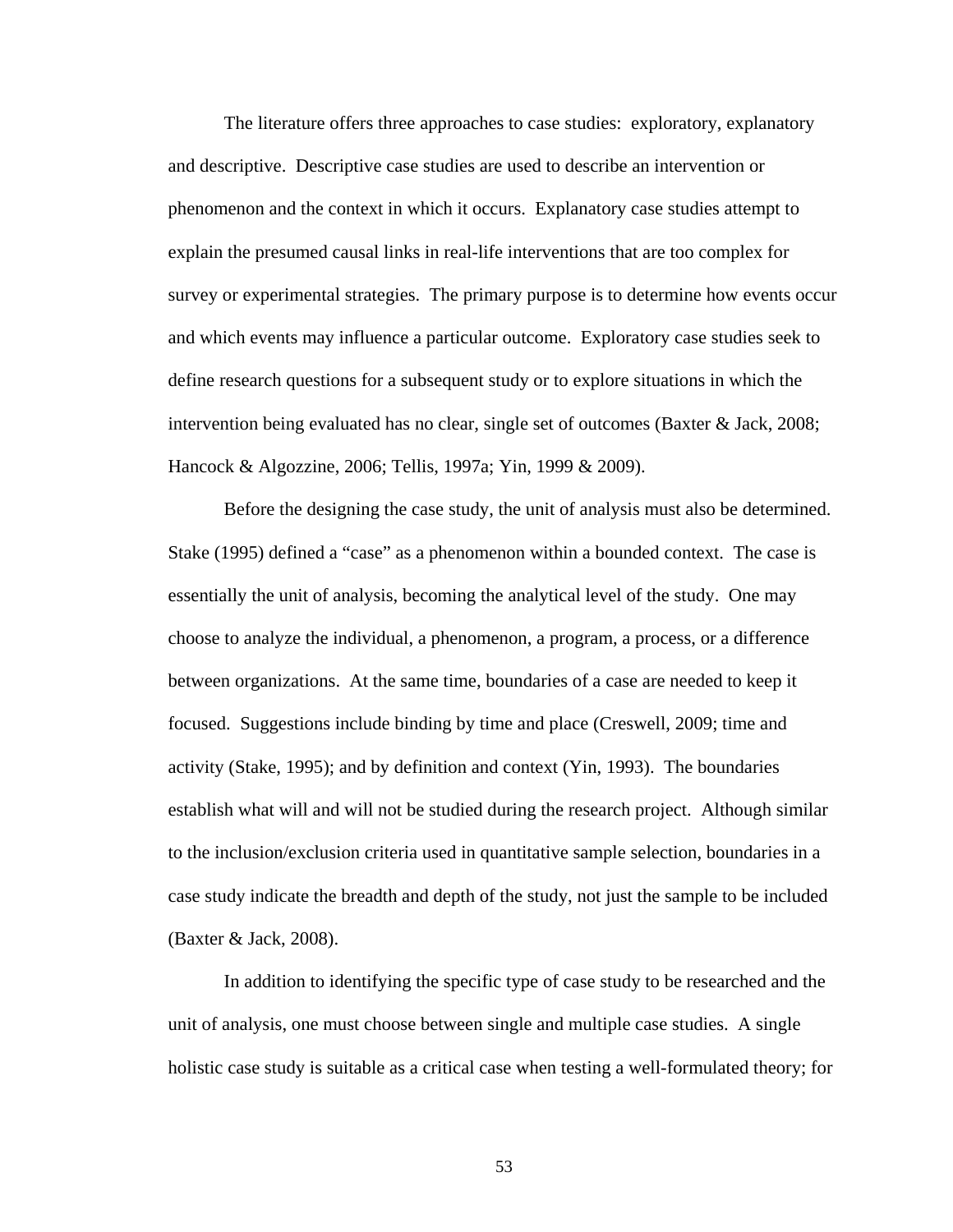The literature offers three approaches to case studies: exploratory, explanatory and descriptive. Descriptive case studies are used to describe an intervention or phenomenon and the context in which it occurs. Explanatory case studies attempt to explain the presumed causal links in real-life interventions that are too complex for survey or experimental strategies. The primary purpose is to determine how events occur and which events may influence a particular outcome. Exploratory case studies seek to define research questions for a subsequent study or to explore situations in which the intervention being evaluated has no clear, single set of outcomes (Baxter & Jack, 2008; Hancock & Algozzine, 2006; Tellis, 1997a; Yin, 1999 & 2009).

Before the designing the case study, the unit of analysis must also be determined. Stake (1995) defined a "case" as a phenomenon within a bounded context. The case is essentially the unit of analysis, becoming the analytical level of the study. One may choose to analyze the individual, a phenomenon, a program, a process, or a difference between organizations. At the same time, boundaries of a case are needed to keep it focused. Suggestions include binding by time and place (Creswell, 2009; time and activity (Stake, 1995); and by definition and context (Yin, 1993). The boundaries establish what will and will not be studied during the research project. Although similar to the inclusion/exclusion criteria used in quantitative sample selection, boundaries in a case study indicate the breadth and depth of the study, not just the sample to be included (Baxter & Jack, 2008).

In addition to identifying the specific type of case study to be researched and the unit of analysis, one must choose between single and multiple case studies. A single holistic case study is suitable as a critical case when testing a well-formulated theory; for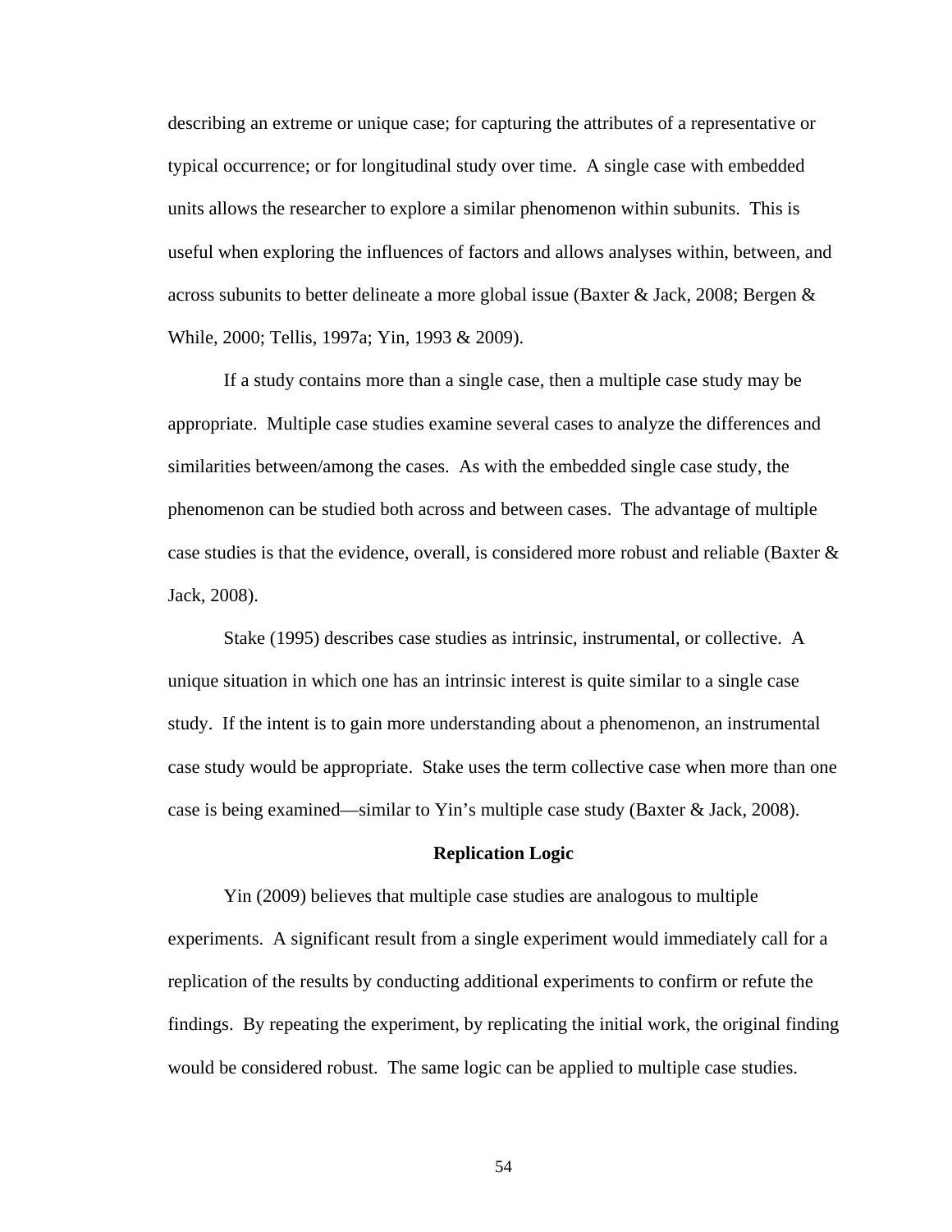describing an extreme or unique case; for capturing the attributes of a representative or typical occurrence; or for longitudinal study over time. A single case with embedded units allows the researcher to explore a similar phenomenon within subunits. This is useful when exploring the influences of factors and allows analyses within, between, and across subunits to better delineate a more global issue (Baxter & Jack, 2008; Bergen & While, 2000; Tellis, 1997a; Yin, 1993 & 2009).

If a study contains more than a single case, then a multiple case study may be appropriate. Multiple case studies examine several cases to analyze the differences and similarities between/among the cases. As with the embedded single case study, the phenomenon can be studied both across and between cases. The advantage of multiple case studies is that the evidence, overall, is considered more robust and reliable (Baxter & Jack, 2008).

Stake (1995) describes case studies as intrinsic, instrumental, or collective. A unique situation in which one has an intrinsic interest is quite similar to a single case study. If the intent is to gain more understanding about a phenomenon, an instrumental case study would be appropriate. Stake uses the term collective case when more than one case is being examined—similar to Yin's multiple case study (Baxter & Jack, 2008).

## Replication Logic

Yin (2009) believes that multiple case studies are analogous to multiple experiments. A significant result from a single experiment would immediately call for a replication of the results by conducting additional experiments to confirm or refute the findings. By repeating the experiment, by replicating the initial work, the original finding would be considered robust. The same logic can be applied to multiple case studies.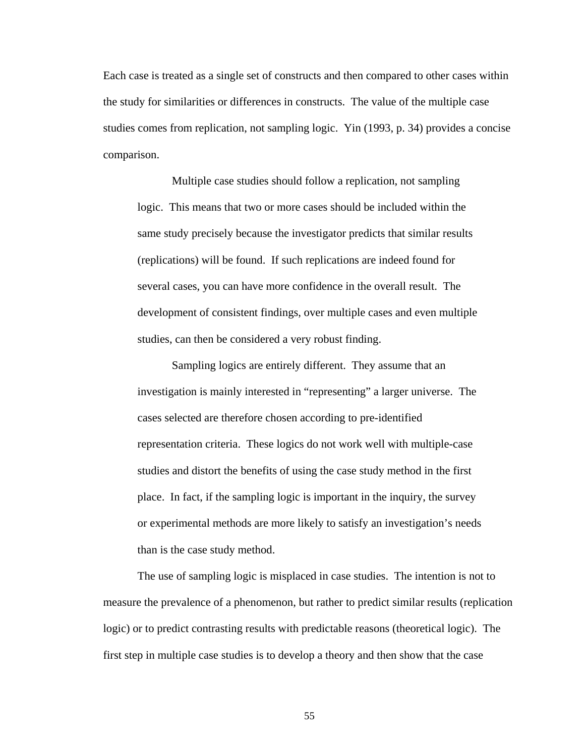Each case is treated as a single set of constructs and then compared to other cases within the study for similarities or differences in constructs. The value of the multiple case studies comes from replication, not sampling logic. Yin (1993, p. 34) provides a concise comparison.

> Multiple case studies should follow a replication, not sampling logic. This means that two or more cases should be included within the same study precisely because the investigator predicts that similar results (replications) will be found. If such replications are indeed found for several cases, you can have more confidence in the overall result. The development of consistent findings, over multiple cases and even multiple studies, can then be considered a very robust finding.
>
> Sampling logics are entirely different. They assume that an investigation is mainly interested in "representing" a larger universe. The cases selected are therefore chosen according to pre-identified representation criteria. These logics do not work well with multiple-case studies and distort the benefits of using the case study method in the first place. In fact, if the sampling logic is important in the inquiry, the survey or experimental methods are more likely to satisfy an investigation's needs than is the case study method.

The use of sampling logic is misplaced in case studies. The intention is not to measure the prevalence of a phenomenon, but rather to predict similar results (replication logic) or to predict contrasting results with predictable reasons (theoretical logic). The first step in multiple case studies is to develop a theory and then show that the case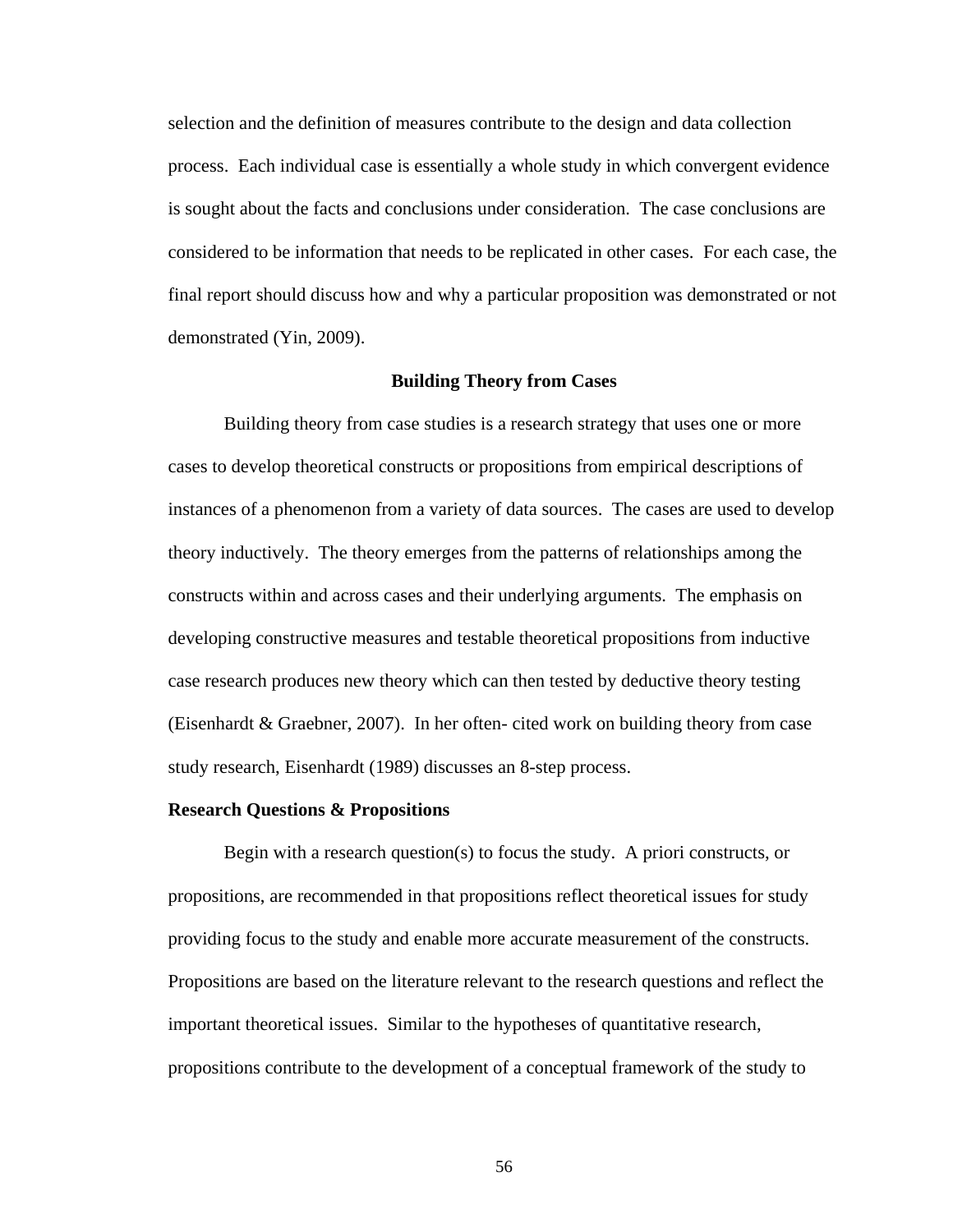selection and the definition of measures contribute to the design and data collection process. Each individual case is essentially a whole study in which convergent evidence is sought about the facts and conclusions under consideration. The case conclusions are considered to be information that needs to be replicated in other cases. For each case, the final report should discuss how and why a particular proposition was demonstrated or not demonstrated (Yin, 2009).

## Building Theory from Cases

Building theory from case studies is a research strategy that uses one or more cases to develop theoretical constructs or propositions from empirical descriptions of instances of a phenomenon from a variety of data sources. The cases are used to develop theory inductively. The theory emerges from the patterns of relationships among the constructs within and across cases and their underlying arguments. The emphasis on developing constructive measures and testable theoretical propositions from inductive case research produces new theory which can then tested by deductive theory testing (Eisenhardt & Graebner, 2007). In her often- cited work on building theory from case study research, Eisenhardt (1989) discusses an 8-step process.

### Research Questions & Propositions

Begin with a research question(s) to focus the study. A priori constructs, or propositions, are recommended in that propositions reflect theoretical issues for study providing focus to the study and enable more accurate measurement of the constructs. Propositions are based on the literature relevant to the research questions and reflect the important theoretical issues. Similar to the hypotheses of quantitative research, propositions contribute to the development of a conceptual framework of the study to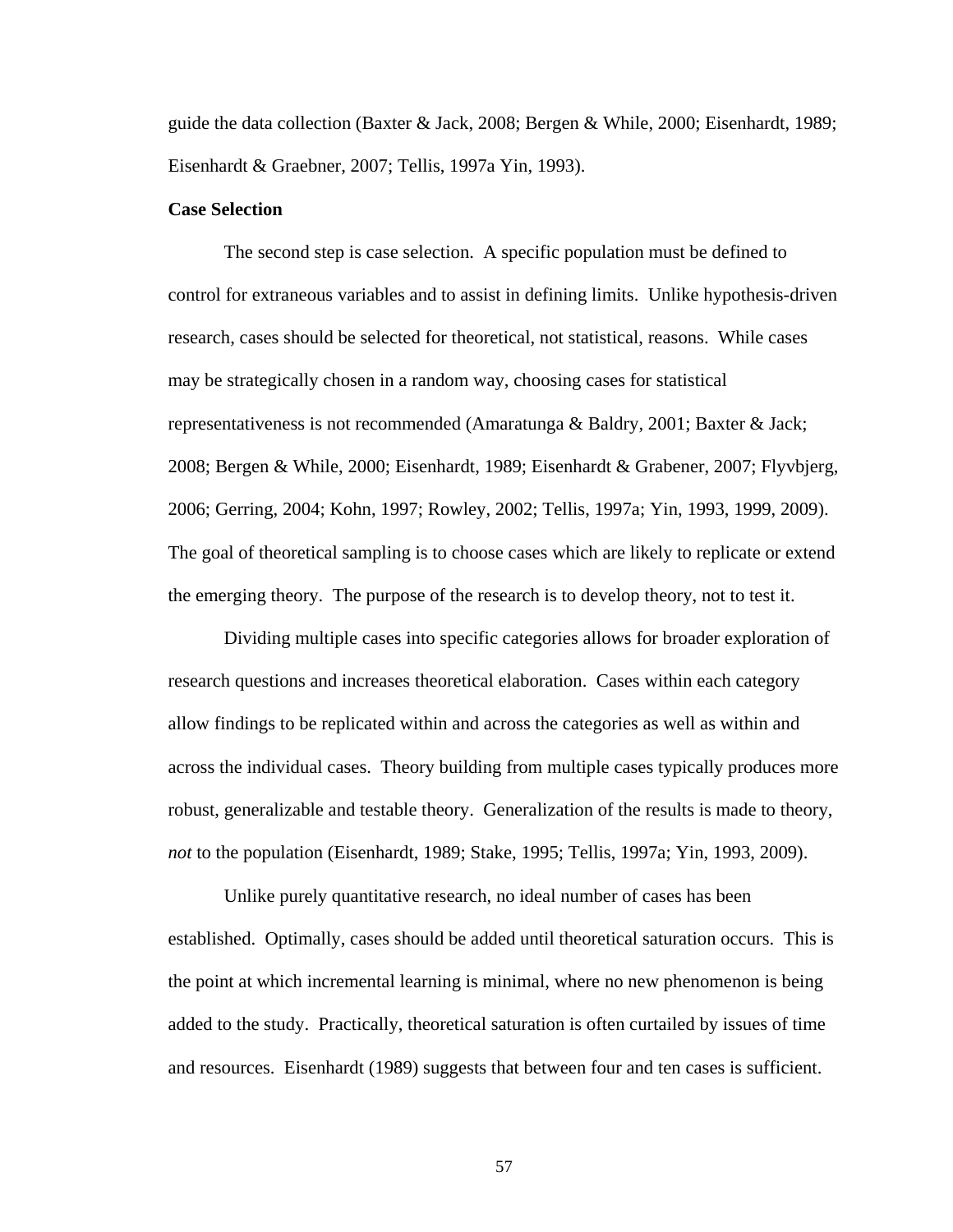guide the data collection (Baxter & Jack, 2008; Bergen & While, 2000; Eisenhardt, 1989; Eisenhardt & Graebner, 2007; Tellis, 1997a Yin, 1993).

**Case Selection**

The second step is case selection. A specific population must be defined to control for extraneous variables and to assist in defining limits. Unlike hypothesis-driven research, cases should be selected for theoretical, not statistical, reasons. While cases may be strategically chosen in a random way, choosing cases for statistical representativeness is not recommended (Amaratunga & Baldry, 2001; Baxter & Jack; 2008; Bergen & While, 2000; Eisenhardt, 1989; Eisenhardt & Grabener, 2007; Flyvbjerg, 2006; Gerring, 2004; Kohn, 1997; Rowley, 2002; Tellis, 1997a; Yin, 1993, 1999, 2009). The goal of theoretical sampling is to choose cases which are likely to replicate or extend the emerging theory. The purpose of the research is to develop theory, not to test it.

Dividing multiple cases into specific categories allows for broader exploration of research questions and increases theoretical elaboration. Cases within each category allow findings to be replicated within and across the categories as well as within and across the individual cases. Theory building from multiple cases typically produces more robust, generalizable and testable theory. Generalization of the results is made to theory, *not* to the population (Eisenhardt, 1989; Stake, 1995; Tellis, 1997a; Yin, 1993, 2009).

Unlike purely quantitative research, no ideal number of cases has been established. Optimally, cases should be added until theoretical saturation occurs. This is the point at which incremental learning is minimal, where no new phenomenon is being added to the study. Practically, theoretical saturation is often curtailed by issues of time and resources. Eisenhardt (1989) suggests that between four and ten cases is sufficient.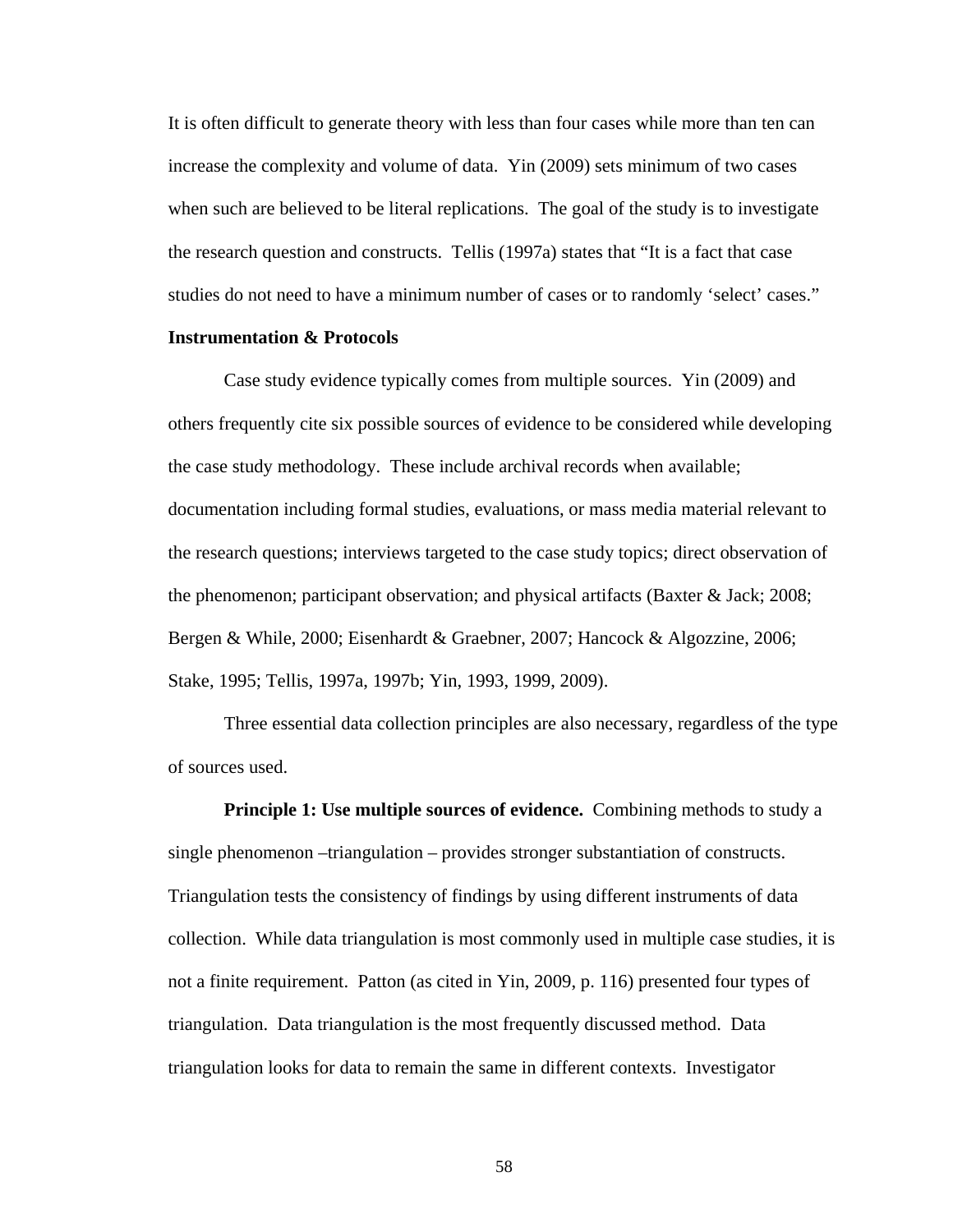It is often difficult to generate theory with less than four cases while more than ten can increase the complexity and volume of data. Yin (2009) sets minimum of two cases when such are believed to be literal replications. The goal of the study is to investigate the research question and constructs. Tellis (1997a) states that "It is a fact that case studies do not need to have a minimum number of cases or to randomly 'select' cases."

**Instrumentation & Protocols**

Case study evidence typically comes from multiple sources. Yin (2009) and others frequently cite six possible sources of evidence to be considered while developing the case study methodology. These include archival records when available; documentation including formal studies, evaluations, or mass media material relevant to the research questions; interviews targeted to the case study topics; direct observation of the phenomenon; participant observation; and physical artifacts (Baxter & Jack; 2008; Bergen & While, 2000; Eisenhardt & Graebner, 2007; Hancock & Algozzine, 2006; Stake, 1995; Tellis, 1997a, 1997b; Yin, 1993, 1999, 2009).

Three essential data collection principles are also necessary, regardless of the type of sources used.

**Principle 1: Use multiple sources of evidence.** Combining methods to study a single phenomenon –triangulation – provides stronger substantiation of constructs. Triangulation tests the consistency of findings by using different instruments of data collection. While data triangulation is most commonly used in multiple case studies, it is not a finite requirement. Patton (as cited in Yin, 2009, p. 116) presented four types of triangulation. Data triangulation is the most frequently discussed method. Data triangulation looks for data to remain the same in different contexts. Investigator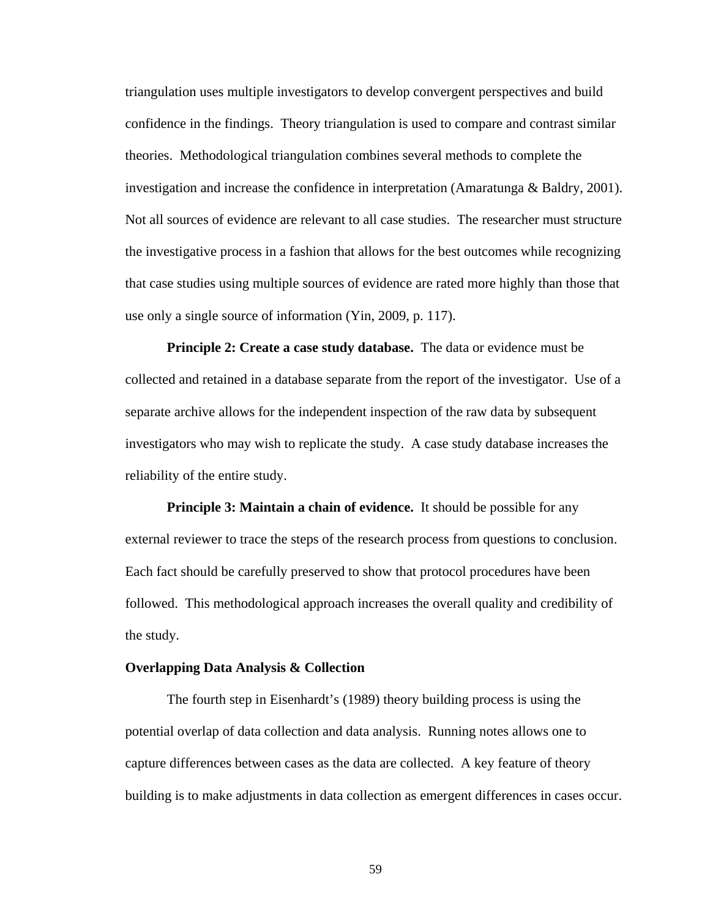triangulation uses multiple investigators to develop convergent perspectives and build confidence in the findings. Theory triangulation is used to compare and contrast similar theories. Methodological triangulation combines several methods to complete the investigation and increase the confidence in interpretation (Amaratunga & Baldry, 2001). Not all sources of evidence are relevant to all case studies. The researcher must structure the investigative process in a fashion that allows for the best outcomes while recognizing that case studies using multiple sources of evidence are rated more highly than those that use only a single source of information (Yin, 2009, p. 117).

**Principle 2: Create a case study database.** The data or evidence must be collected and retained in a database separate from the report of the investigator. Use of a separate archive allows for the independent inspection of the raw data by subsequent investigators who may wish to replicate the study. A case study database increases the reliability of the entire study.

**Principle 3: Maintain a chain of evidence.** It should be possible for any external reviewer to trace the steps of the research process from questions to conclusion. Each fact should be carefully preserved to show that protocol procedures have been followed. This methodological approach increases the overall quality and credibility of the study.

**Overlapping Data Analysis & Collection**

The fourth step in Eisenhardt's (1989) theory building process is using the potential overlap of data collection and data analysis. Running notes allows one to capture differences between cases as the data are collected. A key feature of theory building is to make adjustments in data collection as emergent differences in cases occur.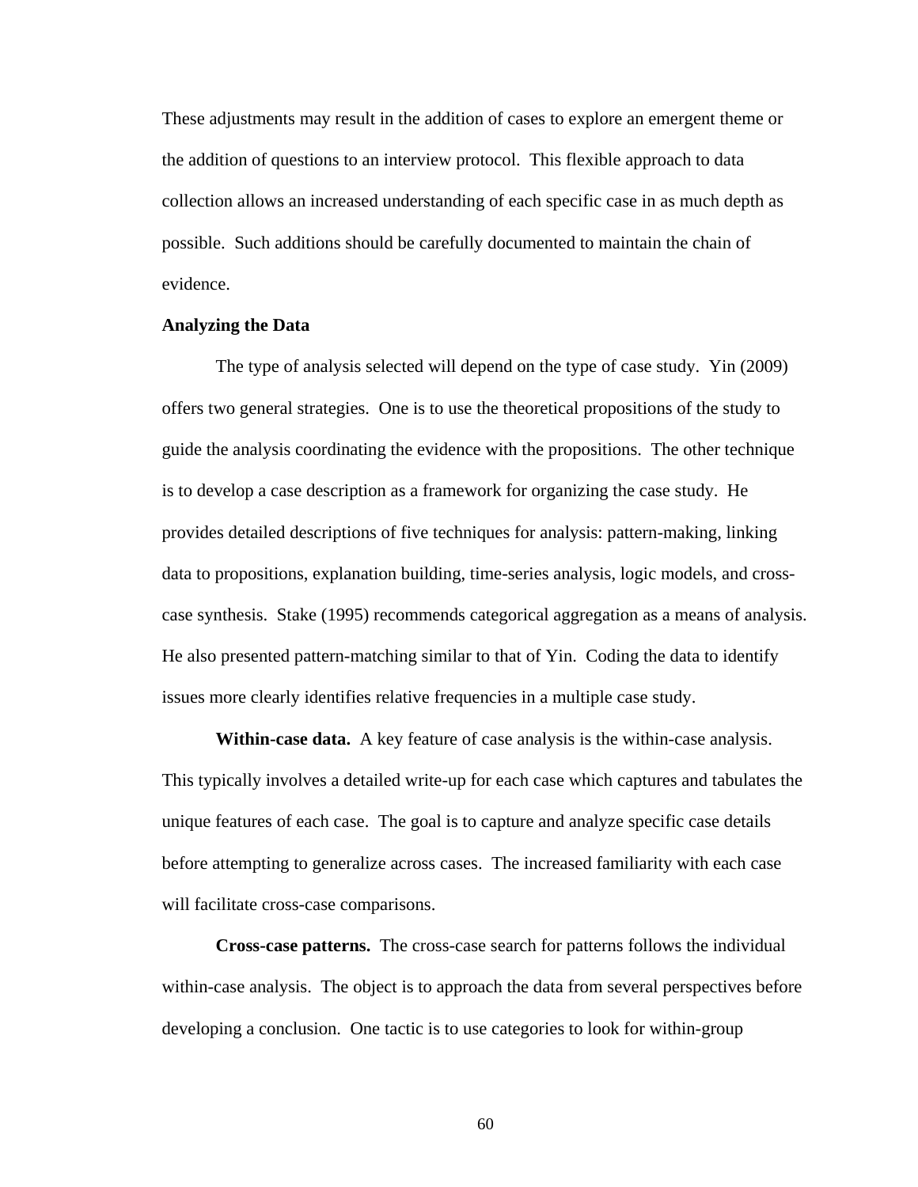These adjustments may result in the addition of cases to explore an emergent theme or the addition of questions to an interview protocol. This flexible approach to data collection allows an increased understanding of each specific case in as much depth as possible. Such additions should be carefully documented to maintain the chain of evidence.

## Analyzing the Data

The type of analysis selected will depend on the type of case study. Yin (2009) offers two general strategies. One is to use the theoretical propositions of the study to guide the analysis coordinating the evidence with the propositions. The other technique is to develop a case description as a framework for organizing the case study. He provides detailed descriptions of five techniques for analysis: pattern-making, linking data to propositions, explanation building, time-series analysis, logic models, and cross-case synthesis. Stake (1995) recommends categorical aggregation as a means of analysis. He also presented pattern-matching similar to that of Yin. Coding the data to identify issues more clearly identifies relative frequencies in a multiple case study.

**Within-case data.** A key feature of case analysis is the within-case analysis. This typically involves a detailed write-up for each case which captures and tabulates the unique features of each case. The goal is to capture and analyze specific case details before attempting to generalize across cases. The increased familiarity with each case will facilitate cross-case comparisons.

**Cross-case patterns.** The cross-case search for patterns follows the individual within-case analysis. The object is to approach the data from several perspectives before developing a conclusion. One tactic is to use categories to look for within-group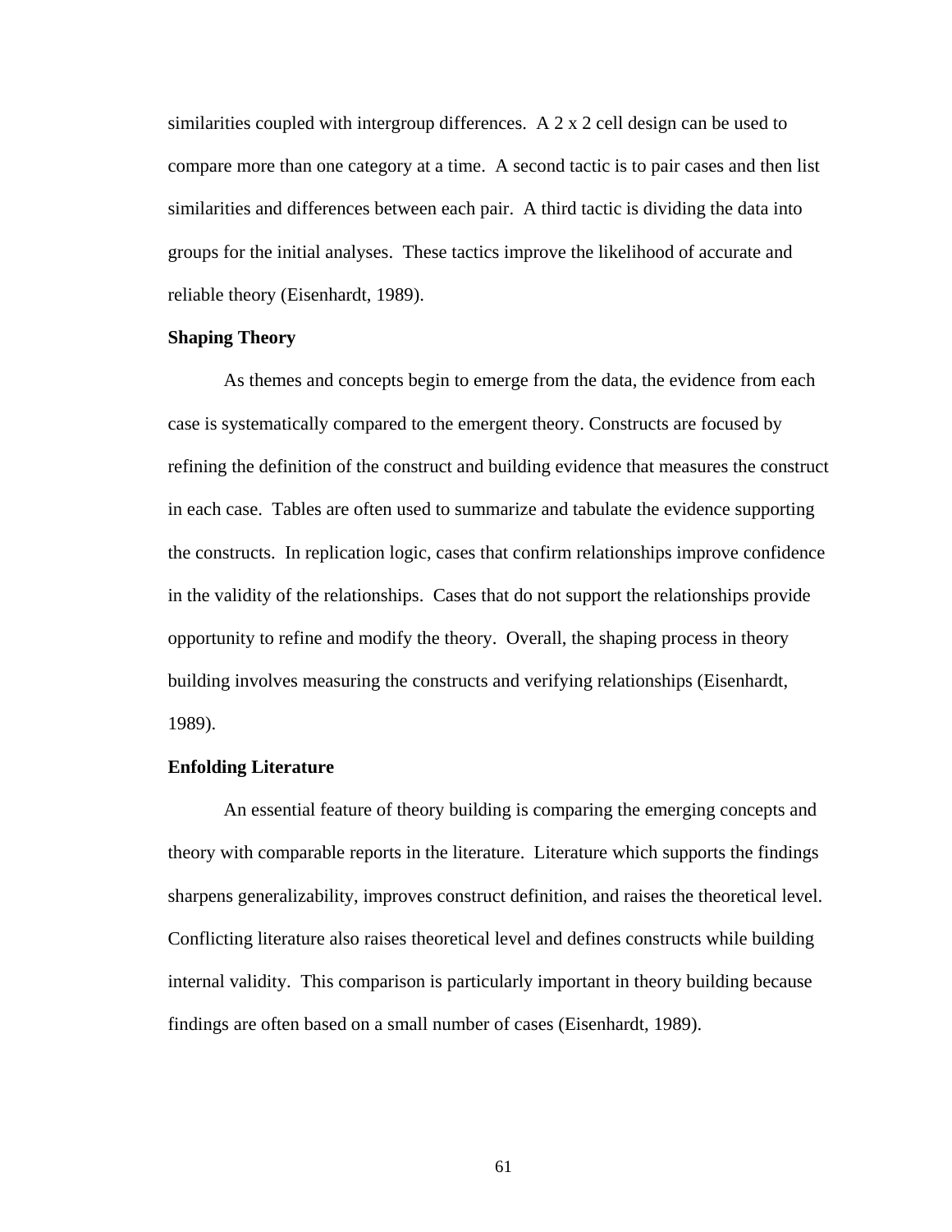similarities coupled with intergroup differences. A 2 x 2 cell design can be used to compare more than one category at a time. A second tactic is to pair cases and then list similarities and differences between each pair. A third tactic is dividing the data into groups for the initial analyses. These tactics improve the likelihood of accurate and reliable theory (Eisenhardt, 1989).

**Shaping Theory**

As themes and concepts begin to emerge from the data, the evidence from each case is systematically compared to the emergent theory. Constructs are focused by refining the definition of the construct and building evidence that measures the construct in each case. Tables are often used to summarize and tabulate the evidence supporting the constructs. In replication logic, cases that confirm relationships improve confidence in the validity of the relationships. Cases that do not support the relationships provide opportunity to refine and modify the theory. Overall, the shaping process in theory building involves measuring the constructs and verifying relationships (Eisenhardt, 1989).

**Enfolding Literature**

An essential feature of theory building is comparing the emerging concepts and theory with comparable reports in the literature. Literature which supports the findings sharpens generalizability, improves construct definition, and raises the theoretical level. Conflicting literature also raises theoretical level and defines constructs while building internal validity. This comparison is particularly important in theory building because findings are often based on a small number of cases (Eisenhardt, 1989).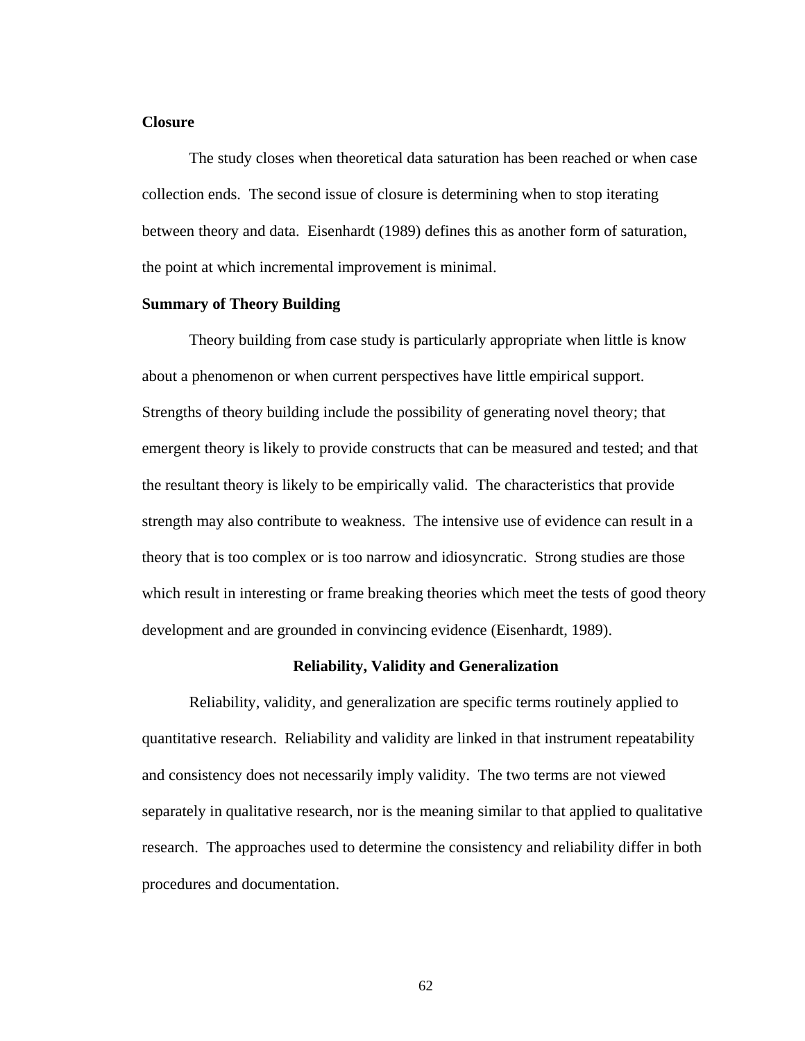**Closure**

The study closes when theoretical data saturation has been reached or when case collection ends. The second issue of closure is determining when to stop iterating between theory and data. Eisenhardt (1989) defines this as another form of saturation, the point at which incremental improvement is minimal.

**Summary of Theory Building**

Theory building from case study is particularly appropriate when little is know about a phenomenon or when current perspectives have little empirical support. Strengths of theory building include the possibility of generating novel theory; that emergent theory is likely to provide constructs that can be measured and tested; and that the resultant theory is likely to be empirically valid. The characteristics that provide strength may also contribute to weakness. The intensive use of evidence can result in a theory that is too complex or is too narrow and idiosyncratic. Strong studies are those which result in interesting or frame breaking theories which meet the tests of good theory development and are grounded in convincing evidence (Eisenhardt, 1989).

## Reliability, Validity and Generalization

Reliability, validity, and generalization are specific terms routinely applied to quantitative research. Reliability and validity are linked in that instrument repeatability and consistency does not necessarily imply validity. The two terms are not viewed separately in qualitative research, nor is the meaning similar to that applied to qualitative research. The approaches used to determine the consistency and reliability differ in both procedures and documentation.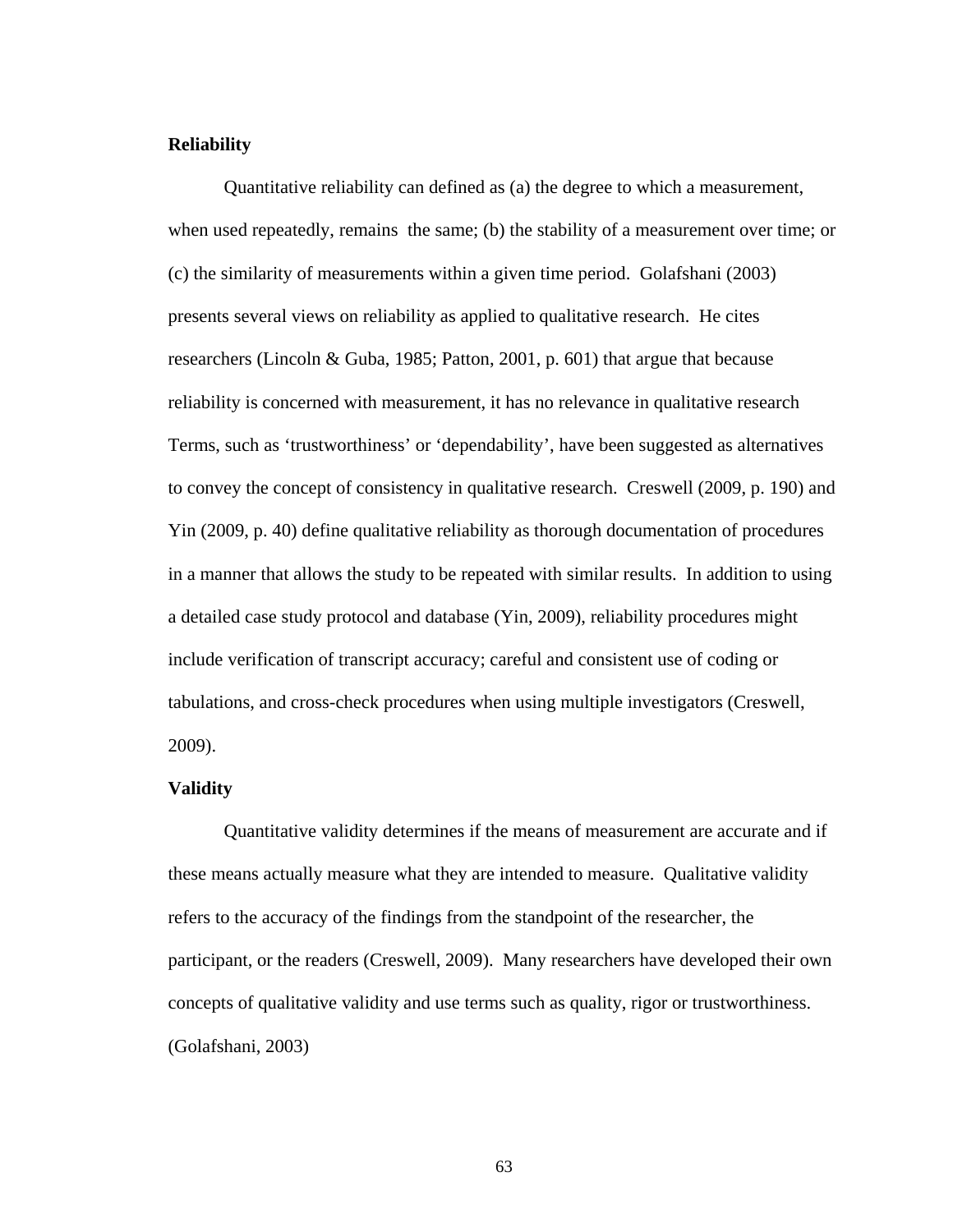**Reliability**

Quantitative reliability can defined as (a) the degree to which a measurement, when used repeatedly, remains the same; (b) the stability of a measurement over time; or (c) the similarity of measurements within a given time period. Golafshani (2003) presents several views on reliability as applied to qualitative research. He cites researchers (Lincoln & Guba, 1985; Patton, 2001, p. 601) that argue that because reliability is concerned with measurement, it has no relevance in qualitative research Terms, such as 'trustworthiness' or 'dependability', have been suggested as alternatives to convey the concept of consistency in qualitative research. Creswell (2009, p. 190) and Yin (2009, p. 40) define qualitative reliability as thorough documentation of procedures in a manner that allows the study to be repeated with similar results. In addition to using a detailed case study protocol and database (Yin, 2009), reliability procedures might include verification of transcript accuracy; careful and consistent use of coding or tabulations, and cross-check procedures when using multiple investigators (Creswell, 2009).

**Validity**

Quantitative validity determines if the means of measurement are accurate and if these means actually measure what they are intended to measure. Qualitative validity refers to the accuracy of the findings from the standpoint of the researcher, the participant, or the readers (Creswell, 2009). Many researchers have developed their own concepts of qualitative validity and use terms such as quality, rigor or trustworthiness. (Golafshani, 2003)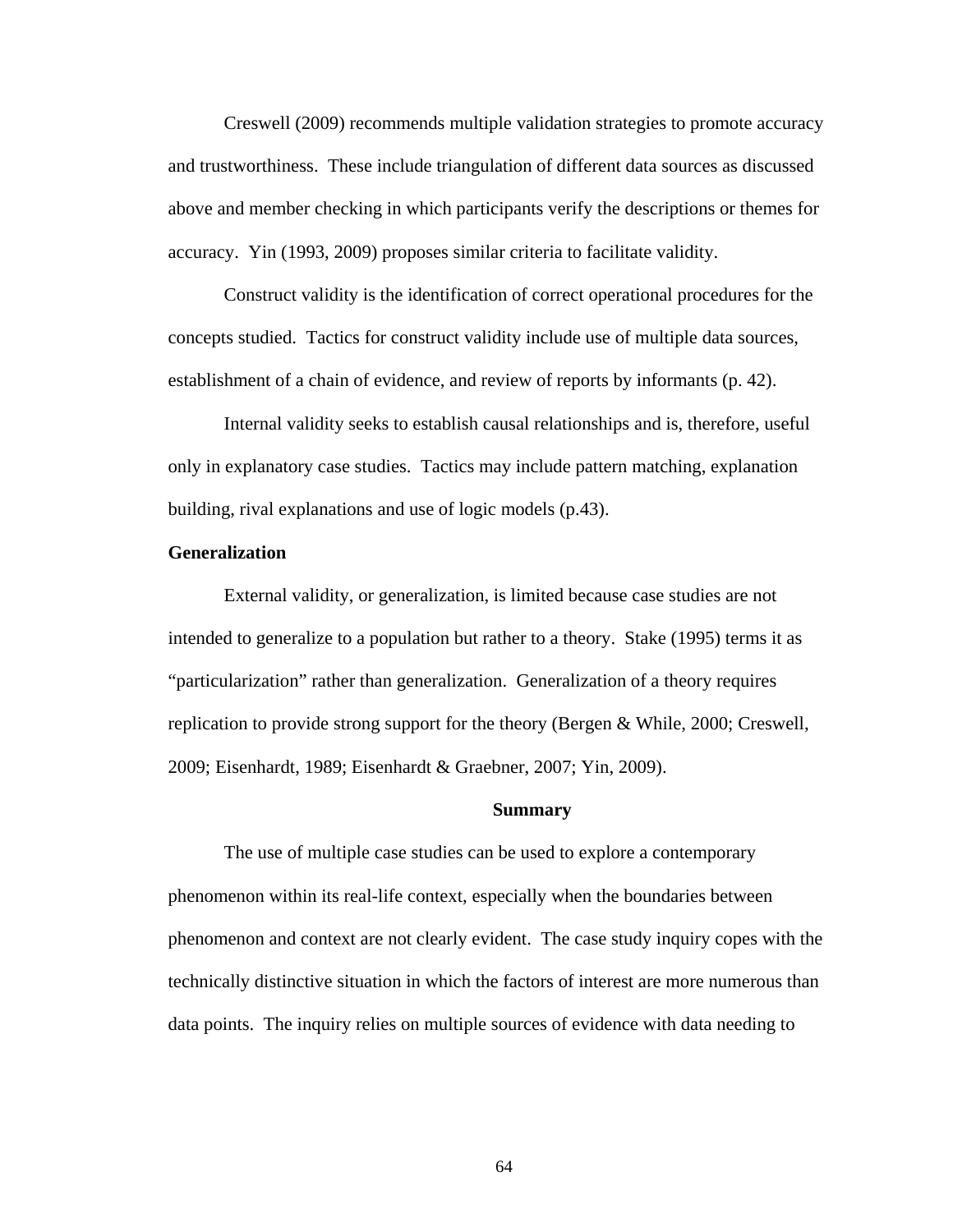Creswell (2009) recommends multiple validation strategies to promote accuracy and trustworthiness. These include triangulation of different data sources as discussed above and member checking in which participants verify the descriptions or themes for accuracy. Yin (1993, 2009) proposes similar criteria to facilitate validity.

Construct validity is the identification of correct operational procedures for the concepts studied. Tactics for construct validity include use of multiple data sources, establishment of a chain of evidence, and review of reports by informants (p. 42).

Internal validity seeks to establish causal relationships and is, therefore, useful only in explanatory case studies. Tactics may include pattern matching, explanation building, rival explanations and use of logic models (p.43).

### Generalization

External validity, or generalization, is limited because case studies are not intended to generalize to a population but rather to a theory. Stake (1995) terms it as "particularization" rather than generalization. Generalization of a theory requires replication to provide strong support for the theory (Bergen & While, 2000; Creswell, 2009; Eisenhardt, 1989; Eisenhardt & Graebner, 2007; Yin, 2009).

## Summary

The use of multiple case studies can be used to explore a contemporary phenomenon within its real-life context, especially when the boundaries between phenomenon and context are not clearly evident. The case study inquiry copes with the technically distinctive situation in which the factors of interest are more numerous than data points. The inquiry relies on multiple sources of evidence with data needing to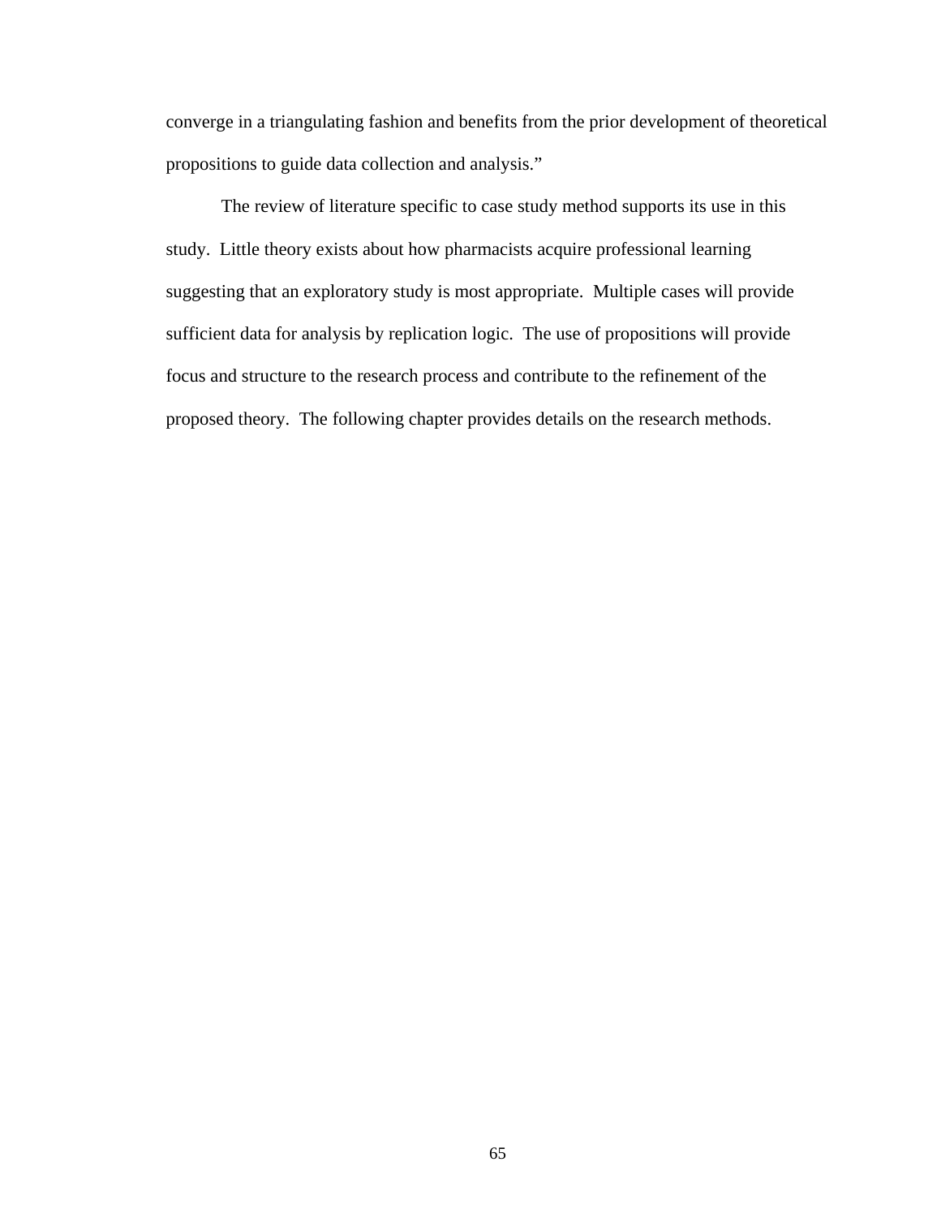converge in a triangulating fashion and benefits from the prior development of theoretical propositions to guide data collection and analysis."

The review of literature specific to case study method supports its use in this study. Little theory exists about how pharmacists acquire professional learning suggesting that an exploratory study is most appropriate. Multiple cases will provide sufficient data for analysis by replication logic. The use of propositions will provide focus and structure to the research process and contribute to the refinement of the proposed theory. The following chapter provides details on the research methods.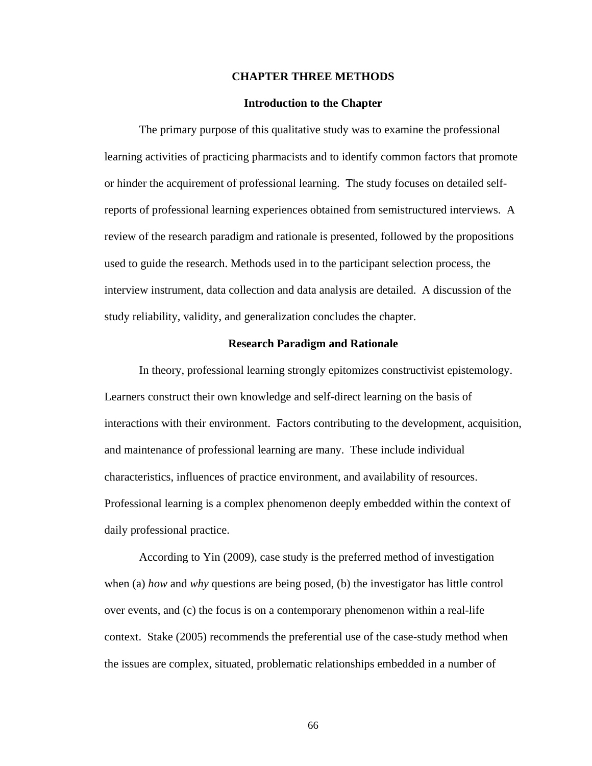# CHAPTER THREE METHODS

## Introduction to the Chapter

The primary purpose of this qualitative study was to examine the professional learning activities of practicing pharmacists and to identify common factors that promote or hinder the acquirement of professional learning. The study focuses on detailed self-reports of professional learning experiences obtained from semistructured interviews. A review of the research paradigm and rationale is presented, followed by the propositions used to guide the research. Methods used in to the participant selection process, the interview instrument, data collection and data analysis are detailed. A discussion of the study reliability, validity, and generalization concludes the chapter.

## Research Paradigm and Rationale

In theory, professional learning strongly epitomizes constructivist epistemology. Learners construct their own knowledge and self-direct learning on the basis of interactions with their environment. Factors contributing to the development, acquisition, and maintenance of professional learning are many. These include individual characteristics, influences of practice environment, and availability of resources. Professional learning is a complex phenomenon deeply embedded within the context of daily professional practice.

According to Yin (2009), case study is the preferred method of investigation when (a) *how* and *why* questions are being posed, (b) the investigator has little control over events, and (c) the focus is on a contemporary phenomenon within a real-life context. Stake (2005) recommends the preferential use of the case-study method when the issues are complex, situated, problematic relationships embedded in a number of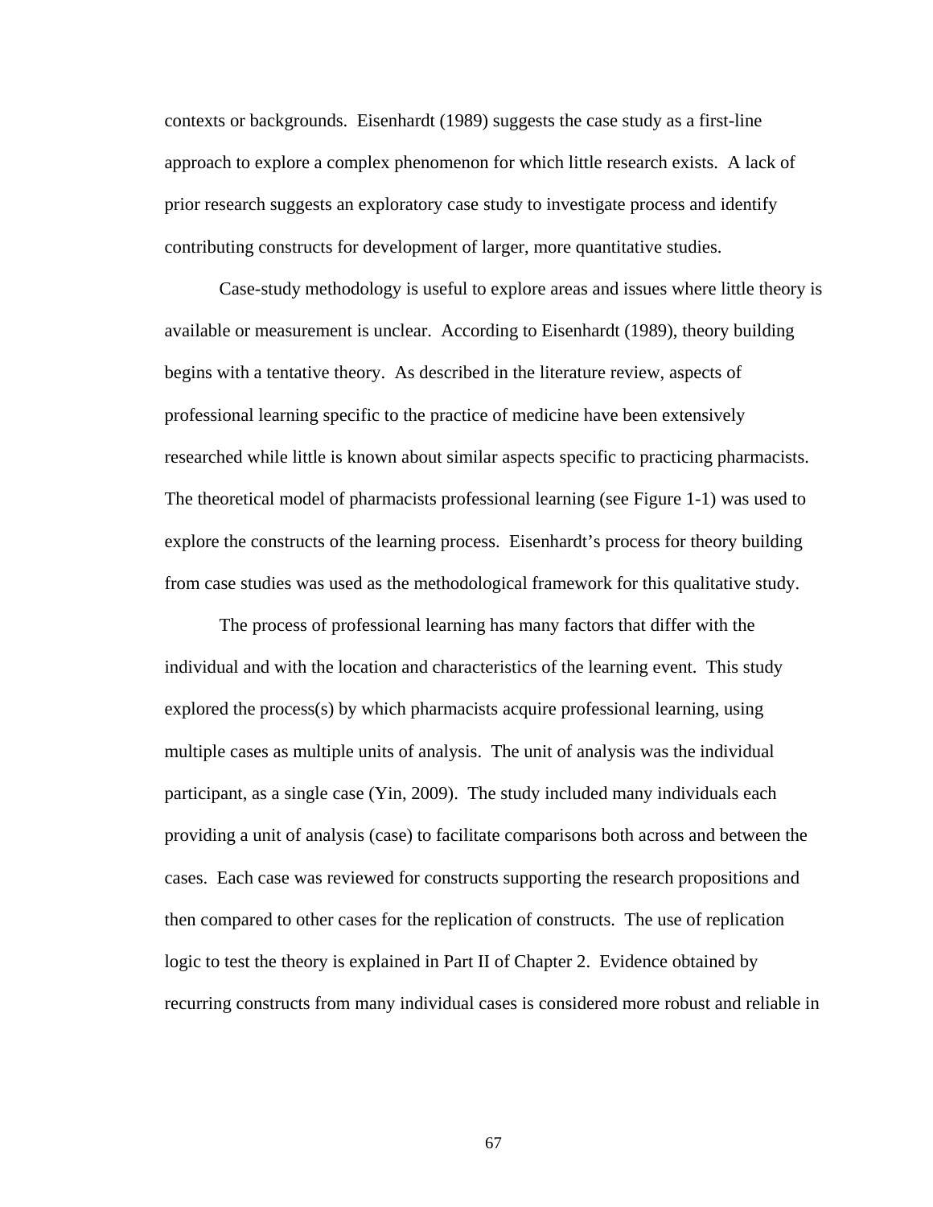contexts or backgrounds. Eisenhardt (1989) suggests the case study as a first-line approach to explore a complex phenomenon for which little research exists. A lack of prior research suggests an exploratory case study to investigate process and identify contributing constructs for development of larger, more quantitative studies.

Case-study methodology is useful to explore areas and issues where little theory is available or measurement is unclear. According to Eisenhardt (1989), theory building begins with a tentative theory. As described in the literature review, aspects of professional learning specific to the practice of medicine have been extensively researched while little is known about similar aspects specific to practicing pharmacists. The theoretical model of pharmacists professional learning (see Figure 1-1) was used to explore the constructs of the learning process. Eisenhardt's process for theory building from case studies was used as the methodological framework for this qualitative study.

The process of professional learning has many factors that differ with the individual and with the location and characteristics of the learning event. This study explored the process(s) by which pharmacists acquire professional learning, using multiple cases as multiple units of analysis. The unit of analysis was the individual participant, as a single case (Yin, 2009). The study included many individuals each providing a unit of analysis (case) to facilitate comparisons both across and between the cases. Each case was reviewed for constructs supporting the research propositions and then compared to other cases for the replication of constructs. The use of replication logic to test the theory is explained in Part II of Chapter 2. Evidence obtained by recurring constructs from many individual cases is considered more robust and reliable in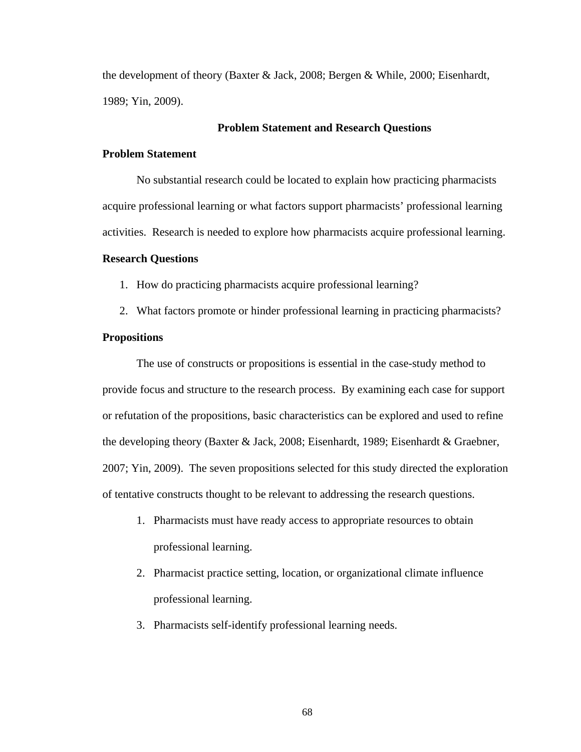the development of theory (Baxter & Jack, 2008; Bergen & While, 2000; Eisenhardt, 1989; Yin, 2009).

## Problem Statement and Research Questions

### Problem Statement

No substantial research could be located to explain how practicing pharmacists acquire professional learning or what factors support pharmacists' professional learning activities. Research is needed to explore how pharmacists acquire professional learning.

### Research Questions

1. How do practicing pharmacists acquire professional learning?
2. What factors promote or hinder professional learning in practicing pharmacists?

### Propositions

The use of constructs or propositions is essential in the case-study method to provide focus and structure to the research process. By examining each case for support or refutation of the propositions, basic characteristics can be explored and used to refine the developing theory (Baxter & Jack, 2008; Eisenhardt, 1989; Eisenhardt & Graebner, 2007; Yin, 2009). The seven propositions selected for this study directed the exploration of tentative constructs thought to be relevant to addressing the research questions.

1. Pharmacists must have ready access to appropriate resources to obtain professional learning.
2. Pharmacist practice setting, location, or organizational climate influence professional learning.
3. Pharmacists self-identify professional learning needs.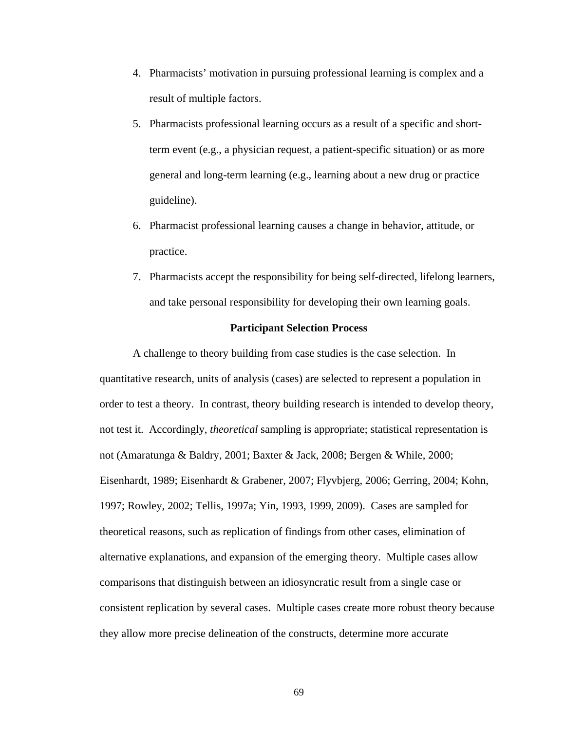4. Pharmacists' motivation in pursuing professional learning is complex and a result of multiple factors.
5. Pharmacists professional learning occurs as a result of a specific and short-term event (e.g., a physician request, a patient-specific situation) or as more general and long-term learning (e.g., learning about a new drug or practice guideline).
6. Pharmacist professional learning causes a change in behavior, attitude, or practice.
7. Pharmacists accept the responsibility for being self-directed, lifelong learners, and take personal responsibility for developing their own learning goals.

**Participant Selection Process**

A challenge to theory building from case studies is the case selection. In quantitative research, units of analysis (cases) are selected to represent a population in order to test a theory. In contrast, theory building research is intended to develop theory, not test it. Accordingly, *theoretical* sampling is appropriate; statistical representation is not (Amaratunga & Baldry, 2001; Baxter & Jack, 2008; Bergen & While, 2000; Eisenhardt, 1989; Eisenhardt & Grabener, 2007; Flyvbjerg, 2006; Gerring, 2004; Kohn, 1997; Rowley, 2002; Tellis, 1997a; Yin, 1993, 1999, 2009). Cases are sampled for theoretical reasons, such as replication of findings from other cases, elimination of alternative explanations, and expansion of the emerging theory. Multiple cases allow comparisons that distinguish between an idiosyncratic result from a single case or consistent replication by several cases. Multiple cases create more robust theory because they allow more precise delineation of the constructs, determine more accurate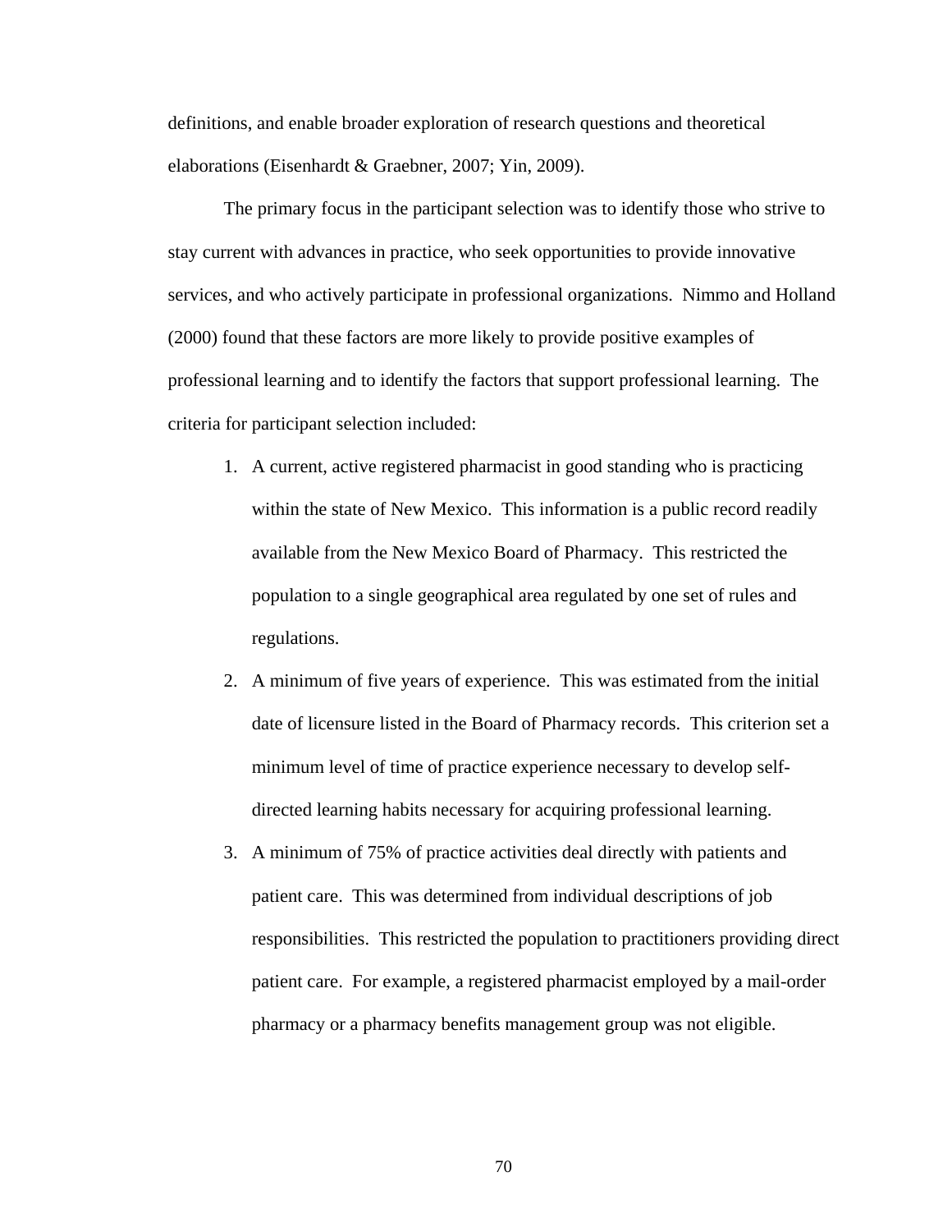definitions, and enable broader exploration of research questions and theoretical elaborations (Eisenhardt & Graebner, 2007; Yin, 2009).

The primary focus in the participant selection was to identify those who strive to stay current with advances in practice, who seek opportunities to provide innovative services, and who actively participate in professional organizations. Nimmo and Holland (2000) found that these factors are more likely to provide positive examples of professional learning and to identify the factors that support professional learning. The criteria for participant selection included:

1. A current, active registered pharmacist in good standing who is practicing within the state of New Mexico. This information is a public record readily available from the New Mexico Board of Pharmacy. This restricted the population to a single geographical area regulated by one set of rules and regulations.
2. A minimum of five years of experience. This was estimated from the initial date of licensure listed in the Board of Pharmacy records. This criterion set a minimum level of time of practice experience necessary to develop self-directed learning habits necessary for acquiring professional learning.
3. A minimum of 75% of practice activities deal directly with patients and patient care. This was determined from individual descriptions of job responsibilities. This restricted the population to practitioners providing direct patient care. For example, a registered pharmacist employed by a mail-order pharmacy or a pharmacy benefits management group was not eligible.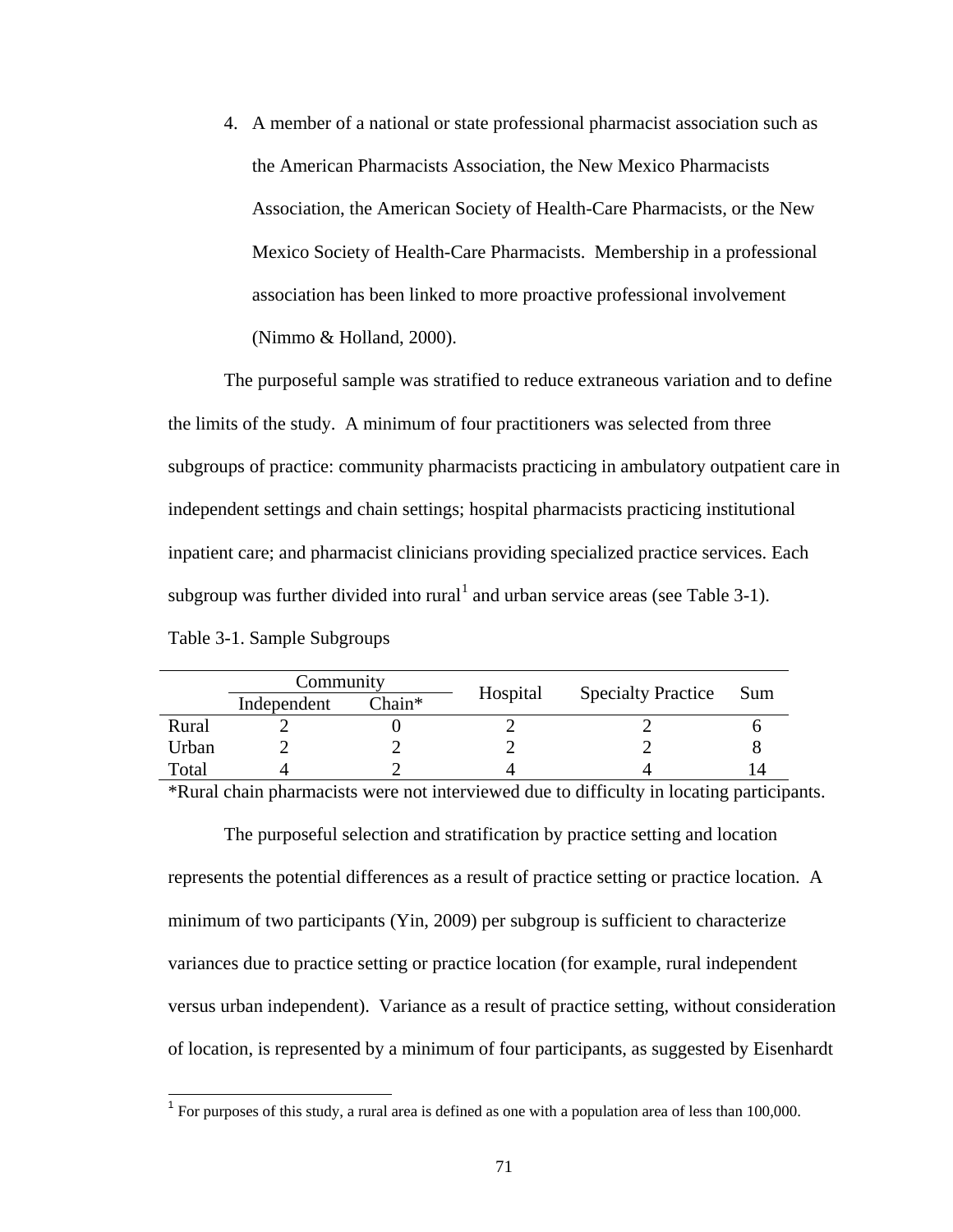4. A member of a national or state professional pharmacist association such as the American Pharmacists Association, the New Mexico Pharmacists Association, the American Society of Health-Care Pharmacists, or the New Mexico Society of Health-Care Pharmacists. Membership in a professional association has been linked to more proactive professional involvement (Nimmo & Holland, 2000).

The purposeful sample was stratified to reduce extraneous variation and to define the limits of the study. A minimum of four practitioners was selected from three subgroups of practice: community pharmacists practicing in ambulatory outpatient care in independent settings and chain settings; hospital pharmacists practicing institutional inpatient care; and pharmacist clinicians providing specialized practice services. Each subgroup was further divided into rural[1] and urban service areas (see Table 3-1).

Table 3-1. Sample Subgroups

| | Community | | Hospital | Specialty Practice | Sum |
|---|---|---|---|---|---|
| | Independent | Chain* | | | |
| Rural | 2 | 0 | 2 | 2 | 6 |
| Urban | 2 | 2 | 2 | 2 | 8 |
| Total | 4 | 2 | 4 | 4 | 14 |

*Rural chain pharmacists were not interviewed due to difficulty in locating participants.

The purposeful selection and stratification by practice setting and location represents the potential differences as a result of practice setting or practice location. A minimum of two participants (Yin, 2009) per subgroup is sufficient to characterize variances due to practice setting or practice location (for example, rural independent versus urban independent). Variance as a result of practice setting, without consideration of location, is represented by a minimum of four participants, as suggested by Eisenhardt

[1] For purposes of this study, a rural area is defined as one with a population area of less than 100,000.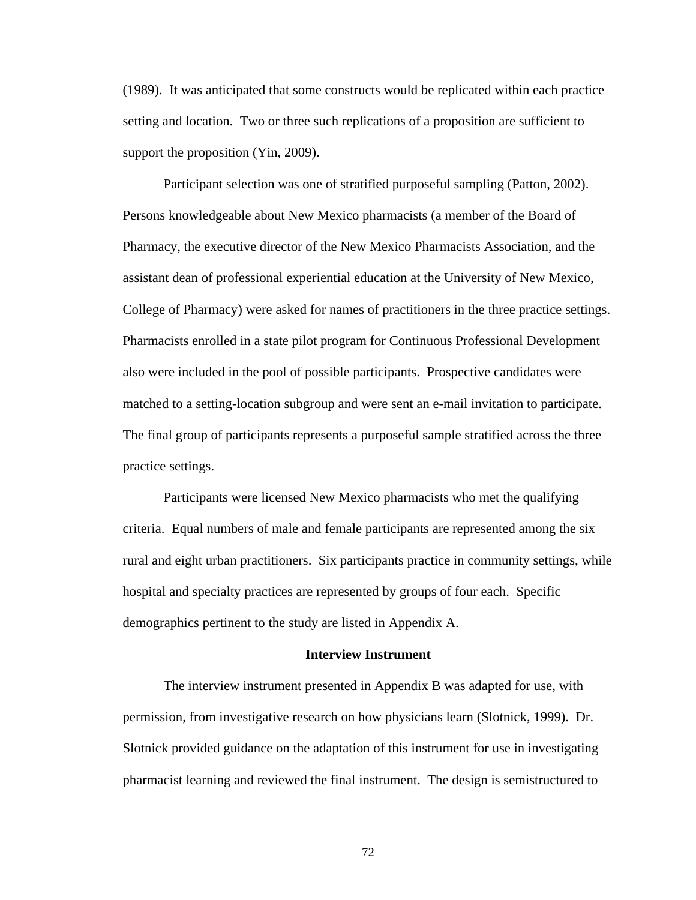(1989). It was anticipated that some constructs would be replicated within each practice setting and location. Two or three such replications of a proposition are sufficient to support the proposition (Yin, 2009).

Participant selection was one of stratified purposeful sampling (Patton, 2002). Persons knowledgeable about New Mexico pharmacists (a member of the Board of Pharmacy, the executive director of the New Mexico Pharmacists Association, and the assistant dean of professional experiential education at the University of New Mexico, College of Pharmacy) were asked for names of practitioners in the three practice settings. Pharmacists enrolled in a state pilot program for Continuous Professional Development also were included in the pool of possible participants. Prospective candidates were matched to a setting-location subgroup and were sent an e-mail invitation to participate. The final group of participants represents a purposeful sample stratified across the three practice settings.

Participants were licensed New Mexico pharmacists who met the qualifying criteria. Equal numbers of male and female participants are represented among the six rural and eight urban practitioners. Six participants practice in community settings, while hospital and specialty practices are represented by groups of four each. Specific demographics pertinent to the study are listed in Appendix A.

## Interview Instrument

The interview instrument presented in Appendix B was adapted for use, with permission, from investigative research on how physicians learn (Slotnick, 1999). Dr. Slotnick provided guidance on the adaptation of this instrument for use in investigating pharmacist learning and reviewed the final instrument. The design is semistructured to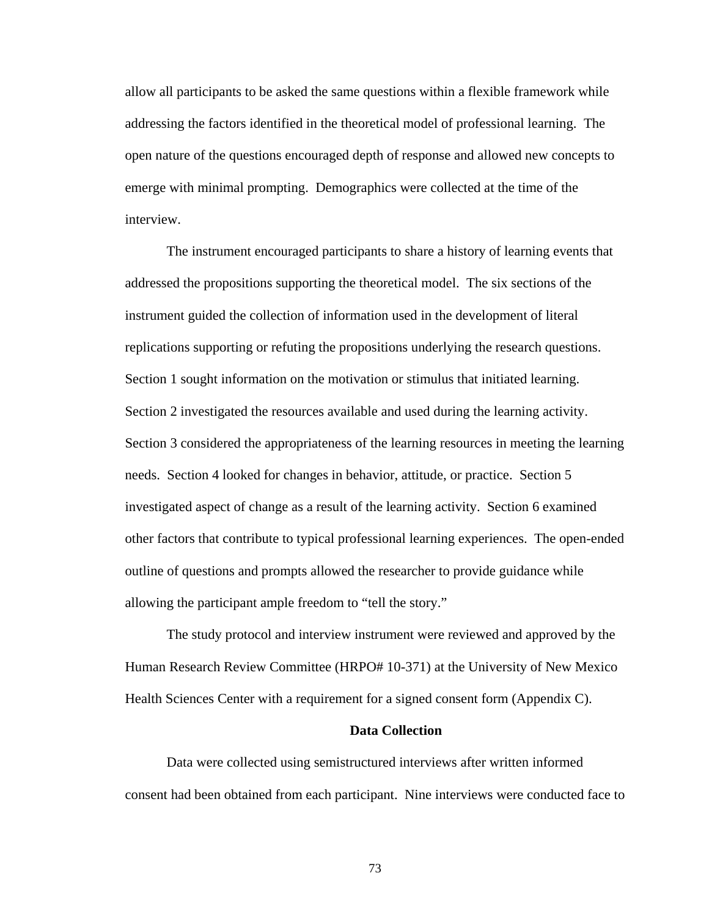allow all participants to be asked the same questions within a flexible framework while addressing the factors identified in the theoretical model of professional learning. The open nature of the questions encouraged depth of response and allowed new concepts to emerge with minimal prompting. Demographics were collected at the time of the interview.

The instrument encouraged participants to share a history of learning events that addressed the propositions supporting the theoretical model. The six sections of the instrument guided the collection of information used in the development of literal replications supporting or refuting the propositions underlying the research questions. Section 1 sought information on the motivation or stimulus that initiated learning. Section 2 investigated the resources available and used during the learning activity. Section 3 considered the appropriateness of the learning resources in meeting the learning needs. Section 4 looked for changes in behavior, attitude, or practice. Section 5 investigated aspect of change as a result of the learning activity. Section 6 examined other factors that contribute to typical professional learning experiences. The open-ended outline of questions and prompts allowed the researcher to provide guidance while allowing the participant ample freedom to "tell the story."

The study protocol and interview instrument were reviewed and approved by the Human Research Review Committee (HRPO# 10-371) at the University of New Mexico Health Sciences Center with a requirement for a signed consent form (Appendix C).

## Data Collection

Data were collected using semistructured interviews after written informed consent had been obtained from each participant. Nine interviews were conducted face to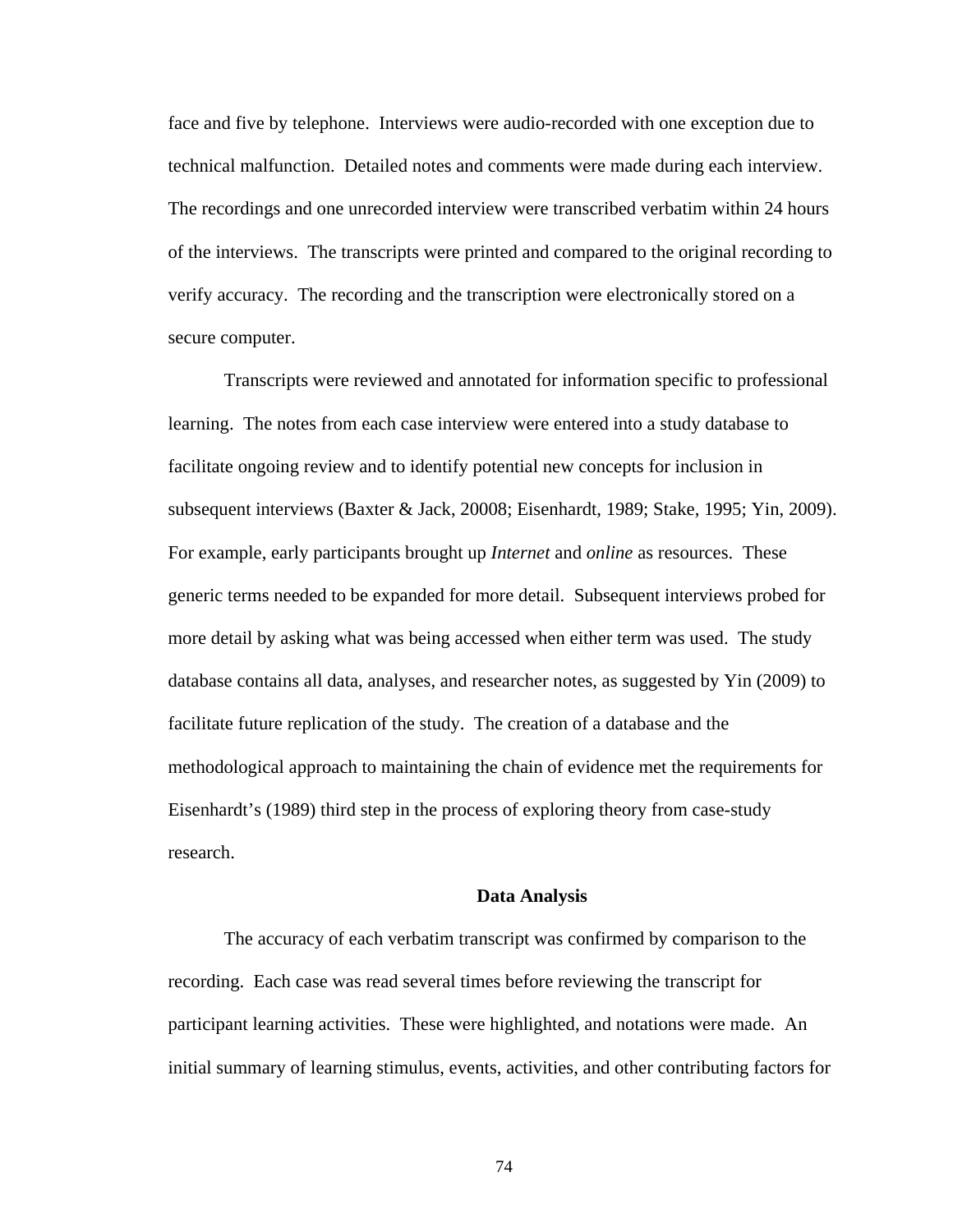face and five by telephone. Interviews were audio-recorded with one exception due to technical malfunction. Detailed notes and comments were made during each interview. The recordings and one unrecorded interview were transcribed verbatim within 24 hours of the interviews. The transcripts were printed and compared to the original recording to verify accuracy. The recording and the transcription were electronically stored on a secure computer.

Transcripts were reviewed and annotated for information specific to professional learning. The notes from each case interview were entered into a study database to facilitate ongoing review and to identify potential new concepts for inclusion in subsequent interviews (Baxter & Jack, 20008; Eisenhardt, 1989; Stake, 1995; Yin, 2009). For example, early participants brought up *Internet* and *online* as resources. These generic terms needed to be expanded for more detail. Subsequent interviews probed for more detail by asking what was being accessed when either term was used. The study database contains all data, analyses, and researcher notes, as suggested by Yin (2009) to facilitate future replication of the study. The creation of a database and the methodological approach to maintaining the chain of evidence met the requirements for Eisenhardt's (1989) third step in the process of exploring theory from case-study research.

## Data Analysis

The accuracy of each verbatim transcript was confirmed by comparison to the recording. Each case was read several times before reviewing the transcript for participant learning activities. These were highlighted, and notations were made. An initial summary of learning stimulus, events, activities, and other contributing factors for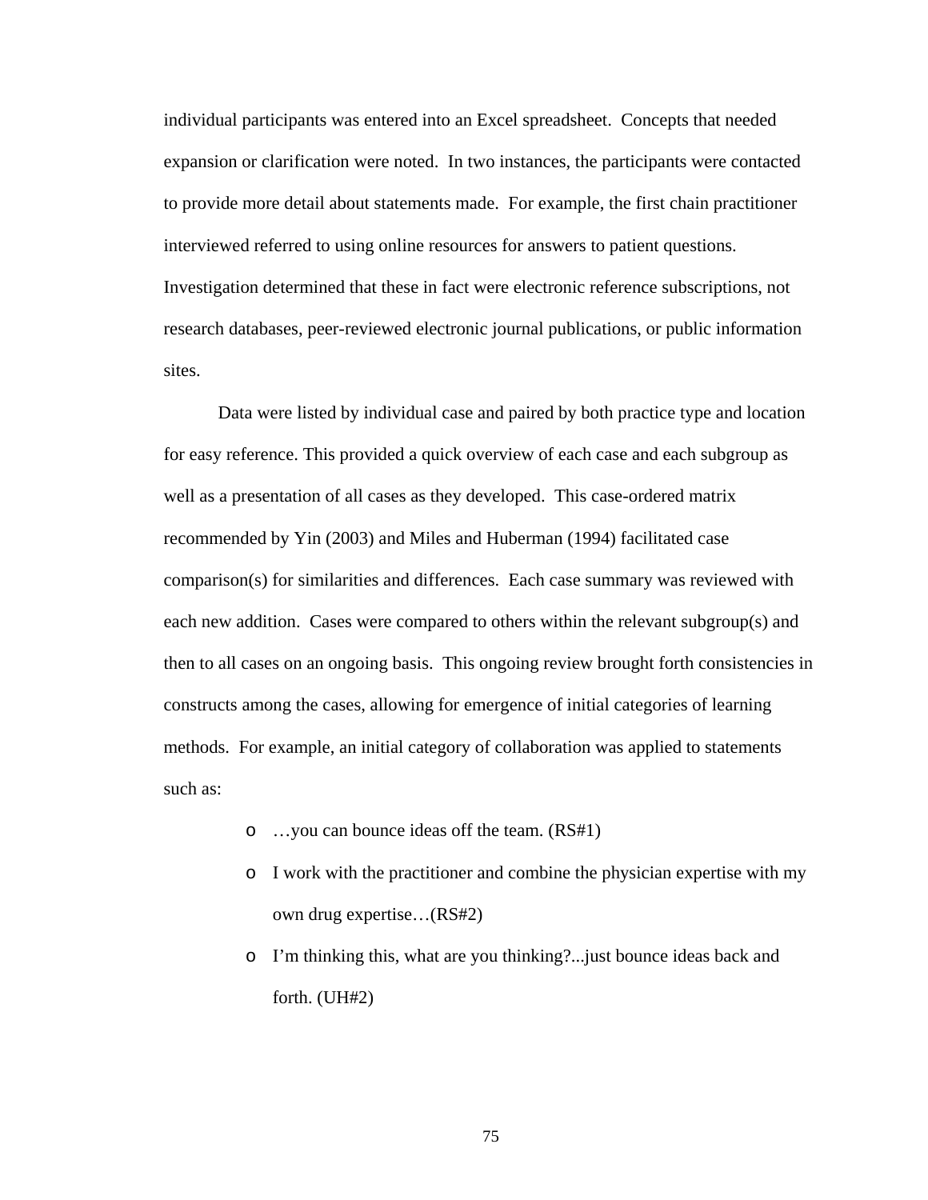individual participants was entered into an Excel spreadsheet. Concepts that needed expansion or clarification were noted. In two instances, the participants were contacted to provide more detail about statements made. For example, the first chain practitioner interviewed referred to using online resources for answers to patient questions. Investigation determined that these in fact were electronic reference subscriptions, not research databases, peer-reviewed electronic journal publications, or public information sites.

Data were listed by individual case and paired by both practice type and location for easy reference. This provided a quick overview of each case and each subgroup as well as a presentation of all cases as they developed. This case-ordered matrix recommended by Yin (2003) and Miles and Huberman (1994) facilitated case comparison(s) for similarities and differences. Each case summary was reviewed with each new addition. Cases were compared to others within the relevant subgroup(s) and then to all cases on an ongoing basis. This ongoing review brought forth consistencies in constructs among the cases, allowing for emergence of initial categories of learning methods. For example, an initial category of collaboration was applied to statements such as:

- …you can bounce ideas off the team. (RS#1)
- I work with the practitioner and combine the physician expertise with my own drug expertise…(RS#2)
- I'm thinking this, what are you thinking?...just bounce ideas back and forth. (UH#2)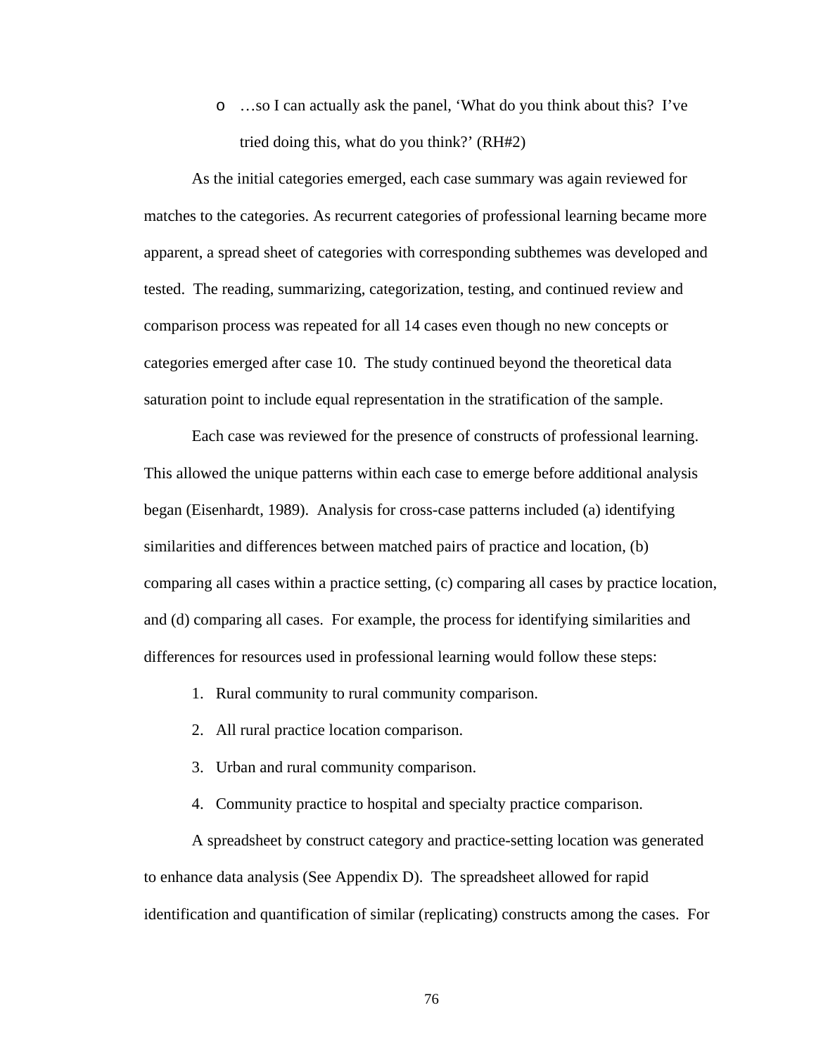- …so I can actually ask the panel, 'What do you think about this? I've tried doing this, what do you think?' (RH#2)

As the initial categories emerged, each case summary was again reviewed for matches to the categories. As recurrent categories of professional learning became more apparent, a spread sheet of categories with corresponding subthemes was developed and tested. The reading, summarizing, categorization, testing, and continued review and comparison process was repeated for all 14 cases even though no new concepts or categories emerged after case 10. The study continued beyond the theoretical data saturation point to include equal representation in the stratification of the sample.

Each case was reviewed for the presence of constructs of professional learning. This allowed the unique patterns within each case to emerge before additional analysis began (Eisenhardt, 1989). Analysis for cross-case patterns included (a) identifying similarities and differences between matched pairs of practice and location, (b) comparing all cases within a practice setting, (c) comparing all cases by practice location, and (d) comparing all cases. For example, the process for identifying similarities and differences for resources used in professional learning would follow these steps:

1. Rural community to rural community comparison.
2. All rural practice location comparison.
3. Urban and rural community comparison.
4. Community practice to hospital and specialty practice comparison.

A spreadsheet by construct category and practice-setting location was generated to enhance data analysis (See Appendix D). The spreadsheet allowed for rapid identification and quantification of similar (replicating) constructs among the cases. For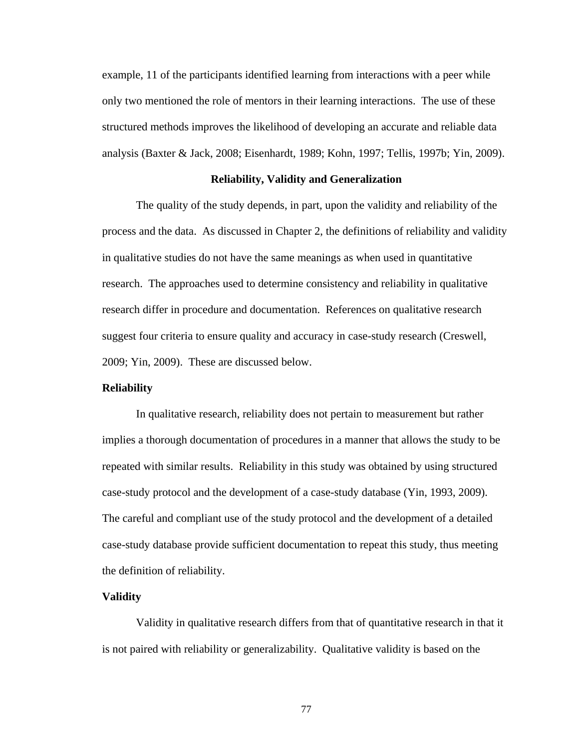example, 11 of the participants identified learning from interactions with a peer while only two mentioned the role of mentors in their learning interactions. The use of these structured methods improves the likelihood of developing an accurate and reliable data analysis (Baxter & Jack, 2008; Eisenhardt, 1989; Kohn, 1997; Tellis, 1997b; Yin, 2009).

## Reliability, Validity and Generalization

The quality of the study depends, in part, upon the validity and reliability of the process and the data. As discussed in Chapter 2, the definitions of reliability and validity in qualitative studies do not have the same meanings as when used in quantitative research. The approaches used to determine consistency and reliability in qualitative research differ in procedure and documentation. References on qualitative research suggest four criteria to ensure quality and accuracy in case-study research (Creswell, 2009; Yin, 2009). These are discussed below.

### Reliability

In qualitative research, reliability does not pertain to measurement but rather implies a thorough documentation of procedures in a manner that allows the study to be repeated with similar results. Reliability in this study was obtained by using structured case-study protocol and the development of a case-study database (Yin, 1993, 2009). The careful and compliant use of the study protocol and the development of a detailed case-study database provide sufficient documentation to repeat this study, thus meeting the definition of reliability.

### Validity

Validity in qualitative research differs from that of quantitative research in that it is not paired with reliability or generalizability. Qualitative validity is based on the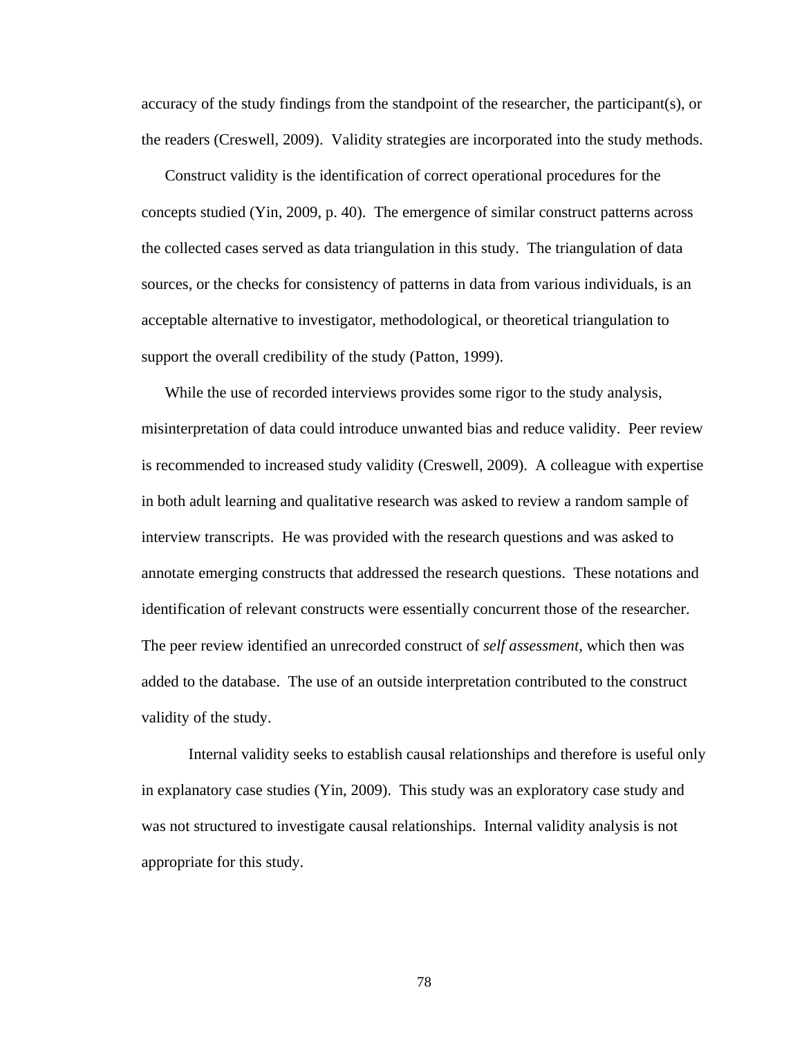accuracy of the study findings from the standpoint of the researcher, the participant(s), or the readers (Creswell, 2009). Validity strategies are incorporated into the study methods.

Construct validity is the identification of correct operational procedures for the concepts studied (Yin, 2009, p. 40). The emergence of similar construct patterns across the collected cases served as data triangulation in this study. The triangulation of data sources, or the checks for consistency of patterns in data from various individuals, is an acceptable alternative to investigator, methodological, or theoretical triangulation to support the overall credibility of the study (Patton, 1999).

While the use of recorded interviews provides some rigor to the study analysis, misinterpretation of data could introduce unwanted bias and reduce validity. Peer review is recommended to increased study validity (Creswell, 2009). A colleague with expertise in both adult learning and qualitative research was asked to review a random sample of interview transcripts. He was provided with the research questions and was asked to annotate emerging constructs that addressed the research questions. These notations and identification of relevant constructs were essentially concurrent those of the researcher. The peer review identified an unrecorded construct of *self assessment,* which then was added to the database. The use of an outside interpretation contributed to the construct validity of the study.

Internal validity seeks to establish causal relationships and therefore is useful only in explanatory case studies (Yin, 2009). This study was an exploratory case study and was not structured to investigate causal relationships. Internal validity analysis is not appropriate for this study.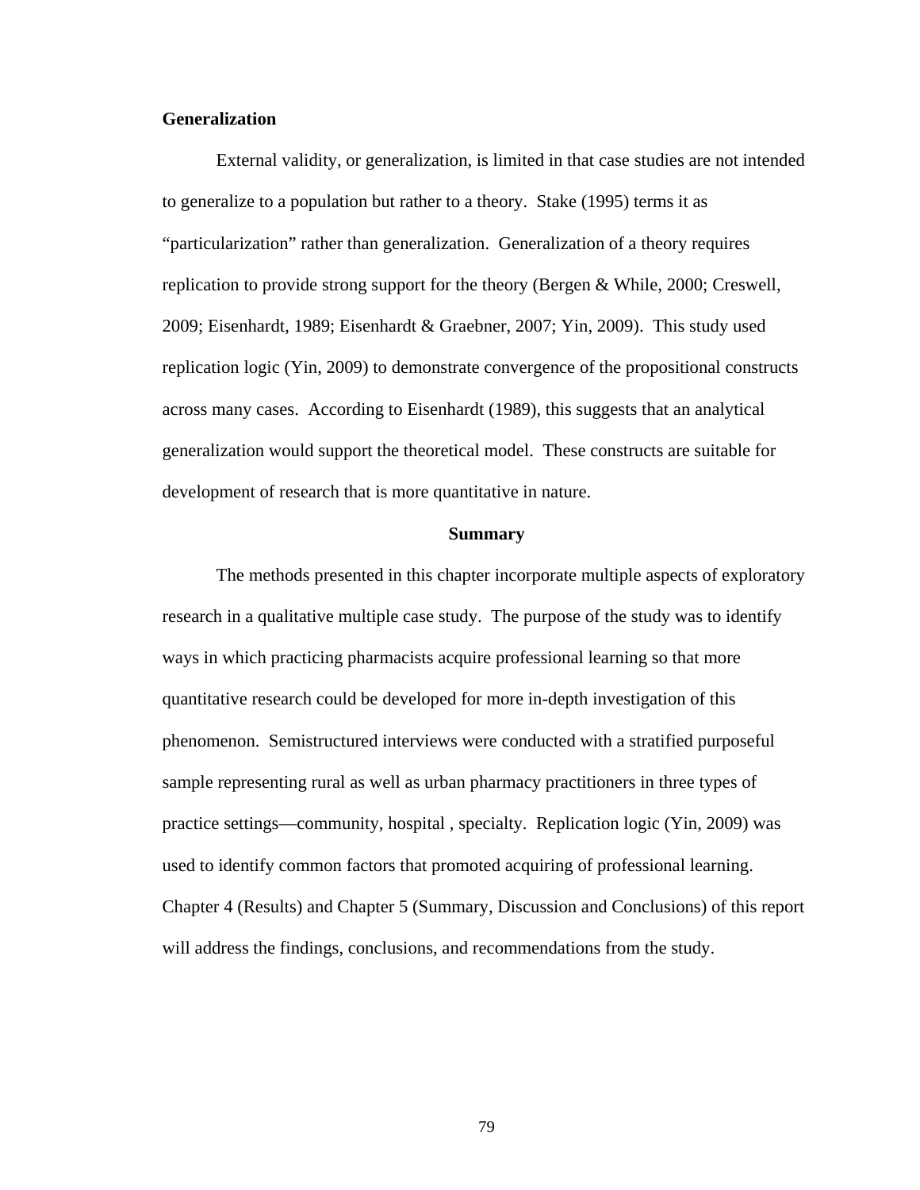### Generalization

External validity, or generalization, is limited in that case studies are not intended to generalize to a population but rather to a theory. Stake (1995) terms it as "particularization" rather than generalization. Generalization of a theory requires replication to provide strong support for the theory (Bergen & While, 2000; Creswell, 2009; Eisenhardt, 1989; Eisenhardt & Graebner, 2007; Yin, 2009). This study used replication logic (Yin, 2009) to demonstrate convergence of the propositional constructs across many cases. According to Eisenhardt (1989), this suggests that an analytical generalization would support the theoretical model. These constructs are suitable for development of research that is more quantitative in nature.

## Summary

The methods presented in this chapter incorporate multiple aspects of exploratory research in a qualitative multiple case study. The purpose of the study was to identify ways in which practicing pharmacists acquire professional learning so that more quantitative research could be developed for more in-depth investigation of this phenomenon. Semistructured interviews were conducted with a stratified purposeful sample representing rural as well as urban pharmacy practitioners in three types of practice settings—community, hospital , specialty. Replication logic (Yin, 2009) was used to identify common factors that promoted acquiring of professional learning. Chapter 4 (Results) and Chapter 5 (Summary, Discussion and Conclusions) of this report will address the findings, conclusions, and recommendations from the study.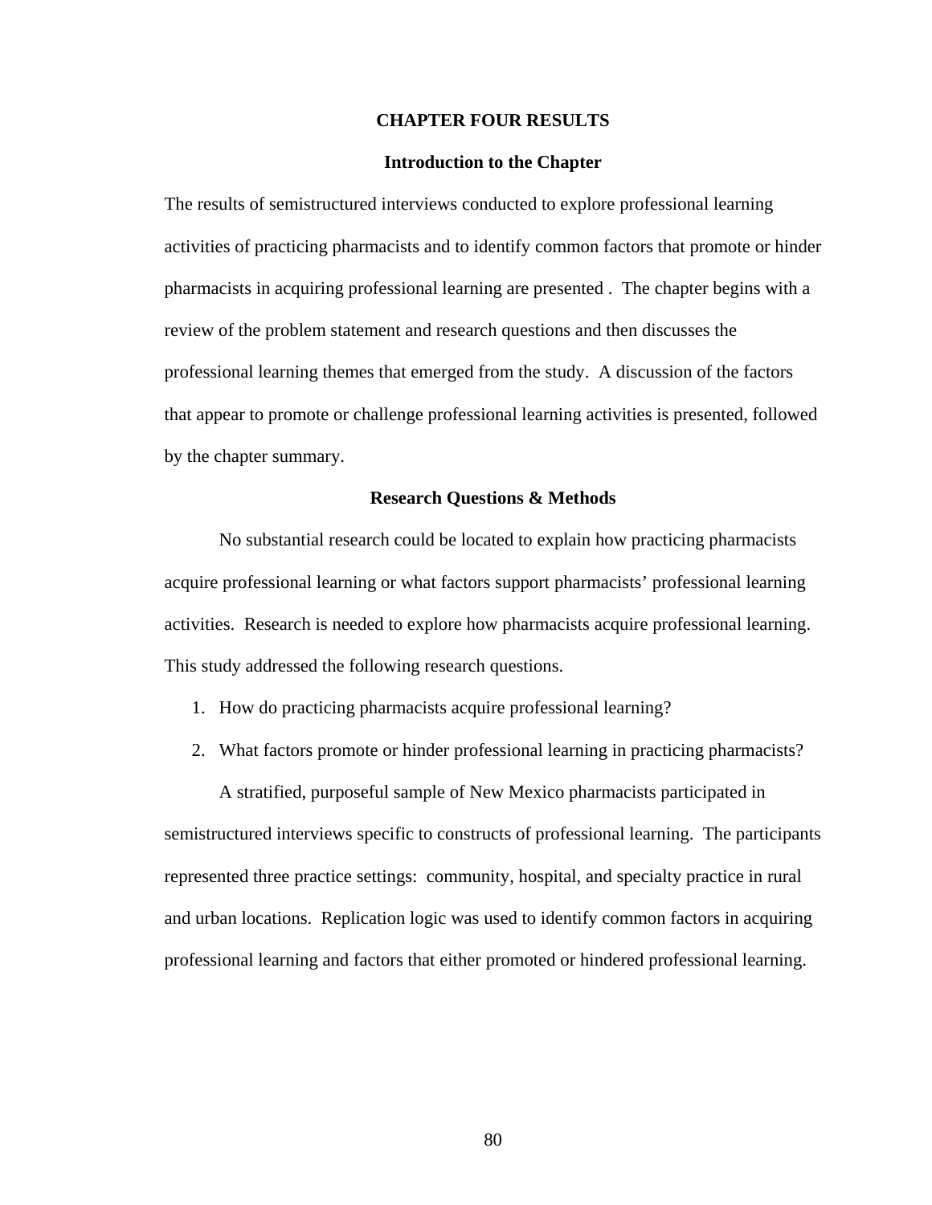# CHAPTER FOUR RESULTS

## Introduction to the Chapter

The results of semistructured interviews conducted to explore professional learning activities of practicing pharmacists and to identify common factors that promote or hinder pharmacists in acquiring professional learning are presented . The chapter begins with a review of the problem statement and research questions and then discusses the professional learning themes that emerged from the study. A discussion of the factors that appear to promote or challenge professional learning activities is presented, followed by the chapter summary.

## Research Questions & Methods

No substantial research could be located to explain how practicing pharmacists acquire professional learning or what factors support pharmacists' professional learning activities. Research is needed to explore how pharmacists acquire professional learning. This study addressed the following research questions.

1. How do practicing pharmacists acquire professional learning?
2. What factors promote or hinder professional learning in practicing pharmacists?

A stratified, purposeful sample of New Mexico pharmacists participated in semistructured interviews specific to constructs of professional learning. The participants represented three practice settings: community, hospital, and specialty practice in rural and urban locations. Replication logic was used to identify common factors in acquiring professional learning and factors that either promoted or hindered professional learning.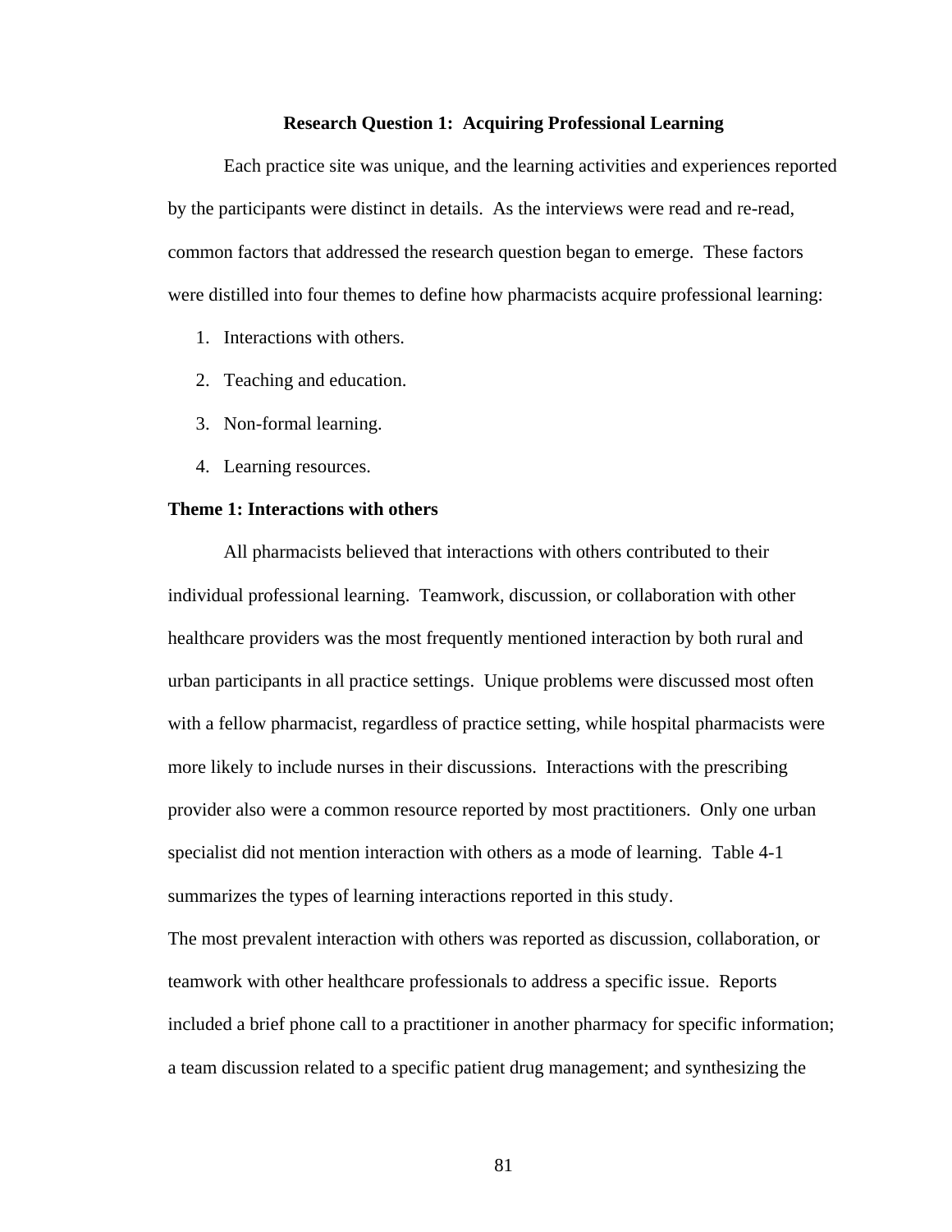## Research Question 1: Acquiring Professional Learning

Each practice site was unique, and the learning activities and experiences reported by the participants were distinct in details. As the interviews were read and re-read, common factors that addressed the research question began to emerge. These factors were distilled into four themes to define how pharmacists acquire professional learning:

1. Interactions with others.
2. Teaching and education.
3. Non-formal learning.
4. Learning resources.

### Theme 1: Interactions with others

All pharmacists believed that interactions with others contributed to their individual professional learning. Teamwork, discussion, or collaboration with other healthcare providers was the most frequently mentioned interaction by both rural and urban participants in all practice settings. Unique problems were discussed most often with a fellow pharmacist, regardless of practice setting, while hospital pharmacists were more likely to include nurses in their discussions. Interactions with the prescribing provider also were a common resource reported by most practitioners. Only one urban specialist did not mention interaction with others as a mode of learning. Table 4-1 summarizes the types of learning interactions reported in this study.

The most prevalent interaction with others was reported as discussion, collaboration, or teamwork with other healthcare professionals to address a specific issue. Reports included a brief phone call to a practitioner in another pharmacy for specific information; a team discussion related to a specific patient drug management; and synthesizing the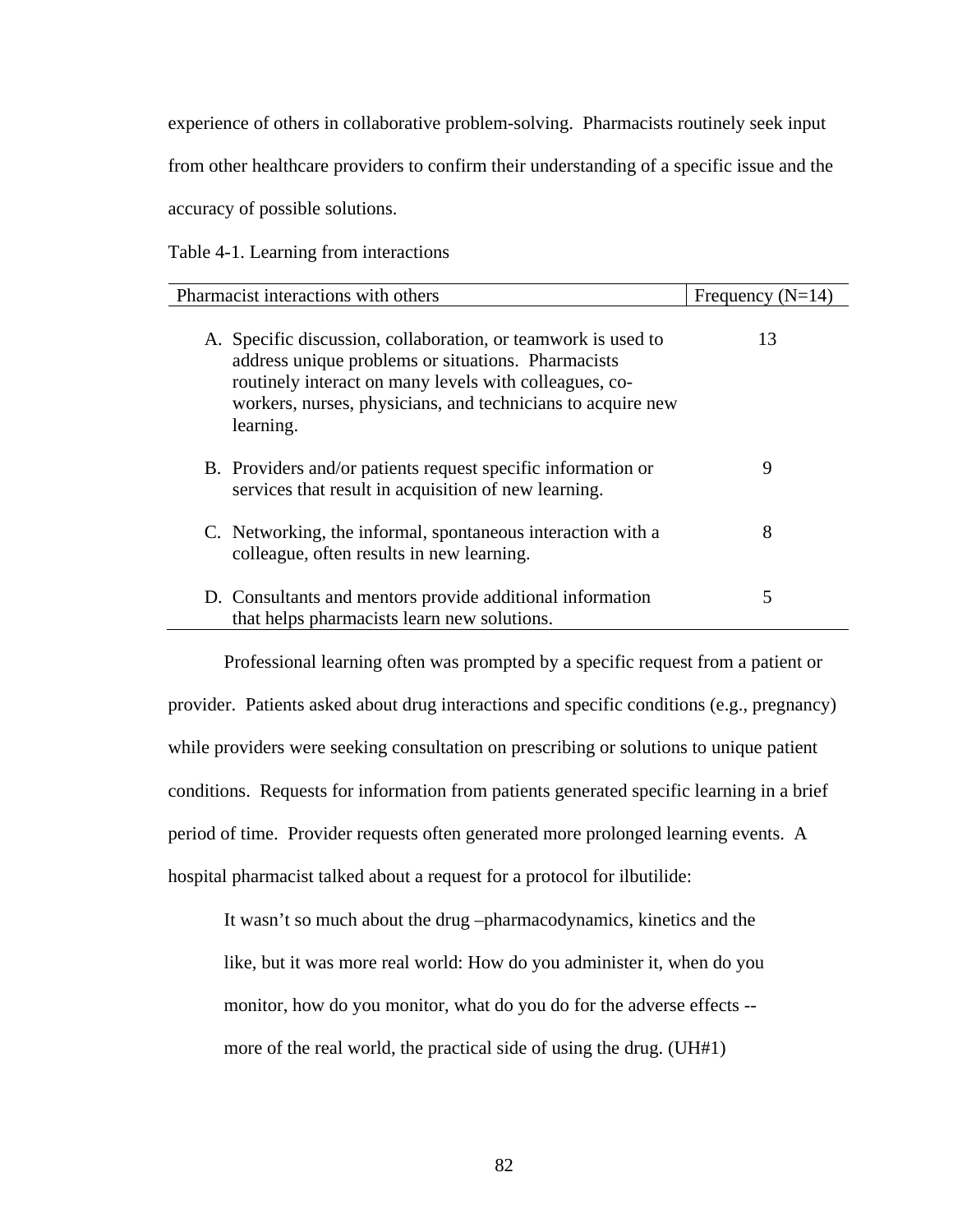experience of others in collaborative problem-solving. Pharmacists routinely seek input from other healthcare providers to confirm their understanding of a specific issue and the accuracy of possible solutions.

Table 4-1. Learning from interactions

| Pharmacist interactions with others | Frequency (N=14) |
|---|---|
| A. Specific discussion, collaboration, or teamwork is used to address unique problems or situations. Pharmacists routinely interact on many levels with colleagues, co-workers, nurses, physicians, and technicians to acquire new learning. | 13 |
| B. Providers and/or patients request specific information or services that result in acquisition of new learning. | 9 |
| C. Networking, the informal, spontaneous interaction with a colleague, often results in new learning. | 8 |
| D. Consultants and mentors provide additional information that helps pharmacists learn new solutions. | 5 |

Professional learning often was prompted by a specific request from a patient or provider. Patients asked about drug interactions and specific conditions (e.g., pregnancy) while providers were seeking consultation on prescribing or solutions to unique patient conditions. Requests for information from patients generated specific learning in a brief period of time. Provider requests often generated more prolonged learning events. A hospital pharmacist talked about a request for a protocol for ilbutilide:

> It wasn't so much about the drug –pharmacodynamics, kinetics and the like, but it was more real world: How do you administer it, when do you monitor, how do you monitor, what do you do for the adverse effects -- more of the real world, the practical side of using the drug. (UH#1)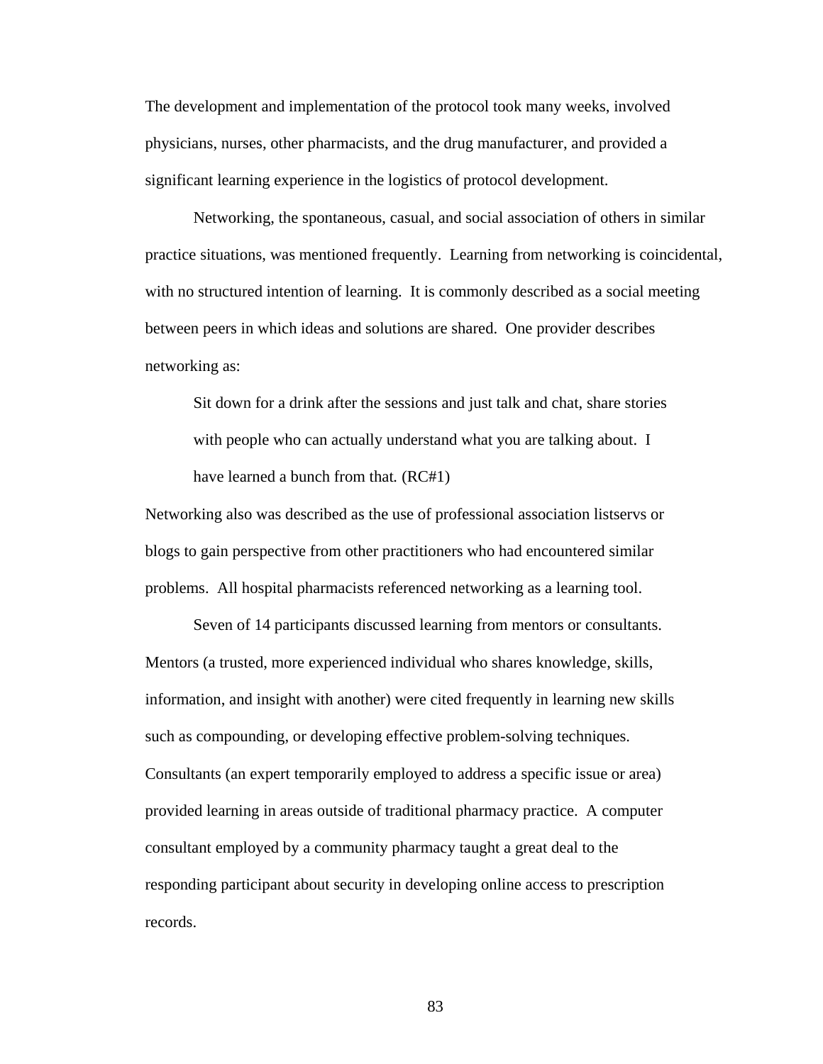The development and implementation of the protocol took many weeks, involved physicians, nurses, other pharmacists, and the drug manufacturer, and provided a significant learning experience in the logistics of protocol development.

Networking, the spontaneous, casual, and social association of others in similar practice situations, was mentioned frequently. Learning from networking is coincidental, with no structured intention of learning. It is commonly described as a social meeting between peers in which ideas and solutions are shared. One provider describes networking as:

> Sit down for a drink after the sessions and just talk and chat, share stories with people who can actually understand what you are talking about. I have learned a bunch from that. (RC#1)

Networking also was described as the use of professional association listservs or blogs to gain perspective from other practitioners who had encountered similar problems. All hospital pharmacists referenced networking as a learning tool.

Seven of 14 participants discussed learning from mentors or consultants. Mentors (a trusted, more experienced individual who shares knowledge, skills, information, and insight with another) were cited frequently in learning new skills such as compounding, or developing effective problem-solving techniques. Consultants (an expert temporarily employed to address a specific issue or area) provided learning in areas outside of traditional pharmacy practice. A computer consultant employed by a community pharmacy taught a great deal to the responding participant about security in developing online access to prescription records.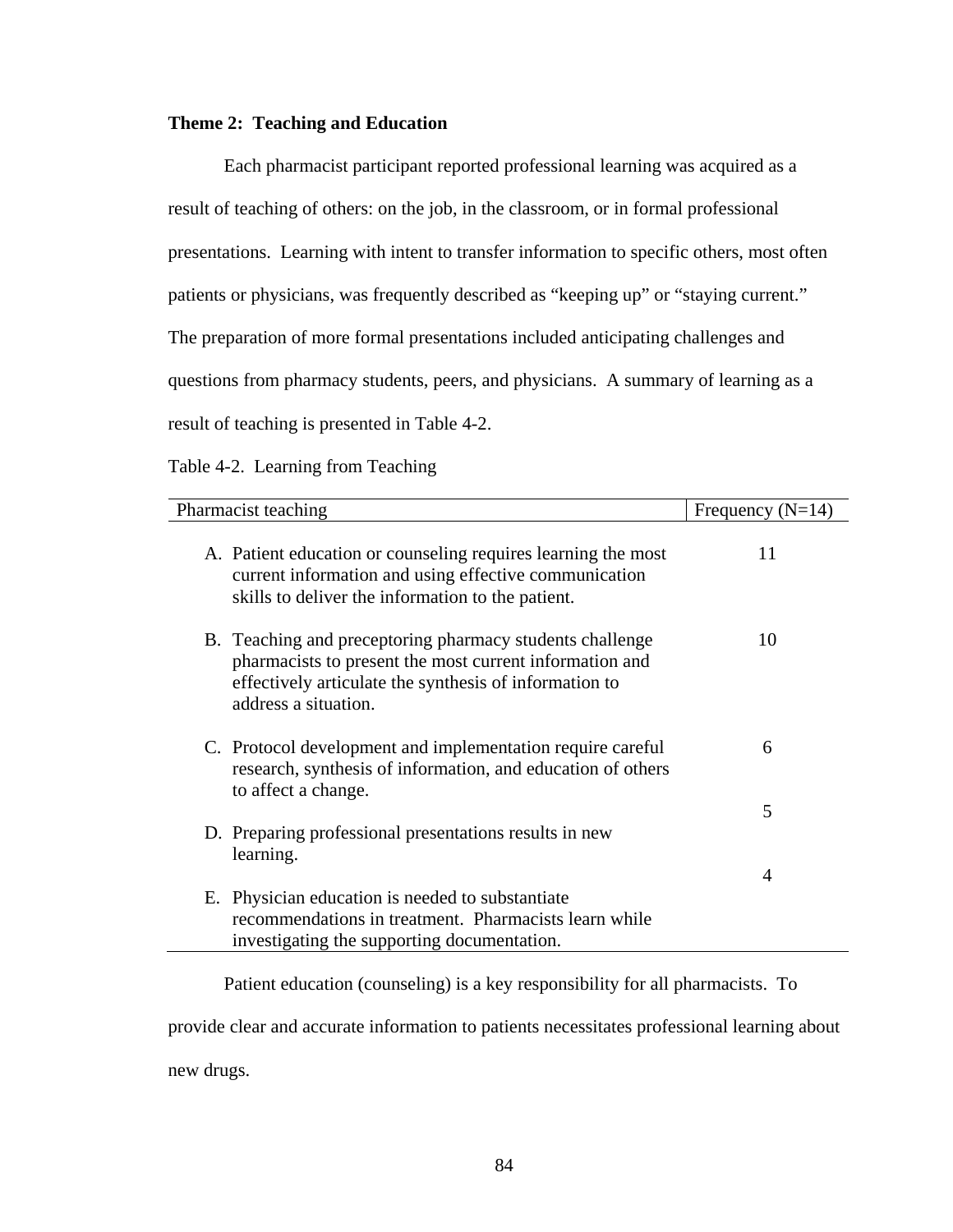**Theme 2: Teaching and Education**

Each pharmacist participant reported professional learning was acquired as a result of teaching of others: on the job, in the classroom, or in formal professional presentations. Learning with intent to transfer information to specific others, most often patients or physicians, was frequently described as "keeping up" or "staying current." The preparation of more formal presentations included anticipating challenges and questions from pharmacy students, peers, and physicians. A summary of learning as a result of teaching is presented in Table 4-2.

Table 4-2. Learning from Teaching

| Pharmacist teaching | Frequency (N=14) |
|---|---|
| A. Patient education or counseling requires learning the most current information and using effective communication skills to deliver the information to the patient. | 11 |
| B. Teaching and preceptoring pharmacy students challenge pharmacists to present the most current information and effectively articulate the synthesis of information to address a situation. | 10 |
| C. Protocol development and implementation require careful research, synthesis of information, and education of others to affect a change. | 6 |
| D. Preparing professional presentations results in new learning. | 5 |
| E. Physician education is needed to substantiate recommendations in treatment. Pharmacists learn while investigating the supporting documentation. | 4 |

Patient education (counseling) is a key responsibility for all pharmacists. To provide clear and accurate information to patients necessitates professional learning about new drugs.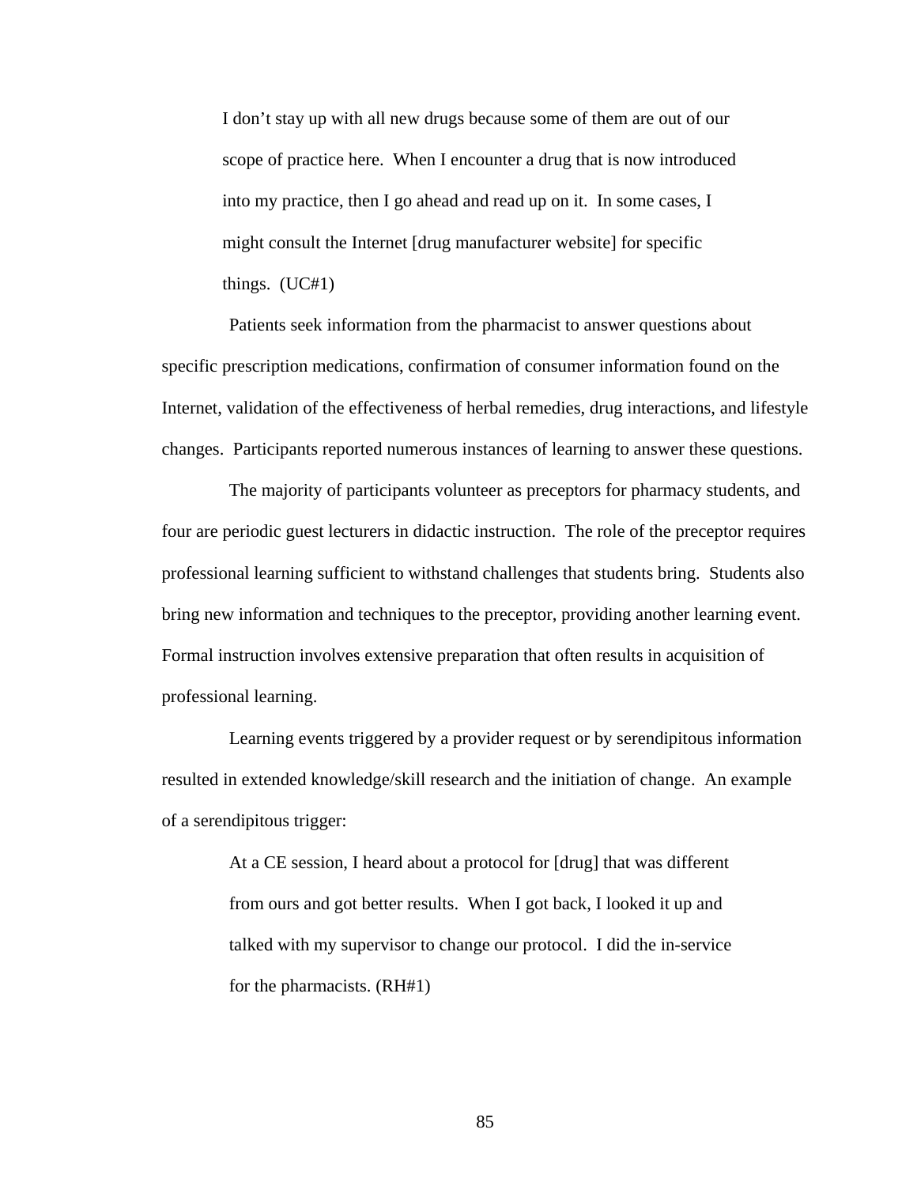> I don't stay up with all new drugs because some of them are out of our scope of practice here. When I encounter a drug that is now introduced into my practice, then I go ahead and read up on it. In some cases, I might consult the Internet [drug manufacturer website] for specific things. (UC#1)

Patients seek information from the pharmacist to answer questions about specific prescription medications, confirmation of consumer information found on the Internet, validation of the effectiveness of herbal remedies, drug interactions, and lifestyle changes. Participants reported numerous instances of learning to answer these questions.

The majority of participants volunteer as preceptors for pharmacy students, and four are periodic guest lecturers in didactic instruction. The role of the preceptor requires professional learning sufficient to withstand challenges that students bring. Students also bring new information and techniques to the preceptor, providing another learning event. Formal instruction involves extensive preparation that often results in acquisition of professional learning.

Learning events triggered by a provider request or by serendipitous information resulted in extended knowledge/skill research and the initiation of change. An example of a serendipitous trigger:

> At a CE session, I heard about a protocol for [drug] that was different from ours and got better results. When I got back, I looked it up and talked with my supervisor to change our protocol. I did the in-service for the pharmacists. (RH#1)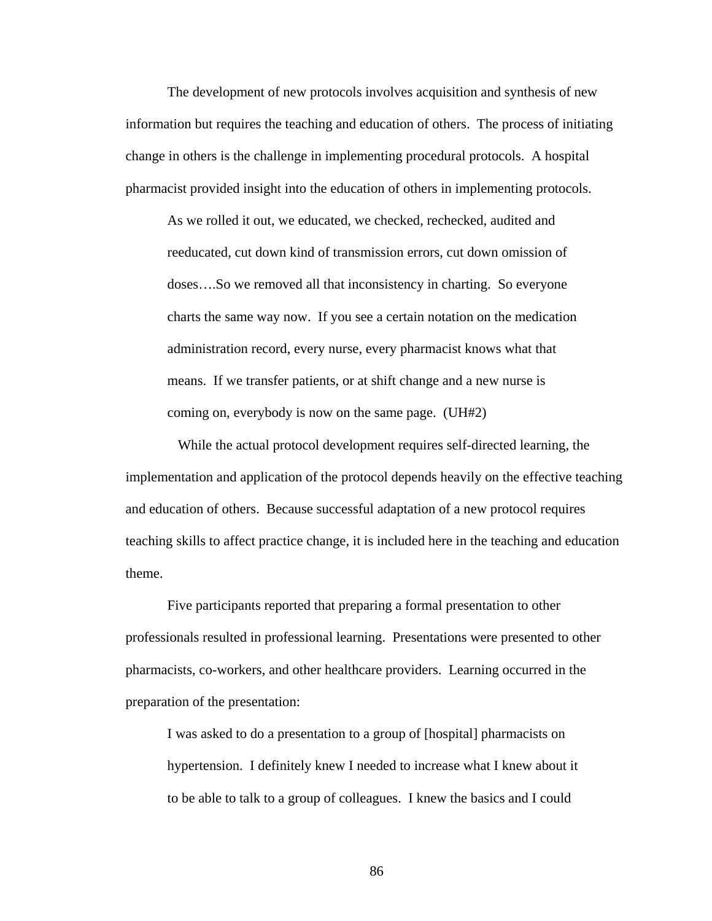The development of new protocols involves acquisition and synthesis of new information but requires the teaching and education of others. The process of initiating change in others is the challenge in implementing procedural protocols. A hospital pharmacist provided insight into the education of others in implementing protocols.

> As we rolled it out, we educated, we checked, rechecked, audited and reeducated, cut down kind of transmission errors, cut down omission of doses….So we removed all that inconsistency in charting. So everyone charts the same way now. If you see a certain notation on the medication administration record, every nurse, every pharmacist knows what that means. If we transfer patients, or at shift change and a new nurse is coming on, everybody is now on the same page. (UH#2)

While the actual protocol development requires self-directed learning, the implementation and application of the protocol depends heavily on the effective teaching and education of others. Because successful adaptation of a new protocol requires teaching skills to affect practice change, it is included here in the teaching and education theme.

Five participants reported that preparing a formal presentation to other professionals resulted in professional learning. Presentations were presented to other pharmacists, co-workers, and other healthcare providers. Learning occurred in the preparation of the presentation:

> I was asked to do a presentation to a group of [hospital] pharmacists on hypertension. I definitely knew I needed to increase what I knew about it to be able to talk to a group of colleagues. I knew the basics and I could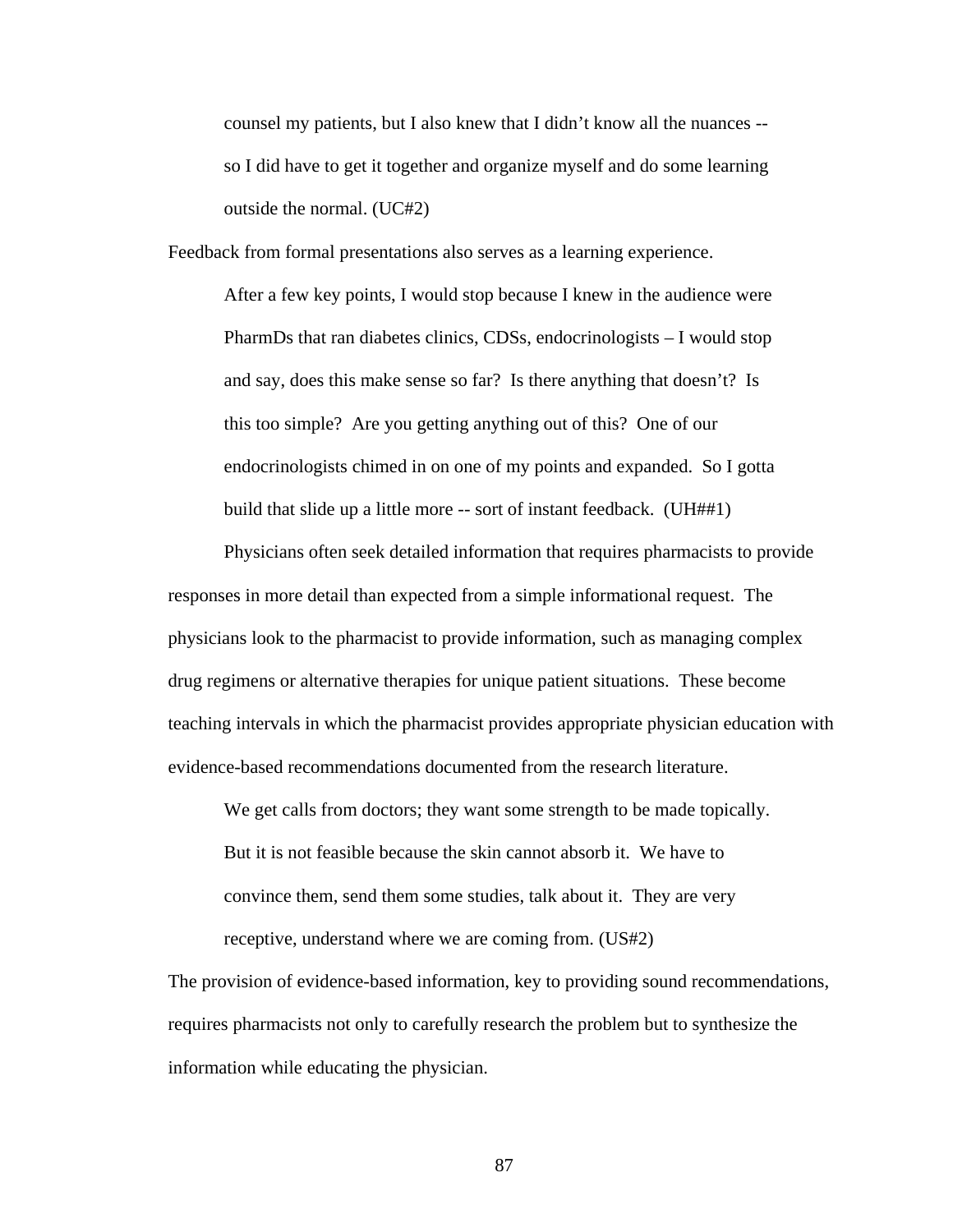> counsel my patients, but I also knew that I didn't know all the nuances -- so I did have to get it together and organize myself and do some learning outside the normal. (UC#2)

Feedback from formal presentations also serves as a learning experience.

> After a few key points, I would stop because I knew in the audience were PharmDs that ran diabetes clinics, CDSs, endocrinologists – I would stop and say, does this make sense so far? Is there anything that doesn't? Is this too simple? Are you getting anything out of this? One of our endocrinologists chimed in on one of my points and expanded. So I gotta build that slide up a little more -- sort of instant feedback. (UH##1)

Physicians often seek detailed information that requires pharmacists to provide responses in more detail than expected from a simple informational request. The physicians look to the pharmacist to provide information, such as managing complex drug regimens or alternative therapies for unique patient situations. These become teaching intervals in which the pharmacist provides appropriate physician education with evidence-based recommendations documented from the research literature.

> We get calls from doctors; they want some strength to be made topically. But it is not feasible because the skin cannot absorb it. We have to convince them, send them some studies, talk about it. They are very receptive, understand where we are coming from. (US#2)

The provision of evidence-based information, key to providing sound recommendations, requires pharmacists not only to carefully research the problem but to synthesize the information while educating the physician.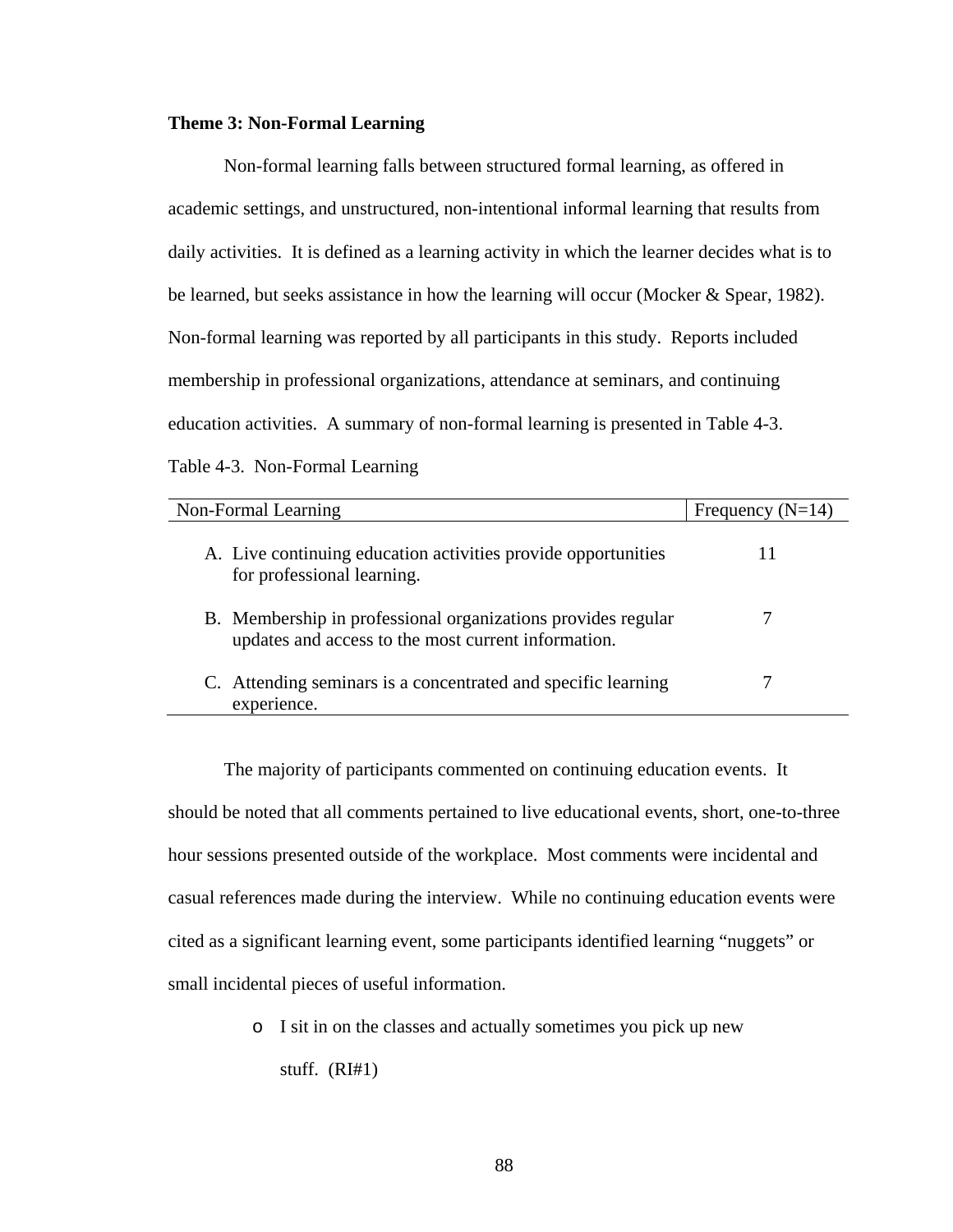**Theme 3: Non-Formal Learning**

Non-formal learning falls between structured formal learning, as offered in academic settings, and unstructured, non-intentional informal learning that results from daily activities. It is defined as a learning activity in which the learner decides what is to be learned, but seeks assistance in how the learning will occur (Mocker & Spear, 1982). Non-formal learning was reported by all participants in this study. Reports included membership in professional organizations, attendance at seminars, and continuing education activities. A summary of non-formal learning is presented in Table 4-3.

Table 4-3. Non-Formal Learning

| Non-Formal Learning | Frequency (N=14) |
|---|---|
| A. Live continuing education activities provide opportunities for professional learning. | 11 |
| B. Membership in professional organizations provides regular updates and access to the most current information. | 7 |
| C. Attending seminars is a concentrated and specific learning experience. | 7 |

The majority of participants commented on continuing education events. It should be noted that all comments pertained to live educational events, short, one-to-three hour sessions presented outside of the workplace. Most comments were incidental and casual references made during the interview. While no continuing education events were cited as a significant learning event, some participants identified learning "nuggets" or small incidental pieces of useful information.

- I sit in on the classes and actually sometimes you pick up new stuff. (RI#1)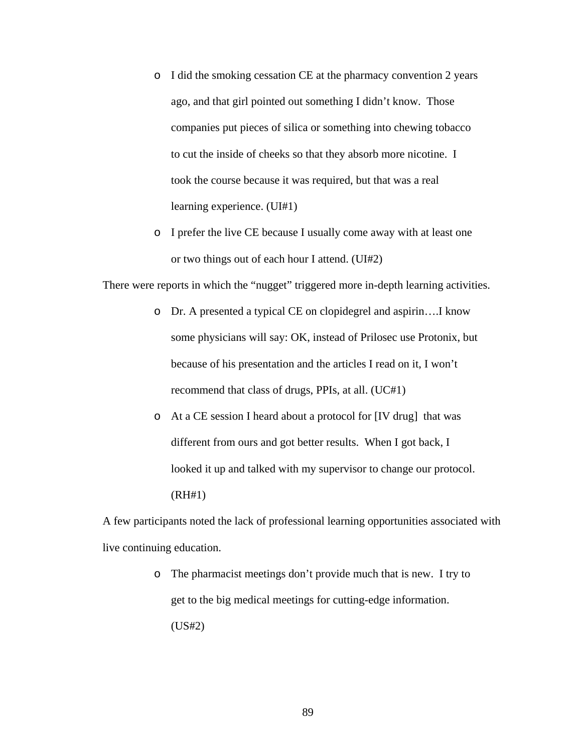- I did the smoking cessation CE at the pharmacy convention 2 years ago, and that girl pointed out something I didn't know. Those companies put pieces of silica or something into chewing tobacco to cut the inside of cheeks so that they absorb more nicotine. I took the course because it was required, but that was a real learning experience. (UI#1)
- I prefer the live CE because I usually come away with at least one or two things out of each hour I attend. (UI#2)

There were reports in which the "nugget" triggered more in-depth learning activities.

- Dr. A presented a typical CE on clopidegrel and aspirin….I know some physicians will say: OK, instead of Prilosec use Protonix, but because of his presentation and the articles I read on it, I won't recommend that class of drugs, PPIs, at all. (UC#1)
- At a CE session I heard about a protocol for [IV drug] that was different from ours and got better results. When I got back, I looked it up and talked with my supervisor to change our protocol. (RH#1)

A few participants noted the lack of professional learning opportunities associated with live continuing education.

- The pharmacist meetings don't provide much that is new. I try to get to the big medical meetings for cutting-edge information. (US#2)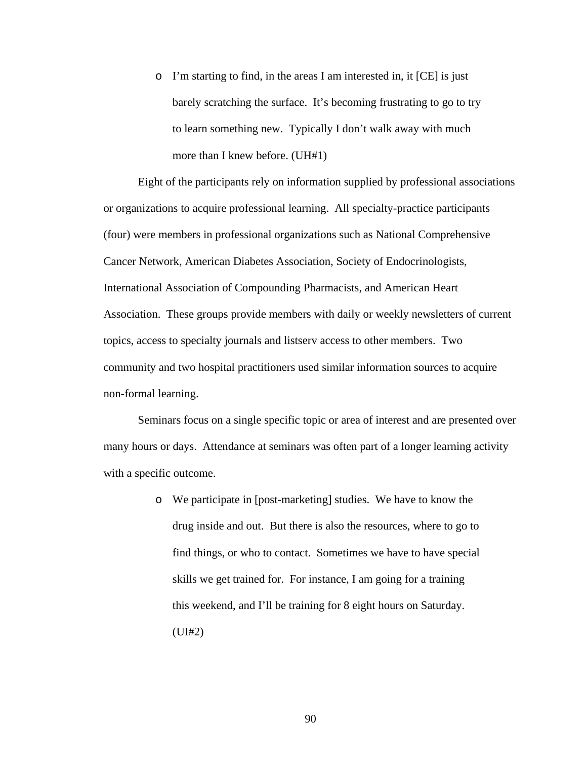- I'm starting to find, in the areas I am interested in, it [CE] is just barely scratching the surface. It's becoming frustrating to go to try to learn something new. Typically I don't walk away with much more than I knew before. (UH#1)

Eight of the participants rely on information supplied by professional associations or organizations to acquire professional learning. All specialty-practice participants (four) were members in professional organizations such as National Comprehensive Cancer Network, American Diabetes Association, Society of Endocrinologists, International Association of Compounding Pharmacists, and American Heart Association. These groups provide members with daily or weekly newsletters of current topics, access to specialty journals and listserv access to other members. Two community and two hospital practitioners used similar information sources to acquire non-formal learning.

Seminars focus on a single specific topic or area of interest and are presented over many hours or days. Attendance at seminars was often part of a longer learning activity with a specific outcome.

- We participate in [post-marketing] studies. We have to know the drug inside and out. But there is also the resources, where to go to find things, or who to contact. Sometimes we have to have special skills we get trained for. For instance, I am going for a training this weekend, and I'll be training for 8 eight hours on Saturday. (UI#2)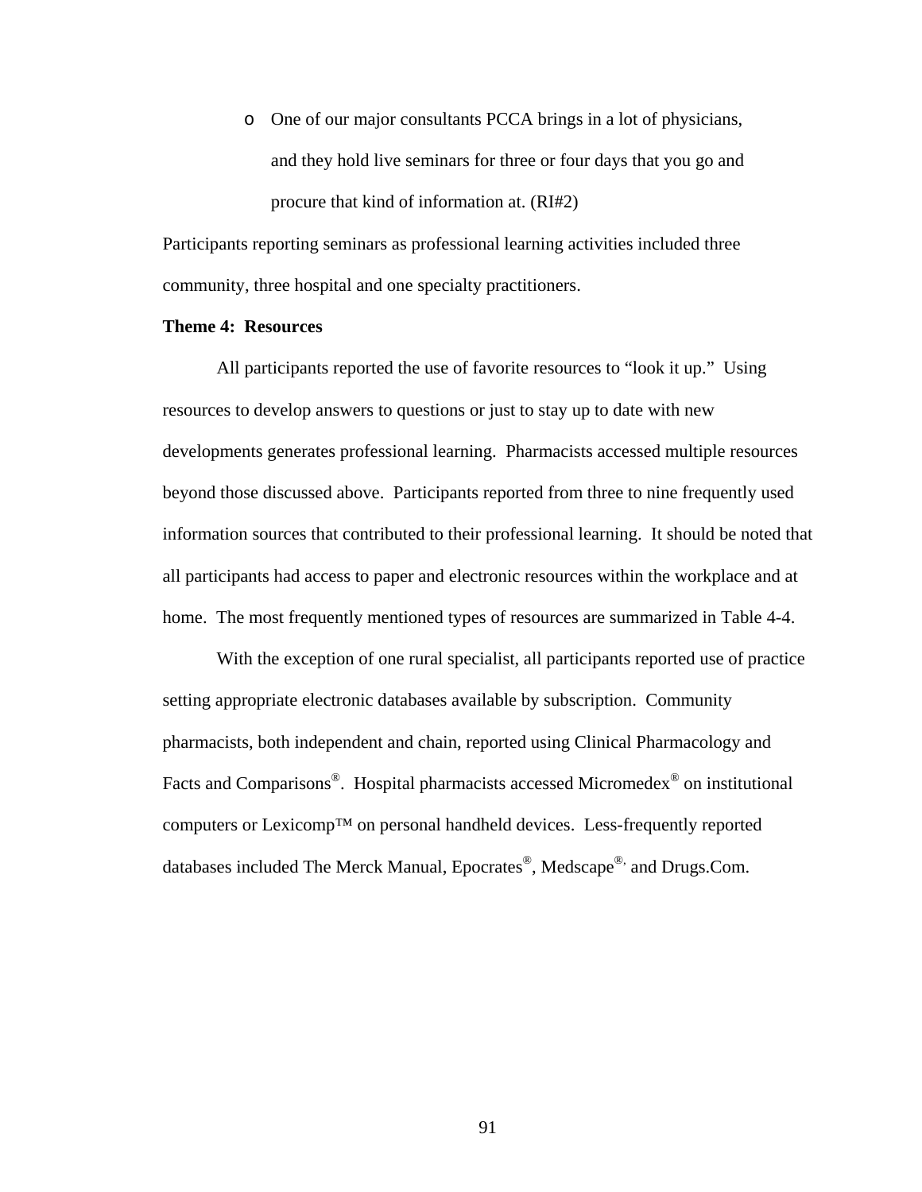- One of our major consultants PCCA brings in a lot of physicians, and they hold live seminars for three or four days that you go and procure that kind of information at. (RI#2)

Participants reporting seminars as professional learning activities included three community, three hospital and one specialty practitioners.

**Theme 4: Resources**

All participants reported the use of favorite resources to "look it up." Using resources to develop answers to questions or just to stay up to date with new developments generates professional learning. Pharmacists accessed multiple resources beyond those discussed above. Participants reported from three to nine frequently used information sources that contributed to their professional learning. It should be noted that all participants had access to paper and electronic resources within the workplace and at home. The most frequently mentioned types of resources are summarized in Table 4-4.

With the exception of one rural specialist, all participants reported use of practice setting appropriate electronic databases available by subscription. Community pharmacists, both independent and chain, reported using Clinical Pharmacology and Facts and Comparisons®. Hospital pharmacists accessed Micromedex® on institutional computers or Lexicomp™ on personal handheld devices. Less-frequently reported databases included The Merck Manual, Epocrates®, Medscape®, and Drugs.Com.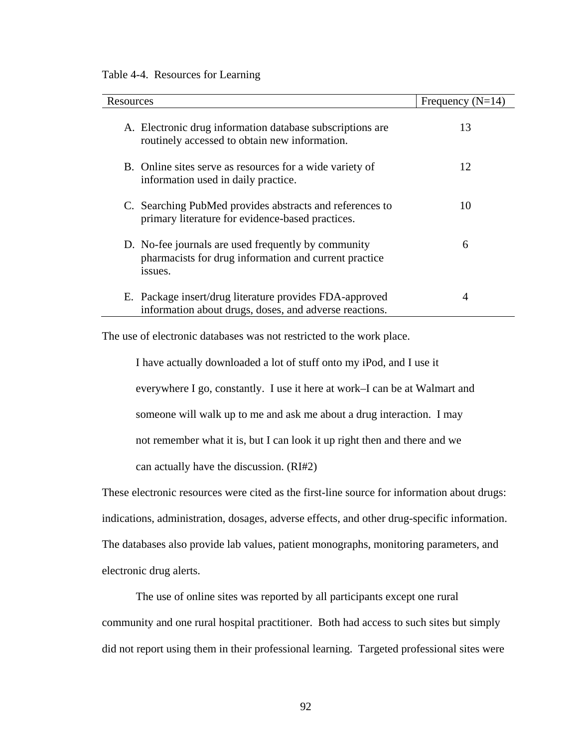Table 4-4. Resources for Learning

| Resources | Frequency (N=14) |
|---|---|
| A. Electronic drug information database subscriptions are routinely accessed to obtain new information. | 13 |
| B. Online sites serve as resources for a wide variety of information used in daily practice. | 12 |
| C. Searching PubMed provides abstracts and references to primary literature for evidence-based practices. | 10 |
| D. No-fee journals are used frequently by community pharmacists for drug information and current practice issues. | 6 |
| E. Package insert/drug literature provides FDA-approved information about drugs, doses, and adverse reactions. | 4 |

The use of electronic databases was not restricted to the work place.

> I have actually downloaded a lot of stuff onto my iPod, and I use it everywhere I go, constantly. I use it here at work–I can be at Walmart and someone will walk up to me and ask me about a drug interaction. I may not remember what it is, but I can look it up right then and there and we can actually have the discussion. (RI#2)

These electronic resources were cited as the first-line source for information about drugs: indications, administration, dosages, adverse effects, and other drug-specific information. The databases also provide lab values, patient monographs, monitoring parameters, and electronic drug alerts.

The use of online sites was reported by all participants except one rural community and one rural hospital practitioner. Both had access to such sites but simply did not report using them in their professional learning. Targeted professional sites were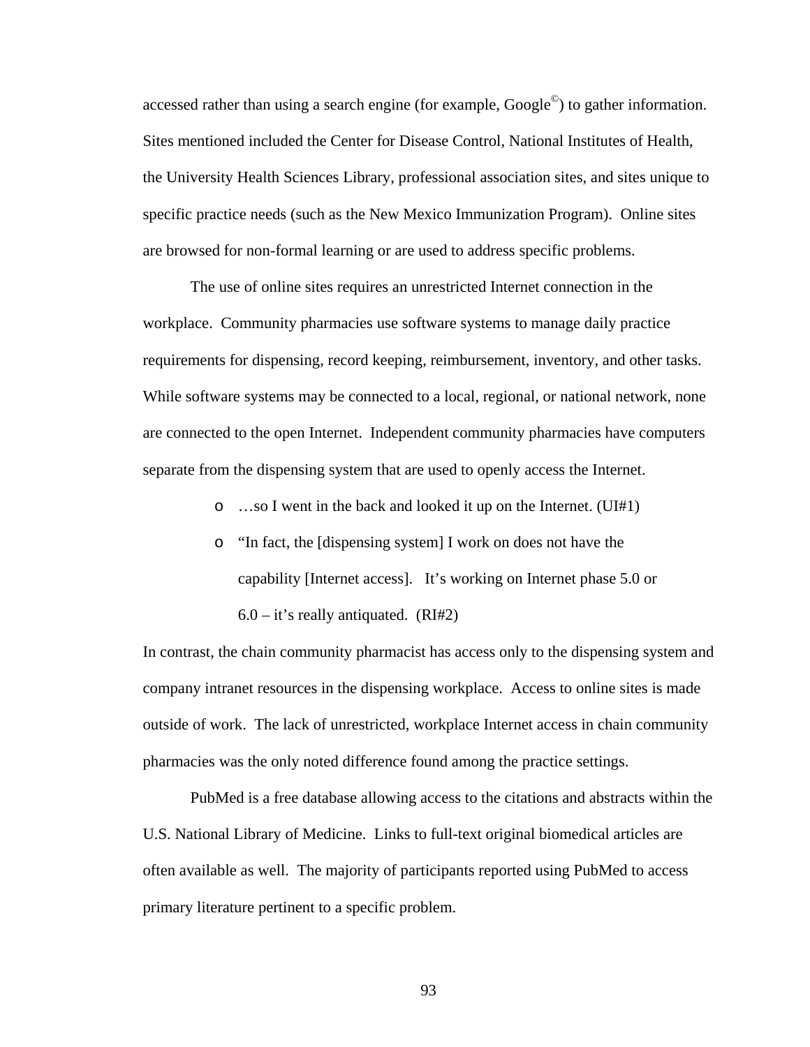accessed rather than using a search engine (for example, Google©) to gather information. Sites mentioned included the Center for Disease Control, National Institutes of Health, the University Health Sciences Library, professional association sites, and sites unique to specific practice needs (such as the New Mexico Immunization Program). Online sites are browsed for non-formal learning or are used to address specific problems.

The use of online sites requires an unrestricted Internet connection in the workplace. Community pharmacies use software systems to manage daily practice requirements for dispensing, record keeping, reimbursement, inventory, and other tasks. While software systems may be connected to a local, regional, or national network, none are connected to the open Internet. Independent community pharmacies have computers separate from the dispensing system that are used to openly access the Internet.

- …so I went in the back and looked it up on the Internet. (UI#1)
- "In fact, the [dispensing system] I work on does not have the capability [Internet access]. It's working on Internet phase 5.0 or 6.0 – it's really antiquated. (RI#2)

In contrast, the chain community pharmacist has access only to the dispensing system and company intranet resources in the dispensing workplace. Access to online sites is made outside of work. The lack of unrestricted, workplace Internet access in chain community pharmacies was the only noted difference found among the practice settings.

PubMed is a free database allowing access to the citations and abstracts within the U.S. National Library of Medicine. Links to full-text original biomedical articles are often available as well. The majority of participants reported using PubMed to access primary literature pertinent to a specific problem.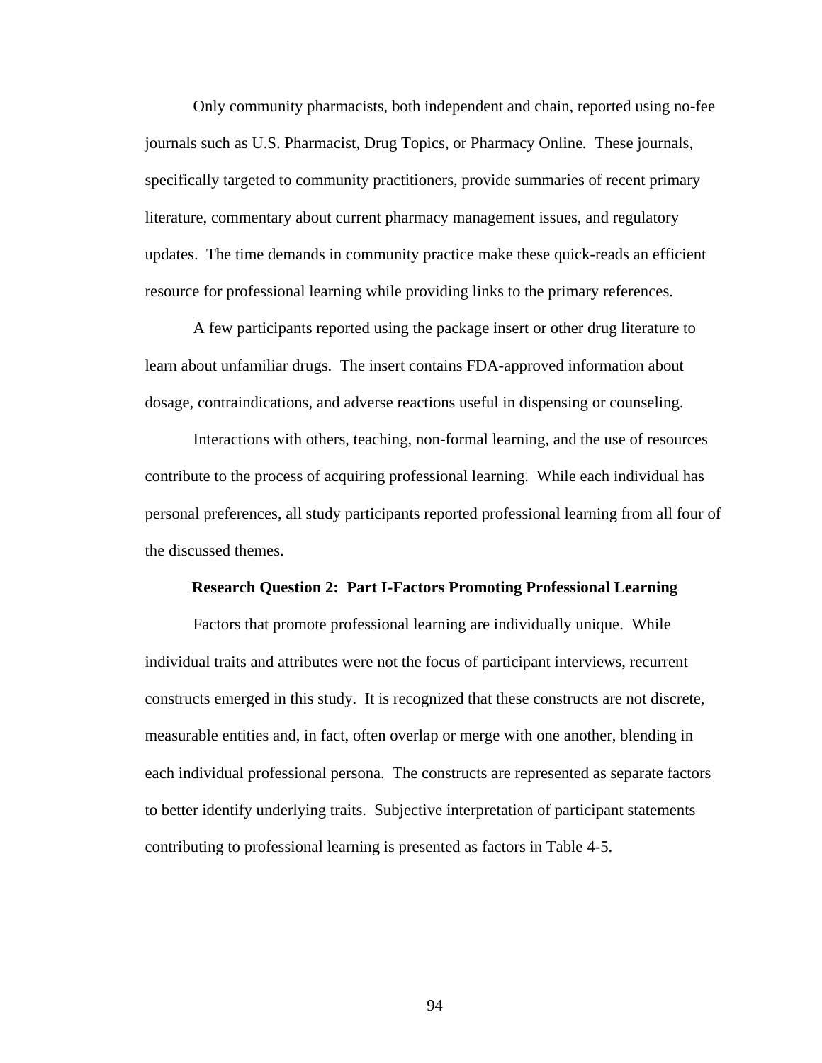Only community pharmacists, both independent and chain, reported using no-fee journals such as U.S. Pharmacist, Drug Topics, or Pharmacy Online. These journals, specifically targeted to community practitioners, provide summaries of recent primary literature, commentary about current pharmacy management issues, and regulatory updates. The time demands in community practice make these quick-reads an efficient resource for professional learning while providing links to the primary references.

A few participants reported using the package insert or other drug literature to learn about unfamiliar drugs. The insert contains FDA-approved information about dosage, contraindications, and adverse reactions useful in dispensing or counseling.

Interactions with others, teaching, non-formal learning, and the use of resources contribute to the process of acquiring professional learning. While each individual has personal preferences, all study participants reported professional learning from all four of the discussed themes.

**Research Question 2: Part I-Factors Promoting Professional Learning**

Factors that promote professional learning are individually unique. While individual traits and attributes were not the focus of participant interviews, recurrent constructs emerged in this study. It is recognized that these constructs are not discrete, measurable entities and, in fact, often overlap or merge with one another, blending in each individual professional persona. The constructs are represented as separate factors to better identify underlying traits. Subjective interpretation of participant statements contributing to professional learning is presented as factors in Table 4-5.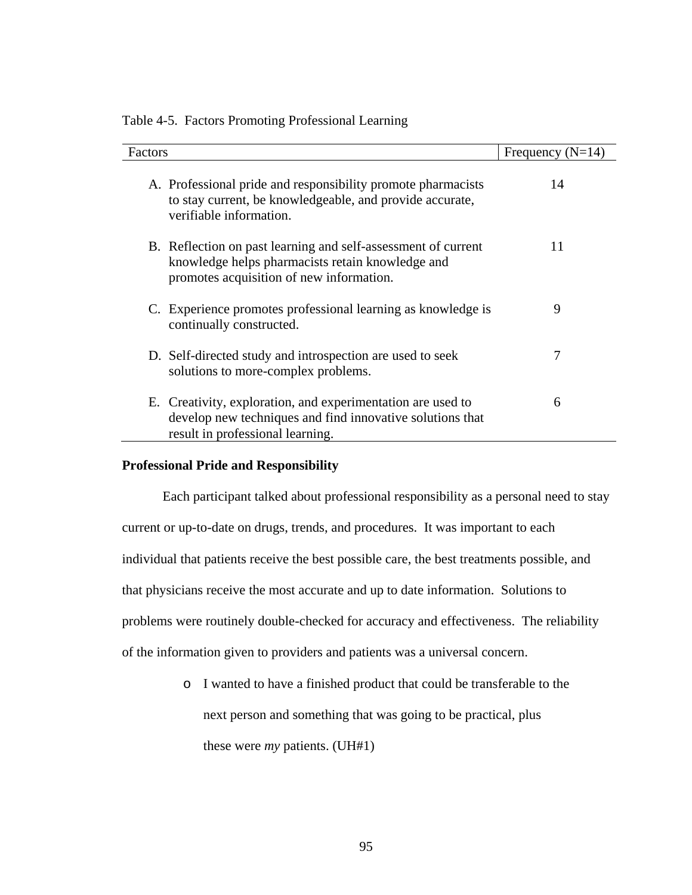Table 4-5. Factors Promoting Professional Learning

| Factors | Frequency (N=14) |
|---|---|
| A. Professional pride and responsibility promote pharmacists to stay current, be knowledgeable, and provide accurate, verifiable information. | 14 |
| B. Reflection on past learning and self-assessment of current knowledge helps pharmacists retain knowledge and promotes acquisition of new information. | 11 |
| C. Experience promotes professional learning as knowledge is continually constructed. | 9 |
| D. Self-directed study and introspection are used to seek solutions to more-complex problems. | 7 |
| E. Creativity, exploration, and experimentation are used to develop new techniques and find innovative solutions that result in professional learning. | 6 |

**Professional Pride and Responsibility**

Each participant talked about professional responsibility as a personal need to stay current or up-to-date on drugs, trends, and procedures. It was important to each individual that patients receive the best possible care, the best treatments possible, and that physicians receive the most accurate and up to date information. Solutions to problems were routinely double-checked for accuracy and effectiveness. The reliability of the information given to providers and patients was a universal concern.

- I wanted to have a finished product that could be transferable to the next person and something that was going to be practical, plus these were *my* patients. (UH#1)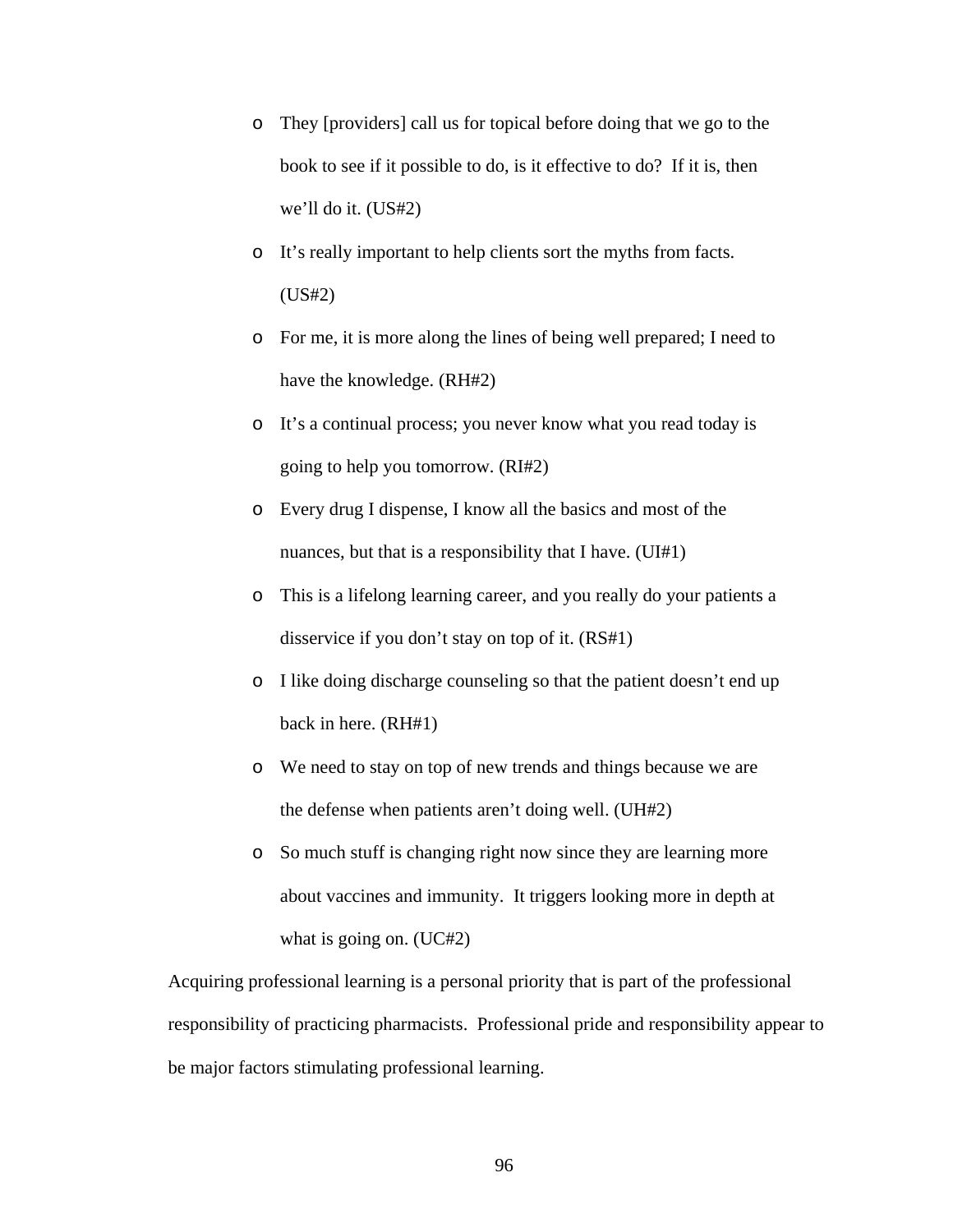- They [providers] call us for topical before doing that we go to the book to see if it possible to do, is it effective to do? If it is, then we'll do it. (US#2)
- It's really important to help clients sort the myths from facts. (US#2)
- For me, it is more along the lines of being well prepared; I need to have the knowledge. (RH#2)
- It's a continual process; you never know what you read today is going to help you tomorrow. (RI#2)
- Every drug I dispense, I know all the basics and most of the nuances, but that is a responsibility that I have. (UI#1)
- This is a lifelong learning career, and you really do your patients a disservice if you don't stay on top of it. (RS#1)
- I like doing discharge counseling so that the patient doesn't end up back in here. (RH#1)
- We need to stay on top of new trends and things because we are the defense when patients aren't doing well. (UH#2)
- So much stuff is changing right now since they are learning more about vaccines and immunity. It triggers looking more in depth at what is going on. (UC#2)

Acquiring professional learning is a personal priority that is part of the professional responsibility of practicing pharmacists. Professional pride and responsibility appear to be major factors stimulating professional learning.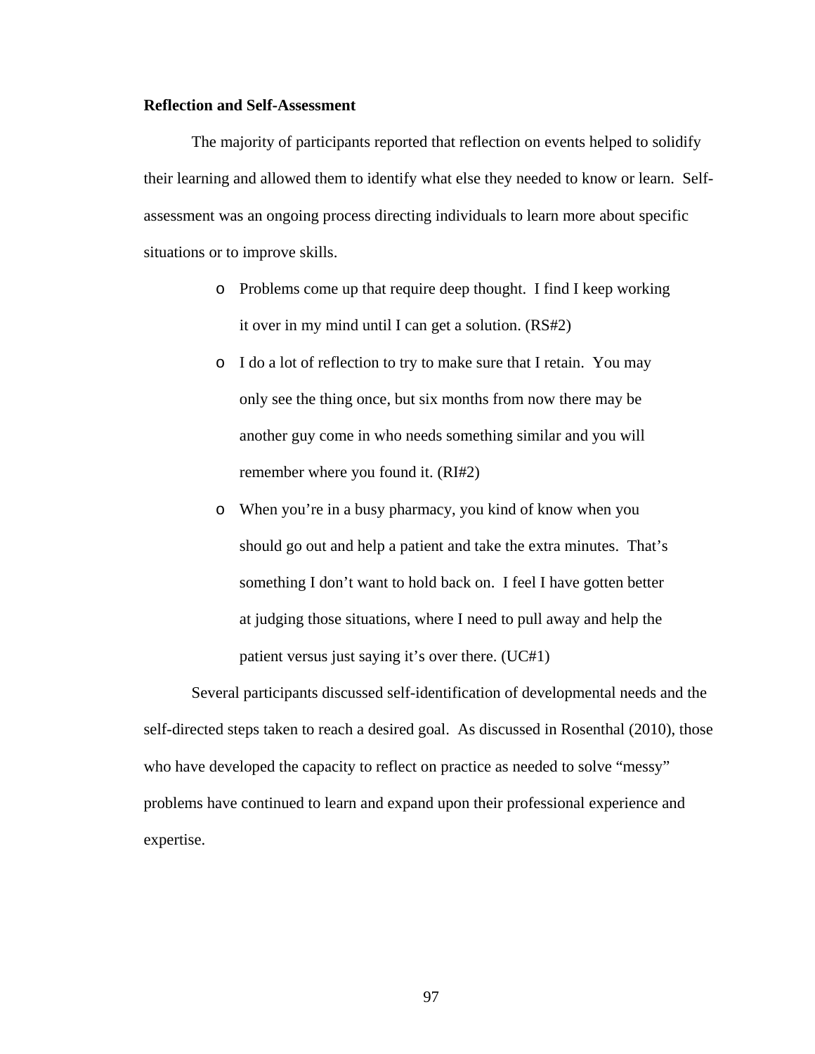**Reflection and Self-Assessment**

The majority of participants reported that reflection on events helped to solidify their learning and allowed them to identify what else they needed to know or learn. Self-assessment was an ongoing process directing individuals to learn more about specific situations or to improve skills.

- Problems come up that require deep thought. I find I keep working it over in my mind until I can get a solution. (RS#2)
- I do a lot of reflection to try to make sure that I retain. You may only see the thing once, but six months from now there may be another guy come in who needs something similar and you will remember where you found it. (RI#2)
- When you're in a busy pharmacy, you kind of know when you should go out and help a patient and take the extra minutes. That's something I don't want to hold back on. I feel I have gotten better at judging those situations, where I need to pull away and help the patient versus just saying it's over there. (UC#1)

Several participants discussed self-identification of developmental needs and the self-directed steps taken to reach a desired goal. As discussed in Rosenthal (2010), those who have developed the capacity to reflect on practice as needed to solve "messy" problems have continued to learn and expand upon their professional experience and expertise.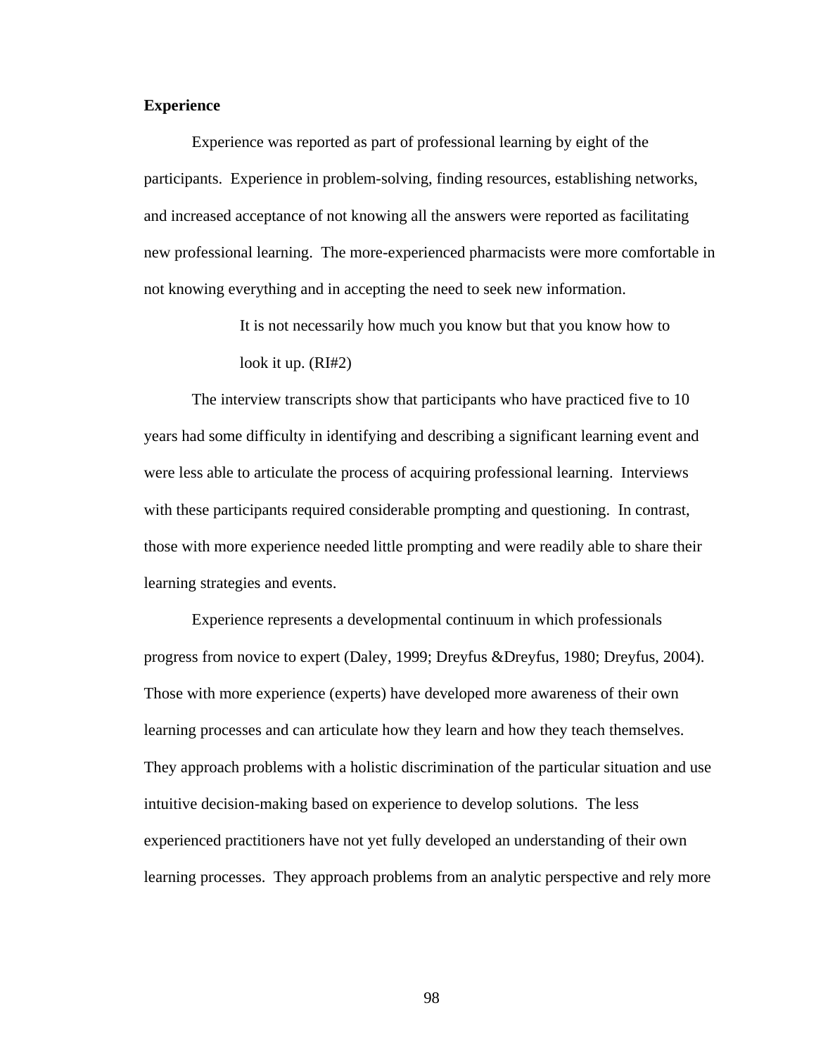**Experience**

Experience was reported as part of professional learning by eight of the participants. Experience in problem-solving, finding resources, establishing networks, and increased acceptance of not knowing all the answers were reported as facilitating new professional learning. The more-experienced pharmacists were more comfortable in not knowing everything and in accepting the need to seek new information.

> It is not necessarily how much you know but that you know how to look it up. (RI#2)

The interview transcripts show that participants who have practiced five to 10 years had some difficulty in identifying and describing a significant learning event and were less able to articulate the process of acquiring professional learning. Interviews with these participants required considerable prompting and questioning. In contrast, those with more experience needed little prompting and were readily able to share their learning strategies and events.

Experience represents a developmental continuum in which professionals progress from novice to expert (Daley, 1999; Dreyfus &Dreyfus, 1980; Dreyfus, 2004). Those with more experience (experts) have developed more awareness of their own learning processes and can articulate how they learn and how they teach themselves. They approach problems with a holistic discrimination of the particular situation and use intuitive decision-making based on experience to develop solutions. The less experienced practitioners have not yet fully developed an understanding of their own learning processes. They approach problems from an analytic perspective and rely more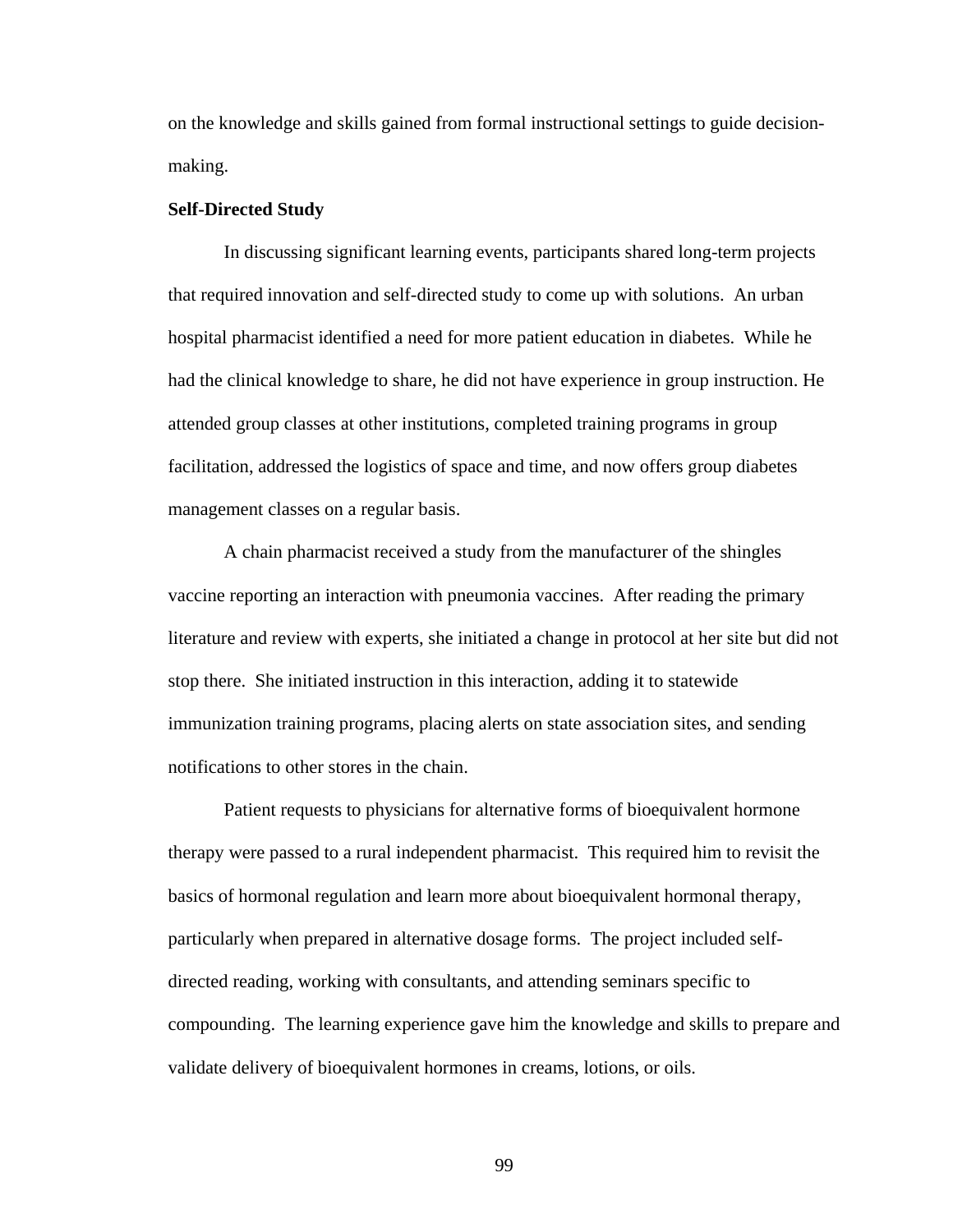on the knowledge and skills gained from formal instructional settings to guide decision-making.

**Self-Directed Study**

In discussing significant learning events, participants shared long-term projects that required innovation and self-directed study to come up with solutions. An urban hospital pharmacist identified a need for more patient education in diabetes. While he had the clinical knowledge to share, he did not have experience in group instruction. He attended group classes at other institutions, completed training programs in group facilitation, addressed the logistics of space and time, and now offers group diabetes management classes on a regular basis.

A chain pharmacist received a study from the manufacturer of the shingles vaccine reporting an interaction with pneumonia vaccines. After reading the primary literature and review with experts, she initiated a change in protocol at her site but did not stop there. She initiated instruction in this interaction, adding it to statewide immunization training programs, placing alerts on state association sites, and sending notifications to other stores in the chain.

Patient requests to physicians for alternative forms of bioequivalent hormone therapy were passed to a rural independent pharmacist. This required him to revisit the basics of hormonal regulation and learn more about bioequivalent hormonal therapy, particularly when prepared in alternative dosage forms. The project included self-directed reading, working with consultants, and attending seminars specific to compounding. The learning experience gave him the knowledge and skills to prepare and validate delivery of bioequivalent hormones in creams, lotions, or oils.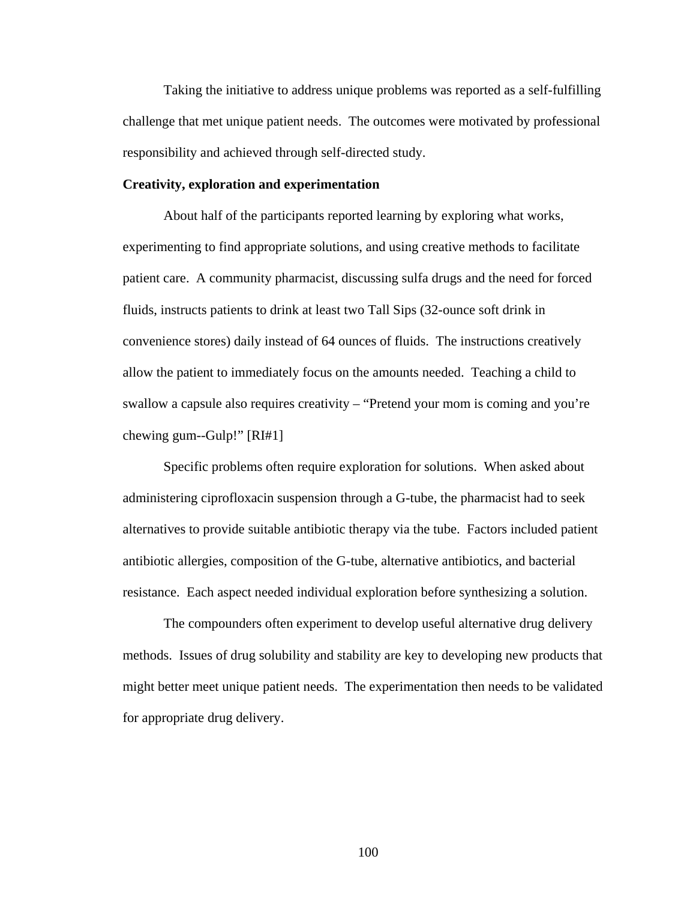Taking the initiative to address unique problems was reported as a self-fulfilling challenge that met unique patient needs. The outcomes were motivated by professional responsibility and achieved through self-directed study.

**Creativity, exploration and experimentation**

About half of the participants reported learning by exploring what works, experimenting to find appropriate solutions, and using creative methods to facilitate patient care. A community pharmacist, discussing sulfa drugs and the need for forced fluids, instructs patients to drink at least two Tall Sips (32-ounce soft drink in convenience stores) daily instead of 64 ounces of fluids. The instructions creatively allow the patient to immediately focus on the amounts needed. Teaching a child to swallow a capsule also requires creativity – "Pretend your mom is coming and you're chewing gum--Gulp!" [RI#1]

Specific problems often require exploration for solutions. When asked about administering ciprofloxacin suspension through a G-tube, the pharmacist had to seek alternatives to provide suitable antibiotic therapy via the tube. Factors included patient antibiotic allergies, composition of the G-tube, alternative antibiotics, and bacterial resistance. Each aspect needed individual exploration before synthesizing a solution.

The compounders often experiment to develop useful alternative drug delivery methods. Issues of drug solubility and stability are key to developing new products that might better meet unique patient needs. The experimentation then needs to be validated for appropriate drug delivery.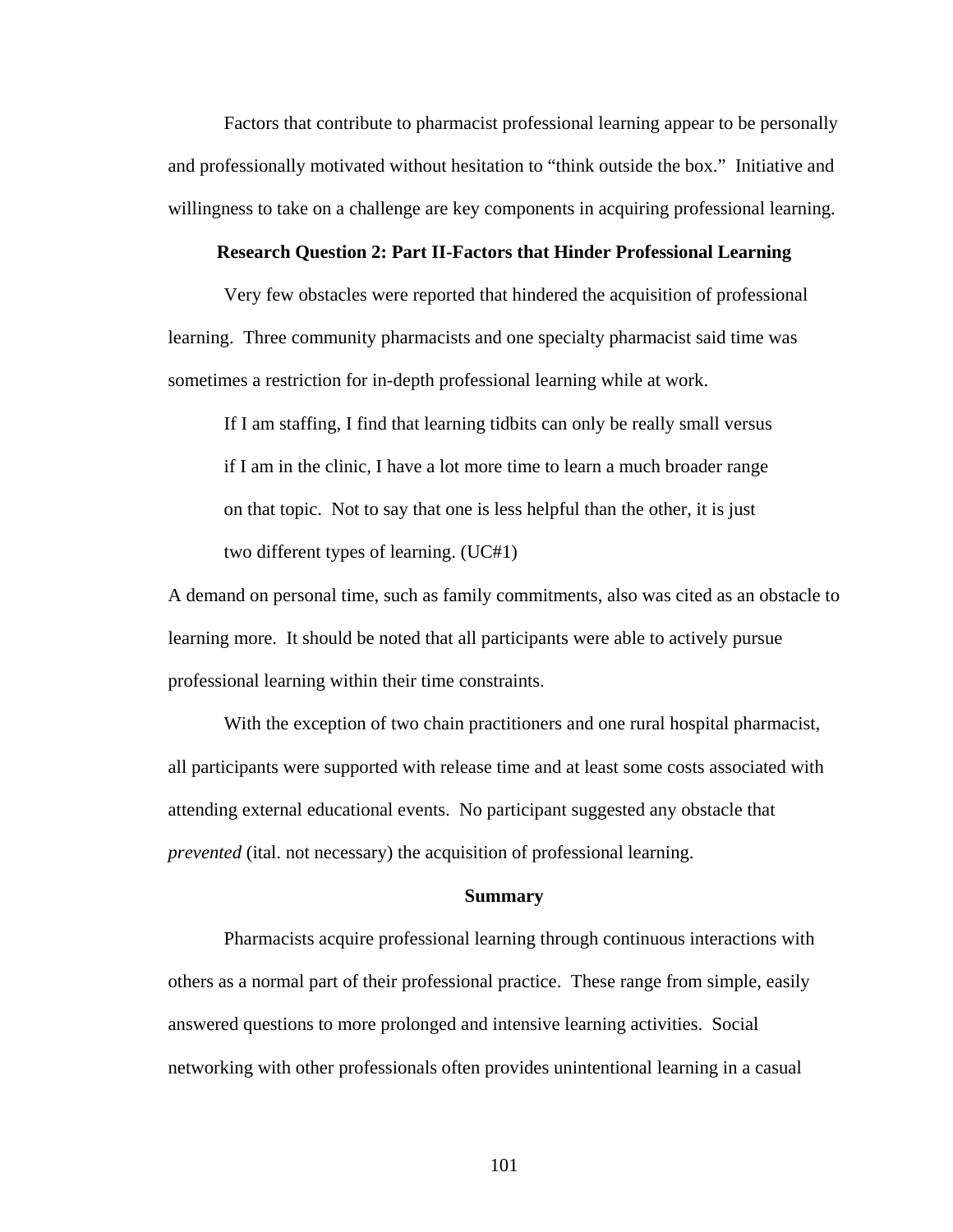Factors that contribute to pharmacist professional learning appear to be personally and professionally motivated without hesitation to "think outside the box." Initiative and willingness to take on a challenge are key components in acquiring professional learning.

### Research Question 2: Part II-Factors that Hinder Professional Learning

Very few obstacles were reported that hindered the acquisition of professional learning. Three community pharmacists and one specialty pharmacist said time was sometimes a restriction for in-depth professional learning while at work.

> If I am staffing, I find that learning tidbits can only be really small versus if I am in the clinic, I have a lot more time to learn a much broader range on that topic. Not to say that one is less helpful than the other, it is just two different types of learning. (UC#1)

A demand on personal time, such as family commitments, also was cited as an obstacle to learning more. It should be noted that all participants were able to actively pursue professional learning within their time constraints.

With the exception of two chain practitioners and one rural hospital pharmacist, all participants were supported with release time and at least some costs associated with attending external educational events. No participant suggested any obstacle that *prevented* (ital. not necessary) the acquisition of professional learning.

### Summary

Pharmacists acquire professional learning through continuous interactions with others as a normal part of their professional practice. These range from simple, easily answered questions to more prolonged and intensive learning activities. Social networking with other professionals often provides unintentional learning in a casual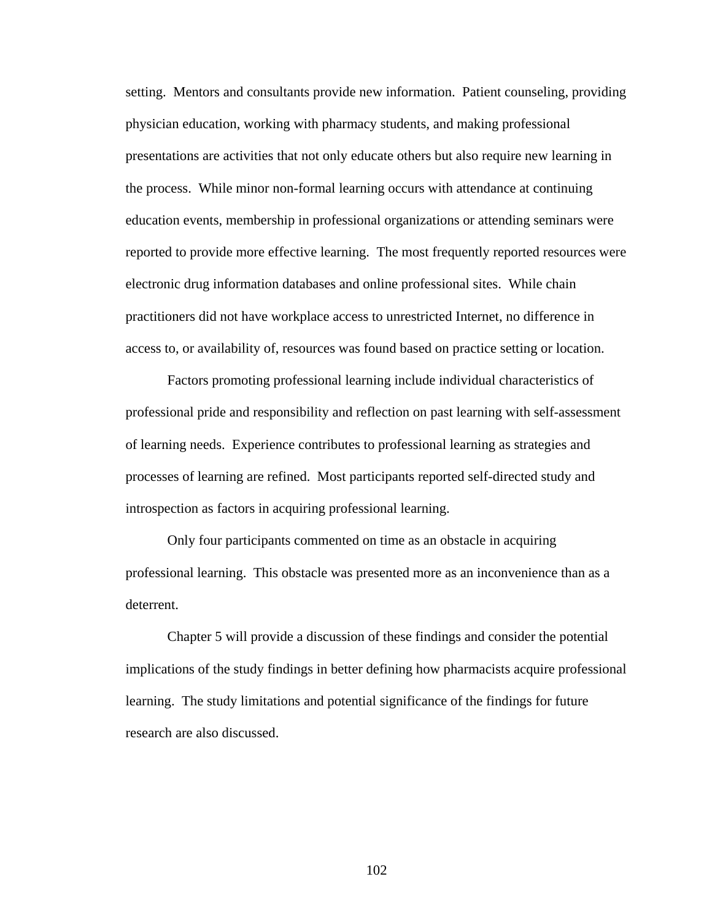setting.  Mentors and consultants provide new information.  Patient counseling, providing physician education, working with pharmacy students, and making professional presentations are activities that not only educate others but also require new learning in the process.  While minor non-formal learning occurs with attendance at continuing education events, membership in professional organizations or attending seminars were reported to provide more effective learning.  The most frequently reported resources were electronic drug information databases and online professional sites.  While chain practitioners did not have workplace access to unrestricted Internet, no difference in access to, or availability of, resources was found based on practice setting or location.

Factors promoting professional learning include individual characteristics of professional pride and responsibility and reflection on past learning with self-assessment of learning needs.  Experience contributes to professional learning as strategies and processes of learning are refined.  Most participants reported self-directed study and introspection as factors in acquiring professional learning.

Only four participants commented on time as an obstacle in acquiring professional learning.  This obstacle was presented more as an inconvenience than as a deterrent.

Chapter 5 will provide a discussion of these findings and consider the potential implications of the study findings in better defining how pharmacists acquire professional learning.  The study limitations and potential significance of the findings for future research are also discussed.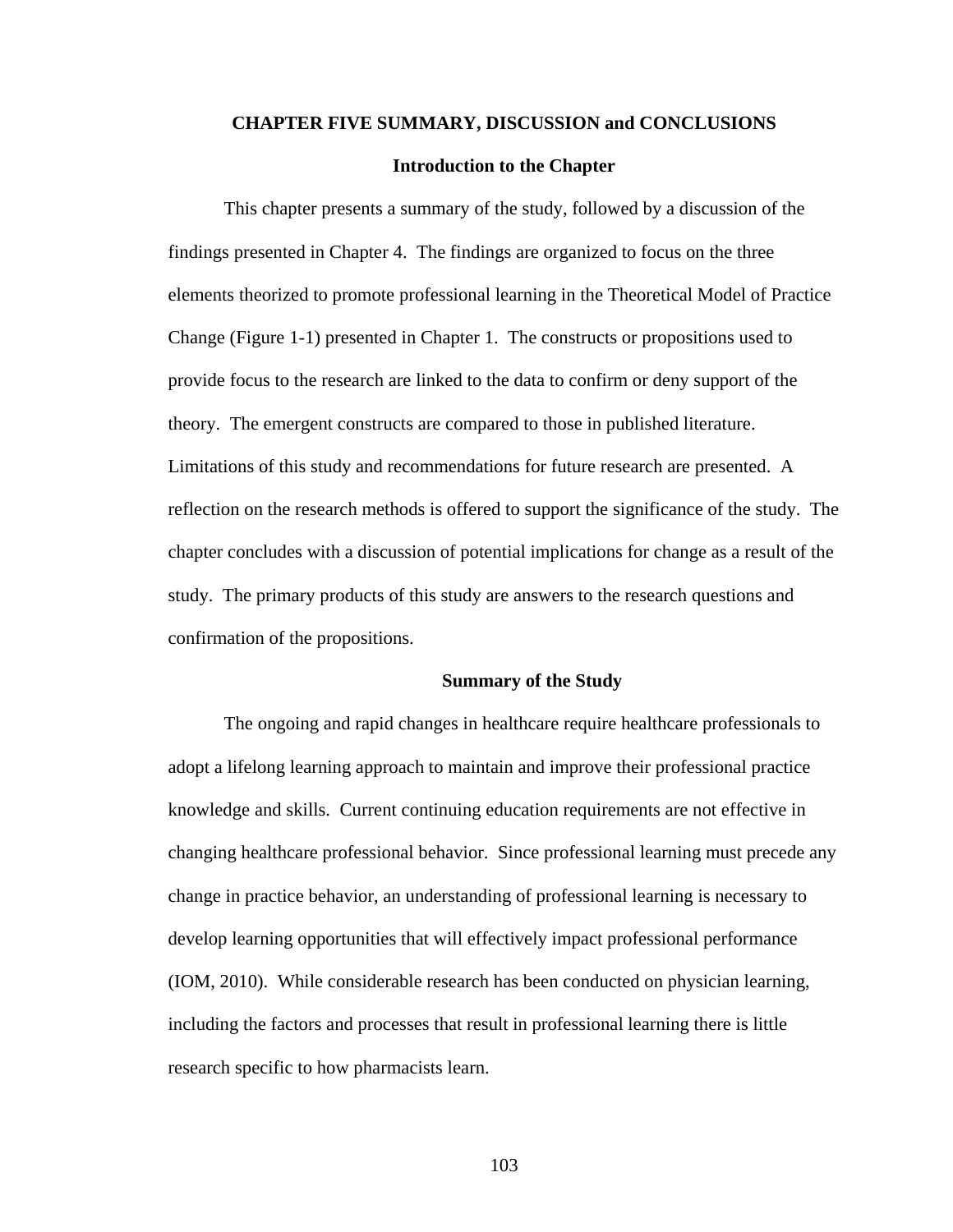# CHAPTER FIVE SUMMARY, DISCUSSION and CONCLUSIONS

## Introduction to the Chapter

This chapter presents a summary of the study, followed by a discussion of the findings presented in Chapter 4. The findings are organized to focus on the three elements theorized to promote professional learning in the Theoretical Model of Practice Change (Figure 1-1) presented in Chapter 1. The constructs or propositions used to provide focus to the research are linked to the data to confirm or deny support of the theory. The emergent constructs are compared to those in published literature. Limitations of this study and recommendations for future research are presented. A reflection on the research methods is offered to support the significance of the study. The chapter concludes with a discussion of potential implications for change as a result of the study. The primary products of this study are answers to the research questions and confirmation of the propositions.

## Summary of the Study

The ongoing and rapid changes in healthcare require healthcare professionals to adopt a lifelong learning approach to maintain and improve their professional practice knowledge and skills. Current continuing education requirements are not effective in changing healthcare professional behavior. Since professional learning must precede any change in practice behavior, an understanding of professional learning is necessary to develop learning opportunities that will effectively impact professional performance (IOM, 2010). While considerable research has been conducted on physician learning, including the factors and processes that result in professional learning there is little research specific to how pharmacists learn.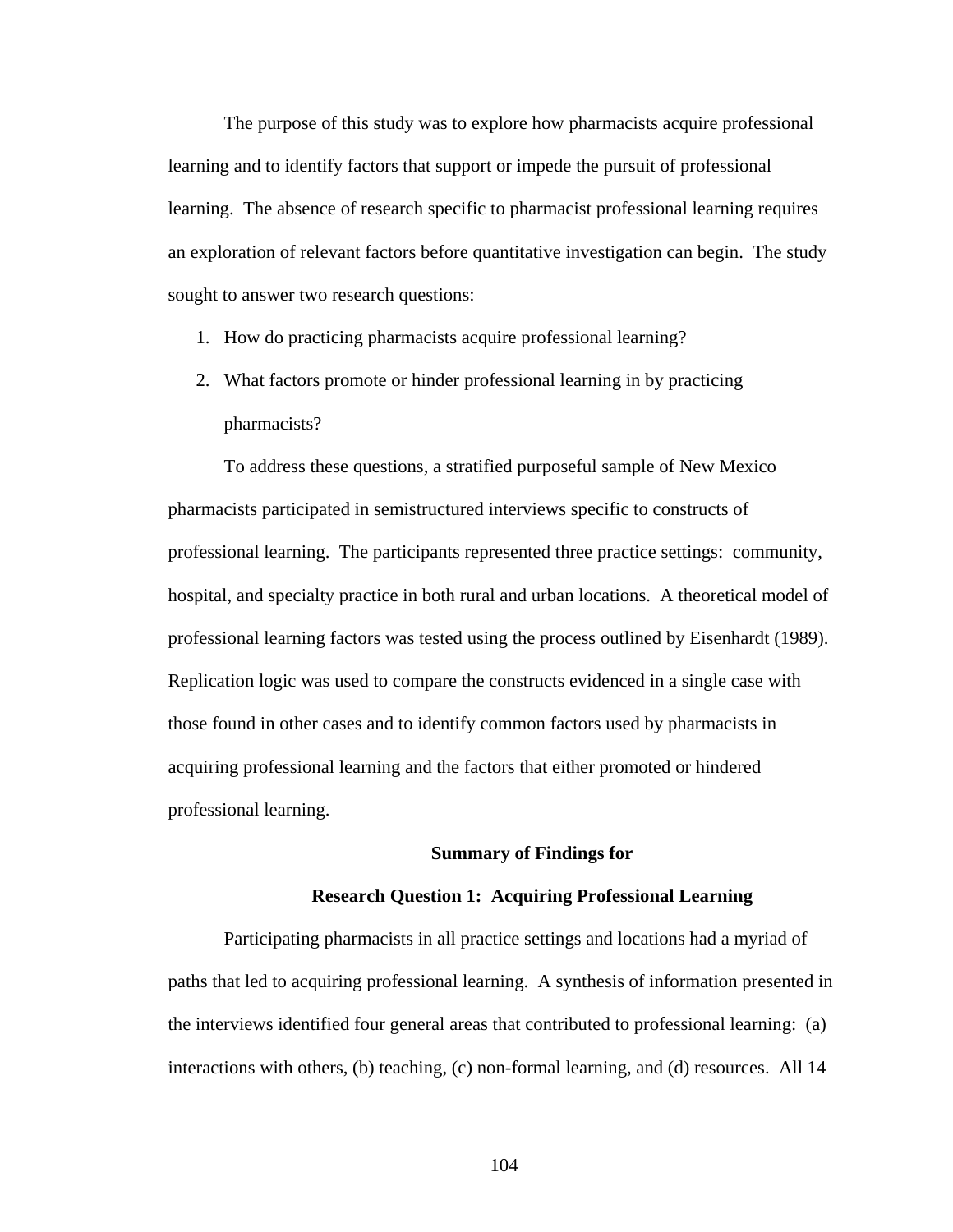The purpose of this study was to explore how pharmacists acquire professional learning and to identify factors that support or impede the pursuit of professional learning. The absence of research specific to pharmacist professional learning requires an exploration of relevant factors before quantitative investigation can begin. The study sought to answer two research questions:

1. How do practicing pharmacists acquire professional learning?
2. What factors promote or hinder professional learning in by practicing pharmacists?

To address these questions, a stratified purposeful sample of New Mexico pharmacists participated in semistructured interviews specific to constructs of professional learning. The participants represented three practice settings: community, hospital, and specialty practice in both rural and urban locations. A theoretical model of professional learning factors was tested using the process outlined by Eisenhardt (1989). Replication logic was used to compare the constructs evidenced in a single case with those found in other cases and to identify common factors used by pharmacists in acquiring professional learning and the factors that either promoted or hindered professional learning.

## Summary of Findings for Research Question 1: Acquiring Professional Learning

Participating pharmacists in all practice settings and locations had a myriad of paths that led to acquiring professional learning. A synthesis of information presented in the interviews identified four general areas that contributed to professional learning: (a) interactions with others, (b) teaching, (c) non-formal learning, and (d) resources. All 14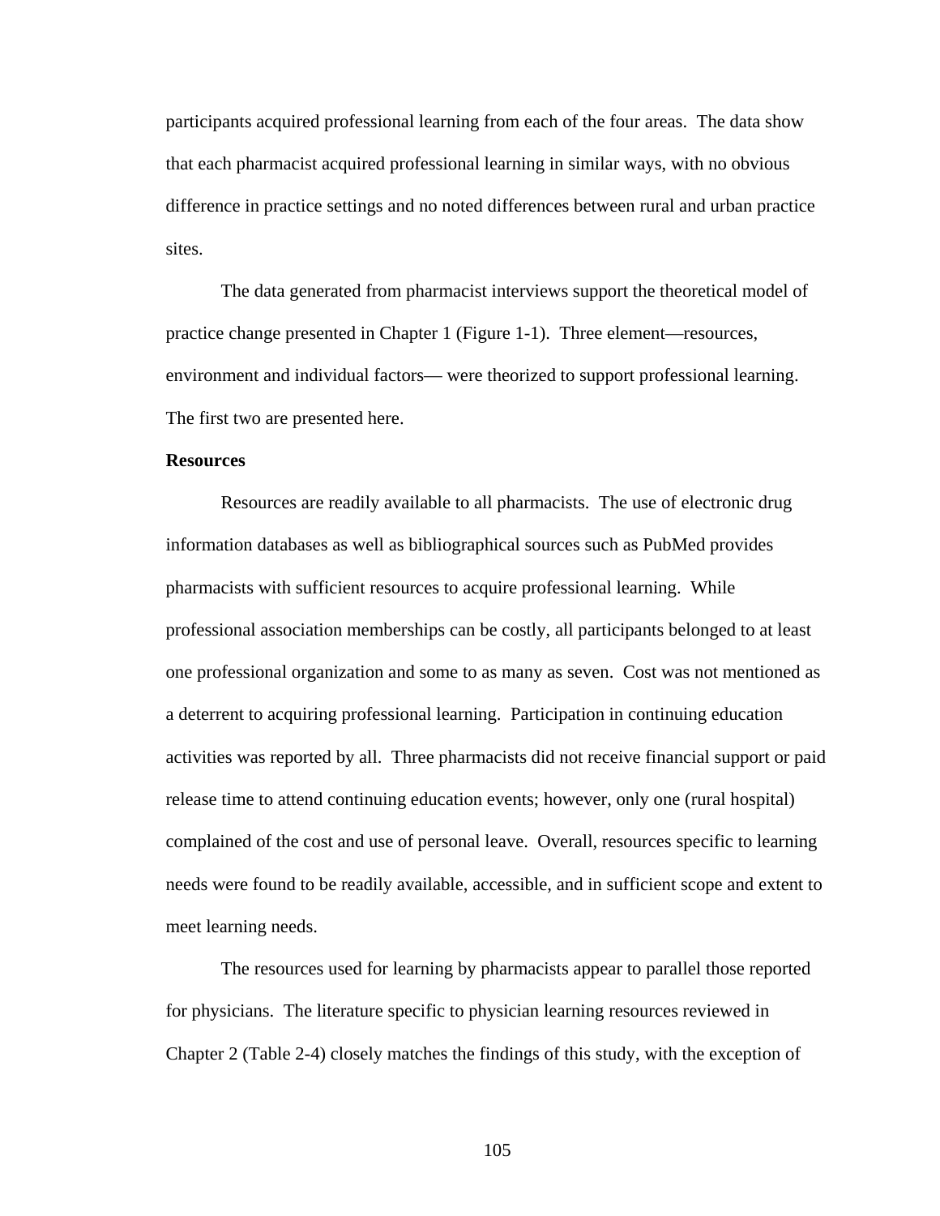participants acquired professional learning from each of the four areas. The data show that each pharmacist acquired professional learning in similar ways, with no obvious difference in practice settings and no noted differences between rural and urban practice sites.

The data generated from pharmacist interviews support the theoretical model of practice change presented in Chapter 1 (Figure 1-1). Three element—resources, environment and individual factors— were theorized to support professional learning. The first two are presented here.

**Resources**

Resources are readily available to all pharmacists. The use of electronic drug information databases as well as bibliographical sources such as PubMed provides pharmacists with sufficient resources to acquire professional learning. While professional association memberships can be costly, all participants belonged to at least one professional organization and some to as many as seven. Cost was not mentioned as a deterrent to acquiring professional learning. Participation in continuing education activities was reported by all. Three pharmacists did not receive financial support or paid release time to attend continuing education events; however, only one (rural hospital) complained of the cost and use of personal leave. Overall, resources specific to learning needs were found to be readily available, accessible, and in sufficient scope and extent to meet learning needs.

The resources used for learning by pharmacists appear to parallel those reported for physicians. The literature specific to physician learning resources reviewed in Chapter 2 (Table 2-4) closely matches the findings of this study, with the exception of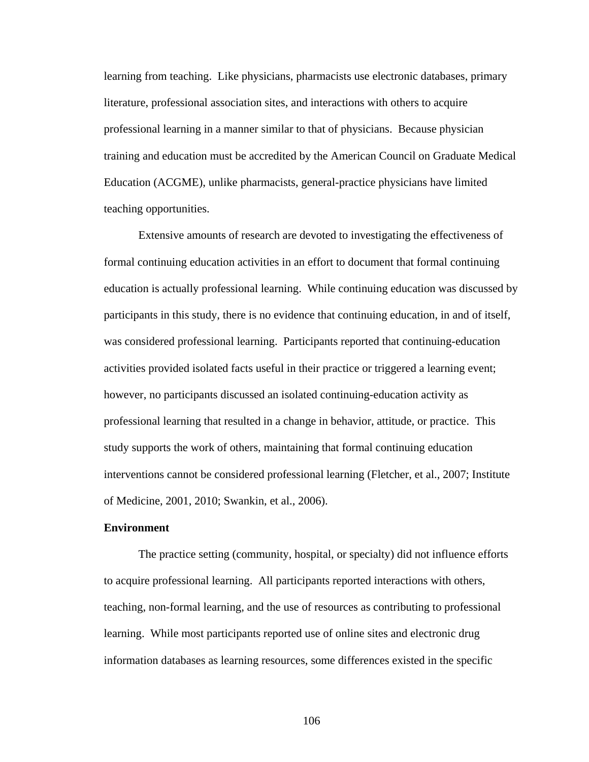learning from teaching. Like physicians, pharmacists use electronic databases, primary literature, professional association sites, and interactions with others to acquire professional learning in a manner similar to that of physicians. Because physician training and education must be accredited by the American Council on Graduate Medical Education (ACGME), unlike pharmacists, general-practice physicians have limited teaching opportunities.

Extensive amounts of research are devoted to investigating the effectiveness of formal continuing education activities in an effort to document that formal continuing education is actually professional learning. While continuing education was discussed by participants in this study, there is no evidence that continuing education, in and of itself, was considered professional learning. Participants reported that continuing-education activities provided isolated facts useful in their practice or triggered a learning event; however, no participants discussed an isolated continuing-education activity as professional learning that resulted in a change in behavior, attitude, or practice. This study supports the work of others, maintaining that formal continuing education interventions cannot be considered professional learning (Fletcher, et al., 2007; Institute of Medicine, 2001, 2010; Swankin, et al., 2006).

**Environment**

The practice setting (community, hospital, or specialty) did not influence efforts to acquire professional learning. All participants reported interactions with others, teaching, non-formal learning, and the use of resources as contributing to professional learning. While most participants reported use of online sites and electronic drug information databases as learning resources, some differences existed in the specific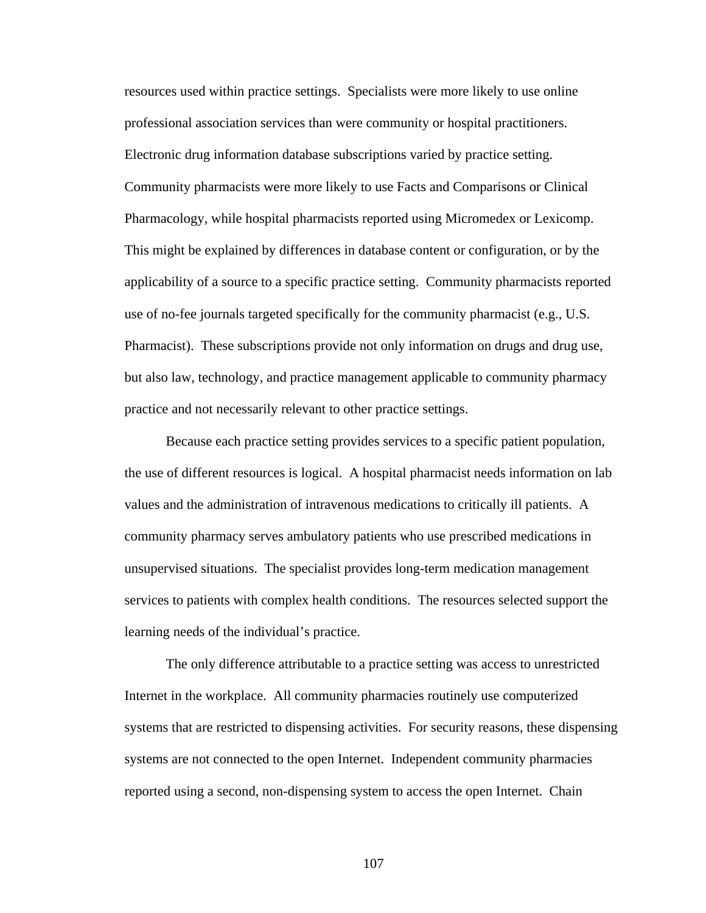resources used within practice settings. Specialists were more likely to use online professional association services than were community or hospital practitioners. Electronic drug information database subscriptions varied by practice setting. Community pharmacists were more likely to use Facts and Comparisons or Clinical Pharmacology, while hospital pharmacists reported using Micromedex or Lexicomp. This might be explained by differences in database content or configuration, or by the applicability of a source to a specific practice setting. Community pharmacists reported use of no-fee journals targeted specifically for the community pharmacist (e.g., U.S. Pharmacist). These subscriptions provide not only information on drugs and drug use, but also law, technology, and practice management applicable to community pharmacy practice and not necessarily relevant to other practice settings.

Because each practice setting provides services to a specific patient population, the use of different resources is logical. A hospital pharmacist needs information on lab values and the administration of intravenous medications to critically ill patients. A community pharmacy serves ambulatory patients who use prescribed medications in unsupervised situations. The specialist provides long-term medication management services to patients with complex health conditions. The resources selected support the learning needs of the individual's practice.

The only difference attributable to a practice setting was access to unrestricted Internet in the workplace. All community pharmacies routinely use computerized systems that are restricted to dispensing activities. For security reasons, these dispensing systems are not connected to the open Internet. Independent community pharmacies reported using a second, non-dispensing system to access the open Internet. Chain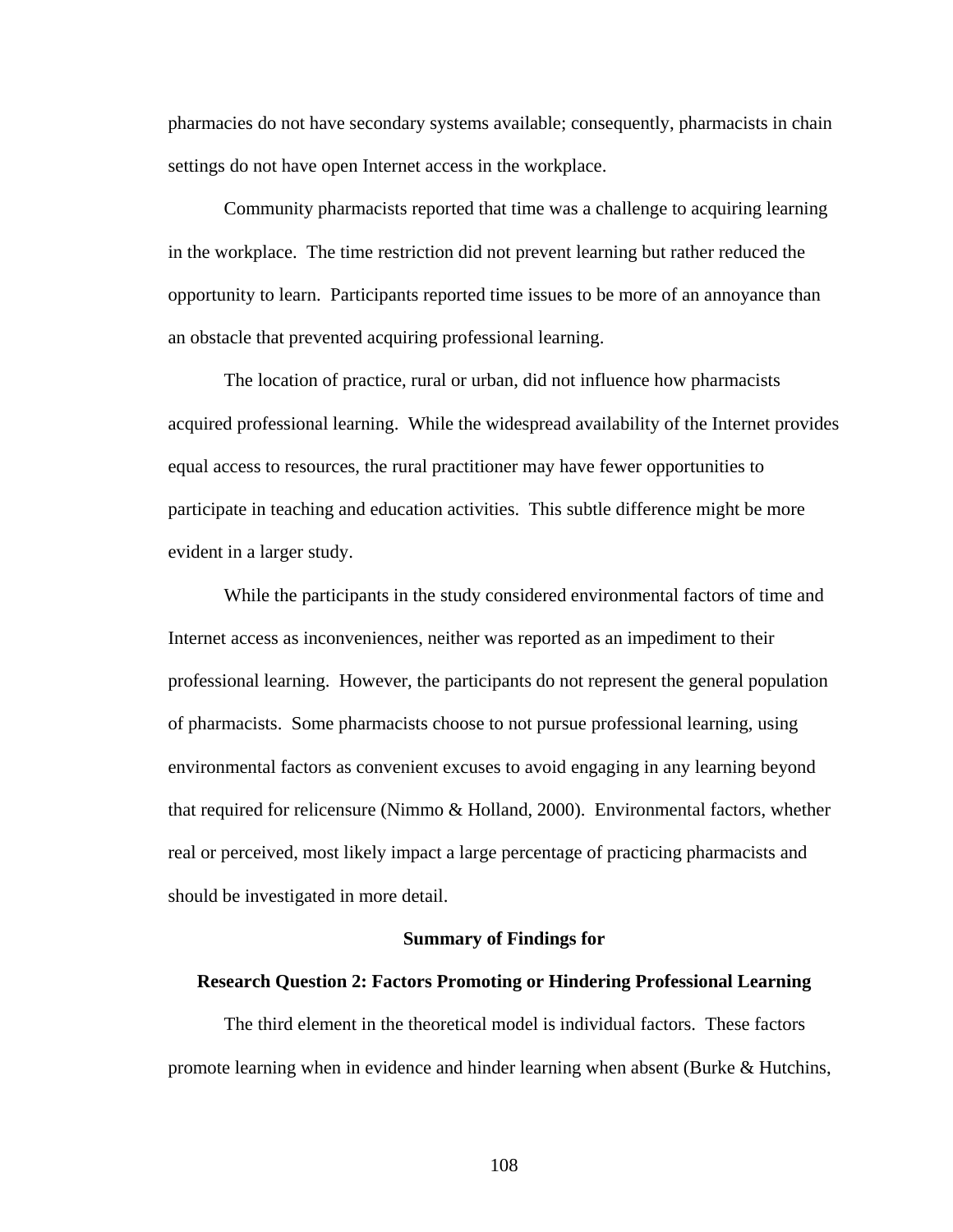pharmacies do not have secondary systems available; consequently, pharmacists in chain settings do not have open Internet access in the workplace.

Community pharmacists reported that time was a challenge to acquiring learning in the workplace. The time restriction did not prevent learning but rather reduced the opportunity to learn. Participants reported time issues to be more of an annoyance than an obstacle that prevented acquiring professional learning.

The location of practice, rural or urban, did not influence how pharmacists acquired professional learning. While the widespread availability of the Internet provides equal access to resources, the rural practitioner may have fewer opportunities to participate in teaching and education activities. This subtle difference might be more evident in a larger study.

While the participants in the study considered environmental factors of time and Internet access as inconveniences, neither was reported as an impediment to their professional learning. However, the participants do not represent the general population of pharmacists. Some pharmacists choose to not pursue professional learning, using environmental factors as convenient excuses to avoid engaging in any learning beyond that required for relicensure (Nimmo & Holland, 2000). Environmental factors, whether real or perceived, most likely impact a large percentage of practicing pharmacists and should be investigated in more detail.

### Summary of Findings for Research Question 2: Factors Promoting or Hindering Professional Learning

The third element in the theoretical model is individual factors. These factors promote learning when in evidence and hinder learning when absent (Burke & Hutchins,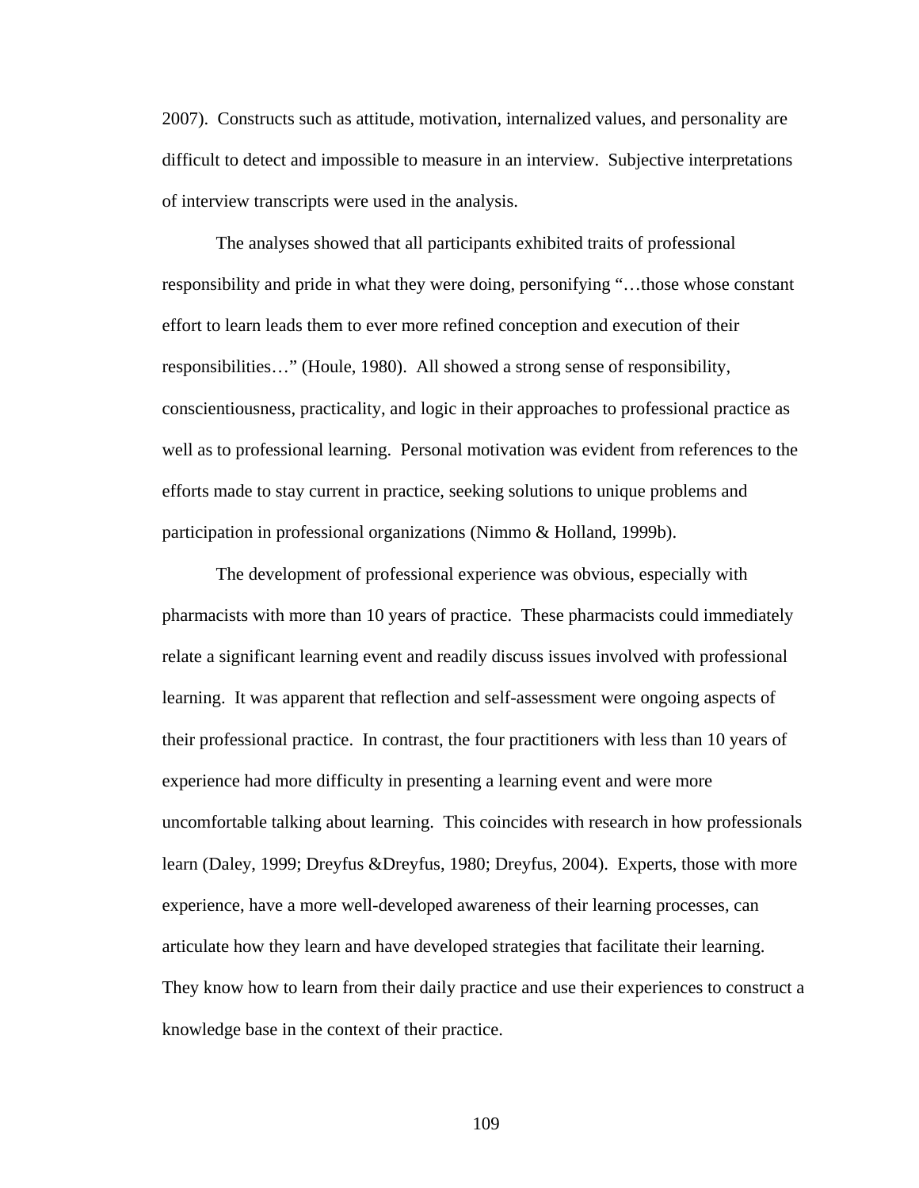2007). Constructs such as attitude, motivation, internalized values, and personality are difficult to detect and impossible to measure in an interview. Subjective interpretations of interview transcripts were used in the analysis.

The analyses showed that all participants exhibited traits of professional responsibility and pride in what they were doing, personifying "…those whose constant effort to learn leads them to ever more refined conception and execution of their responsibilities…" (Houle, 1980). All showed a strong sense of responsibility, conscientiousness, practicality, and logic in their approaches to professional practice as well as to professional learning. Personal motivation was evident from references to the efforts made to stay current in practice, seeking solutions to unique problems and participation in professional organizations (Nimmo & Holland, 1999b).

The development of professional experience was obvious, especially with pharmacists with more than 10 years of practice. These pharmacists could immediately relate a significant learning event and readily discuss issues involved with professional learning. It was apparent that reflection and self-assessment were ongoing aspects of their professional practice. In contrast, the four practitioners with less than 10 years of experience had more difficulty in presenting a learning event and were more uncomfortable talking about learning. This coincides with research in how professionals learn (Daley, 1999; Dreyfus &Dreyfus, 1980; Dreyfus, 2004). Experts, those with more experience, have a more well-developed awareness of their learning processes, can articulate how they learn and have developed strategies that facilitate their learning. They know how to learn from their daily practice and use their experiences to construct a knowledge base in the context of their practice.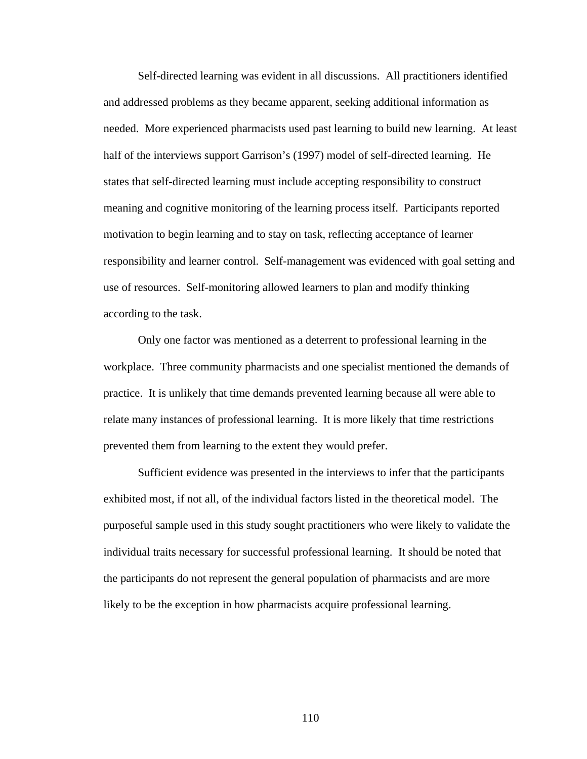Self-directed learning was evident in all discussions. All practitioners identified and addressed problems as they became apparent, seeking additional information as needed. More experienced pharmacists used past learning to build new learning. At least half of the interviews support Garrison's (1997) model of self-directed learning. He states that self-directed learning must include accepting responsibility to construct meaning and cognitive monitoring of the learning process itself. Participants reported motivation to begin learning and to stay on task, reflecting acceptance of learner responsibility and learner control. Self-management was evidenced with goal setting and use of resources. Self-monitoring allowed learners to plan and modify thinking according to the task.

Only one factor was mentioned as a deterrent to professional learning in the workplace. Three community pharmacists and one specialist mentioned the demands of practice. It is unlikely that time demands prevented learning because all were able to relate many instances of professional learning. It is more likely that time restrictions prevented them from learning to the extent they would prefer.

Sufficient evidence was presented in the interviews to infer that the participants exhibited most, if not all, of the individual factors listed in the theoretical model. The purposeful sample used in this study sought practitioners who were likely to validate the individual traits necessary for successful professional learning. It should be noted that the participants do not represent the general population of pharmacists and are more likely to be the exception in how pharmacists acquire professional learning.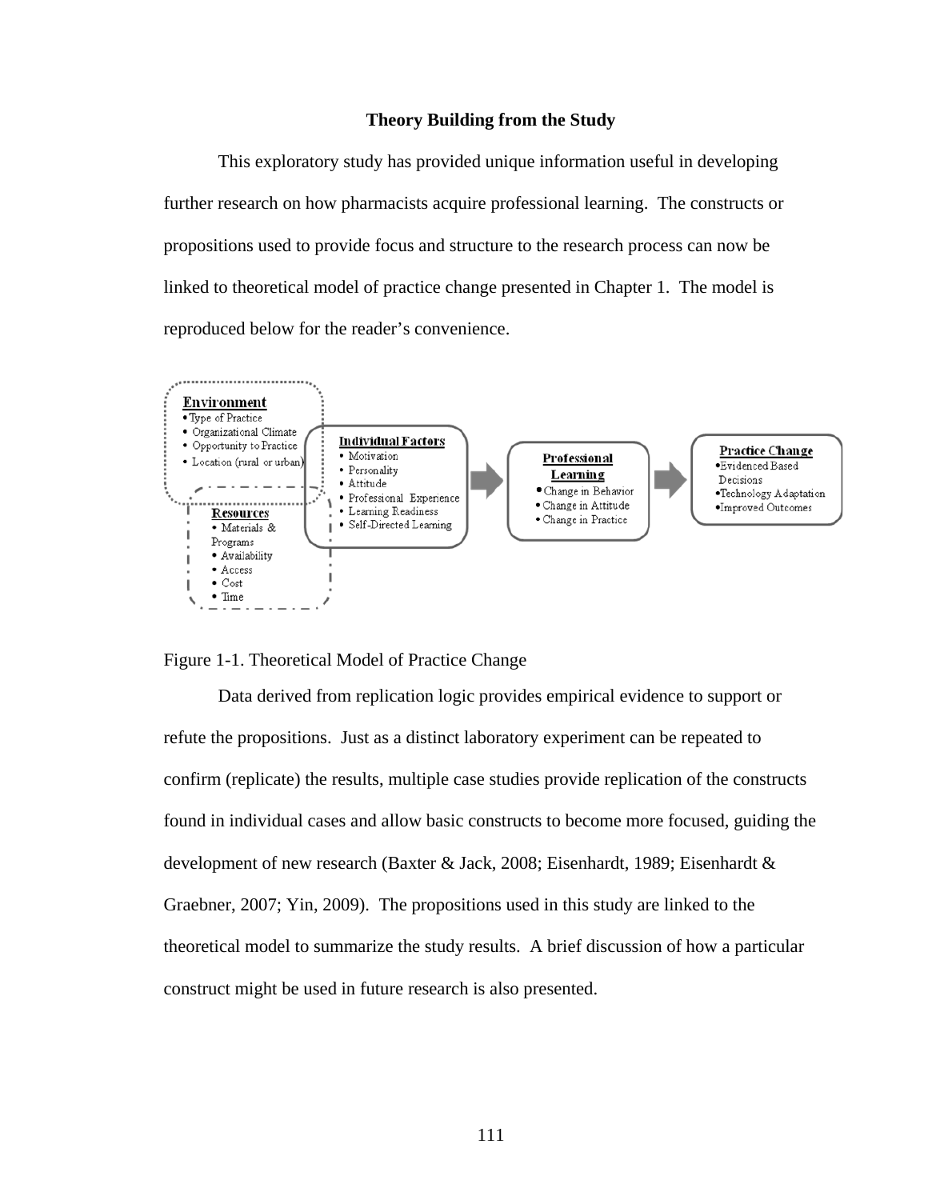### Theory Building from the Study

This exploratory study has provided unique information useful in developing further research on how pharmacists acquire professional learning. The constructs or propositions used to provide focus and structure to the research process can now be linked to theoretical model of practice change presented in Chapter 1. The model is reproduced below for the reader's convenience.

**Environment**
- Type of Practice
- Organizational Climate
- Opportunity to Practice
- Location (rural or urban)

**Resources**
- Materials & Programs
- Availability
- Access
- Cost
- Time

**Individual Factors**
- Motivation
- Personality
- Attitude
- Professional Experience
- Learning Readiness
- Self-Directed Learning

**Professional Learning**
- Change in Behavior
- Change in Attitude
- Change in Practice

**Practice Change**
- Evidenced Based Decisions
- Technology Adaptation
- Improved Outcomes

Figure 1-1. Theoretical Model of Practice Change

Data derived from replication logic provides empirical evidence to support or refute the propositions. Just as a distinct laboratory experiment can be repeated to confirm (replicate) the results, multiple case studies provide replication of the constructs found in individual cases and allow basic constructs to become more focused, guiding the development of new research (Baxter & Jack, 2008; Eisenhardt, 1989; Eisenhardt & Graebner, 2007; Yin, 2009). The propositions used in this study are linked to the theoretical model to summarize the study results. A brief discussion of how a particular construct might be used in future research is also presented.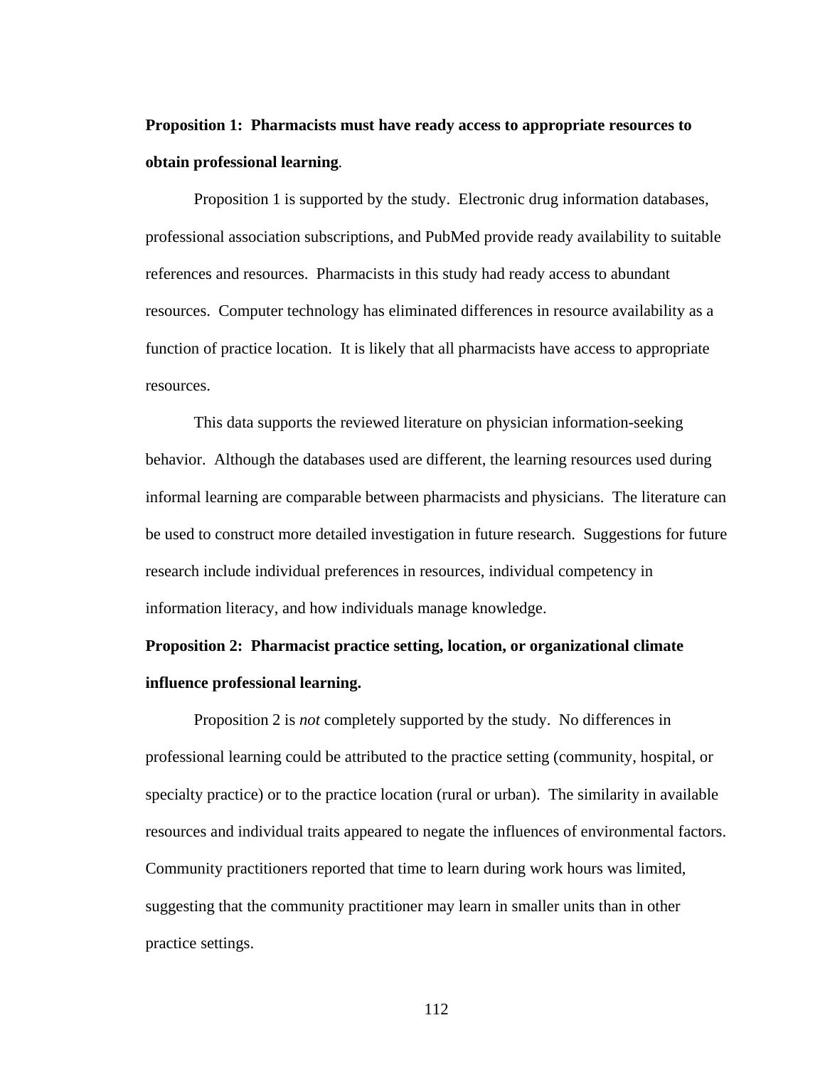**Proposition 1: Pharmacists must have ready access to appropriate resources to obtain professional learning**.

Proposition 1 is supported by the study. Electronic drug information databases, professional association subscriptions, and PubMed provide ready availability to suitable references and resources. Pharmacists in this study had ready access to abundant resources. Computer technology has eliminated differences in resource availability as a function of practice location. It is likely that all pharmacists have access to appropriate resources.

This data supports the reviewed literature on physician information-seeking behavior. Although the databases used are different, the learning resources used during informal learning are comparable between pharmacists and physicians. The literature can be used to construct more detailed investigation in future research. Suggestions for future research include individual preferences in resources, individual competency in information literacy, and how individuals manage knowledge.

**Proposition 2: Pharmacist practice setting, location, or organizational climate influence professional learning.**

Proposition 2 is *not* completely supported by the study. No differences in professional learning could be attributed to the practice setting (community, hospital, or specialty practice) or to the practice location (rural or urban). The similarity in available resources and individual traits appeared to negate the influences of environmental factors. Community practitioners reported that time to learn during work hours was limited, suggesting that the community practitioner may learn in smaller units than in other practice settings.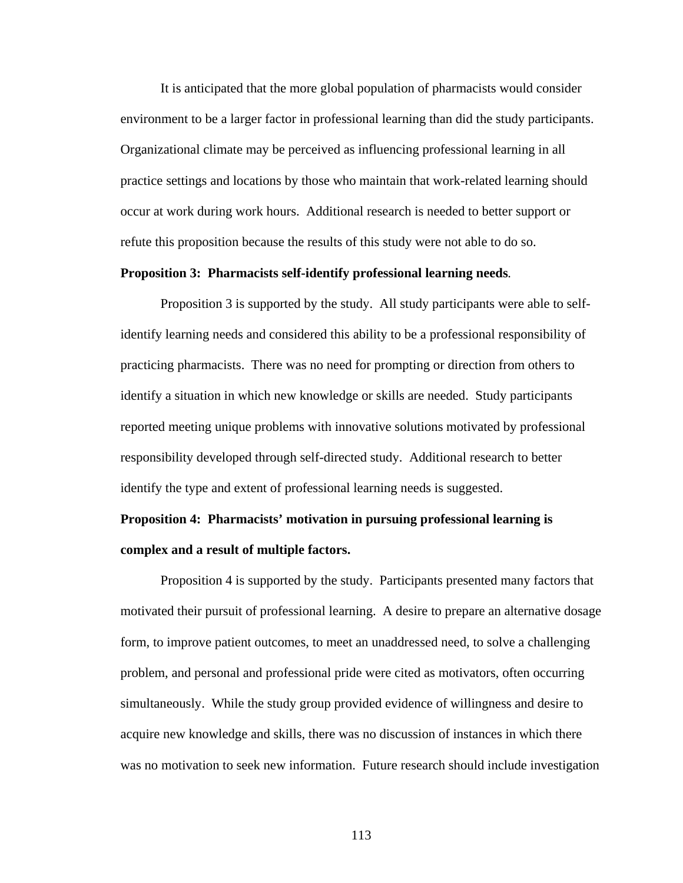It is anticipated that the more global population of pharmacists would consider environment to be a larger factor in professional learning than did the study participants. Organizational climate may be perceived as influencing professional learning in all practice settings and locations by those who maintain that work-related learning should occur at work during work hours. Additional research is needed to better support or refute this proposition because the results of this study were not able to do so.

**Proposition 3: Pharmacists self-identify professional learning needs.**

Proposition 3 is supported by the study. All study participants were able to self-identify learning needs and considered this ability to be a professional responsibility of practicing pharmacists. There was no need for prompting or direction from others to identify a situation in which new knowledge or skills are needed. Study participants reported meeting unique problems with innovative solutions motivated by professional responsibility developed through self-directed study. Additional research to better identify the type and extent of professional learning needs is suggested.

**Proposition 4: Pharmacists' motivation in pursuing professional learning is complex and a result of multiple factors.**

Proposition 4 is supported by the study. Participants presented many factors that motivated their pursuit of professional learning. A desire to prepare an alternative dosage form, to improve patient outcomes, to meet an unaddressed need, to solve a challenging problem, and personal and professional pride were cited as motivators, often occurring simultaneously. While the study group provided evidence of willingness and desire to acquire new knowledge and skills, there was no discussion of instances in which there was no motivation to seek new information. Future research should include investigation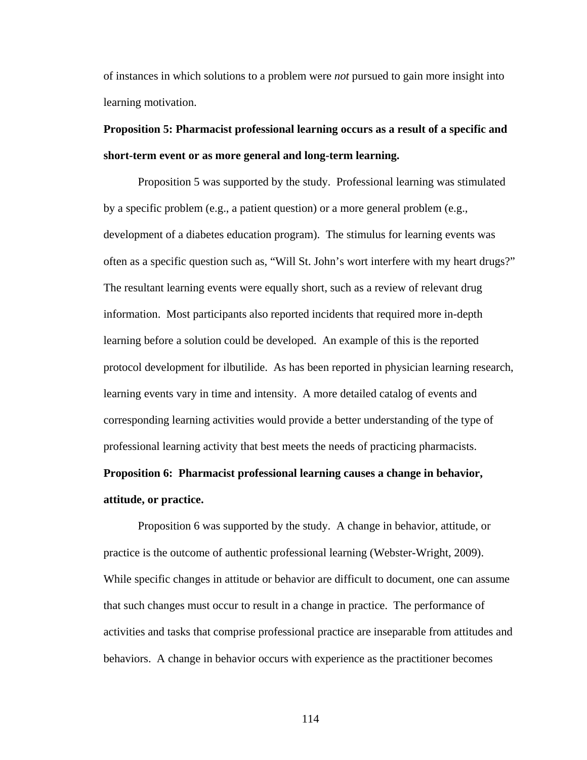of instances in which solutions to a problem were *not* pursued to gain more insight into learning motivation.

**Proposition 5: Pharmacist professional learning occurs as a result of a specific and short-term event or as more general and long-term learning.**

Proposition 5 was supported by the study. Professional learning was stimulated by a specific problem (e.g., a patient question) or a more general problem (e.g., development of a diabetes education program). The stimulus for learning events was often as a specific question such as, "Will St. John's wort interfere with my heart drugs?" The resultant learning events were equally short, such as a review of relevant drug information. Most participants also reported incidents that required more in-depth learning before a solution could be developed. An example of this is the reported protocol development for ilbutilide. As has been reported in physician learning research, learning events vary in time and intensity. A more detailed catalog of events and corresponding learning activities would provide a better understanding of the type of professional learning activity that best meets the needs of practicing pharmacists.

**Proposition 6: Pharmacist professional learning causes a change in behavior, attitude, or practice.**

Proposition 6 was supported by the study. A change in behavior, attitude, or practice is the outcome of authentic professional learning (Webster-Wright, 2009). While specific changes in attitude or behavior are difficult to document, one can assume that such changes must occur to result in a change in practice. The performance of activities and tasks that comprise professional practice are inseparable from attitudes and behaviors. A change in behavior occurs with experience as the practitioner becomes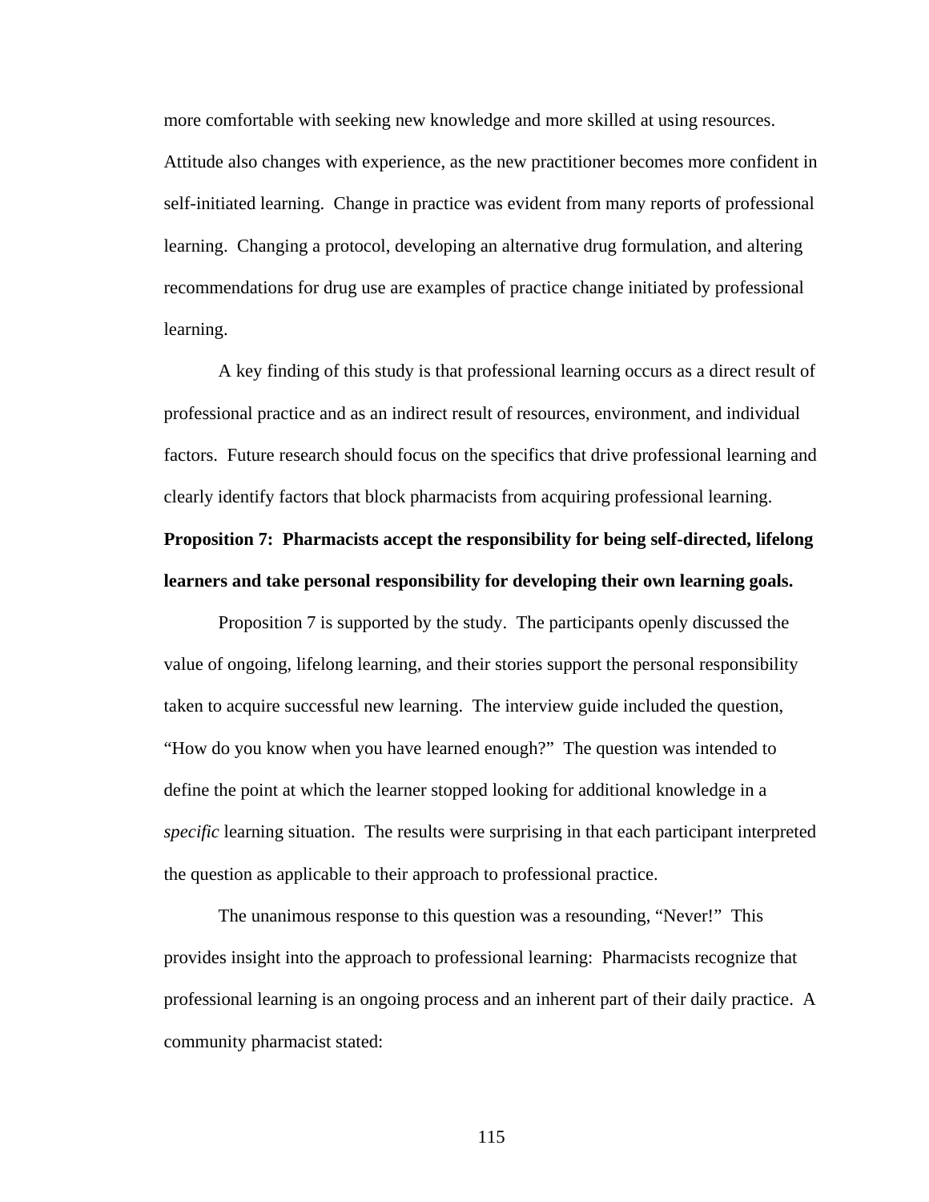more comfortable with seeking new knowledge and more skilled at using resources. Attitude also changes with experience, as the new practitioner becomes more confident in self-initiated learning. Change in practice was evident from many reports of professional learning. Changing a protocol, developing an alternative drug formulation, and altering recommendations for drug use are examples of practice change initiated by professional learning.

A key finding of this study is that professional learning occurs as a direct result of professional practice and as an indirect result of resources, environment, and individual factors. Future research should focus on the specifics that drive professional learning and clearly identify factors that block pharmacists from acquiring professional learning.

**Proposition 7: Pharmacists accept the responsibility for being self-directed, lifelong learners and take personal responsibility for developing their own learning goals.**

Proposition 7 is supported by the study. The participants openly discussed the value of ongoing, lifelong learning, and their stories support the personal responsibility taken to acquire successful new learning. The interview guide included the question, "How do you know when you have learned enough?" The question was intended to define the point at which the learner stopped looking for additional knowledge in a *specific* learning situation. The results were surprising in that each participant interpreted the question as applicable to their approach to professional practice.

The unanimous response to this question was a resounding, "Never!" This provides insight into the approach to professional learning: Pharmacists recognize that professional learning is an ongoing process and an inherent part of their daily practice. A community pharmacist stated: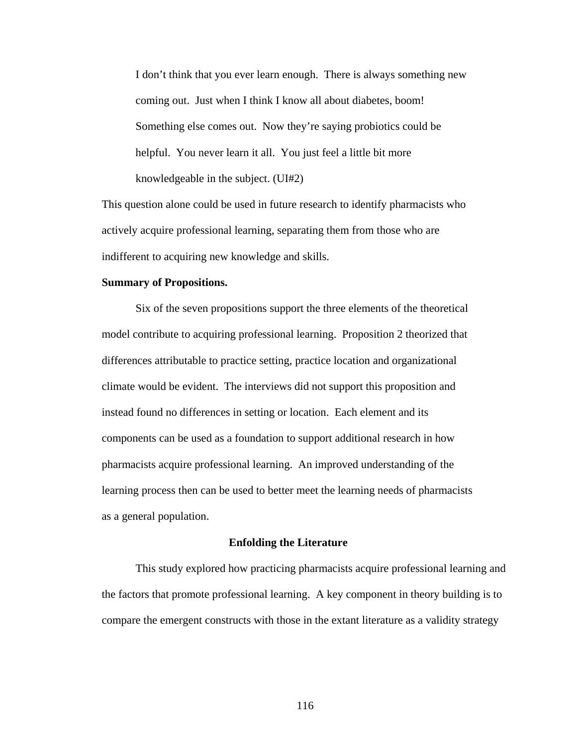> I don't think that you ever learn enough. There is always something new coming out. Just when I think I know all about diabetes, boom! Something else comes out. Now they're saying probiotics could be helpful. You never learn it all. You just feel a little bit more knowledgeable in the subject. (UI#2)

This question alone could be used in future research to identify pharmacists who actively acquire professional learning, separating them from those who are indifferent to acquiring new knowledge and skills.

**Summary of Propositions.**

Six of the seven propositions support the three elements of the theoretical model contribute to acquiring professional learning. Proposition 2 theorized that differences attributable to practice setting, practice location and organizational climate would be evident. The interviews did not support this proposition and instead found no differences in setting or location. Each element and its components can be used as a foundation to support additional research in how pharmacists acquire professional learning. An improved understanding of the learning process then can be used to better meet the learning needs of pharmacists as a general population.

## Enfolding the Literature

This study explored how practicing pharmacists acquire professional learning and the factors that promote professional learning. A key component in theory building is to compare the emergent constructs with those in the extant literature as a validity strategy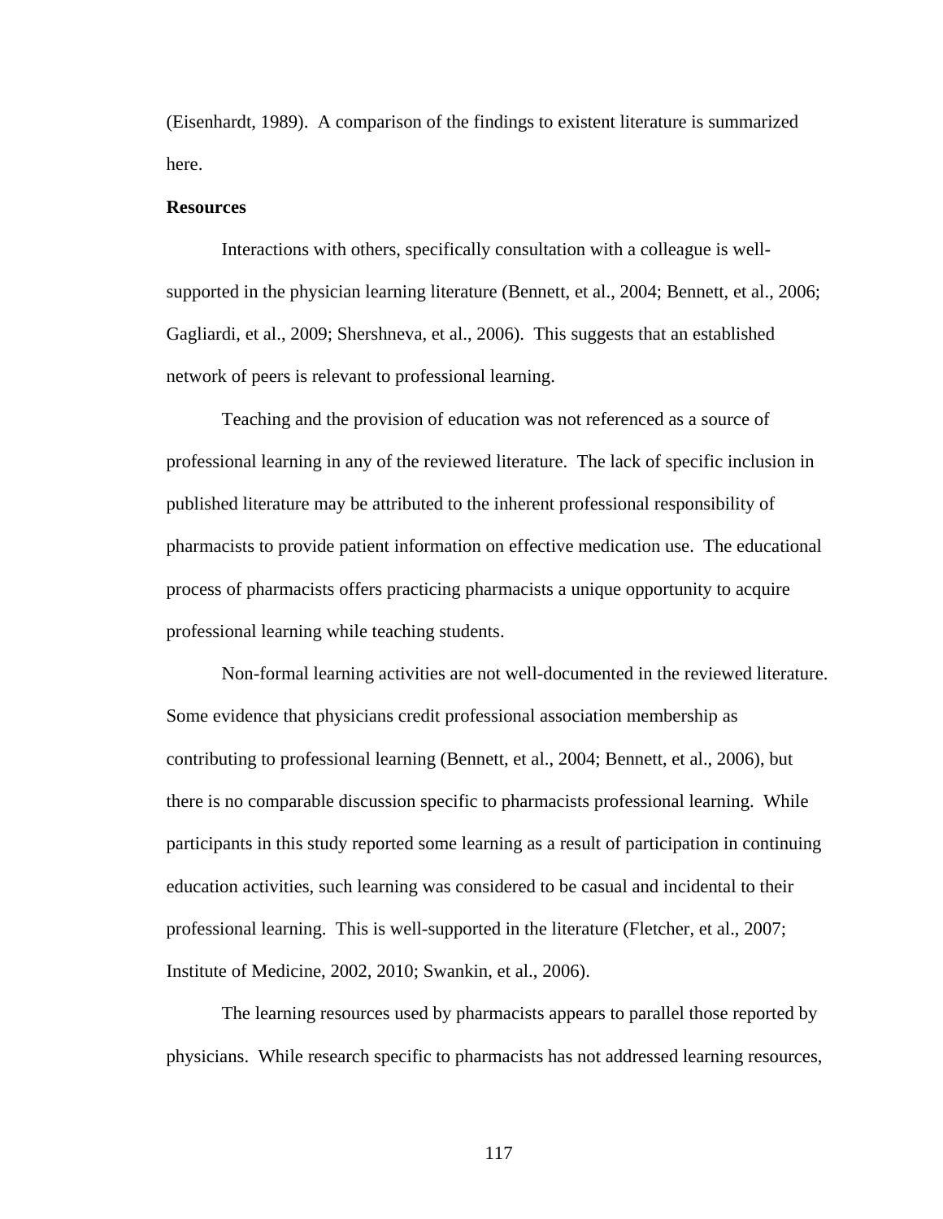(Eisenhardt, 1989).  A comparison of the findings to existent literature is summarized here.

**Resources**

Interactions with others, specifically consultation with a colleague is well-supported in the physician learning literature (Bennett, et al., 2004; Bennett, et al., 2006; Gagliardi, et al., 2009; Shershneva, et al., 2006).  This suggests that an established network of peers is relevant to professional learning.

Teaching and the provision of education was not referenced as a source of professional learning in any of the reviewed literature.  The lack of specific inclusion in published literature may be attributed to the inherent professional responsibility of pharmacists to provide patient information on effective medication use.  The educational process of pharmacists offers practicing pharmacists a unique opportunity to acquire professional learning while teaching students.

Non-formal learning activities are not well-documented in the reviewed literature.  Some evidence that physicians credit professional association membership as contributing to professional learning (Bennett, et al., 2004; Bennett, et al., 2006), but there is no comparable discussion specific to pharmacists professional learning.  While participants in this study reported some learning as a result of participation in continuing education activities, such learning was considered to be casual and incidental to their professional learning.  This is well-supported in the literature (Fletcher, et al., 2007; Institute of Medicine, 2002, 2010; Swankin, et al., 2006).

The learning resources used by pharmacists appears to parallel those reported by physicians.  While research specific to pharmacists has not addressed learning resources,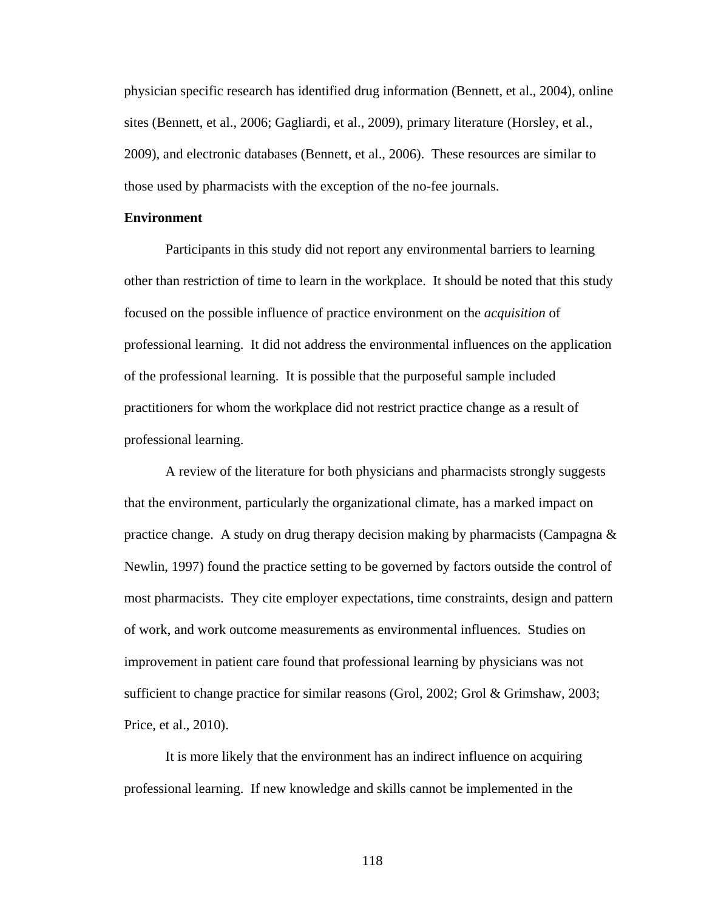physician specific research has identified drug information (Bennett, et al., 2004), online sites (Bennett, et al., 2006; Gagliardi, et al., 2009), primary literature (Horsley, et al., 2009), and electronic databases (Bennett, et al., 2006). These resources are similar to those used by pharmacists with the exception of the no-fee journals.

**Environment**

Participants in this study did not report any environmental barriers to learning other than restriction of time to learn in the workplace. It should be noted that this study focused on the possible influence of practice environment on the *acquisition* of professional learning. It did not address the environmental influences on the application of the professional learning. It is possible that the purposeful sample included practitioners for whom the workplace did not restrict practice change as a result of professional learning.

A review of the literature for both physicians and pharmacists strongly suggests that the environment, particularly the organizational climate, has a marked impact on practice change. A study on drug therapy decision making by pharmacists (Campagna & Newlin, 1997) found the practice setting to be governed by factors outside the control of most pharmacists. They cite employer expectations, time constraints, design and pattern of work, and work outcome measurements as environmental influences. Studies on improvement in patient care found that professional learning by physicians was not sufficient to change practice for similar reasons (Grol, 2002; Grol & Grimshaw, 2003; Price, et al., 2010).

It is more likely that the environment has an indirect influence on acquiring professional learning. If new knowledge and skills cannot be implemented in the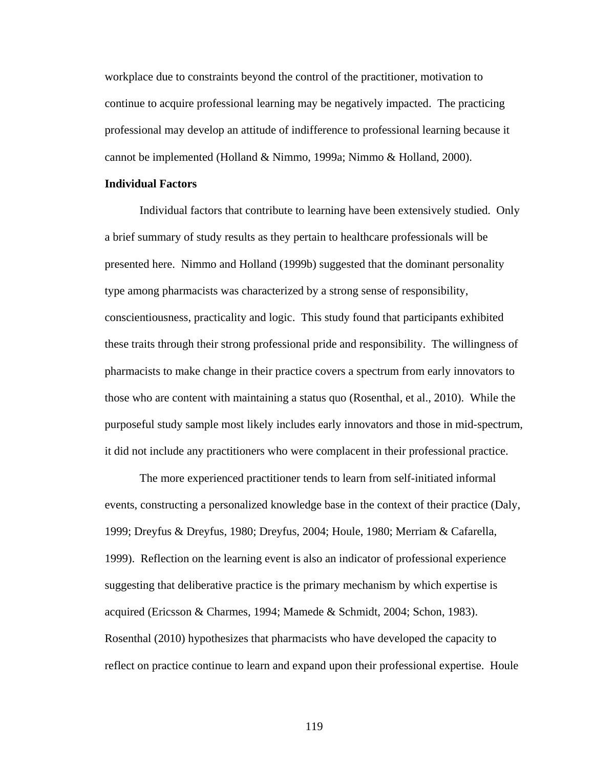workplace due to constraints beyond the control of the practitioner, motivation to continue to acquire professional learning may be negatively impacted. The practicing professional may develop an attitude of indifference to professional learning because it cannot be implemented (Holland & Nimmo, 1999a; Nimmo & Holland, 2000).

**Individual Factors**

Individual factors that contribute to learning have been extensively studied. Only a brief summary of study results as they pertain to healthcare professionals will be presented here. Nimmo and Holland (1999b) suggested that the dominant personality type among pharmacists was characterized by a strong sense of responsibility, conscientiousness, practicality and logic. This study found that participants exhibited these traits through their strong professional pride and responsibility. The willingness of pharmacists to make change in their practice covers a spectrum from early innovators to those who are content with maintaining a status quo (Rosenthal, et al., 2010). While the purposeful study sample most likely includes early innovators and those in mid-spectrum, it did not include any practitioners who were complacent in their professional practice.

The more experienced practitioner tends to learn from self-initiated informal events, constructing a personalized knowledge base in the context of their practice (Daly, 1999; Dreyfus & Dreyfus, 1980; Dreyfus, 2004; Houle, 1980; Merriam & Cafarella, 1999). Reflection on the learning event is also an indicator of professional experience suggesting that deliberative practice is the primary mechanism by which expertise is acquired (Ericsson & Charmes, 1994; Mamede & Schmidt, 2004; Schon, 1983). Rosenthal (2010) hypothesizes that pharmacists who have developed the capacity to reflect on practice continue to learn and expand upon their professional expertise. Houle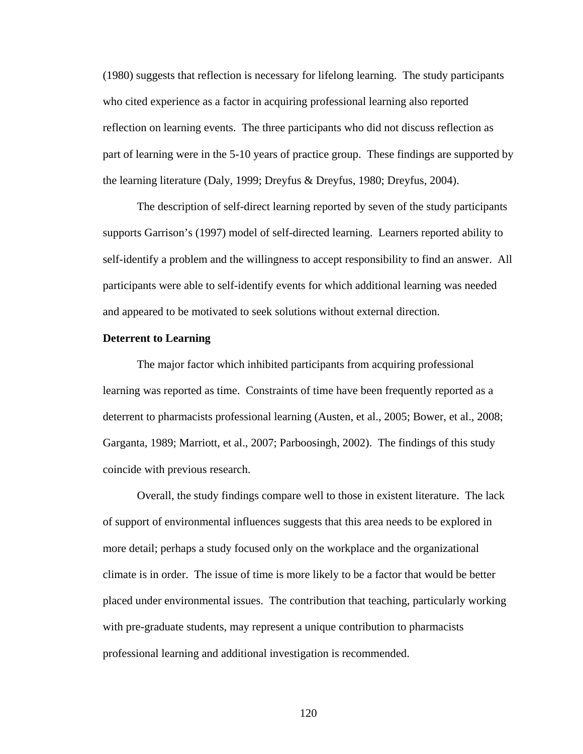(1980) suggests that reflection is necessary for lifelong learning. The study participants who cited experience as a factor in acquiring professional learning also reported reflection on learning events. The three participants who did not discuss reflection as part of learning were in the 5-10 years of practice group. These findings are supported by the learning literature (Daly, 1999; Dreyfus & Dreyfus, 1980; Dreyfus, 2004).

The description of self-direct learning reported by seven of the study participants supports Garrison's (1997) model of self-directed learning. Learners reported ability to self-identify a problem and the willingness to accept responsibility to find an answer. All participants were able to self-identify events for which additional learning was needed and appeared to be motivated to seek solutions without external direction.

**Deterrent to Learning**

The major factor which inhibited participants from acquiring professional learning was reported as time. Constraints of time have been frequently reported as a deterrent to pharmacists professional learning (Austen, et al., 2005; Bower, et al., 2008; Garganta, 1989; Marriott, et al., 2007; Parboosingh, 2002). The findings of this study coincide with previous research.

Overall, the study findings compare well to those in existent literature. The lack of support of environmental influences suggests that this area needs to be explored in more detail; perhaps a study focused only on the workplace and the organizational climate is in order. The issue of time is more likely to be a factor that would be better placed under environmental issues. The contribution that teaching, particularly working with pre-graduate students, may represent a unique contribution to pharmacists professional learning and additional investigation is recommended.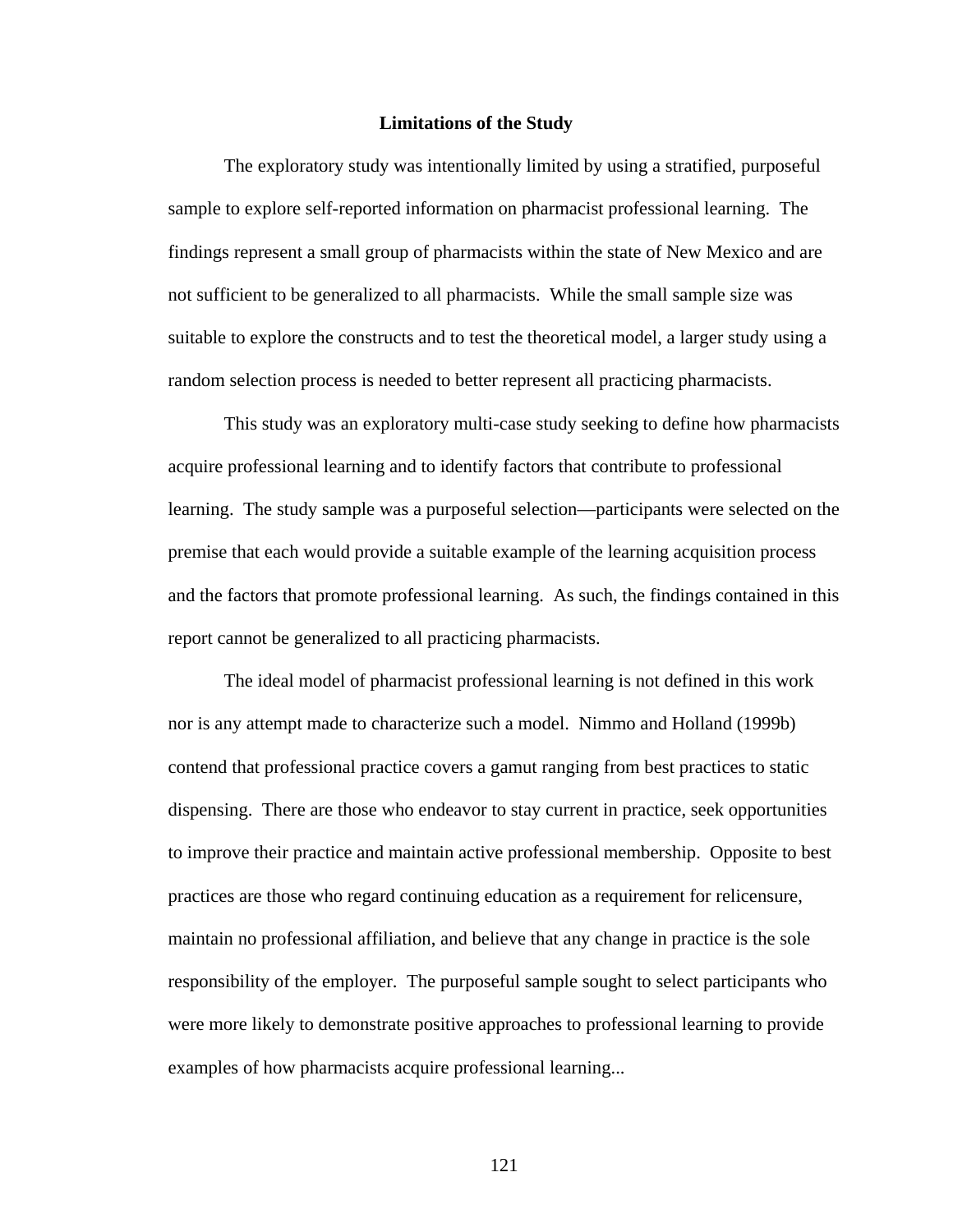## Limitations of the Study

The exploratory study was intentionally limited by using a stratified, purposeful sample to explore self-reported information on pharmacist professional learning. The findings represent a small group of pharmacists within the state of New Mexico and are not sufficient to be generalized to all pharmacists. While the small sample size was suitable to explore the constructs and to test the theoretical model, a larger study using a random selection process is needed to better represent all practicing pharmacists.

This study was an exploratory multi-case study seeking to define how pharmacists acquire professional learning and to identify factors that contribute to professional learning. The study sample was a purposeful selection—participants were selected on the premise that each would provide a suitable example of the learning acquisition process and the factors that promote professional learning. As such, the findings contained in this report cannot be generalized to all practicing pharmacists.

The ideal model of pharmacist professional learning is not defined in this work nor is any attempt made to characterize such a model. Nimmo and Holland (1999b) contend that professional practice covers a gamut ranging from best practices to static dispensing. There are those who endeavor to stay current in practice, seek opportunities to improve their practice and maintain active professional membership. Opposite to best practices are those who regard continuing education as a requirement for relicensure, maintain no professional affiliation, and believe that any change in practice is the sole responsibility of the employer. The purposeful sample sought to select participants who were more likely to demonstrate positive approaches to professional learning to provide examples of how pharmacists acquire professional learning...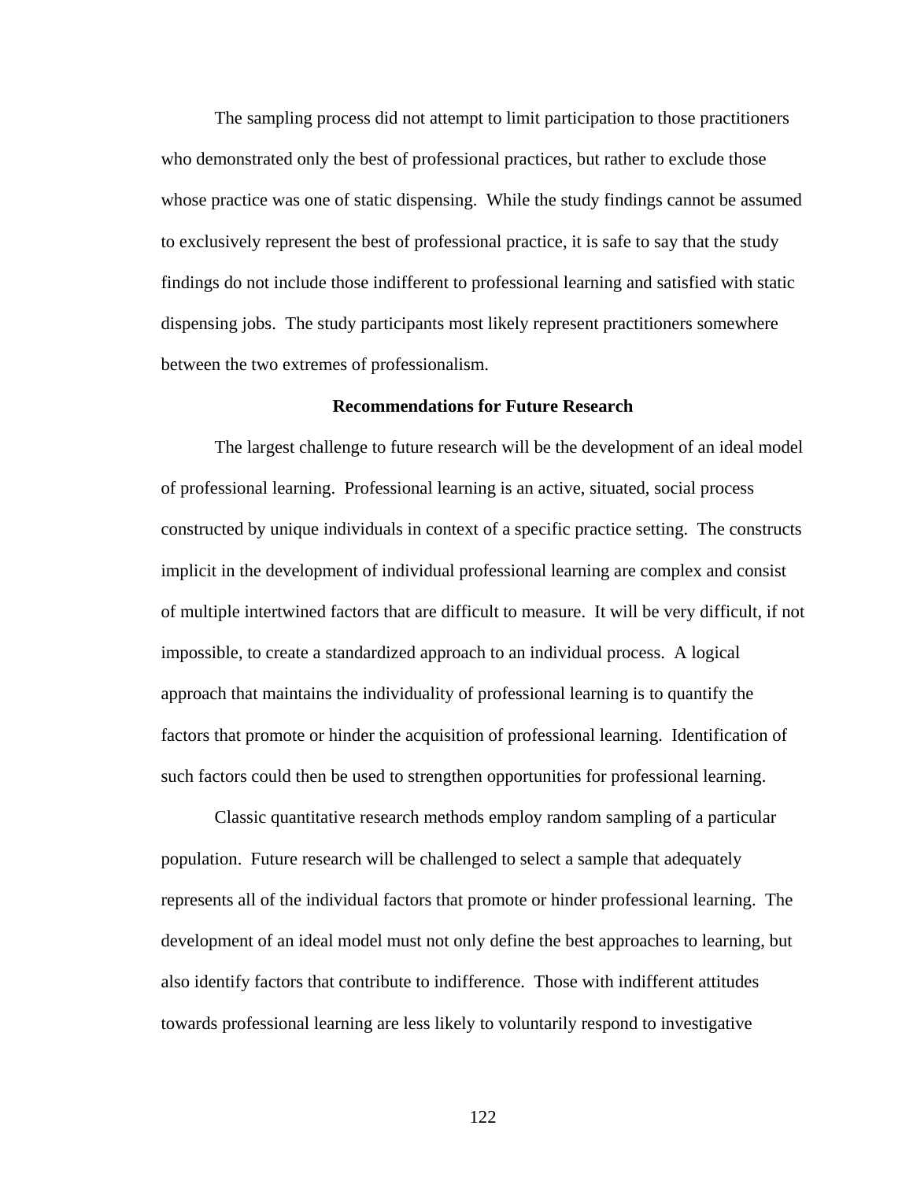The sampling process did not attempt to limit participation to those practitioners who demonstrated only the best of professional practices, but rather to exclude those whose practice was one of static dispensing. While the study findings cannot be assumed to exclusively represent the best of professional practice, it is safe to say that the study findings do not include those indifferent to professional learning and satisfied with static dispensing jobs. The study participants most likely represent practitioners somewhere between the two extremes of professionalism.

## Recommendations for Future Research

The largest challenge to future research will be the development of an ideal model of professional learning. Professional learning is an active, situated, social process constructed by unique individuals in context of a specific practice setting. The constructs implicit in the development of individual professional learning are complex and consist of multiple intertwined factors that are difficult to measure. It will be very difficult, if not impossible, to create a standardized approach to an individual process. A logical approach that maintains the individuality of professional learning is to quantify the factors that promote or hinder the acquisition of professional learning. Identification of such factors could then be used to strengthen opportunities for professional learning.

Classic quantitative research methods employ random sampling of a particular population. Future research will be challenged to select a sample that adequately represents all of the individual factors that promote or hinder professional learning. The development of an ideal model must not only define the best approaches to learning, but also identify factors that contribute to indifference. Those with indifferent attitudes towards professional learning are less likely to voluntarily respond to investigative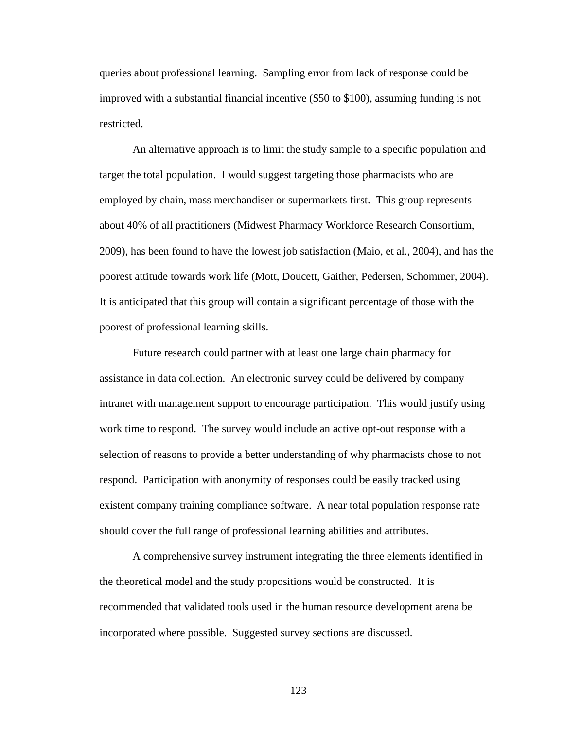queries about professional learning. Sampling error from lack of response could be improved with a substantial financial incentive ($50 to $100), assuming funding is not restricted.

An alternative approach is to limit the study sample to a specific population and target the total population. I would suggest targeting those pharmacists who are employed by chain, mass merchandiser or supermarkets first. This group represents about 40% of all practitioners (Midwest Pharmacy Workforce Research Consortium, 2009), has been found to have the lowest job satisfaction (Maio, et al., 2004), and has the poorest attitude towards work life (Mott, Doucett, Gaither, Pedersen, Schommer, 2004). It is anticipated that this group will contain a significant percentage of those with the poorest of professional learning skills.

Future research could partner with at least one large chain pharmacy for assistance in data collection. An electronic survey could be delivered by company intranet with management support to encourage participation. This would justify using work time to respond. The survey would include an active opt-out response with a selection of reasons to provide a better understanding of why pharmacists chose to not respond. Participation with anonymity of responses could be easily tracked using existent company training compliance software. A near total population response rate should cover the full range of professional learning abilities and attributes.

A comprehensive survey instrument integrating the three elements identified in the theoretical model and the study propositions would be constructed. It is recommended that validated tools used in the human resource development arena be incorporated where possible. Suggested survey sections are discussed.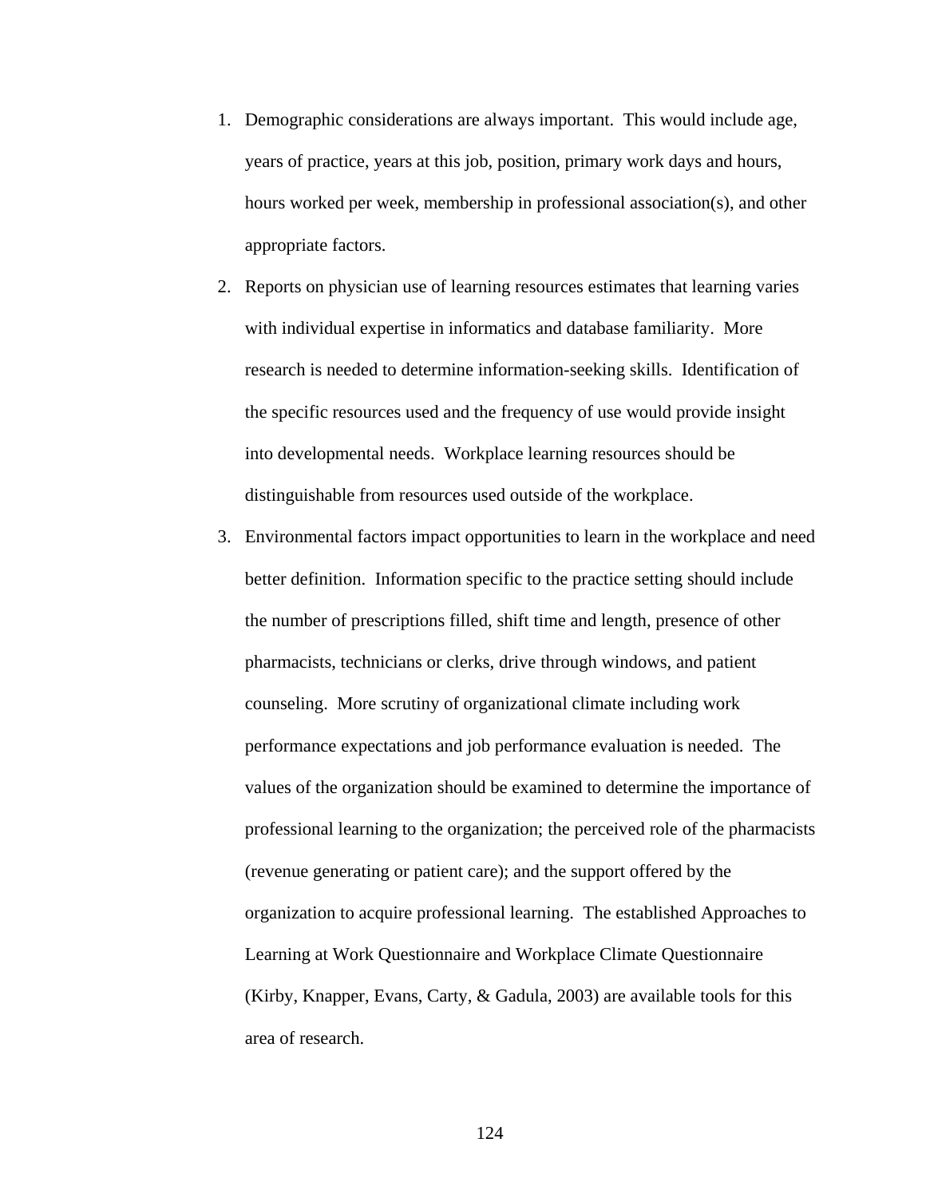1. Demographic considerations are always important. This would include age, years of practice, years at this job, position, primary work days and hours, hours worked per week, membership in professional association(s), and other appropriate factors.
2. Reports on physician use of learning resources estimates that learning varies with individual expertise in informatics and database familiarity. More research is needed to determine information-seeking skills. Identification of the specific resources used and the frequency of use would provide insight into developmental needs. Workplace learning resources should be distinguishable from resources used outside of the workplace.
3. Environmental factors impact opportunities to learn in the workplace and need better definition. Information specific to the practice setting should include the number of prescriptions filled, shift time and length, presence of other pharmacists, technicians or clerks, drive through windows, and patient counseling. More scrutiny of organizational climate including work performance expectations and job performance evaluation is needed. The values of the organization should be examined to determine the importance of professional learning to the organization; the perceived role of the pharmacists (revenue generating or patient care); and the support offered by the organization to acquire professional learning. The established Approaches to Learning at Work Questionnaire and Workplace Climate Questionnaire (Kirby, Knapper, Evans, Carty, & Gadula, 2003) are available tools for this area of research.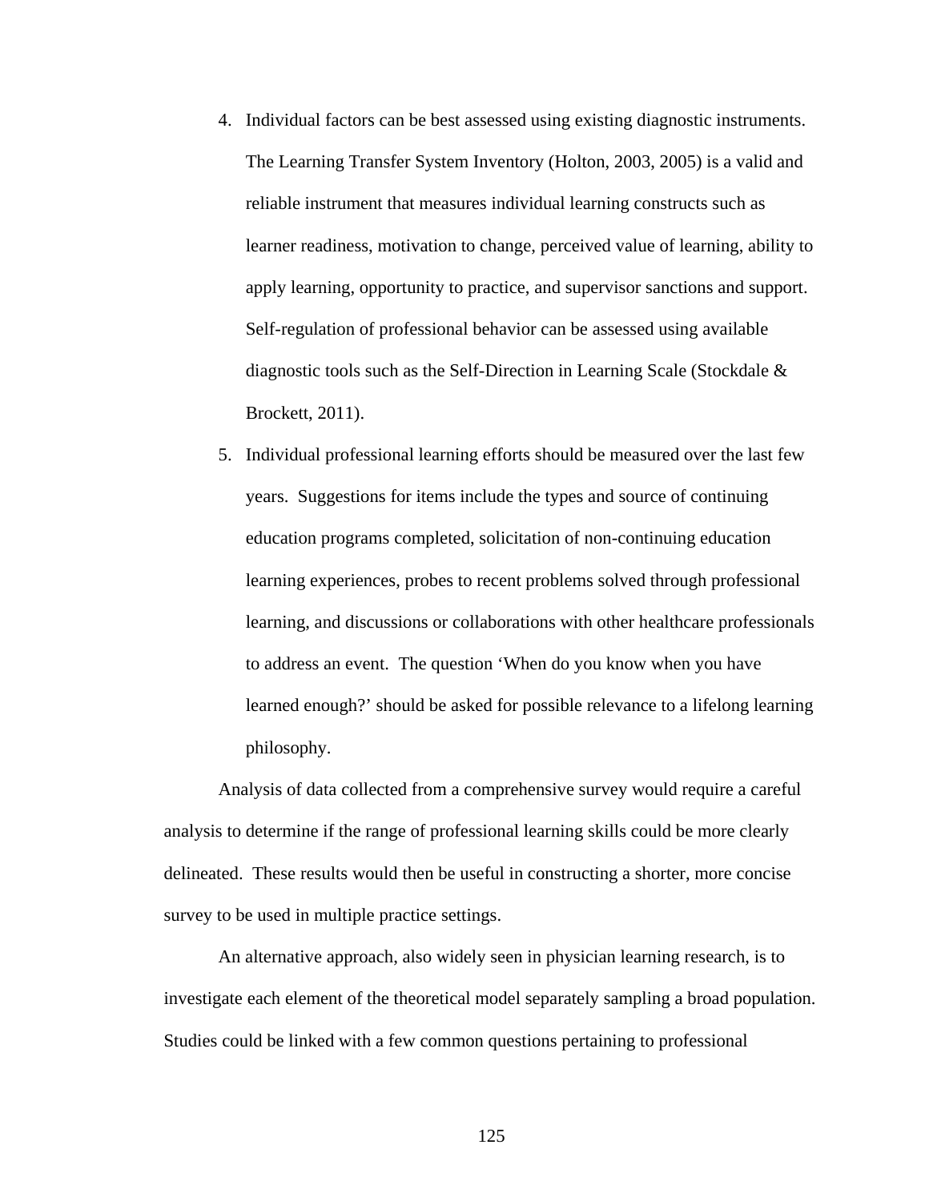4. Individual factors can be best assessed using existing diagnostic instruments. The Learning Transfer System Inventory (Holton, 2003, 2005) is a valid and reliable instrument that measures individual learning constructs such as learner readiness, motivation to change, perceived value of learning, ability to apply learning, opportunity to practice, and supervisor sanctions and support. Self-regulation of professional behavior can be assessed using available diagnostic tools such as the Self-Direction in Learning Scale (Stockdale & Brockett, 2011).
5. Individual professional learning efforts should be measured over the last few years. Suggestions for items include the types and source of continuing education programs completed, solicitation of non-continuing education learning experiences, probes to recent problems solved through professional learning, and discussions or collaborations with other healthcare professionals to address an event. The question 'When do you know when you have learned enough?' should be asked for possible relevance to a lifelong learning philosophy.

Analysis of data collected from a comprehensive survey would require a careful analysis to determine if the range of professional learning skills could be more clearly delineated. These results would then be useful in constructing a shorter, more concise survey to be used in multiple practice settings.

An alternative approach, also widely seen in physician learning research, is to investigate each element of the theoretical model separately sampling a broad population. Studies could be linked with a few common questions pertaining to professional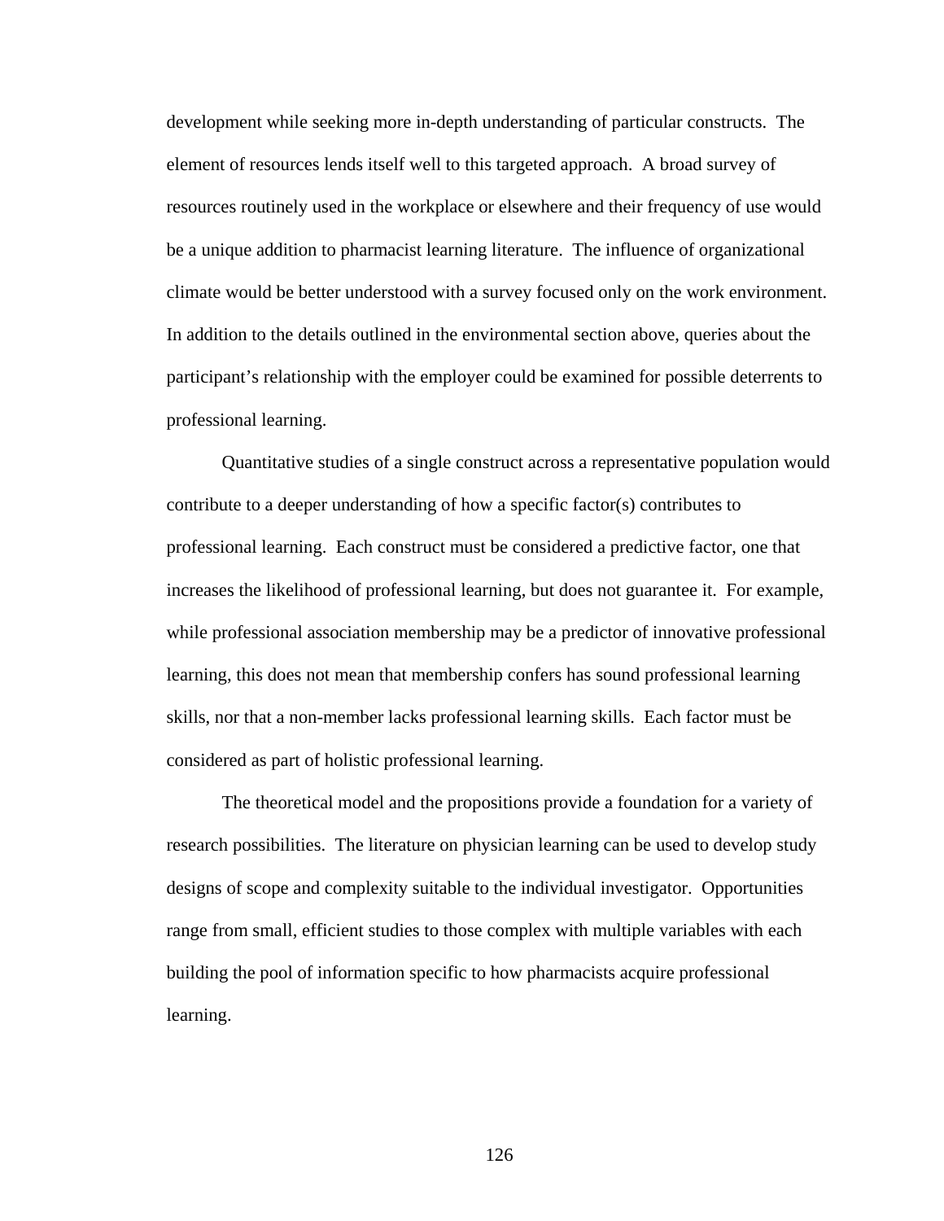development while seeking more in-depth understanding of particular constructs. The element of resources lends itself well to this targeted approach. A broad survey of resources routinely used in the workplace or elsewhere and their frequency of use would be a unique addition to pharmacist learning literature. The influence of organizational climate would be better understood with a survey focused only on the work environment. In addition to the details outlined in the environmental section above, queries about the participant's relationship with the employer could be examined for possible deterrents to professional learning.

Quantitative studies of a single construct across a representative population would contribute to a deeper understanding of how a specific factor(s) contributes to professional learning. Each construct must be considered a predictive factor, one that increases the likelihood of professional learning, but does not guarantee it. For example, while professional association membership may be a predictor of innovative professional learning, this does not mean that membership confers has sound professional learning skills, nor that a non-member lacks professional learning skills. Each factor must be considered as part of holistic professional learning.

The theoretical model and the propositions provide a foundation for a variety of research possibilities. The literature on physician learning can be used to develop study designs of scope and complexity suitable to the individual investigator. Opportunities range from small, efficient studies to those complex with multiple variables with each building the pool of information specific to how pharmacists acquire professional learning.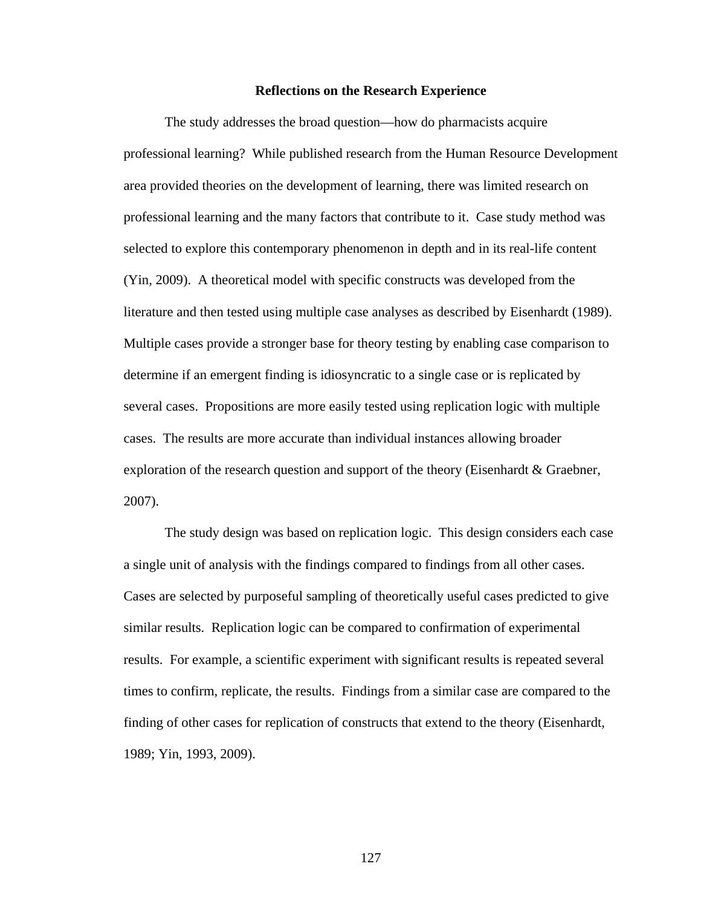## Reflections on the Research Experience

The study addresses the broad question—how do pharmacists acquire professional learning? While published research from the Human Resource Development area provided theories on the development of learning, there was limited research on professional learning and the many factors that contribute to it. Case study method was selected to explore this contemporary phenomenon in depth and in its real-life content (Yin, 2009). A theoretical model with specific constructs was developed from the literature and then tested using multiple case analyses as described by Eisenhardt (1989). Multiple cases provide a stronger base for theory testing by enabling case comparison to determine if an emergent finding is idiosyncratic to a single case or is replicated by several cases. Propositions are more easily tested using replication logic with multiple cases. The results are more accurate than individual instances allowing broader exploration of the research question and support of the theory (Eisenhardt & Graebner, 2007).

The study design was based on replication logic. This design considers each case a single unit of analysis with the findings compared to findings from all other cases. Cases are selected by purposeful sampling of theoretically useful cases predicted to give similar results. Replication logic can be compared to confirmation of experimental results. For example, a scientific experiment with significant results is repeated several times to confirm, replicate, the results. Findings from a similar case are compared to the finding of other cases for replication of constructs that extend to the theory (Eisenhardt, 1989; Yin, 1993, 2009).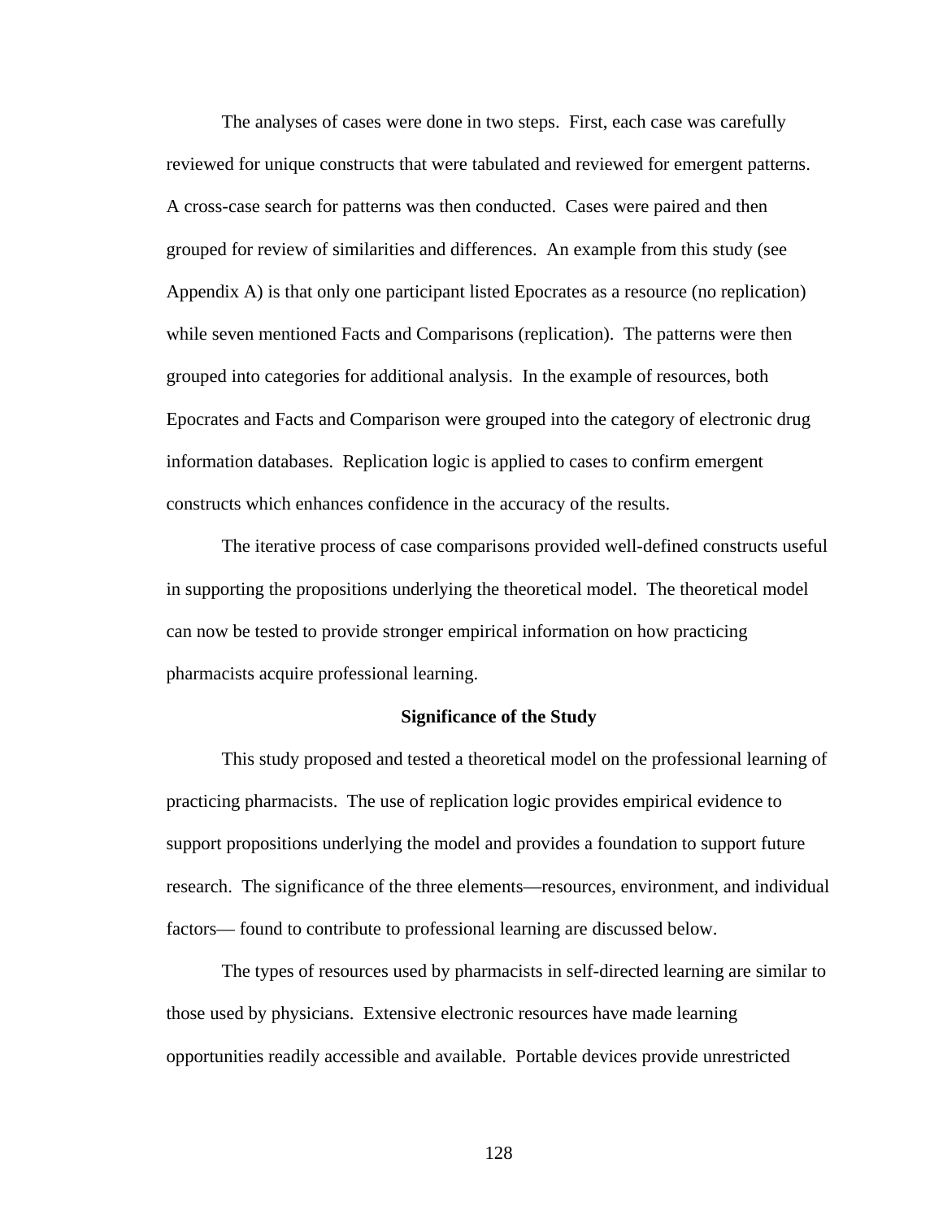The analyses of cases were done in two steps. First, each case was carefully reviewed for unique constructs that were tabulated and reviewed for emergent patterns. A cross-case search for patterns was then conducted. Cases were paired and then grouped for review of similarities and differences. An example from this study (see Appendix A) is that only one participant listed Epocrates as a resource (no replication) while seven mentioned Facts and Comparisons (replication). The patterns were then grouped into categories for additional analysis. In the example of resources, both Epocrates and Facts and Comparison were grouped into the category of electronic drug information databases. Replication logic is applied to cases to confirm emergent constructs which enhances confidence in the accuracy of the results.

The iterative process of case comparisons provided well-defined constructs useful in supporting the propositions underlying the theoretical model. The theoretical model can now be tested to provide stronger empirical information on how practicing pharmacists acquire professional learning.

## Significance of the Study

This study proposed and tested a theoretical model on the professional learning of practicing pharmacists. The use of replication logic provides empirical evidence to support propositions underlying the model and provides a foundation to support future research. The significance of the three elements—resources, environment, and individual factors— found to contribute to professional learning are discussed below.

The types of resources used by pharmacists in self-directed learning are similar to those used by physicians. Extensive electronic resources have made learning opportunities readily accessible and available. Portable devices provide unrestricted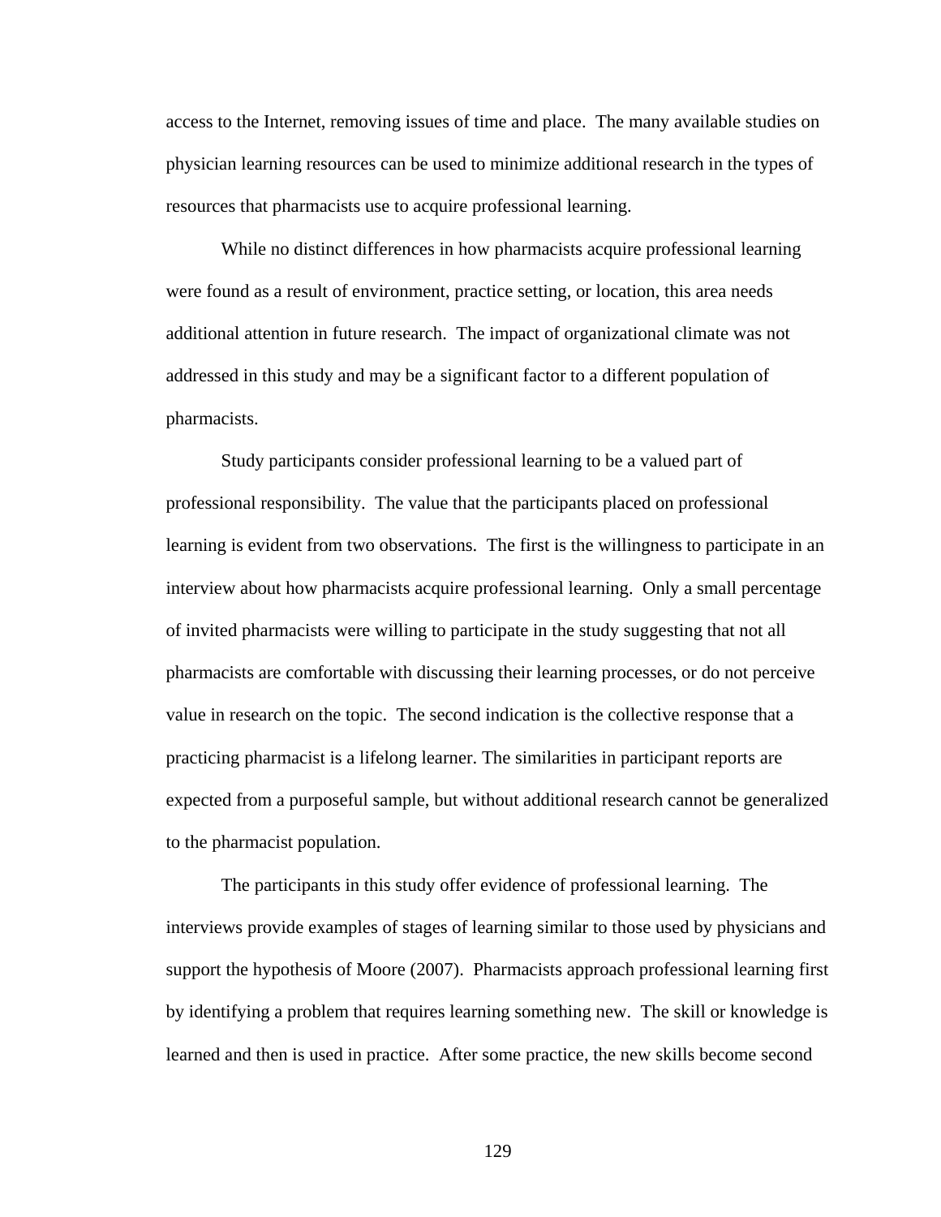access to the Internet, removing issues of time and place. The many available studies on physician learning resources can be used to minimize additional research in the types of resources that pharmacists use to acquire professional learning.

While no distinct differences in how pharmacists acquire professional learning were found as a result of environment, practice setting, or location, this area needs additional attention in future research. The impact of organizational climate was not addressed in this study and may be a significant factor to a different population of pharmacists.

Study participants consider professional learning to be a valued part of professional responsibility. The value that the participants placed on professional learning is evident from two observations. The first is the willingness to participate in an interview about how pharmacists acquire professional learning. Only a small percentage of invited pharmacists were willing to participate in the study suggesting that not all pharmacists are comfortable with discussing their learning processes, or do not perceive value in research on the topic. The second indication is the collective response that a practicing pharmacist is a lifelong learner. The similarities in participant reports are expected from a purposeful sample, but without additional research cannot be generalized to the pharmacist population.

The participants in this study offer evidence of professional learning. The interviews provide examples of stages of learning similar to those used by physicians and support the hypothesis of Moore (2007). Pharmacists approach professional learning first by identifying a problem that requires learning something new. The skill or knowledge is learned and then is used in practice. After some practice, the new skills become second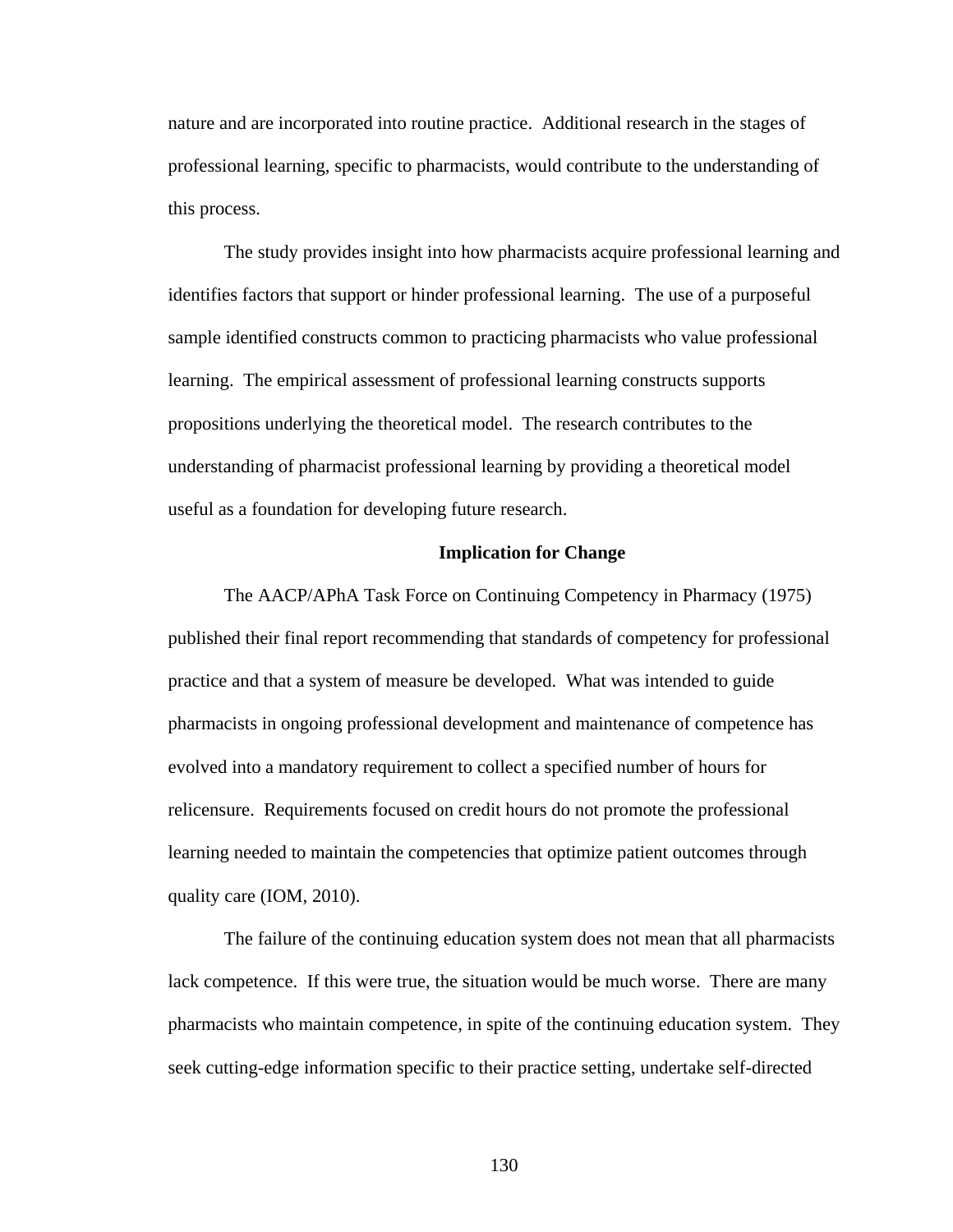nature and are incorporated into routine practice. Additional research in the stages of professional learning, specific to pharmacists, would contribute to the understanding of this process.

The study provides insight into how pharmacists acquire professional learning and identifies factors that support or hinder professional learning. The use of a purposeful sample identified constructs common to practicing pharmacists who value professional learning. The empirical assessment of professional learning constructs supports propositions underlying the theoretical model. The research contributes to the understanding of pharmacist professional learning by providing a theoretical model useful as a foundation for developing future research.

## Implication for Change

The AACP/APhA Task Force on Continuing Competency in Pharmacy (1975) published their final report recommending that standards of competency for professional practice and that a system of measure be developed. What was intended to guide pharmacists in ongoing professional development and maintenance of competence has evolved into a mandatory requirement to collect a specified number of hours for relicensure. Requirements focused on credit hours do not promote the professional learning needed to maintain the competencies that optimize patient outcomes through quality care (IOM, 2010).

The failure of the continuing education system does not mean that all pharmacists lack competence. If this were true, the situation would be much worse. There are many pharmacists who maintain competence, in spite of the continuing education system. They seek cutting-edge information specific to their practice setting, undertake self-directed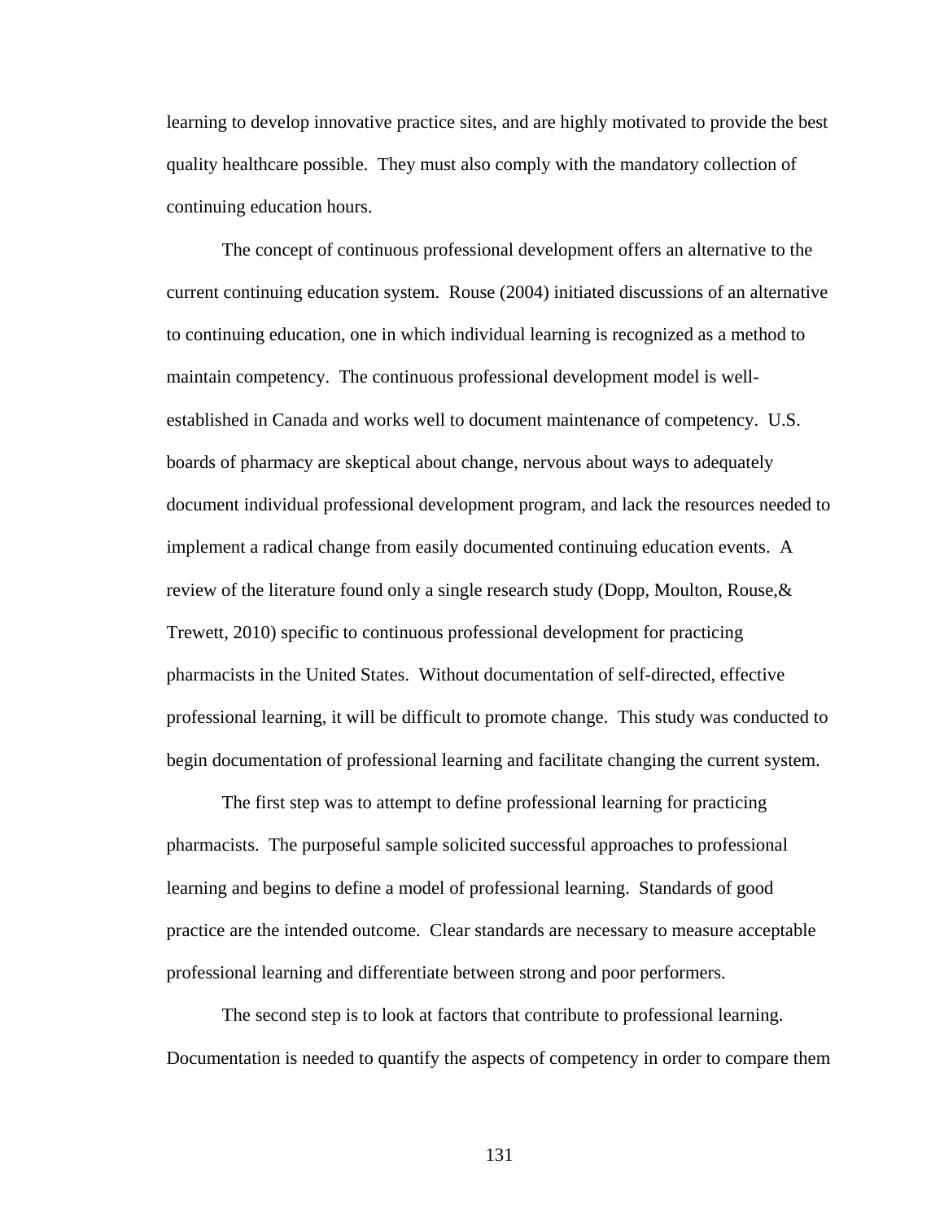learning to develop innovative practice sites, and are highly motivated to provide the best quality healthcare possible. They must also comply with the mandatory collection of continuing education hours.

The concept of continuous professional development offers an alternative to the current continuing education system. Rouse (2004) initiated discussions of an alternative to continuing education, one in which individual learning is recognized as a method to maintain competency. The continuous professional development model is well-established in Canada and works well to document maintenance of competency. U.S. boards of pharmacy are skeptical about change, nervous about ways to adequately document individual professional development program, and lack the resources needed to implement a radical change from easily documented continuing education events. A review of the literature found only a single research study (Dopp, Moulton, Rouse,& Trewett, 2010) specific to continuous professional development for practicing pharmacists in the United States. Without documentation of self-directed, effective professional learning, it will be difficult to promote change. This study was conducted to begin documentation of professional learning and facilitate changing the current system.

The first step was to attempt to define professional learning for practicing pharmacists. The purposeful sample solicited successful approaches to professional learning and begins to define a model of professional learning. Standards of good practice are the intended outcome. Clear standards are necessary to measure acceptable professional learning and differentiate between strong and poor performers.

The second step is to look at factors that contribute to professional learning. Documentation is needed to quantify the aspects of competency in order to compare them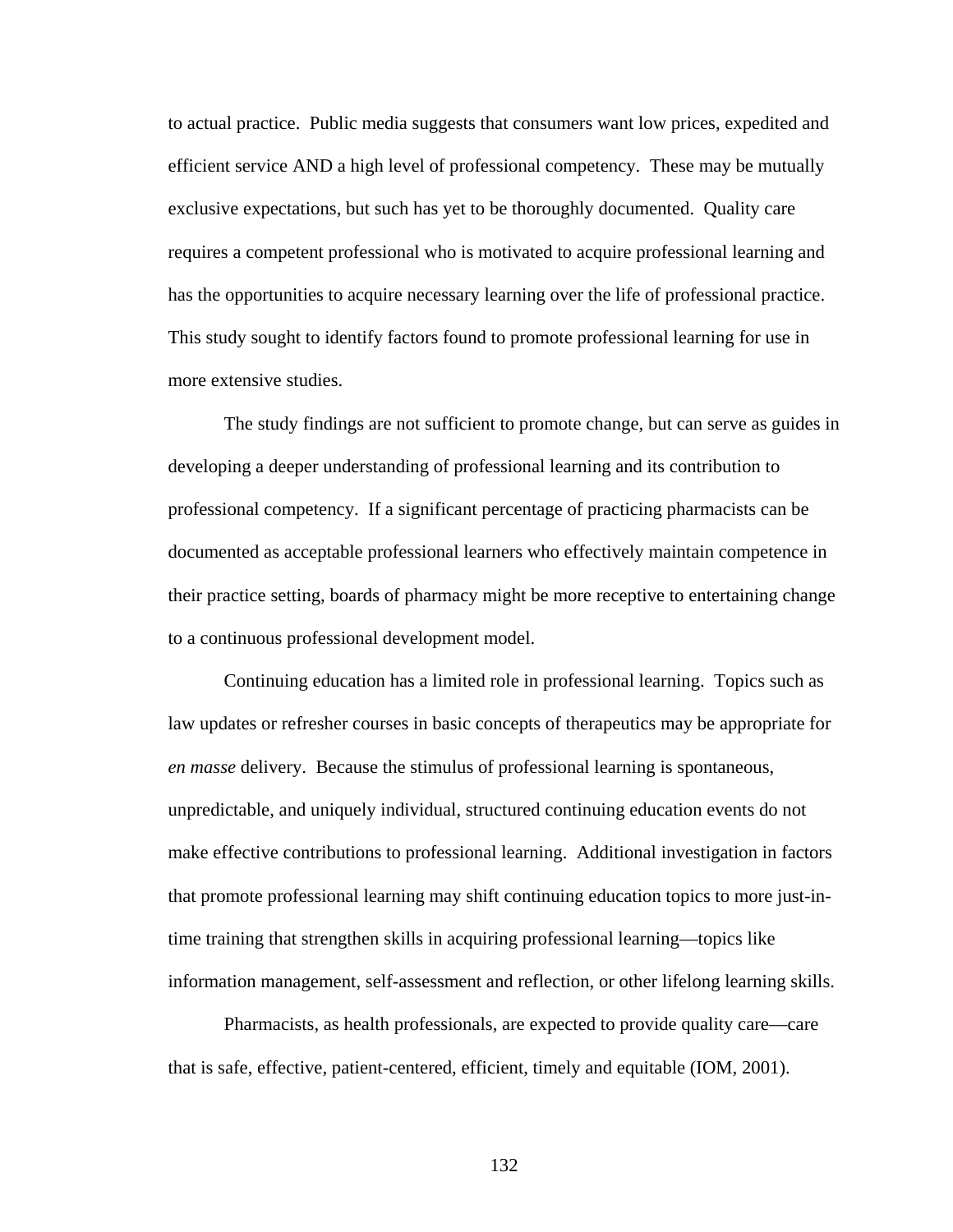to actual practice. Public media suggests that consumers want low prices, expedited and efficient service AND a high level of professional competency. These may be mutually exclusive expectations, but such has yet to be thoroughly documented. Quality care requires a competent professional who is motivated to acquire professional learning and has the opportunities to acquire necessary learning over the life of professional practice. This study sought to identify factors found to promote professional learning for use in more extensive studies.

The study findings are not sufficient to promote change, but can serve as guides in developing a deeper understanding of professional learning and its contribution to professional competency. If a significant percentage of practicing pharmacists can be documented as acceptable professional learners who effectively maintain competence in their practice setting, boards of pharmacy might be more receptive to entertaining change to a continuous professional development model.

Continuing education has a limited role in professional learning. Topics such as law updates or refresher courses in basic concepts of therapeutics may be appropriate for *en masse* delivery. Because the stimulus of professional learning is spontaneous, unpredictable, and uniquely individual, structured continuing education events do not make effective contributions to professional learning. Additional investigation in factors that promote professional learning may shift continuing education topics to more just-in-time training that strengthen skills in acquiring professional learning—topics like information management, self-assessment and reflection, or other lifelong learning skills.

Pharmacists, as health professionals, are expected to provide quality care—care that is safe, effective, patient-centered, efficient, timely and equitable (IOM, 2001).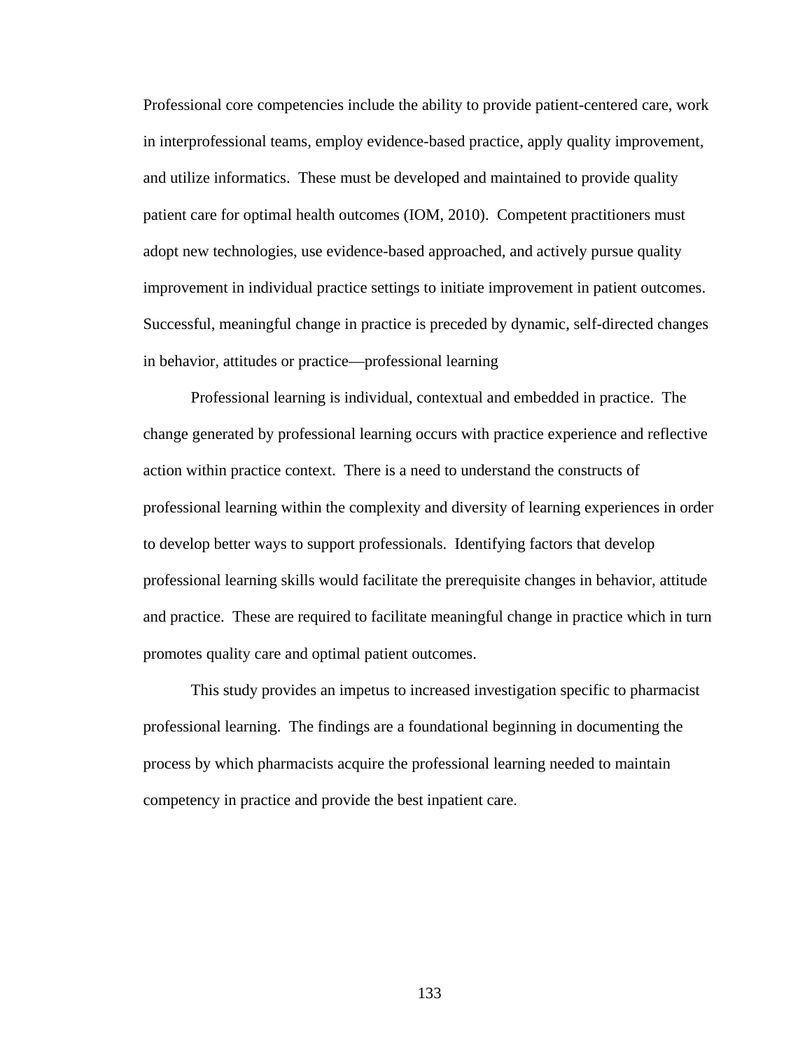Professional core competencies include the ability to provide patient-centered care, work in interprofessional teams, employ evidence-based practice, apply quality improvement, and utilize informatics. These must be developed and maintained to provide quality patient care for optimal health outcomes (IOM, 2010). Competent practitioners must adopt new technologies, use evidence-based approached, and actively pursue quality improvement in individual practice settings to initiate improvement in patient outcomes. Successful, meaningful change in practice is preceded by dynamic, self-directed changes in behavior, attitudes or practice—professional learning

Professional learning is individual, contextual and embedded in practice. The change generated by professional learning occurs with practice experience and reflective action within practice context. There is a need to understand the constructs of professional learning within the complexity and diversity of learning experiences in order to develop better ways to support professionals. Identifying factors that develop professional learning skills would facilitate the prerequisite changes in behavior, attitude and practice. These are required to facilitate meaningful change in practice which in turn promotes quality care and optimal patient outcomes.

This study provides an impetus to increased investigation specific to pharmacist professional learning. The findings are a foundational beginning in documenting the process by which pharmacists acquire the professional learning needed to maintain competency in practice and provide the best inpatient care.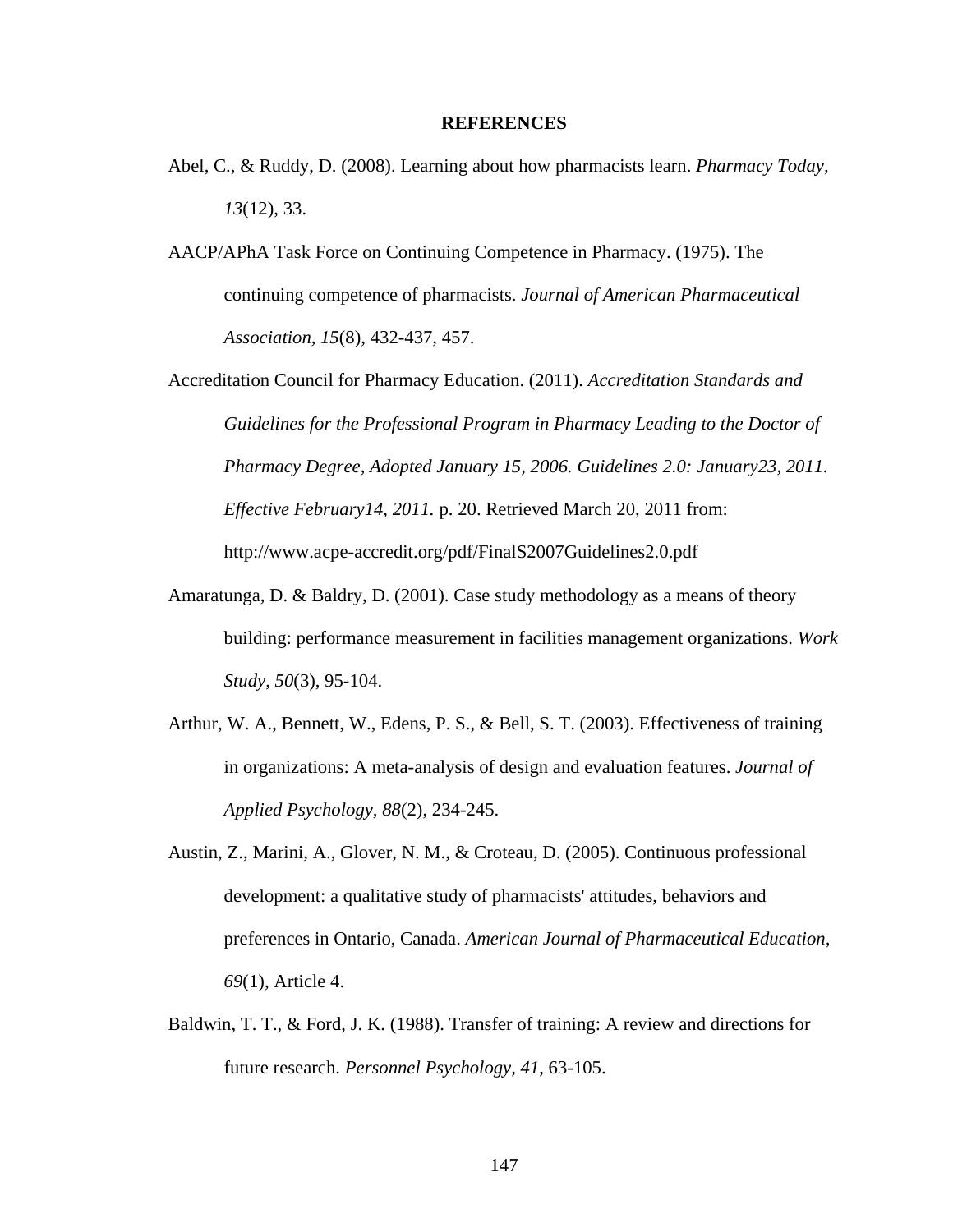# REFERENCES

Abel, C., & Ruddy, D. (2008). Learning about how pharmacists learn. *Pharmacy Today, 13*(12), 33.

AACP/APhA Task Force on Continuing Competence in Pharmacy. (1975). The continuing competence of pharmacists. *Journal of American Pharmaceutical Association, 15*(8), 432-437, 457.

Accreditation Council for Pharmacy Education. (2011). *Accreditation Standards and Guidelines for the Professional Program in Pharmacy Leading to the Doctor of Pharmacy Degree, Adopted January 15, 2006. Guidelines 2.0: January23, 2011. Effective February14, 2011.* p. 20. Retrieved March 20, 2011 from: http://www.acpe-accredit.org/pdf/FinalS2007Guidelines2.0.pdf

Amaratunga, D. & Baldry, D. (2001). Case study methodology as a means of theory building: performance measurement in facilities management organizations. *Work Study*, *50*(3), 95-104.

Arthur, W. A., Bennett, W., Edens, P. S., & Bell, S. T. (2003). Effectiveness of training in organizations: A meta-analysis of design and evaluation features. *Journal of Applied Psychology, 88*(2), 234-245.

Austin, Z., Marini, A., Glover, N. M., & Croteau, D. (2005). Continuous professional development: a qualitative study of pharmacists' attitudes, behaviors and preferences in Ontario, Canada. *American Journal of Pharmaceutical Education*, *69*(1), Article 4.

Baldwin, T. T., & Ford, J. K. (1988). Transfer of training: A review and directions for future research. *Personnel Psychology*, *41*, 63-105.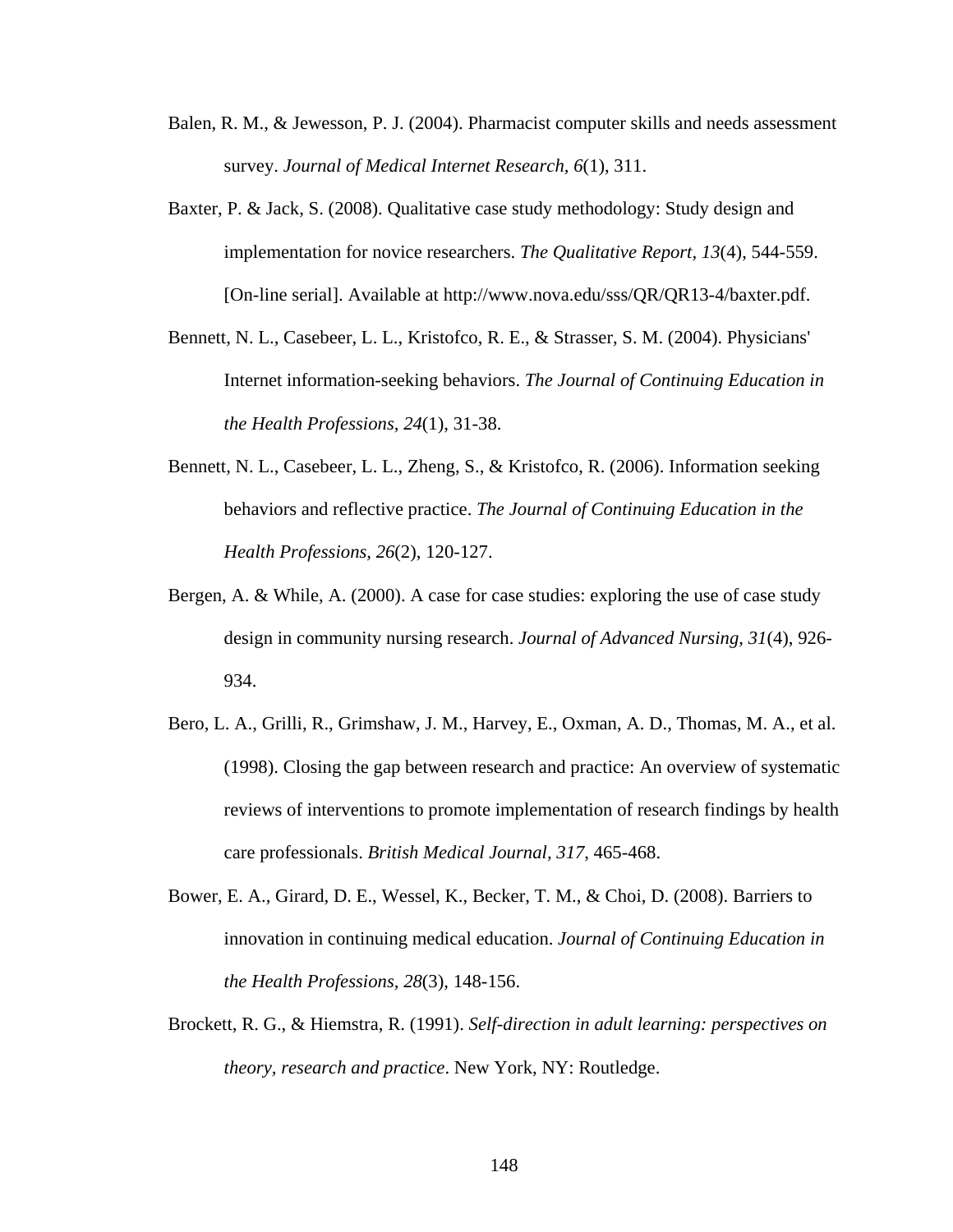Balen, R. M., & Jewesson, P. J. (2004). Pharmacist computer skills and needs assessment survey. *Journal of Medical Internet Research*, *6*(1), 311.

Baxter, P. & Jack, S. (2008). Qualitative case study methodology: Study design and implementation for novice researchers. *The Qualitative Report, 13*(4), 544-559. [On-line serial]. Available at http://www.nova.edu/sss/QR/QR13-4/baxter.pdf.

Bennett, N. L., Casebeer, L. L., Kristofco, R. E., & Strasser, S. M. (2004). Physicians' Internet information-seeking behaviors. *The Journal of Continuing Education in the Health Professions, 24*(1), 31-38.

Bennett, N. L., Casebeer, L. L., Zheng, S., & Kristofco, R. (2006). Information seeking behaviors and reflective practice. *The Journal of Continuing Education in the Health Professions, 26*(2), 120-127.

Bergen, A. & While, A. (2000). A case for case studies: exploring the use of case study design in community nursing research. *Journal of Advanced Nursing, 31*(4), 926-934.

Bero, L. A., Grilli, R., Grimshaw, J. M., Harvey, E., Oxman, A. D., Thomas, M. A., et al. (1998). Closing the gap between research and practice: An overview of systematic reviews of interventions to promote implementation of research findings by health care professionals. *British Medical Journal, 317*, 465-468.

Bower, E. A., Girard, D. E., Wessel, K., Becker, T. M., & Choi, D. (2008). Barriers to innovation in continuing medical education. *Journal of Continuing Education in the Health Professions, 28*(3), 148-156.

Brockett, R. G., & Hiemstra, R. (1991). *Self-direction in adult learning: perspectives on theory, research and practice*. New York, NY: Routledge.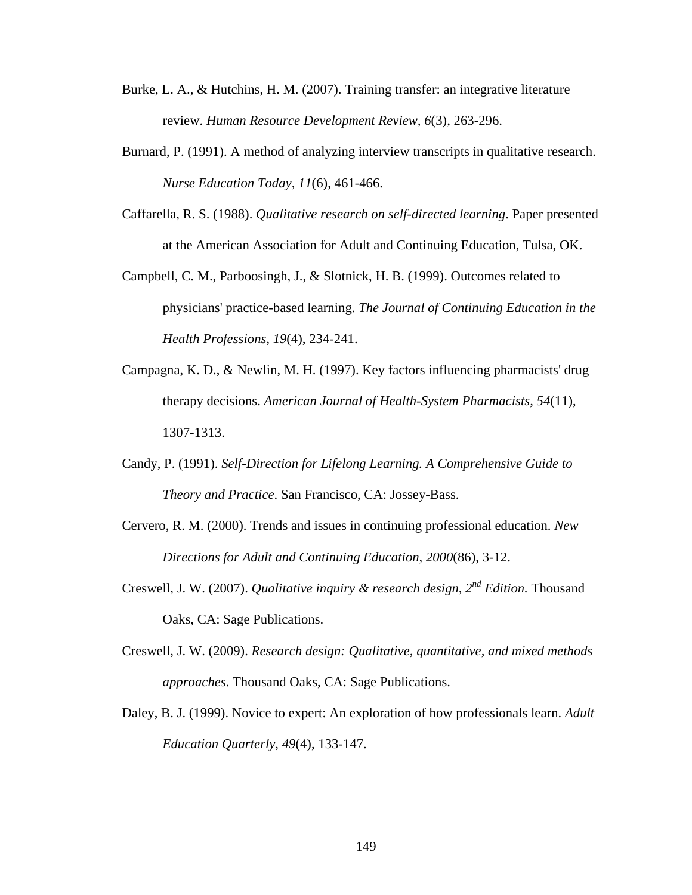Burke, L. A., & Hutchins, H. M. (2007). Training transfer: an integrative literature review. *Human Resource Development Review, 6*(3), 263-296.

Burnard, P. (1991). A method of analyzing interview transcripts in qualitative research. *Nurse Education Today, 11*(6), 461-466.

Caffarella, R. S. (1988). *Qualitative research on self-directed learning*. Paper presented at the American Association for Adult and Continuing Education, Tulsa, OK.

Campbell, C. M., Parboosingh, J., & Slotnick, H. B. (1999). Outcomes related to physicians' practice-based learning. *The Journal of Continuing Education in the Health Professions, 19*(4), 234-241.

Campagna, K. D., & Newlin, M. H. (1997). Key factors influencing pharmacists' drug therapy decisions. *American Journal of Health-System Pharmacists, 54*(11), 1307-1313.

Candy, P. (1991). *Self-Direction for Lifelong Learning. A Comprehensive Guide to Theory and Practice*. San Francisco, CA: Jossey-Bass.

Cervero, R. M. (2000). Trends and issues in continuing professional education. *New Directions for Adult and Continuing Education, 2000*(86), 3-12.

Creswell, J. W. (2007). *Qualitative inquiry & research design, 2nd Edition.* Thousand Oaks, CA: Sage Publications.

Creswell, J. W. (2009). *Research design: Qualitative, quantitative, and mixed methods approaches*. Thousand Oaks, CA: Sage Publications.

Daley, B. J. (1999). Novice to expert: An exploration of how professionals learn. *Adult Education Quarterly, 49*(4), 133-147.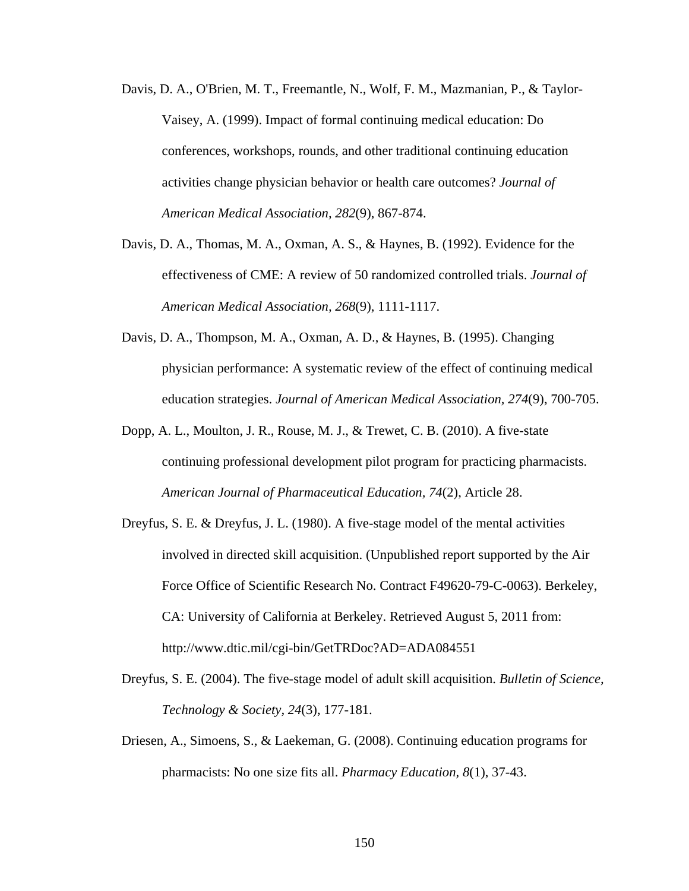Davis, D. A., O'Brien, M. T., Freemantle, N., Wolf, F. M., Mazmanian, P., & Taylor-Vaisey, A. (1999). Impact of formal continuing medical education: Do conferences, workshops, rounds, and other traditional continuing education activities change physician behavior or health care outcomes? *Journal of American Medical Association, 282*(9), 867-874.

Davis, D. A., Thomas, M. A., Oxman, A. S., & Haynes, B. (1992). Evidence for the effectiveness of CME: A review of 50 randomized controlled trials. *Journal of American Medical Association, 268*(9), 1111-1117.

Davis, D. A., Thompson, M. A., Oxman, A. D., & Haynes, B. (1995). Changing physician performance: A systematic review of the effect of continuing medical education strategies. *Journal of American Medical Association, 274*(9), 700-705.

Dopp, A. L., Moulton, J. R., Rouse, M. J., & Trewet, C. B. (2010). A five-state continuing professional development pilot program for practicing pharmacists. *American Journal of Pharmaceutical Education, 74*(2), Article 28.

Dreyfus, S. E. & Dreyfus, J. L. (1980). A five-stage model of the mental activities involved in directed skill acquisition. (Unpublished report supported by the Air Force Office of Scientific Research No. Contract F49620-79-C-0063). Berkeley, CA: University of California at Berkeley. Retrieved August 5, 2011 from: http://www.dtic.mil/cgi-bin/GetTRDoc?AD=ADA084551

Dreyfus, S. E. (2004). The five-stage model of adult skill acquisition. *Bulletin of Science, Technology & Society, 24*(3), 177-181.

Driesen, A., Simoens, S., & Laekeman, G. (2008). Continuing education programs for pharmacists: No one size fits all. *Pharmacy Education, 8*(1), 37-43.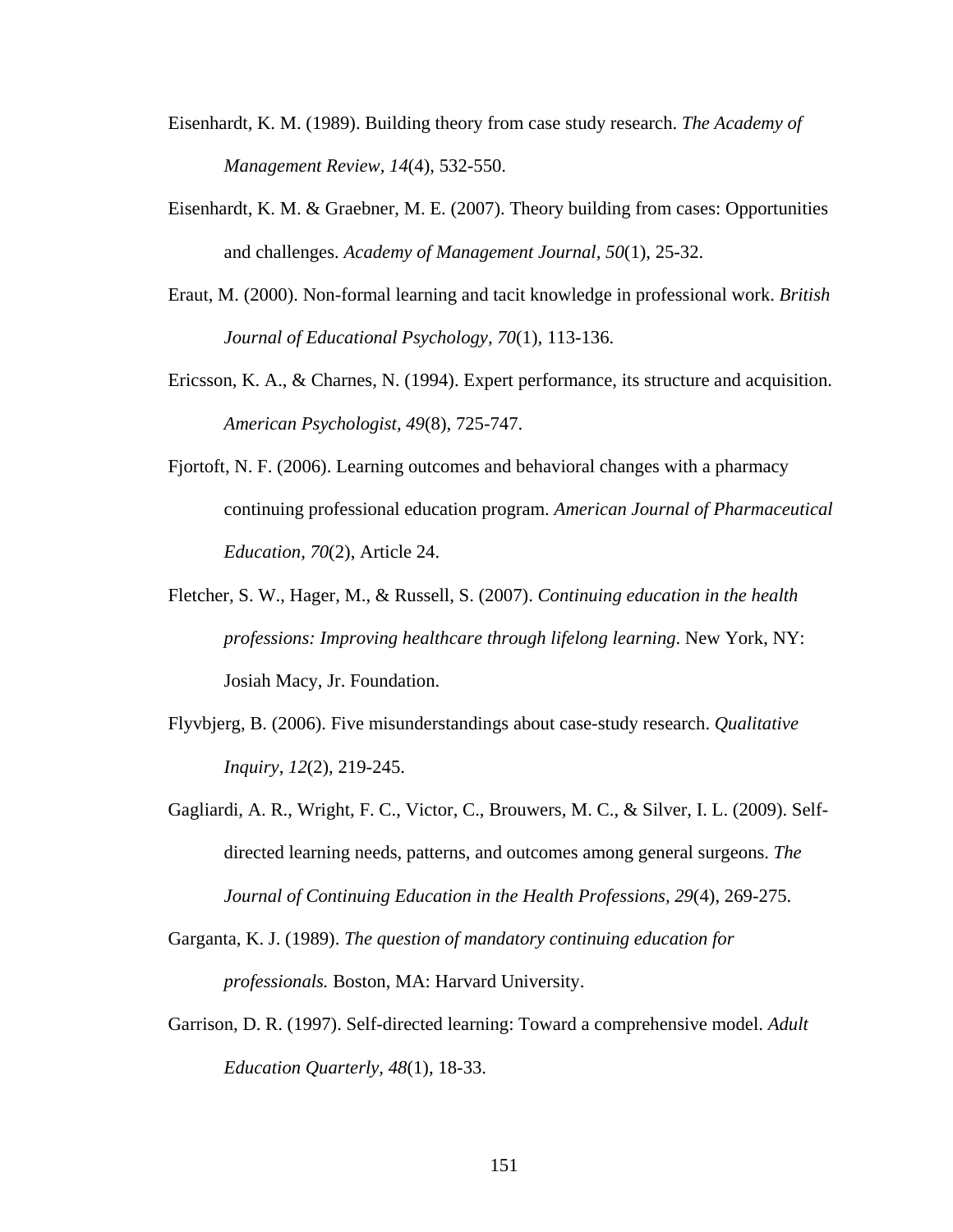Eisenhardt, K. M. (1989). Building theory from case study research. *The Academy of Management Review, 14*(4), 532-550.

Eisenhardt, K. M. & Graebner, M. E. (2007). Theory building from cases: Opportunities and challenges. *Academy of Management Journal, 50*(1), 25-32.

Eraut, M. (2000). Non-formal learning and tacit knowledge in professional work. *British Journal of Educational Psychology, 70*(1), 113-136.

Ericsson, K. A., & Charnes, N. (1994). Expert performance, its structure and acquisition. *American Psychologist, 49*(8), 725-747.

Fjortoft, N. F. (2006). Learning outcomes and behavioral changes with a pharmacy continuing professional education program. *American Journal of Pharmaceutical Education, 70*(2), Article 24.

Fletcher, S. W., Hager, M., & Russell, S. (2007). *Continuing education in the health professions: Improving healthcare through lifelong learning*. New York, NY: Josiah Macy, Jr. Foundation.

Flyvbjerg, B. (2006). Five misunderstandings about case-study research. *Qualitative Inquiry*, *12*(2), 219-245.

Gagliardi, A. R., Wright, F. C., Victor, C., Brouwers, M. C., & Silver, I. L. (2009). Self-directed learning needs, patterns, and outcomes among general surgeons. *The Journal of Continuing Education in the Health Professions*, *29*(4), 269-275.

Garganta, K. J. (1989). *The question of mandatory continuing education for professionals.* Boston, MA: Harvard University.

Garrison, D. R. (1997). Self-directed learning: Toward a comprehensive model. *Adult Education Quarterly, 48*(1), 18-33.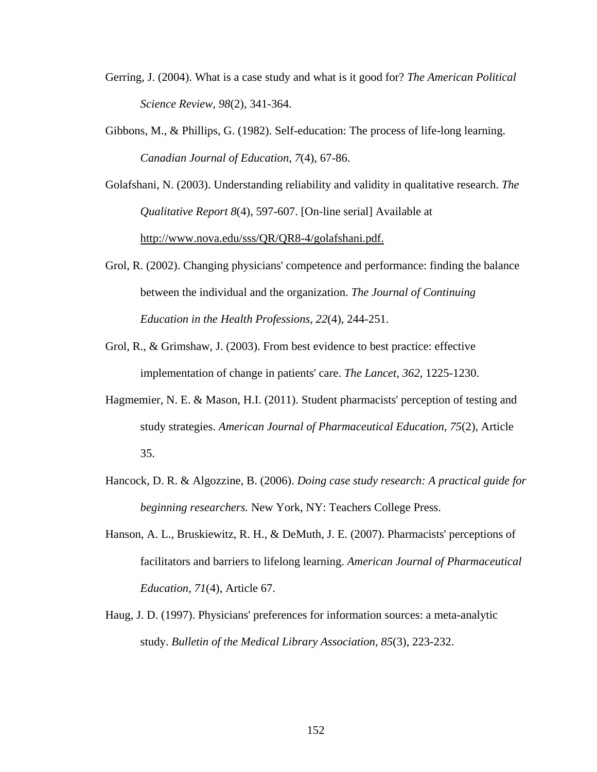Gerring, J. (2004). What is a case study and what is it good for? *The American Political Science Review, 98*(2), 341-364.

Gibbons, M., & Phillips, G. (1982). Self-education: The process of life-long learning. *Canadian Journal of Education*, *7*(4), 67-86.

Golafshani, N. (2003). Understanding reliability and validity in qualitative research. *The Qualitative Report 8*(4), 597-607. [On-line serial] Available at http://www.nova.edu/sss/QR/QR8-4/golafshani.pdf.

Grol, R. (2002). Changing physicians' competence and performance: finding the balance between the individual and the organization. *The Journal of Continuing Education in the Health Professions, 22*(4), 244-251.

Grol, R., & Grimshaw, J. (2003). From best evidence to best practice: effective implementation of change in patients' care. *The Lancet, 362*, 1225-1230.

Hagmemier, N. E. & Mason, H.I. (2011). Student pharmacists' perception of testing and study strategies. *American Journal of Pharmaceutical Education, 75*(2), Article 35.

Hancock, D. R. & Algozzine, B. (2006). *Doing case study research: A practical guide for beginning researchers.* New York, NY: Teachers College Press.

Hanson, A. L., Bruskiewitz, R. H., & DeMuth, J. E. (2007). Pharmacists' perceptions of facilitators and barriers to lifelong learning. *American Journal of Pharmaceutical Education, 71*(4), Article 67.

Haug, J. D. (1997). Physicians' preferences for information sources: a meta-analytic study. *Bulletin of the Medical Library Association, 85*(3), 223-232.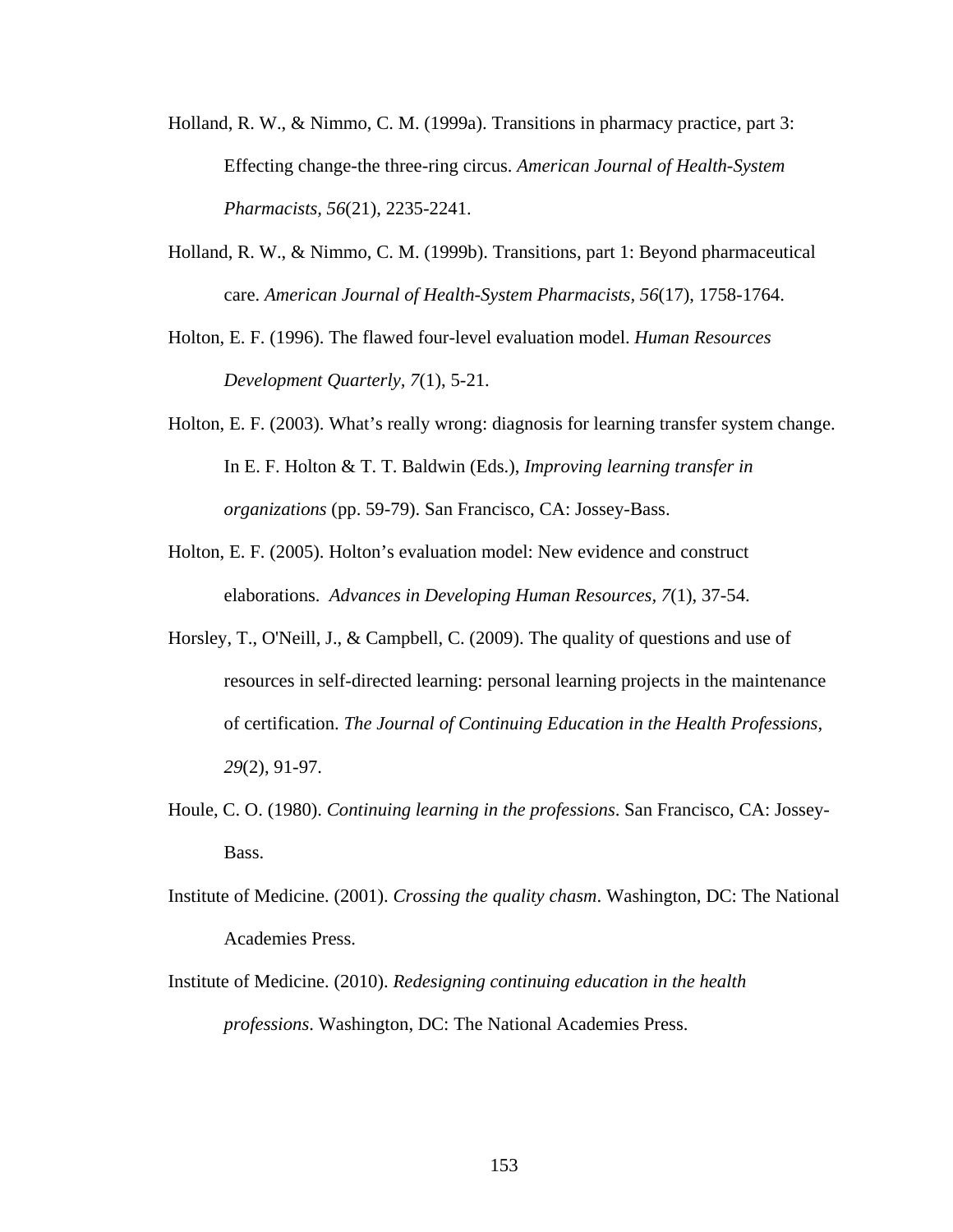Holland, R. W., & Nimmo, C. M. (1999a). Transitions in pharmacy practice, part 3: Effecting change-the three-ring circus. *American Journal of Health-System Pharmacists, 56*(21), 2235-2241.

Holland, R. W., & Nimmo, C. M. (1999b). Transitions, part 1: Beyond pharmaceutical care. *American Journal of Health-System Pharmacists*, *56*(17), 1758-1764.

Holton, E. F. (1996). The flawed four-level evaluation model. *Human Resources Development Quarterly, 7*(1), 5-21.

Holton, E. F. (2003). What's really wrong: diagnosis for learning transfer system change. In E. F. Holton & T. T. Baldwin (Eds.), *Improving learning transfer in organizations* (pp. 59-79). San Francisco, CA: Jossey-Bass.

Holton, E. F. (2005). Holton's evaluation model: New evidence and construct elaborations. *Advances in Developing Human Resources, 7*(1), 37-54.

Horsley, T., O'Neill, J., & Campbell, C. (2009). The quality of questions and use of resources in self-directed learning: personal learning projects in the maintenance of certification. *The Journal of Continuing Education in the Health Professions, 29*(2), 91-97.

Houle, C. O. (1980). *Continuing learning in the professions*. San Francisco, CA: Jossey-Bass.

Institute of Medicine. (2001). *Crossing the quality chasm*. Washington, DC: The National Academies Press.

Institute of Medicine. (2010). *Redesigning continuing education in the health professions*. Washington, DC: The National Academies Press.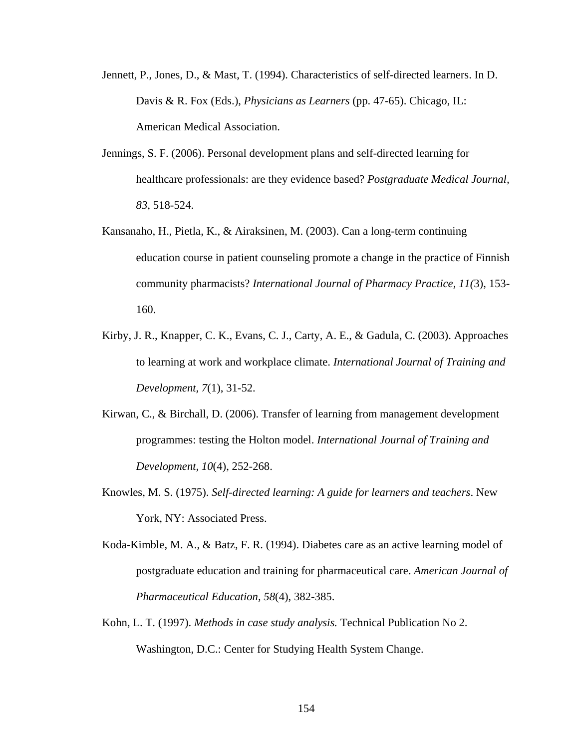Jennett, P., Jones, D., & Mast, T. (1994). Characteristics of self-directed learners. In D. Davis & R. Fox (Eds.), *Physicians as Learners* (pp. 47-65). Chicago, IL: American Medical Association.

Jennings, S. F. (2006). Personal development plans and self-directed learning for healthcare professionals: are they evidence based? *Postgraduate Medical Journal, 83*, 518-524.

Kansanaho, H., Pietla, K., & Airaksinen, M. (2003). Can a long-term continuing education course in patient counseling promote a change in the practice of Finnish community pharmacists? *International Journal of Pharmacy Practice, 11(*3), 153-160.

Kirby, J. R., Knapper, C. K., Evans, C. J., Carty, A. E., & Gadula, C. (2003). Approaches to learning at work and workplace climate. *International Journal of Training and Development, 7*(1), 31-52.

Kirwan, C., & Birchall, D. (2006). Transfer of learning from management development programmes: testing the Holton model. *International Journal of Training and Development, 10*(4), 252-268.

Knowles, M. S. (1975). *Self-directed learning: A guide for learners and teachers*. New York, NY: Associated Press.

Koda-Kimble, M. A., & Batz, F. R. (1994). Diabetes care as an active learning model of postgraduate education and training for pharmaceutical care. *American Journal of Pharmaceutical Education, 58*(4), 382-385.

Kohn, L. T. (1997). *Methods in case study analysis.* Technical Publication No 2. Washington, D.C.: Center for Studying Health System Change.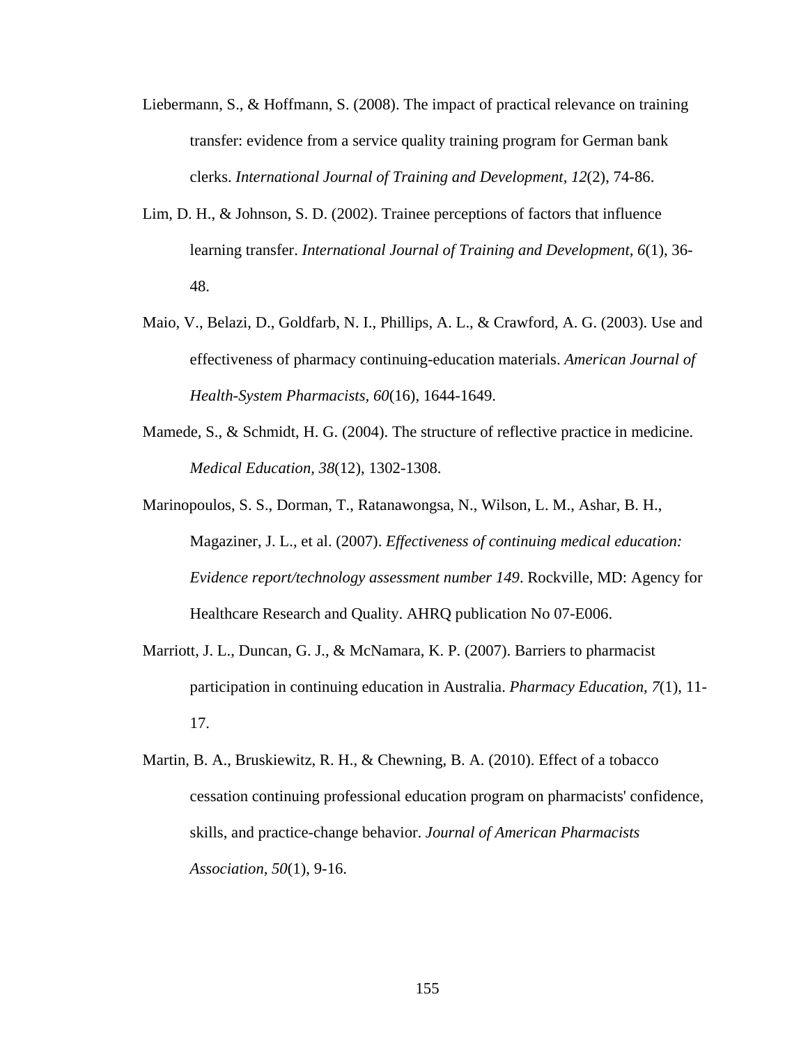Liebermann, S., & Hoffmann, S. (2008). The impact of practical relevance on training transfer: evidence from a service quality training program for German bank clerks. *International Journal of Training and Development, 12*(2), 74-86.

Lim, D. H., & Johnson, S. D. (2002). Trainee perceptions of factors that influence learning transfer. *International Journal of Training and Development, 6*(1), 36-48.

Maio, V., Belazi, D., Goldfarb, N. I., Phillips, A. L., & Crawford, A. G. (2003). Use and effectiveness of pharmacy continuing-education materials. *American Journal of Health-System Pharmacists, 60*(16), 1644-1649.

Mamede, S., & Schmidt, H. G. (2004). The structure of reflective practice in medicine. *Medical Education, 38*(12), 1302-1308.

Marinopoulos, S. S., Dorman, T., Ratanawongsa, N., Wilson, L. M., Ashar, B. H., Magaziner, J. L., et al. (2007). *Effectiveness of continuing medical education: Evidence report/technology assessment number 149*. Rockville, MD: Agency for Healthcare Research and Quality. AHRQ publication No 07-E006.

Marriott, J. L., Duncan, G. J., & McNamara, K. P. (2007). Barriers to pharmacist participation in continuing education in Australia. *Pharmacy Education, 7*(1), 11-17.

Martin, B. A., Bruskiewitz, R. H., & Chewning, B. A. (2010). Effect of a tobacco cessation continuing professional education program on pharmacists' confidence, skills, and practice-change behavior. *Journal of American Pharmacists Association, 50*(1), 9-16.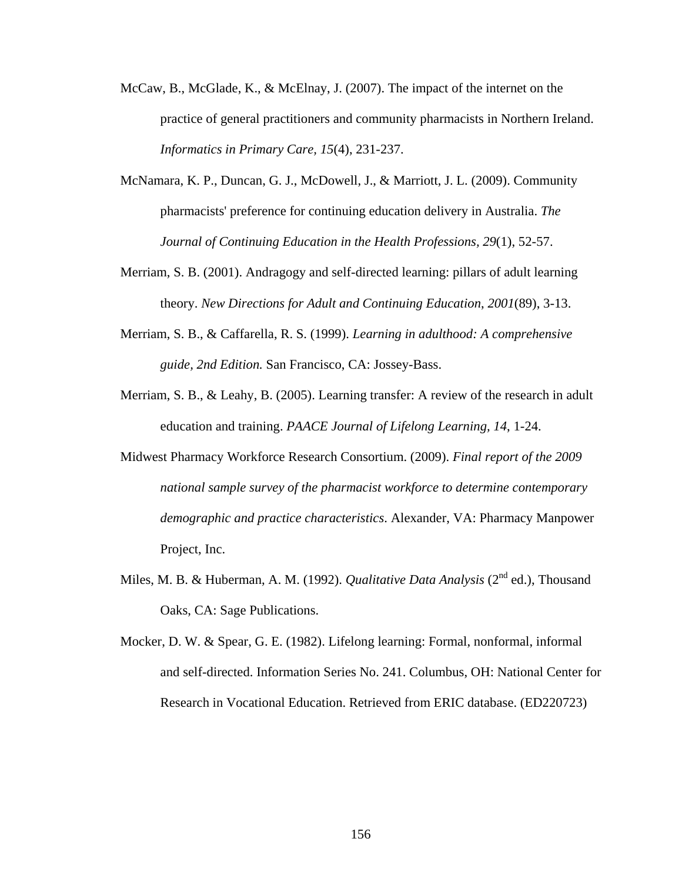McCaw, B., McGlade, K., & McElnay, J. (2007). The impact of the internet on the practice of general practitioners and community pharmacists in Northern Ireland. *Informatics in Primary Care*, *15*(4), 231-237.

McNamara, K. P., Duncan, G. J., McDowell, J., & Marriott, J. L. (2009). Community pharmacists' preference for continuing education delivery in Australia. *The Journal of Continuing Education in the Health Professions*, *29*(1), 52-57.

Merriam, S. B. (2001). Andragogy and self-directed learning: pillars of adult learning theory. *New Directions for Adult and Continuing Education*, *2001*(89), 3-13.

Merriam, S. B., & Caffarella, R. S. (1999). *Learning in adulthood: A comprehensive guide, 2nd Edition.* San Francisco, CA: Jossey-Bass.

Merriam, S. B., & Leahy, B. (2005). Learning transfer: A review of the research in adult education and training. *PAACE Journal of Lifelong Learning, 14*, 1-24.

Midwest Pharmacy Workforce Research Consortium. (2009). *Final report of the 2009 national sample survey of the pharmacist workforce to determine contemporary demographic and practice characteristics*. Alexander, VA: Pharmacy Manpower Project, Inc.

Miles, M. B. & Huberman, A. M. (1992). *Qualitative Data Analysis* (2nd ed.), Thousand Oaks, CA: Sage Publications.

Mocker, D. W. & Spear, G. E. (1982). Lifelong learning: Formal, nonformal, informal and self-directed. Information Series No. 241. Columbus, OH: National Center for Research in Vocational Education. Retrieved from ERIC database. (ED220723)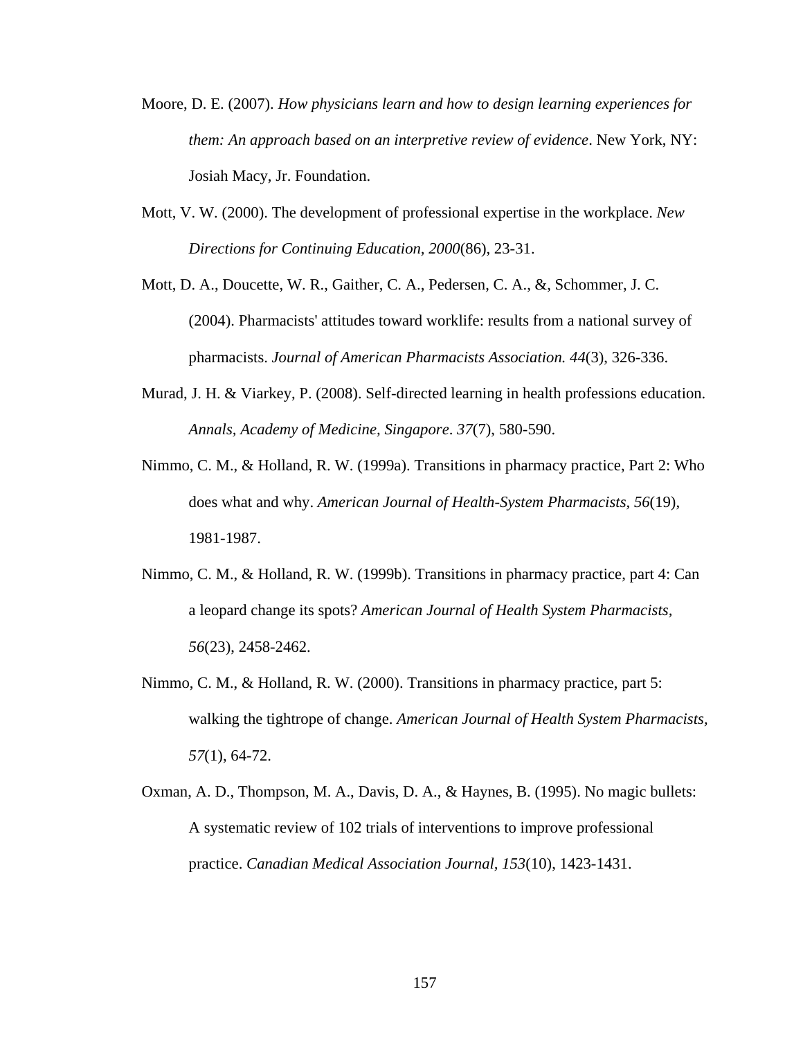Moore, D. E. (2007). *How physicians learn and how to design learning experiences for them: An approach based on an interpretive review of evidence*. New York, NY: Josiah Macy, Jr. Foundation.

Mott, V. W. (2000). The development of professional expertise in the workplace. *New Directions for Continuing Education, 2000*(86), 23-31.

Mott, D. A., Doucette, W. R., Gaither, C. A., Pedersen, C. A., &, Schommer, J. C. (2004). Pharmacists' attitudes toward worklife: results from a national survey of pharmacists. *Journal of American Pharmacists Association. 44*(3), 326-336.

Murad, J. H. & Viarkey, P. (2008). Self-directed learning in health professions education. *Annals, Academy of Medicine, Singapore*. *37*(7), 580-590.

Nimmo, C. M., & Holland, R. W. (1999a). Transitions in pharmacy practice, Part 2: Who does what and why. *American Journal of Health-System Pharmacists, 56*(19), 1981-1987.

Nimmo, C. M., & Holland, R. W. (1999b). Transitions in pharmacy practice, part 4: Can a leopard change its spots? *American Journal of Health System Pharmacists, 56*(23), 2458-2462.

Nimmo, C. M., & Holland, R. W. (2000). Transitions in pharmacy practice, part 5: walking the tightrope of change. *American Journal of Health System Pharmacists, 57*(1), 64-72.

Oxman, A. D., Thompson, M. A., Davis, D. A., & Haynes, B. (1995). No magic bullets: A systematic review of 102 trials of interventions to improve professional practice. *Canadian Medical Association Journal, 153*(10), 1423-1431.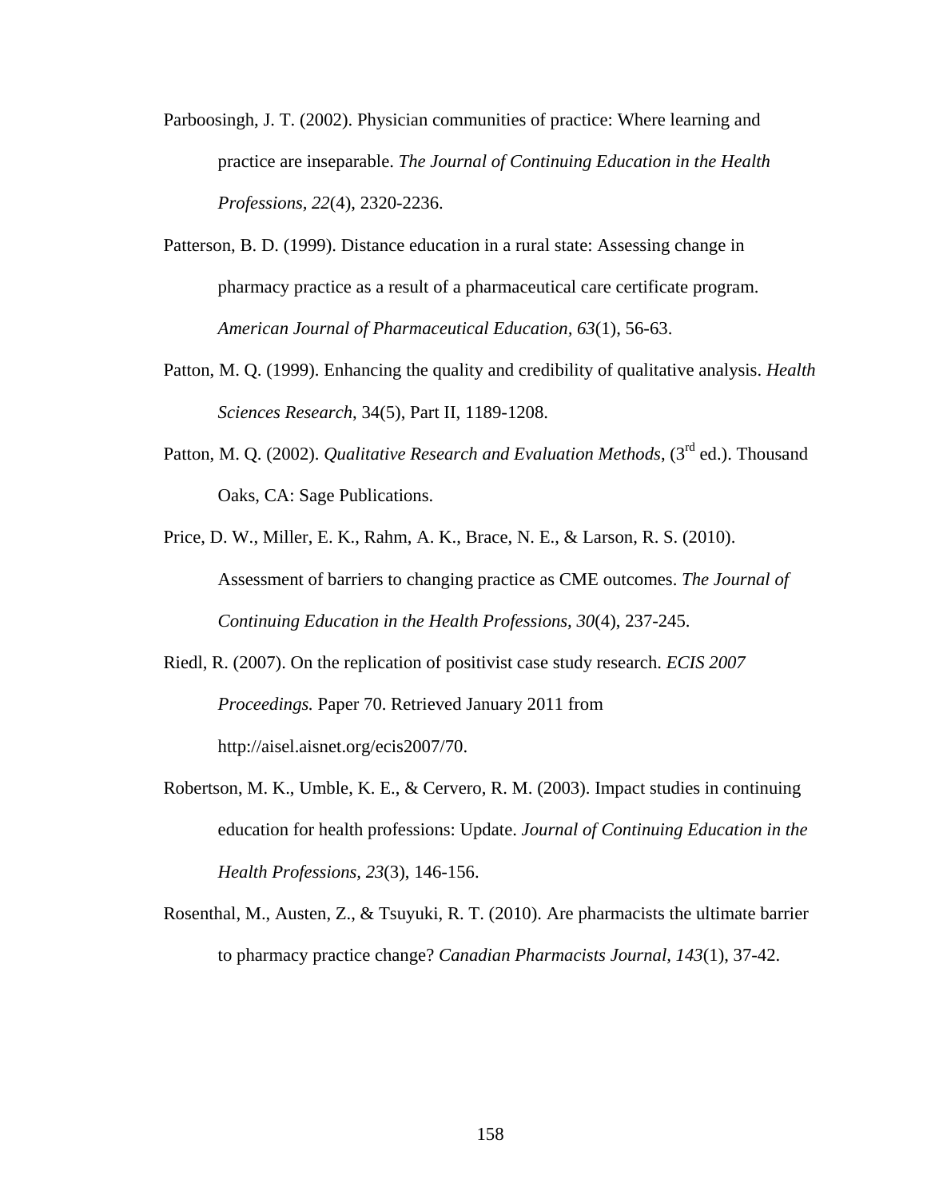Parboosingh, J. T. (2002). Physician communities of practice: Where learning and practice are inseparable. *The Journal of Continuing Education in the Health Professions, 22*(4), 2320-2236.

Patterson, B. D. (1999). Distance education in a rural state: Assessing change in pharmacy practice as a result of a pharmaceutical care certificate program. *American Journal of Pharmaceutical Education, 63*(1), 56-63.

Patton, M. Q. (1999). Enhancing the quality and credibility of qualitative analysis. *Health Sciences Research*, 34(5), Part II, 1189-1208.

Patton, M. Q. (2002). *Qualitative Research and Evaluation Methods*, (3rd ed.). Thousand Oaks, CA: Sage Publications.

Price, D. W., Miller, E. K., Rahm, A. K., Brace, N. E., & Larson, R. S. (2010). Assessment of barriers to changing practice as CME outcomes. *The Journal of Continuing Education in the Health Professions, 30*(4), 237-245.

Riedl, R. (2007). On the replication of positivist case study research. *ECIS 2007 Proceedings.* Paper 70. Retrieved January 2011 from http://aisel.aisnet.org/ecis2007/70.

Robertson, M. K., Umble, K. E., & Cervero, R. M. (2003). Impact studies in continuing education for health professions: Update. *Journal of Continuing Education in the Health Professions, 23*(3), 146-156.

Rosenthal, M., Austen, Z., & Tsuyuki, R. T. (2010). Are pharmacists the ultimate barrier to pharmacy practice change? *Canadian Pharmacists Journal, 143*(1), 37-42.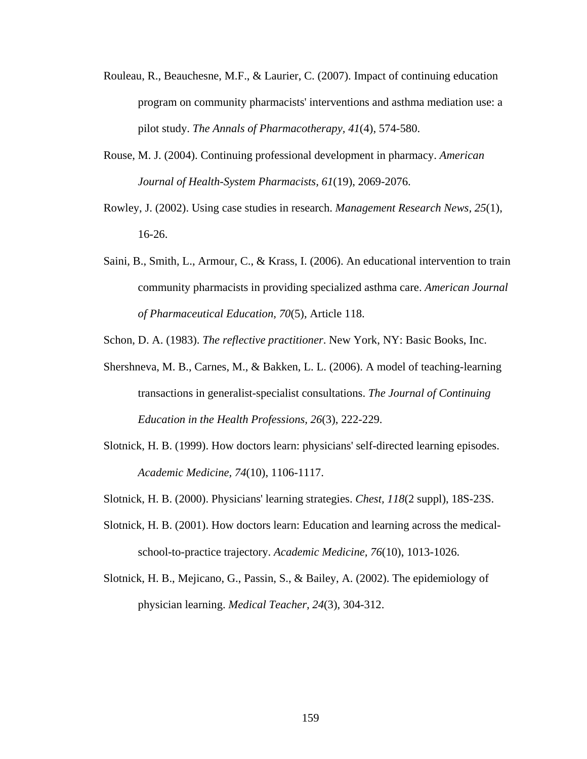Rouleau, R., Beauchesne, M.F., & Laurier, C. (2007). Impact of continuing education program on community pharmacists' interventions and asthma mediation use: a pilot study. *The Annals of Pharmacotherapy, 41*(4), 574-580.

Rouse, M. J. (2004). Continuing professional development in pharmacy. *American Journal of Health-System Pharmacists, 61*(19), 2069-2076.

Rowley, J. (2002). Using case studies in research. *Management Research News, 25*(1), 16-26.

Saini, B., Smith, L., Armour, C., & Krass, I. (2006). An educational intervention to train community pharmacists in providing specialized asthma care. *American Journal of Pharmaceutical Education, 70*(5), Article 118.

Schon, D. A. (1983). *The reflective practitioner*. New York, NY: Basic Books, Inc.

Shershneva, M. B., Carnes, M., & Bakken, L. L. (2006). A model of teaching-learning transactions in generalist-specialist consultations. *The Journal of Continuing Education in the Health Professions, 26*(3), 222-229.

Slotnick, H. B. (1999). How doctors learn: physicians' self-directed learning episodes. *Academic Medicine, 74*(10), 1106-1117.

Slotnick, H. B. (2000). Physicians' learning strategies. *Chest, 118*(2 suppl), 18S-23S.

Slotnick, H. B. (2001). How doctors learn: Education and learning across the medical-school-to-practice trajectory. *Academic Medicine, 76*(10), 1013-1026.

Slotnick, H. B., Mejicano, G., Passin, S., & Bailey, A. (2002). The epidemiology of physician learning. *Medical Teacher, 24*(3), 304-312.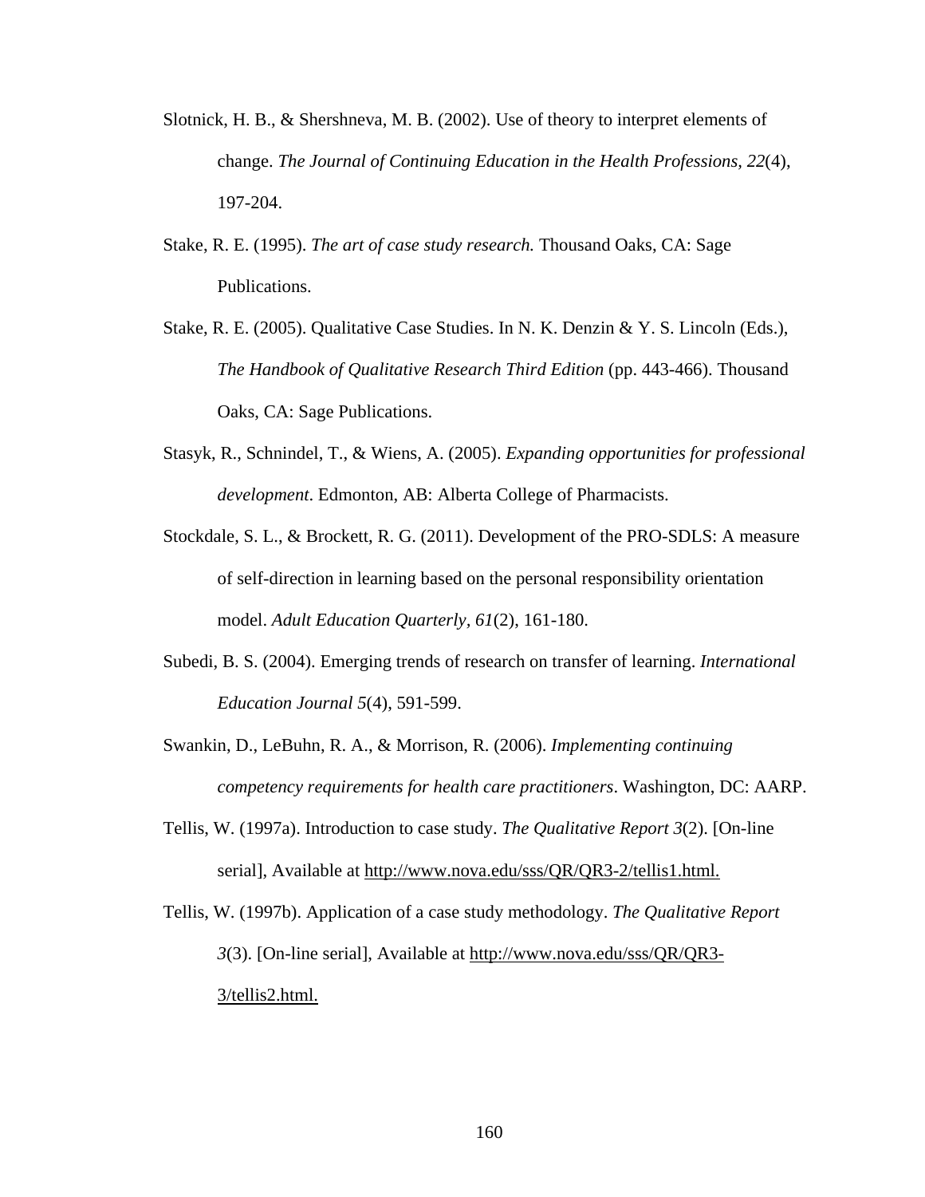Slotnick, H. B., & Shershneva, M. B. (2002). Use of theory to interpret elements of change. *The Journal of Continuing Education in the Health Professions, 22*(4), 197-204.

Stake, R. E. (1995). *The art of case study research.* Thousand Oaks, CA: Sage Publications.

Stake, R. E. (2005). Qualitative Case Studies. In N. K. Denzin & Y. S. Lincoln (Eds.), *The Handbook of Qualitative Research Third Edition* (pp. 443-466). Thousand Oaks, CA: Sage Publications.

Stasyk, R., Schnindel, T., & Wiens, A. (2005). *Expanding opportunities for professional development*. Edmonton, AB: Alberta College of Pharmacists.

Stockdale, S. L., & Brockett, R. G. (2011). Development of the PRO-SDLS: A measure of self-direction in learning based on the personal responsibility orientation model. *Adult Education Quarterly, 61*(2), 161-180.

Subedi, B. S. (2004). Emerging trends of research on transfer of learning. *International Education Journal 5*(4), 591-599.

Swankin, D., LeBuhn, R. A., & Morrison, R. (2006). *Implementing continuing competency requirements for health care practitioners*. Washington, DC: AARP.

Tellis, W. (1997a). Introduction to case study. *The Qualitative Report 3*(2). [On-line serial], Available at http://www.nova.edu/sss/QR/QR3-2/tellis1.html.

Tellis, W. (1997b). Application of a case study methodology. *The Qualitative Report 3*(3). [On-line serial], Available at http://www.nova.edu/sss/QR/QR3-3/tellis2.html.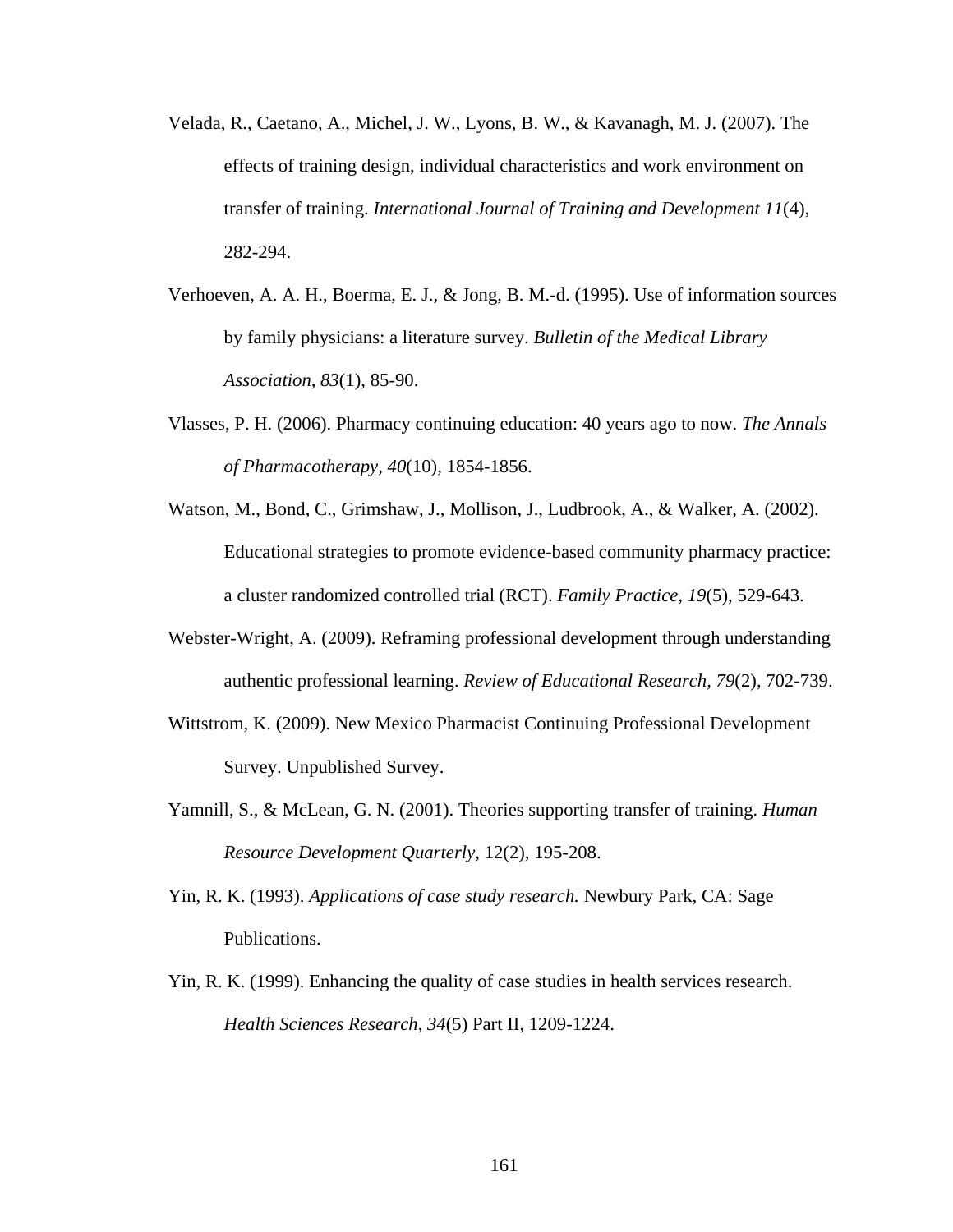Velada, R., Caetano, A., Michel, J. W., Lyons, B. W., & Kavanagh, M. J. (2007). The effects of training design, individual characteristics and work environment on transfer of training. *International Journal of Training and Development 11*(4), 282-294.

Verhoeven, A. A. H., Boerma, E. J., & Jong, B. M.-d. (1995). Use of information sources by family physicians: a literature survey. *Bulletin of the Medical Library Association*, *83*(1), 85-90.

Vlasses, P. H. (2006). Pharmacy continuing education: 40 years ago to now. *The Annals of Pharmacotherapy*, *40*(10), 1854-1856.

Watson, M., Bond, C., Grimshaw, J., Mollison, J., Ludbrook, A., & Walker, A. (2002). Educational strategies to promote evidence-based community pharmacy practice: a cluster randomized controlled trial (RCT). *Family Practice, 19*(5), 529-643.

Webster-Wright, A. (2009). Reframing professional development through understanding authentic professional learning. *Review of Educational Research, 79*(2), 702-739.

Wittstrom, K. (2009). New Mexico Pharmacist Continuing Professional Development Survey. Unpublished Survey.

Yamnill, S., & McLean, G. N. (2001). Theories supporting transfer of training. *Human Resource Development Quarterly*, 12(2), 195-208.

Yin, R. K. (1993). *Applications of case study research.* Newbury Park, CA: Sage Publications.

Yin, R. K. (1999). Enhancing the quality of case studies in health services research. *Health Sciences Research*, *34*(5) Part II, 1209-1224.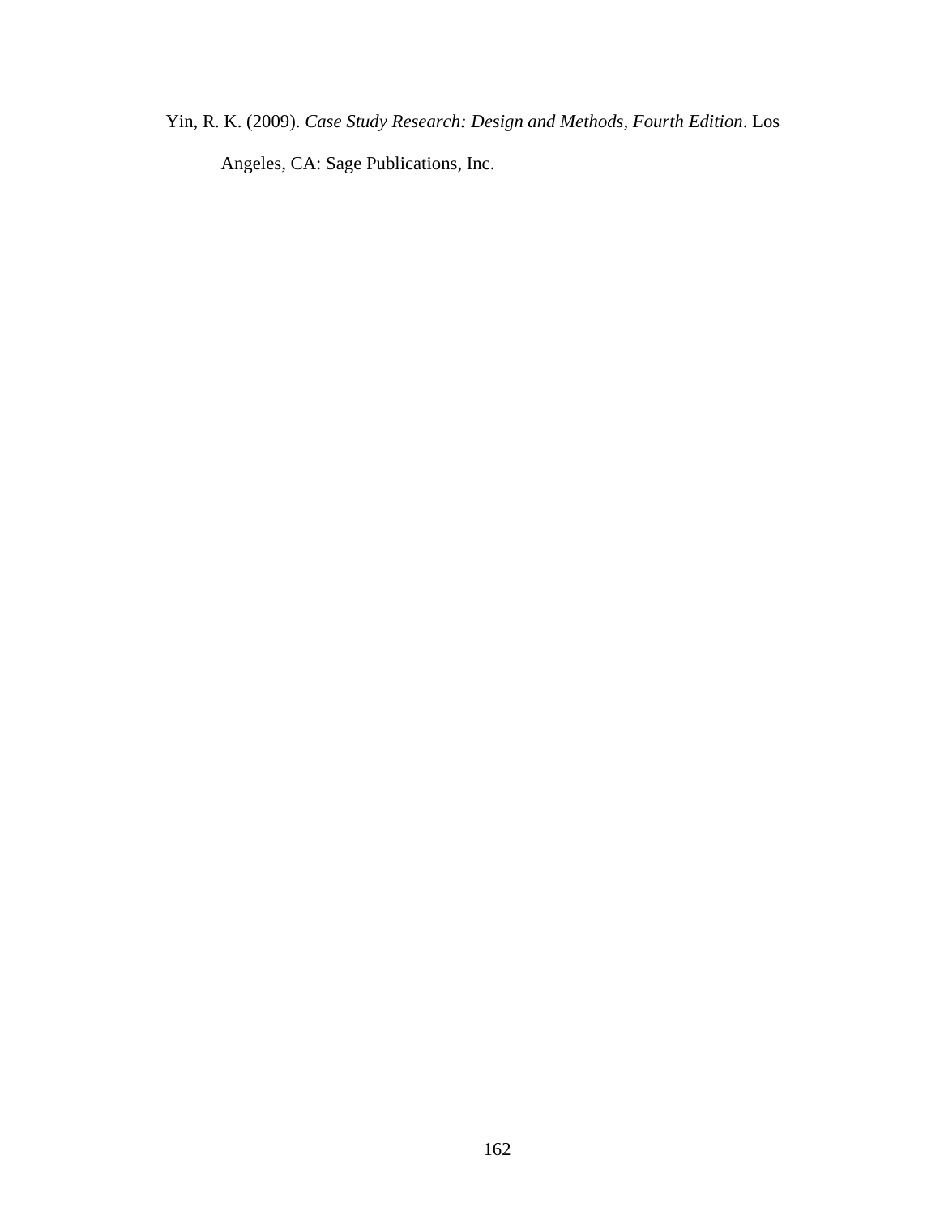Yin, R. K. (2009). *Case Study Research: Design and Methods, Fourth Edition*. Los Angeles, CA: Sage Publications, Inc.